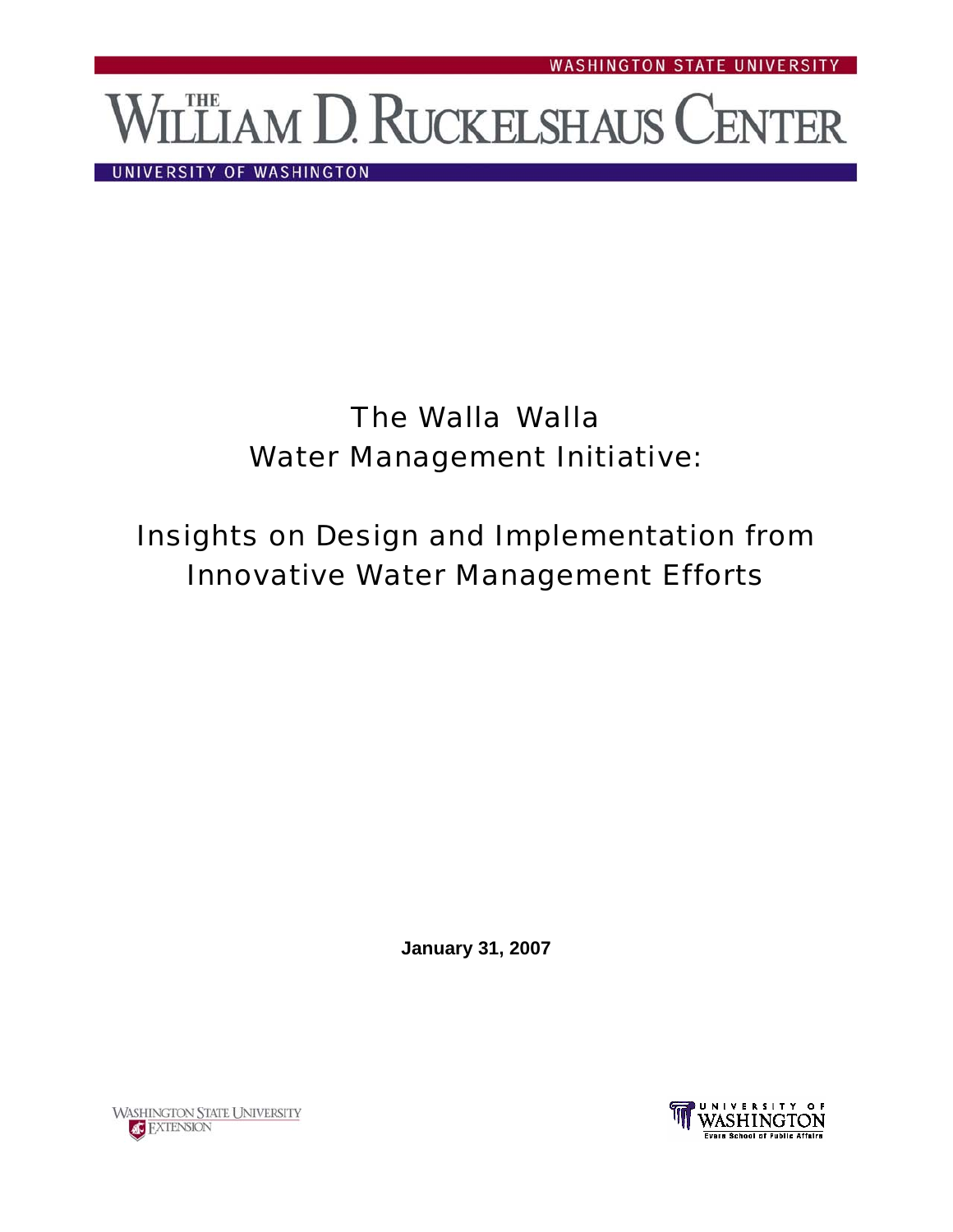WASHINGTON STATE UNIVERSITY

# THE WILLIAM D. RUCKELSHAUS CENTER

UNIVERSITY OF WASHINGTON

# The Walla Walla Water Management Initiative:

## Insights on Design and Implementation from Innovative Water Management Efforts

**January 31, 2007**

WASHINGTON STATE UNIVERSITY EXTENSION

UNIVERSITY OF WASHINGTON Evans School of Public Affairs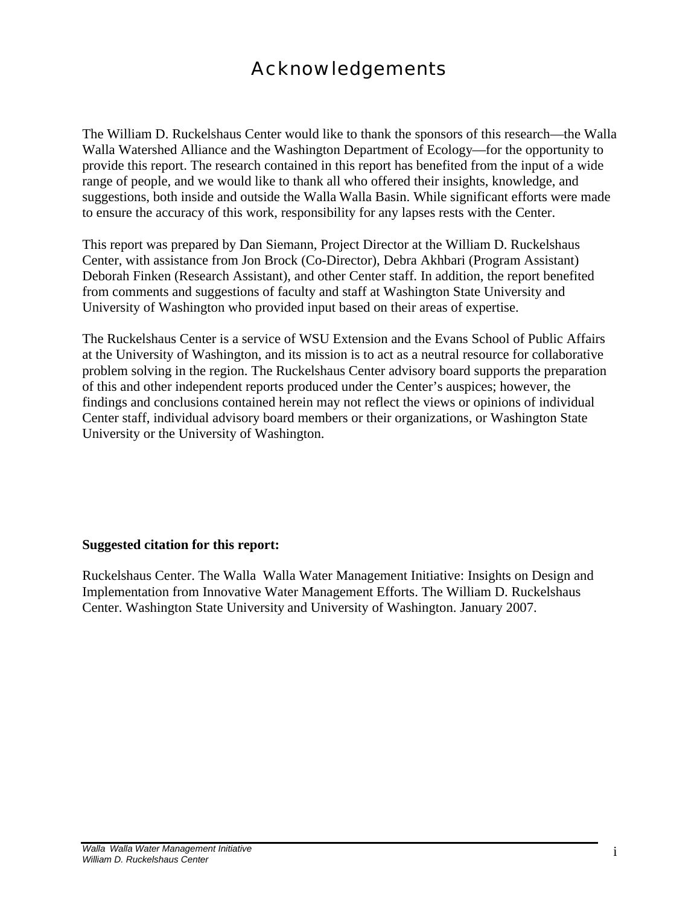# Acknowledgements

The William D. Ruckelshaus Center would like to thank the sponsors of this research—the Walla Walla Watershed Alliance and the Washington Department of Ecology—for the opportunity to provide this report. The research contained in this report has benefited from the input of a wide range of people, and we would like to thank all who offered their insights, knowledge, and suggestions, both inside and outside the Walla Walla Basin. While significant efforts were made to ensure the accuracy of this work, responsibility for any lapses rests with the Center.

This report was prepared by Dan Siemann, Project Director at the William D. Ruckelshaus Center, with assistance from Jon Brock (Co-Director), Debra Akhbari (Program Assistant) Deborah Finken (Research Assistant), and other Center staff. In addition, the report benefited from comments and suggestions of faculty and staff at Washington State University and University of Washington who provided input based on their areas of expertise.

The Ruckelshaus Center is a service of WSU Extension and the Evans School of Public Affairs at the University of Washington, and its mission is to act as a neutral resource for collaborative problem solving in the region. The Ruckelshaus Center advisory board supports the preparation of this and other independent reports produced under the Center's auspices; however, the findings and conclusions contained herein may not reflect the views or opinions of individual Center staff, individual advisory board members or their organizations, or Washington State University or the University of Washington.

**Suggested citation for this report:**

Ruckelshaus Center. The Walla Walla Water Management Initiative: Insights on Design and Implementation from Innovative Water Management Efforts. The William D. Ruckelshaus Center. Washington State University and University of Washington. January 2007.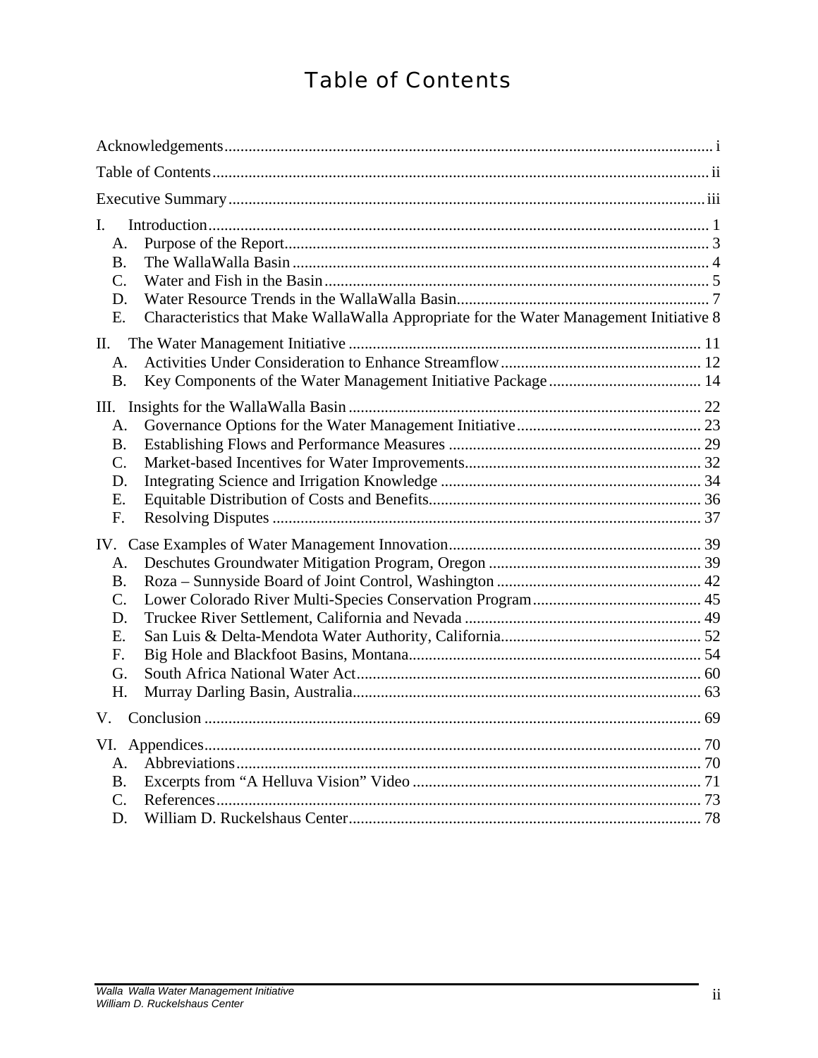# Table of Contents

Acknowledgements ..... i

Table of Contents ..... ii

Executive Summary ..... iii

I. Introduction ..... 1
- A. Purpose of the Report ..... 3
- B. The WallaWalla Basin ..... 4
- C. Water and Fish in the Basin ..... 5
- D. Water Resource Trends in the WallaWalla Basin ..... 7
- E. Characteristics that Make WallaWalla Appropriate for the Water Management Initiative 8

II. The Water Management Initiative ..... 11
- A. Activities Under Consideration to Enhance Streamflow ..... 12
- B. Key Components of the Water Management Initiative Package ..... 14

III. Insights for the WallaWalla Basin ..... 22
- A. Governance Options for the Water Management Initiative ..... 23
- B. Establishing Flows and Performance Measures ..... 29
- C. Market-based Incentives for Water Improvements ..... 32
- D. Integrating Science and Irrigation Knowledge ..... 34
- E. Equitable Distribution of Costs and Benefits ..... 36
- F. Resolving Disputes ..... 37

IV. Case Examples of Water Management Innovation ..... 39
- A. Deschutes Groundwater Mitigation Program, Oregon ..... 39
- B. Roza – Sunnyside Board of Joint Control, Washington ..... 42
- C. Lower Colorado River Multi-Species Conservation Program ..... 45
- D. Truckee River Settlement, California and Nevada ..... 49
- E. San Luis & Delta-Mendota Water Authority, California ..... 52
- F. Big Hole and Blackfoot Basins, Montana ..... 54
- G. South Africa National Water Act ..... 60
- H. Murray Darling Basin, Australia ..... 63

V. Conclusion ..... 69

VI. Appendices ..... 70
- A. Abbreviations ..... 70
- B. Excerpts from "A Helluva Vision" Video ..... 71
- C. References ..... 73
- D. William D. Ruckelshaus Center ..... 78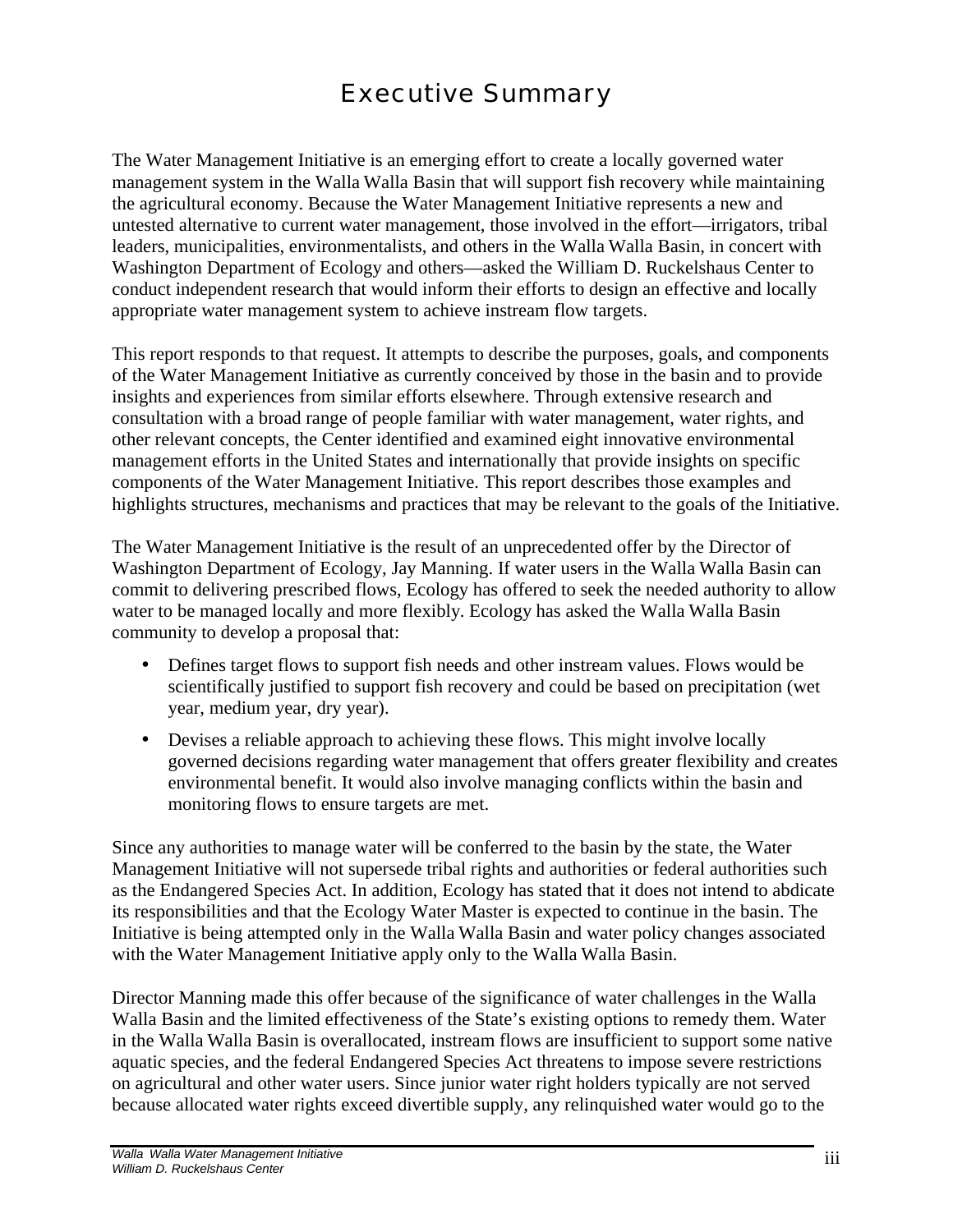# Executive Summary

The Water Management Initiative is an emerging effort to create a locally governed water management system in the Walla Walla Basin that will support fish recovery while maintaining the agricultural economy. Because the Water Management Initiative represents a new and untested alternative to current water management, those involved in the effort—irrigators, tribal leaders, municipalities, environmentalists, and others in the Walla Walla Basin, in concert with Washington Department of Ecology and others—asked the William D. Ruckelshaus Center to conduct independent research that would inform their efforts to design an effective and locally appropriate water management system to achieve instream flow targets.

This report responds to that request. It attempts to describe the purposes, goals, and components of the Water Management Initiative as currently conceived by those in the basin and to provide insights and experiences from similar efforts elsewhere. Through extensive research and consultation with a broad range of people familiar with water management, water rights, and other relevant concepts, the Center identified and examined eight innovative environmental management efforts in the United States and internationally that provide insights on specific components of the Water Management Initiative. This report describes those examples and highlights structures, mechanisms and practices that may be relevant to the goals of the Initiative.

The Water Management Initiative is the result of an unprecedented offer by the Director of Washington Department of Ecology, Jay Manning. If water users in the Walla Walla Basin can commit to delivering prescribed flows, Ecology has offered to seek the needed authority to allow water to be managed locally and more flexibly. Ecology has asked the Walla Walla Basin community to develop a proposal that:

- Defines target flows to support fish needs and other instream values. Flows would be scientifically justified to support fish recovery and could be based on precipitation (wet year, medium year, dry year).
- Devises a reliable approach to achieving these flows. This might involve locally governed decisions regarding water management that offers greater flexibility and creates environmental benefit. It would also involve managing conflicts within the basin and monitoring flows to ensure targets are met.

Since any authorities to manage water will be conferred to the basin by the state, the Water Management Initiative will not supersede tribal rights and authorities or federal authorities such as the Endangered Species Act. In addition, Ecology has stated that it does not intend to abdicate its responsibilities and that the Ecology Water Master is expected to continue in the basin. The Initiative is being attempted only in the Walla Walla Basin and water policy changes associated with the Water Management Initiative apply only to the Walla Walla Basin.

Director Manning made this offer because of the significance of water challenges in the Walla Walla Basin and the limited effectiveness of the State's existing options to remedy them. Water in the Walla Walla Basin is overallocated, instream flows are insufficient to support some native aquatic species, and the federal Endangered Species Act threatens to impose severe restrictions on agricultural and other water users. Since junior water right holders typically are not served because allocated water rights exceed divertible supply, any relinquished water would go to the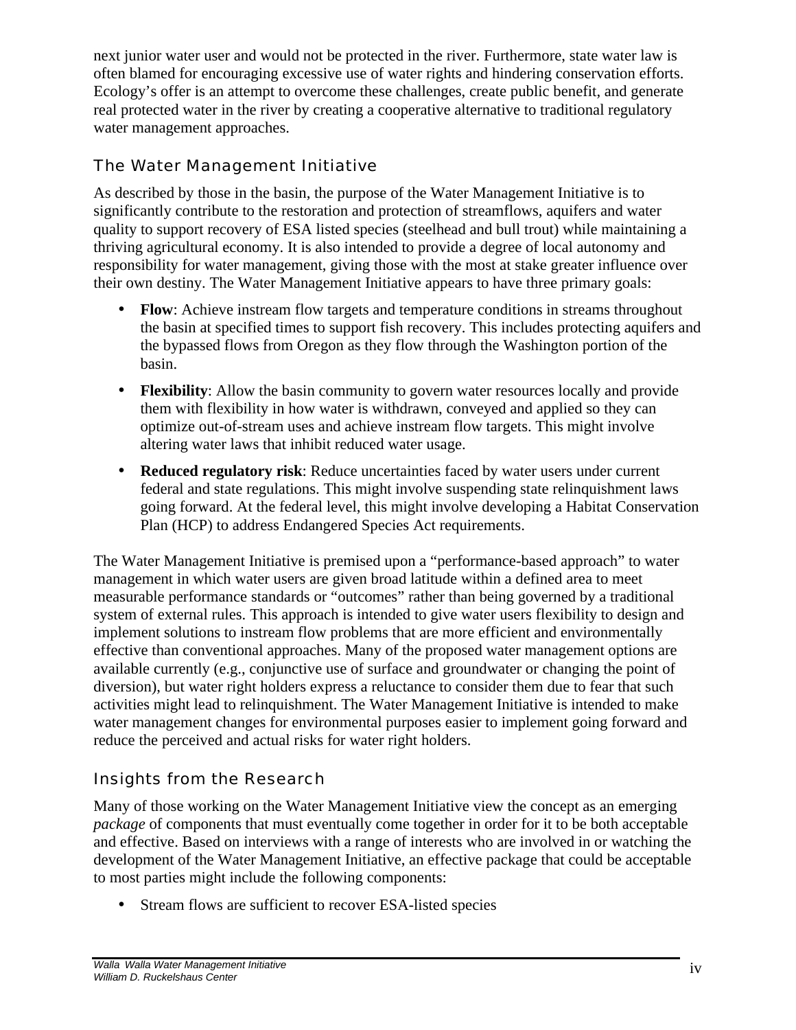next junior water user and would not be protected in the river. Furthermore, state water law is often blamed for encouraging excessive use of water rights and hindering conservation efforts. Ecology's offer is an attempt to overcome these challenges, create public benefit, and generate real protected water in the river by creating a cooperative alternative to traditional regulatory water management approaches.

## The Water Management Initiative

As described by those in the basin, the purpose of the Water Management Initiative is to significantly contribute to the restoration and protection of streamflows, aquifers and water quality to support recovery of ESA listed species (steelhead and bull trout) while maintaining a thriving agricultural economy. It is also intended to provide a degree of local autonomy and responsibility for water management, giving those with the most at stake greater influence over their own destiny. The Water Management Initiative appears to have three primary goals:

- **Flow**: Achieve instream flow targets and temperature conditions in streams throughout the basin at specified times to support fish recovery. This includes protecting aquifers and the bypassed flows from Oregon as they flow through the Washington portion of the basin.
- **Flexibility**: Allow the basin community to govern water resources locally and provide them with flexibility in how water is withdrawn, conveyed and applied so they can optimize out-of-stream uses and achieve instream flow targets. This might involve altering water laws that inhibit reduced water usage.
- **Reduced regulatory risk**: Reduce uncertainties faced by water users under current federal and state regulations. This might involve suspending state relinquishment laws going forward. At the federal level, this might involve developing a Habitat Conservation Plan (HCP) to address Endangered Species Act requirements.

The Water Management Initiative is premised upon a "performance-based approach" to water management in which water users are given broad latitude within a defined area to meet measurable performance standards or "outcomes" rather than being governed by a traditional system of external rules. This approach is intended to give water users flexibility to design and implement solutions to instream flow problems that are more efficient and environmentally effective than conventional approaches. Many of the proposed water management options are available currently (e.g., conjunctive use of surface and groundwater or changing the point of diversion), but water right holders express a reluctance to consider them due to fear that such activities might lead to relinquishment. The Water Management Initiative is intended to make water management changes for environmental purposes easier to implement going forward and reduce the perceived and actual risks for water right holders.

## Insights from the Research

Many of those working on the Water Management Initiative view the concept as an emerging *package* of components that must eventually come together in order for it to be both acceptable and effective. Based on interviews with a range of interests who are involved in or watching the development of the Water Management Initiative, an effective package that could be acceptable to most parties might include the following components:

- Stream flows are sufficient to recover ESA-listed species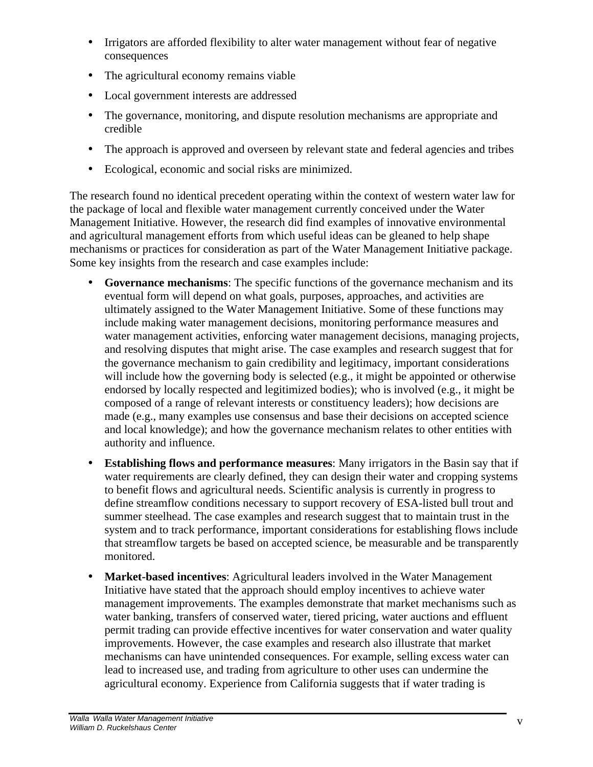- Irrigators are afforded flexibility to alter water management without fear of negative consequences
- The agricultural economy remains viable
- Local government interests are addressed
- The governance, monitoring, and dispute resolution mechanisms are appropriate and credible
- The approach is approved and overseen by relevant state and federal agencies and tribes
- Ecological, economic and social risks are minimized.

The research found no identical precedent operating within the context of western water law for the package of local and flexible water management currently conceived under the Water Management Initiative. However, the research did find examples of innovative environmental and agricultural management efforts from which useful ideas can be gleaned to help shape mechanisms or practices for consideration as part of the Water Management Initiative package. Some key insights from the research and case examples include:

- **Governance mechanisms**: The specific functions of the governance mechanism and its eventual form will depend on what goals, purposes, approaches, and activities are ultimately assigned to the Water Management Initiative. Some of these functions may include making water management decisions, monitoring performance measures and water management activities, enforcing water management decisions, managing projects, and resolving disputes that might arise. The case examples and research suggest that for the governance mechanism to gain credibility and legitimacy, important considerations will include how the governing body is selected (e.g., it might be appointed or otherwise endorsed by locally respected and legitimized bodies); who is involved (e.g., it might be composed of a range of relevant interests or constituency leaders); how decisions are made (e.g., many examples use consensus and base their decisions on accepted science and local knowledge); and how the governance mechanism relates to other entities with authority and influence.
- **Establishing flows and performance measures**: Many irrigators in the Basin say that if water requirements are clearly defined, they can design their water and cropping systems to benefit flows and agricultural needs. Scientific analysis is currently in progress to define streamflow conditions necessary to support recovery of ESA-listed bull trout and summer steelhead. The case examples and research suggest that to maintain trust in the system and to track performance, important considerations for establishing flows include that streamflow targets be based on accepted science, be measurable and be transparently monitored.
- **Market-based incentives**: Agricultural leaders involved in the Water Management Initiative have stated that the approach should employ incentives to achieve water management improvements. The examples demonstrate that market mechanisms such as water banking, transfers of conserved water, tiered pricing, water auctions and effluent permit trading can provide effective incentives for water conservation and water quality improvements. However, the case examples and research also illustrate that market mechanisms can have unintended consequences. For example, selling excess water can lead to increased use, and trading from agriculture to other uses can undermine the agricultural economy. Experience from California suggests that if water trading is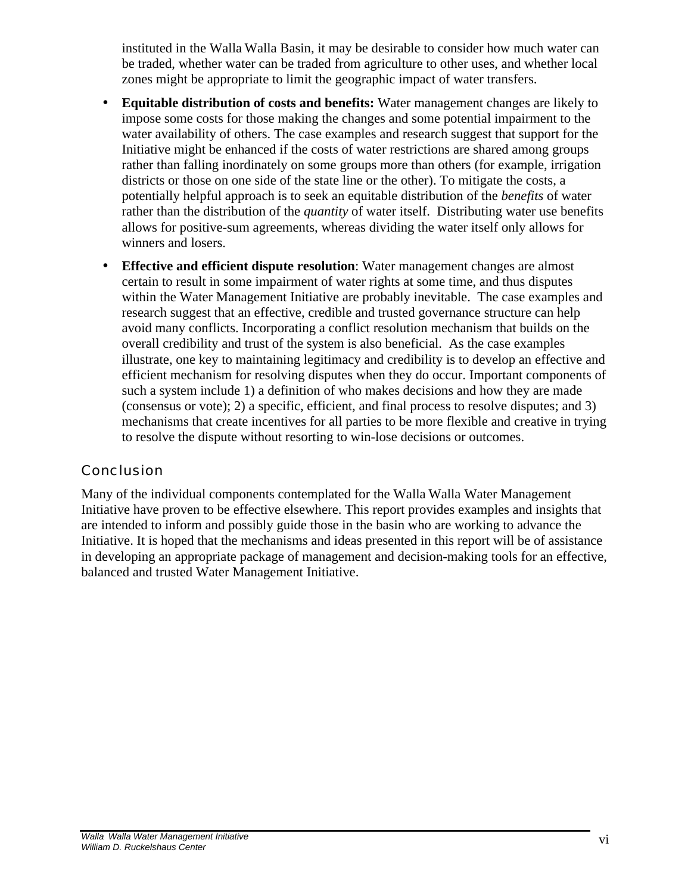instituted in the Walla Walla Basin, it may be desirable to consider how much water can be traded, whether water can be traded from agriculture to other uses, and whether local zones might be appropriate to limit the geographic impact of water transfers.

- **Equitable distribution of costs and benefits:** Water management changes are likely to impose some costs for those making the changes and some potential impairment to the water availability of others. The case examples and research suggest that support for the Initiative might be enhanced if the costs of water restrictions are shared among groups rather than falling inordinately on some groups more than others (for example, irrigation districts or those on one side of the state line or the other). To mitigate the costs, a potentially helpful approach is to seek an equitable distribution of the *benefits* of water rather than the distribution of the *quantity* of water itself. Distributing water use benefits allows for positive-sum agreements, whereas dividing the water itself only allows for winners and losers.

- **Effective and efficient dispute resolution**: Water management changes are almost certain to result in some impairment of water rights at some time, and thus disputes within the Water Management Initiative are probably inevitable. The case examples and research suggest that an effective, credible and trusted governance structure can help avoid many conflicts. Incorporating a conflict resolution mechanism that builds on the overall credibility and trust of the system is also beneficial. As the case examples illustrate, one key to maintaining legitimacy and credibility is to develop an effective and efficient mechanism for resolving disputes when they do occur. Important components of such a system include 1) a definition of who makes decisions and how they are made (consensus or vote); 2) a specific, efficient, and final process to resolve disputes; and 3) mechanisms that create incentives for all parties to be more flexible and creative in trying to resolve the dispute without resorting to win-lose decisions or outcomes.

## Conclusion

Many of the individual components contemplated for the Walla Walla Water Management Initiative have proven to be effective elsewhere. This report provides examples and insights that are intended to inform and possibly guide those in the basin who are working to advance the Initiative. It is hoped that the mechanisms and ideas presented in this report will be of assistance in developing an appropriate package of management and decision-making tools for an effective, balanced and trusted Water Management Initiative.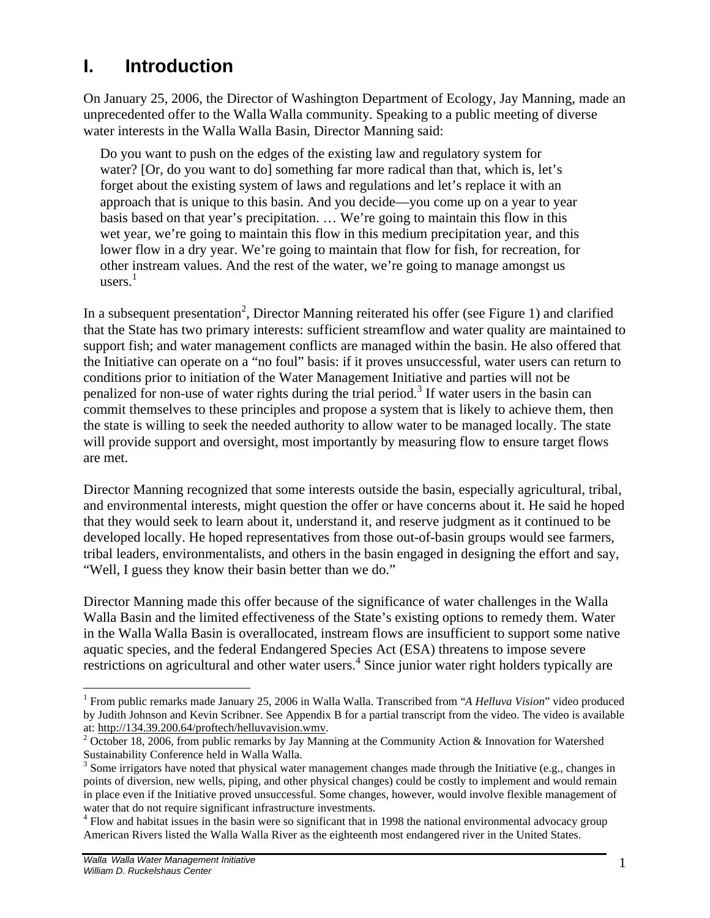# I. Introduction

On January 25, 2006, the Director of Washington Department of Ecology, Jay Manning, made an unprecedented offer to the Walla Walla community. Speaking to a public meeting of diverse water interests in the Walla Walla Basin, Director Manning said:

> Do you want to push on the edges of the existing law and regulatory system for water? [Or, do you want to do] something far more radical than that, which is, let's forget about the existing system of laws and regulations and let's replace it with an approach that is unique to this basin. And you decide—you come up on a year to year basis based on that year's precipitation. … We're going to maintain this flow in this wet year, we're going to maintain this flow in this medium precipitation year, and this lower flow in a dry year. We're going to maintain that flow for fish, for recreation, for other instream values. And the rest of the water, we're going to manage amongst us users.[1]

In a subsequent presentation[2], Director Manning reiterated his offer (see Figure 1) and clarified that the State has two primary interests: sufficient streamflow and water quality are maintained to support fish; and water management conflicts are managed within the basin. He also offered that the Initiative can operate on a "no foul" basis: if it proves unsuccessful, water users can return to conditions prior to initiation of the Water Management Initiative and parties will not be penalized for non-use of water rights during the trial period.[3] If water users in the basin can commit themselves to these principles and propose a system that is likely to achieve them, then the state is willing to seek the needed authority to allow water to be managed locally. The state will provide support and oversight, most importantly by measuring flow to ensure target flows are met.

Director Manning recognized that some interests outside the basin, especially agricultural, tribal, and environmental interests, might question the offer or have concerns about it. He said he hoped that they would seek to learn about it, understand it, and reserve judgment as it continued to be developed locally. He hoped representatives from those out-of-basin groups would see farmers, tribal leaders, environmentalists, and others in the basin engaged in designing the effort and say, "Well, I guess they know their basin better than we do."

Director Manning made this offer because of the significance of water challenges in the Walla Walla Basin and the limited effectiveness of the State's existing options to remedy them. Water in the Walla Walla Basin is overallocated, instream flows are insufficient to support some native aquatic species, and the federal Endangered Species Act (ESA) threatens to impose severe restrictions on agricultural and other water users.[4] Since junior water right holders typically are

---

[1] From public remarks made January 25, 2006 in Walla Walla. Transcribed from "*A Helluva Vision*" video produced by Judith Johnson and Kevin Scribner. See Appendix B for a partial transcript from the video. The video is available at: http://134.39.200.64/proftech/helluvavision.wmv.

[2] October 18, 2006, from public remarks by Jay Manning at the Community Action & Innovation for Watershed Sustainability Conference held in Walla Walla.

[3] Some irrigators have noted that physical water management changes made through the Initiative (e.g., changes in points of diversion, new wells, piping, and other physical changes) could be costly to implement and would remain in place even if the Initiative proved unsuccessful. Some changes, however, would involve flexible management of water that do not require significant infrastructure investments.

[4] Flow and habitat issues in the basin were so significant that in 1998 the national environmental advocacy group American Rivers listed the Walla Walla River as the eighteenth most endangered river in the United States.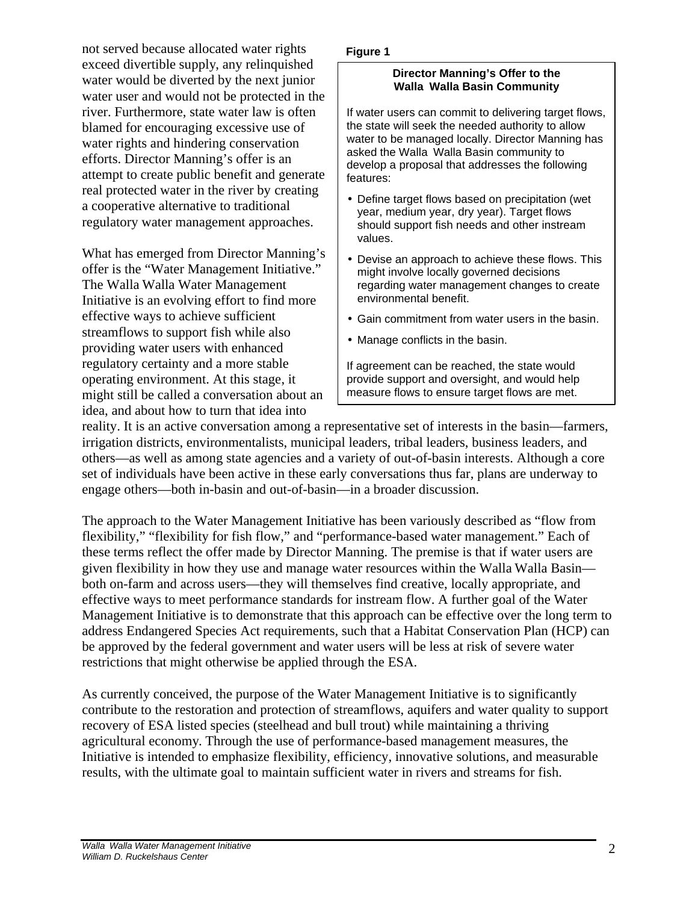not served because allocated water rights exceed divertible supply, any relinquished water would be diverted by the next junior water user and would not be protected in the river. Furthermore, state water law is often blamed for encouraging excessive use of water rights and hindering conservation efforts. Director Manning's offer is an attempt to create public benefit and generate real protected water in the river by creating a cooperative alternative to traditional regulatory water management approaches.

**Figure 1**

**Director Manning's Offer to the Walla Walla Basin Community**

If water users can commit to delivering target flows, the state will seek the needed authority to allow water to be managed locally. Director Manning has asked the Walla Walla Basin community to develop a proposal that addresses the following features:

- Define target flows based on precipitation (wet year, medium year, dry year). Target flows should support fish needs and other instream values.
- Devise an approach to achieve these flows. This might involve locally governed decisions regarding water management changes to create environmental benefit.
- Gain commitment from water users in the basin.
- Manage conflicts in the basin.

If agreement can be reached, the state would provide support and oversight, and would help measure flows to ensure target flows are met.

What has emerged from Director Manning's offer is the "Water Management Initiative." The Walla Walla Water Management Initiative is an evolving effort to find more effective ways to achieve sufficient streamflows to support fish while also providing water users with enhanced regulatory certainty and a more stable operating environment. At this stage, it might still be called a conversation about an idea, and about how to turn that idea into reality. It is an active conversation among a representative set of interests in the basin—farmers, irrigation districts, environmentalists, municipal leaders, tribal leaders, business leaders, and others—as well as among state agencies and a variety of out-of-basin interests. Although a core set of individuals have been active in these early conversations thus far, plans are underway to engage others—both in-basin and out-of-basin—in a broader discussion.

The approach to the Water Management Initiative has been variously described as "flow from flexibility," "flexibility for fish flow," and "performance-based water management." Each of these terms reflect the offer made by Director Manning. The premise is that if water users are given flexibility in how they use and manage water resources within the Walla Walla Basin—both on-farm and across users—they will themselves find creative, locally appropriate, and effective ways to meet performance standards for instream flow. A further goal of the Water Management Initiative is to demonstrate that this approach can be effective over the long term to address Endangered Species Act requirements, such that a Habitat Conservation Plan (HCP) can be approved by the federal government and water users will be less at risk of severe water restrictions that might otherwise be applied through the ESA.

As currently conceived, the purpose of the Water Management Initiative is to significantly contribute to the restoration and protection of streamflows, aquifers and water quality to support recovery of ESA listed species (steelhead and bull trout) while maintaining a thriving agricultural economy. Through the use of performance-based management measures, the Initiative is intended to emphasize flexibility, efficiency, innovative solutions, and measurable results, with the ultimate goal to maintain sufficient water in rivers and streams for fish.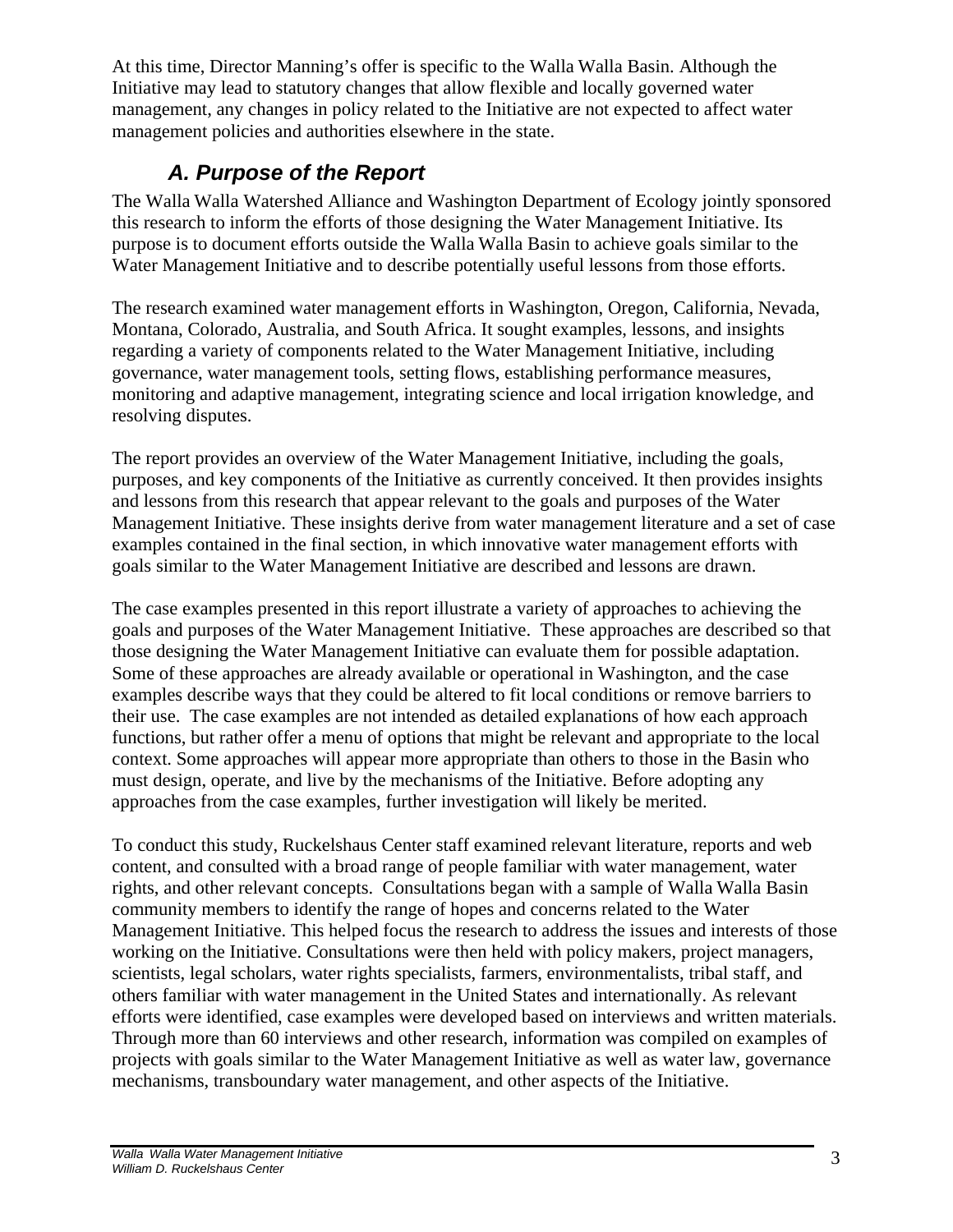At this time, Director Manning's offer is specific to the Walla Walla Basin. Although the Initiative may lead to statutory changes that allow flexible and locally governed water management, any changes in policy related to the Initiative are not expected to affect water management policies and authorities elsewhere in the state.

## *A. Purpose of the Report*

The Walla Walla Watershed Alliance and Washington Department of Ecology jointly sponsored this research to inform the efforts of those designing the Water Management Initiative. Its purpose is to document efforts outside the Walla Walla Basin to achieve goals similar to the Water Management Initiative and to describe potentially useful lessons from those efforts.

The research examined water management efforts in Washington, Oregon, California, Nevada, Montana, Colorado, Australia, and South Africa. It sought examples, lessons, and insights regarding a variety of components related to the Water Management Initiative, including governance, water management tools, setting flows, establishing performance measures, monitoring and adaptive management, integrating science and local irrigation knowledge, and resolving disputes.

The report provides an overview of the Water Management Initiative, including the goals, purposes, and key components of the Initiative as currently conceived. It then provides insights and lessons from this research that appear relevant to the goals and purposes of the Water Management Initiative. These insights derive from water management literature and a set of case examples contained in the final section, in which innovative water management efforts with goals similar to the Water Management Initiative are described and lessons are drawn.

The case examples presented in this report illustrate a variety of approaches to achieving the goals and purposes of the Water Management Initiative. These approaches are described so that those designing the Water Management Initiative can evaluate them for possible adaptation. Some of these approaches are already available or operational in Washington, and the case examples describe ways that they could be altered to fit local conditions or remove barriers to their use. The case examples are not intended as detailed explanations of how each approach functions, but rather offer a menu of options that might be relevant and appropriate to the local context. Some approaches will appear more appropriate than others to those in the Basin who must design, operate, and live by the mechanisms of the Initiative. Before adopting any approaches from the case examples, further investigation will likely be merited.

To conduct this study, Ruckelshaus Center staff examined relevant literature, reports and web content, and consulted with a broad range of people familiar with water management, water rights, and other relevant concepts. Consultations began with a sample of Walla Walla Basin community members to identify the range of hopes and concerns related to the Water Management Initiative. This helped focus the research to address the issues and interests of those working on the Initiative. Consultations were then held with policy makers, project managers, scientists, legal scholars, water rights specialists, farmers, environmentalists, tribal staff, and others familiar with water management in the United States and internationally. As relevant efforts were identified, case examples were developed based on interviews and written materials. Through more than 60 interviews and other research, information was compiled on examples of projects with goals similar to the Water Management Initiative as well as water law, governance mechanisms, transboundary water management, and other aspects of the Initiative.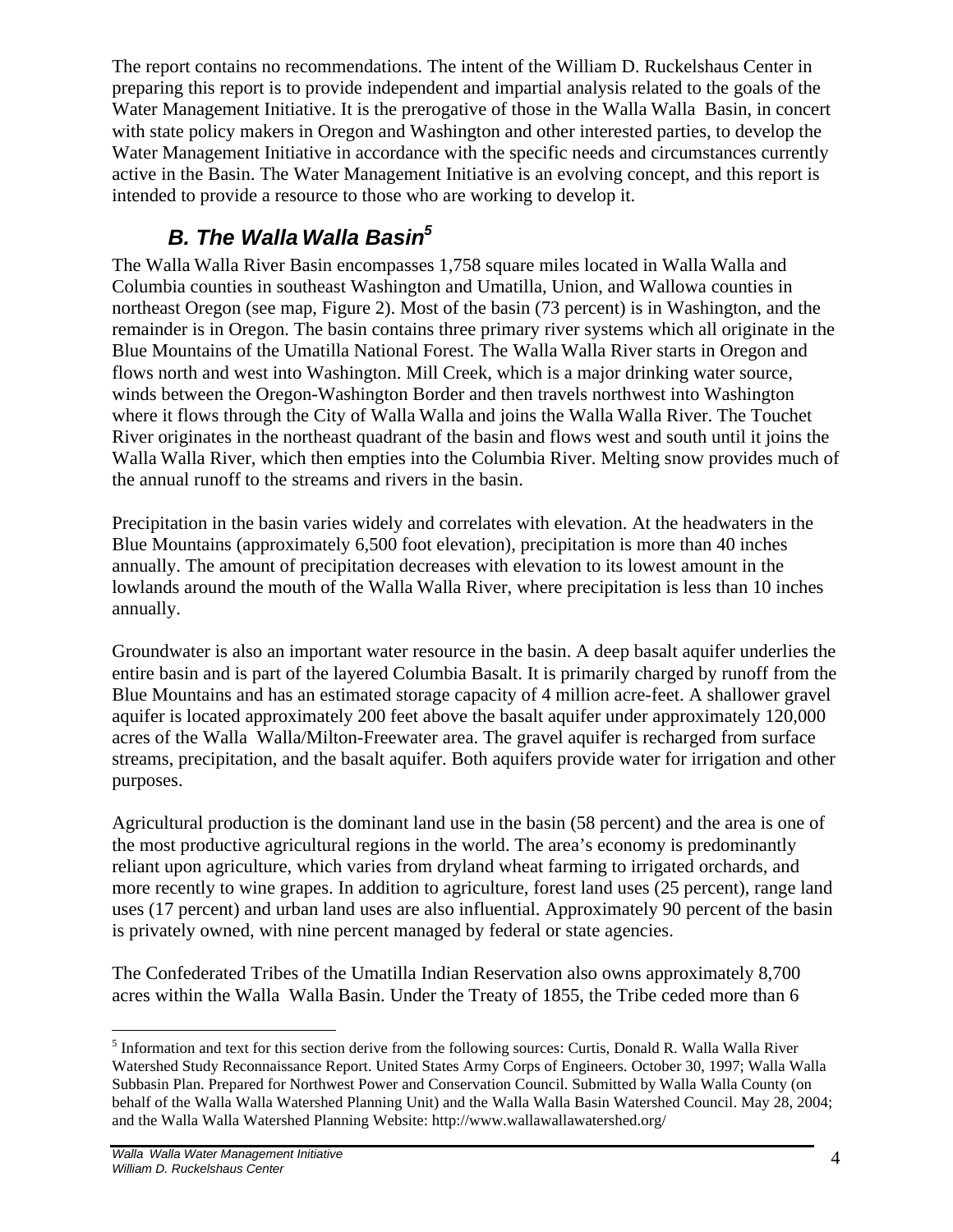The report contains no recommendations. The intent of the William D. Ruckelshaus Center in preparing this report is to provide independent and impartial analysis related to the goals of the Water Management Initiative. It is the prerogative of those in the Walla Walla Basin, in concert with state policy makers in Oregon and Washington and other interested parties, to develop the Water Management Initiative in accordance with the specific needs and circumstances currently active in the Basin. The Water Management Initiative is an evolving concept, and this report is intended to provide a resource to those who are working to develop it.

### *B. The Walla Walla Basin*[5]

The Walla Walla River Basin encompasses 1,758 square miles located in Walla Walla and Columbia counties in southeast Washington and Umatilla, Union, and Wallowa counties in northeast Oregon (see map, Figure 2). Most of the basin (73 percent) is in Washington, and the remainder is in Oregon. The basin contains three primary river systems which all originate in the Blue Mountains of the Umatilla National Forest. The Walla Walla River starts in Oregon and flows north and west into Washington. Mill Creek, which is a major drinking water source, winds between the Oregon-Washington Border and then travels northwest into Washington where it flows through the City of Walla Walla and joins the Walla Walla River. The Touchet River originates in the northeast quadrant of the basin and flows west and south until it joins the Walla Walla River, which then empties into the Columbia River. Melting snow provides much of the annual runoff to the streams and rivers in the basin.

Precipitation in the basin varies widely and correlates with elevation. At the headwaters in the Blue Mountains (approximately 6,500 foot elevation), precipitation is more than 40 inches annually. The amount of precipitation decreases with elevation to its lowest amount in the lowlands around the mouth of the Walla Walla River, where precipitation is less than 10 inches annually.

Groundwater is also an important water resource in the basin. A deep basalt aquifer underlies the entire basin and is part of the layered Columbia Basalt. It is primarily charged by runoff from the Blue Mountains and has an estimated storage capacity of 4 million acre-feet. A shallower gravel aquifer is located approximately 200 feet above the basalt aquifer under approximately 120,000 acres of the Walla Walla/Milton-Freewater area. The gravel aquifer is recharged from surface streams, precipitation, and the basalt aquifer. Both aquifers provide water for irrigation and other purposes.

Agricultural production is the dominant land use in the basin (58 percent) and the area is one of the most productive agricultural regions in the world. The area's economy is predominantly reliant upon agriculture, which varies from dryland wheat farming to irrigated orchards, and more recently to wine grapes. In addition to agriculture, forest land uses (25 percent), range land uses (17 percent) and urban land uses are also influential. Approximately 90 percent of the basin is privately owned, with nine percent managed by federal or state agencies.

The Confederated Tribes of the Umatilla Indian Reservation also owns approximately 8,700 acres within the Walla Walla Basin. Under the Treaty of 1855, the Tribe ceded more than 6

---

[5] Information and text for this section derive from the following sources: Curtis, Donald R. Walla Walla River Watershed Study Reconnaissance Report. United States Army Corps of Engineers. October 30, 1997; Walla Walla Subbasin Plan. Prepared for Northwest Power and Conservation Council. Submitted by Walla Walla County (on behalf of the Walla Walla Watershed Planning Unit) and the Walla Walla Basin Watershed Council. May 28, 2004; and the Walla Walla Watershed Planning Website: http://www.wallawallawatershed.org/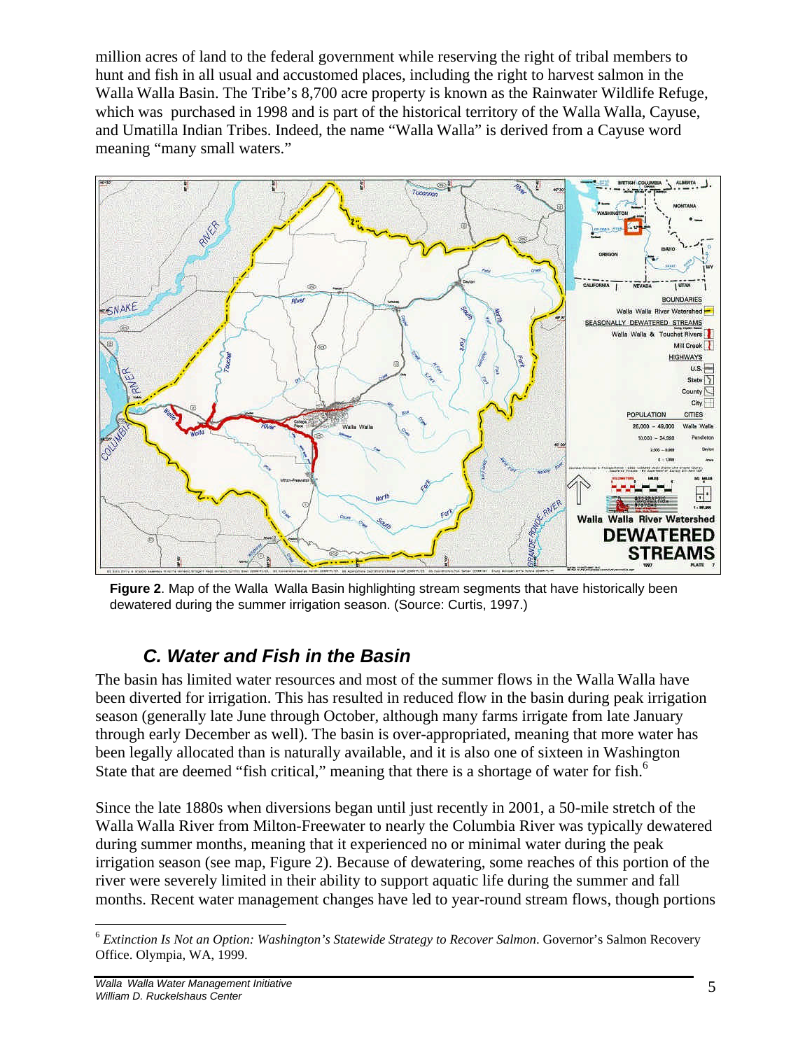million acres of land to the federal government while reserving the right of tribal members to hunt and fish in all usual and accustomed places, including the right to harvest salmon in the Walla Walla Basin. The Tribe's 8,700 acre property is known as the Rainwater Wildlife Refuge, which was purchased in 1998 and is part of the historical territory of the Walla Walla, Cayuse, and Umatilla Indian Tribes. Indeed, the name "Walla Walla" is derived from a Cayuse word meaning "many small waters."

**Figure 2**. Map of the Walla Walla Basin highlighting stream segments that have historically been dewatered during the summer irrigation season. (Source: Curtis, 1997.)

### *C. Water and Fish in the Basin*

The basin has limited water resources and most of the summer flows in the Walla Walla have been diverted for irrigation. This has resulted in reduced flow in the basin during peak irrigation season (generally late June through October, although many farms irrigate from late January through early December as well). The basin is over-appropriated, meaning that more water has been legally allocated than is naturally available, and it is also one of sixteen in Washington State that are deemed "fish critical," meaning that there is a shortage of water for fish.[6]

Since the late 1880s when diversions began until just recently in 2001, a 50-mile stretch of the Walla Walla River from Milton-Freewater to nearly the Columbia River was typically dewatered during summer months, meaning that it experienced no or minimal water during the peak irrigation season (see map, Figure 2). Because of dewatering, some reaches of this portion of the river were severely limited in their ability to support aquatic life during the summer and fall months. Recent water management changes have led to year-round stream flows, though portions

---

[6] *Extinction Is Not an Option: Washington's Statewide Strategy to Recover Salmon*. Governor's Salmon Recovery Office. Olympia, WA, 1999.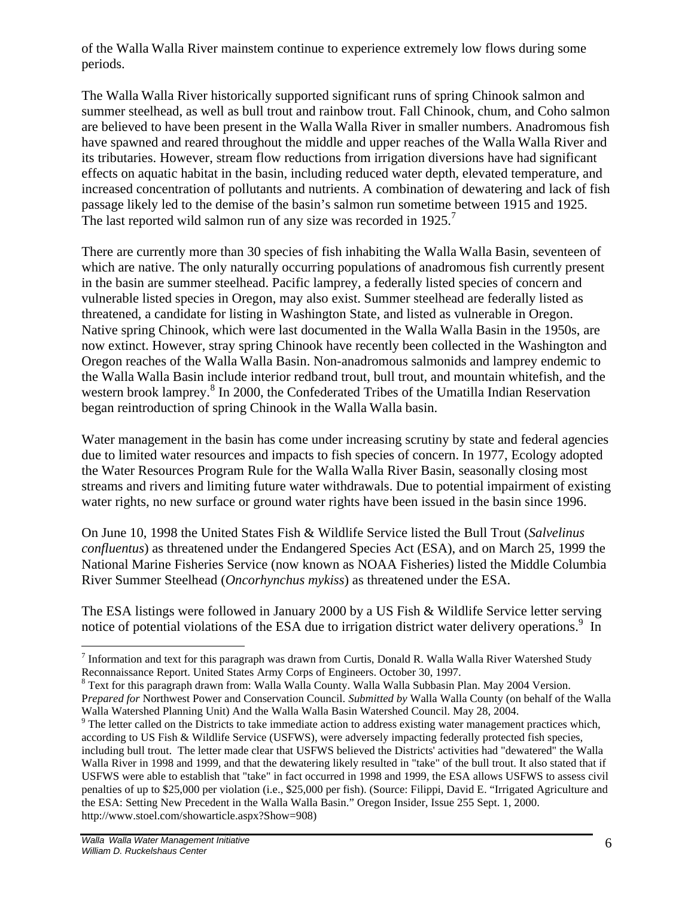of the Walla Walla River mainstem continue to experience extremely low flows during some periods.

The Walla Walla River historically supported significant runs of spring Chinook salmon and summer steelhead, as well as bull trout and rainbow trout. Fall Chinook, chum, and Coho salmon are believed to have been present in the Walla Walla River in smaller numbers. Anadromous fish have spawned and reared throughout the middle and upper reaches of the Walla Walla River and its tributaries. However, stream flow reductions from irrigation diversions have had significant effects on aquatic habitat in the basin, including reduced water depth, elevated temperature, and increased concentration of pollutants and nutrients. A combination of dewatering and lack of fish passage likely led to the demise of the basin's salmon run sometime between 1915 and 1925. The last reported wild salmon run of any size was recorded in 1925.[7]

There are currently more than 30 species of fish inhabiting the Walla Walla Basin, seventeen of which are native. The only naturally occurring populations of anadromous fish currently present in the basin are summer steelhead. Pacific lamprey, a federally listed species of concern and vulnerable listed species in Oregon, may also exist. Summer steelhead are federally listed as threatened, a candidate for listing in Washington State, and listed as vulnerable in Oregon. Native spring Chinook, which were last documented in the Walla Walla Basin in the 1950s, are now extinct. However, stray spring Chinook have recently been collected in the Washington and Oregon reaches of the Walla Walla Basin. Non-anadromous salmonids and lamprey endemic to the Walla Walla Basin include interior redband trout, bull trout, and mountain whitefish, and the western brook lamprey.[8] In 2000, the Confederated Tribes of the Umatilla Indian Reservation began reintroduction of spring Chinook in the Walla Walla basin.

Water management in the basin has come under increasing scrutiny by state and federal agencies due to limited water resources and impacts to fish species of concern. In 1977, Ecology adopted the Water Resources Program Rule for the Walla Walla River Basin, seasonally closing most streams and rivers and limiting future water withdrawals. Due to potential impairment of existing water rights, no new surface or ground water rights have been issued in the basin since 1996.

On June 10, 1998 the United States Fish & Wildlife Service listed the Bull Trout (*Salvelinus confluentus*) as threatened under the Endangered Species Act (ESA), and on March 25, 1999 the National Marine Fisheries Service (now known as NOAA Fisheries) listed the Middle Columbia River Summer Steelhead (*Oncorhynchus mykiss*) as threatened under the ESA.

The ESA listings were followed in January 2000 by a US Fish & Wildlife Service letter serving notice of potential violations of the ESA due to irrigation district water delivery operations.[9] In

---

[7] Information and text for this paragraph was drawn from Curtis, Donald R. Walla Walla River Watershed Study Reconnaissance Report. United States Army Corps of Engineers. October 30, 1997.

[8] Text for this paragraph drawn from: Walla Walla County. Walla Walla Subbasin Plan. May 2004 Version. P*repared for* Northwest Power and Conservation Council. *Submitted by* Walla Walla County (on behalf of the Walla Walla Watershed Planning Unit) And the Walla Walla Basin Watershed Council. May 28, 2004.

[9] The letter called on the Districts to take immediate action to address existing water management practices which, according to US Fish & Wildlife Service (USFWS), were adversely impacting federally protected fish species, including bull trout. The letter made clear that USFWS believed the Districts' activities had "dewatered" the Walla Walla River in 1998 and 1999, and that the dewatering likely resulted in "take" of the bull trout. It also stated that if USFWS were able to establish that "take" in fact occurred in 1998 and 1999, the ESA allows USFWS to assess civil penalties of up to $25,000 per violation (i.e., $25,000 per fish). (Source: Filippi, David E. "Irrigated Agriculture and the ESA: Setting New Precedent in the Walla Walla Basin." Oregon Insider, Issue 255 Sept. 1, 2000. http://www.stoel.com/showarticle.aspx?Show=908)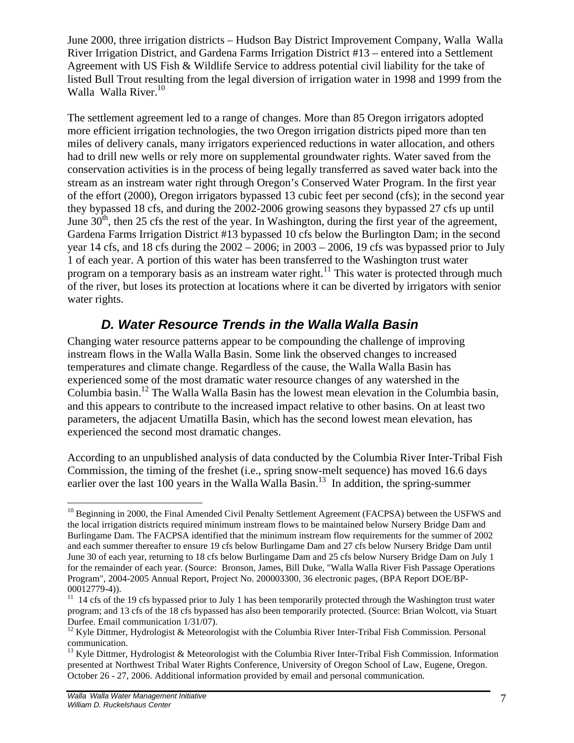June 2000, three irrigation districts – Hudson Bay District Improvement Company, Walla Walla River Irrigation District, and Gardena Farms Irrigation District #13 – entered into a Settlement Agreement with US Fish & Wildlife Service to address potential civil liability for the take of listed Bull Trout resulting from the legal diversion of irrigation water in 1998 and 1999 from the Walla Walla River.[10]

The settlement agreement led to a range of changes. More than 85 Oregon irrigators adopted more efficient irrigation technologies, the two Oregon irrigation districts piped more than ten miles of delivery canals, many irrigators experienced reductions in water allocation, and others had to drill new wells or rely more on supplemental groundwater rights. Water saved from the conservation activities is in the process of being legally transferred as saved water back into the stream as an instream water right through Oregon's Conserved Water Program. In the first year of the effort (2000), Oregon irrigators bypassed 13 cubic feet per second (cfs); in the second year they bypassed 18 cfs, and during the 2002-2006 growing seasons they bypassed 27 cfs up until June 30th, then 25 cfs the rest of the year. In Washington, during the first year of the agreement, Gardena Farms Irrigation District #13 bypassed 10 cfs below the Burlington Dam; in the second year 14 cfs, and 18 cfs during the 2002 – 2006; in 2003 – 2006, 19 cfs was bypassed prior to July 1 of each year. A portion of this water has been transferred to the Washington trust water program on a temporary basis as an instream water right.[11] This water is protected through much of the river, but loses its protection at locations where it can be diverted by irrigators with senior water rights.

## *D. Water Resource Trends in the Walla Walla Basin*

Changing water resource patterns appear to be compounding the challenge of improving instream flows in the Walla Walla Basin. Some link the observed changes to increased temperatures and climate change. Regardless of the cause, the Walla Walla Basin has experienced some of the most dramatic water resource changes of any watershed in the Columbia basin.[12] The Walla Walla Basin has the lowest mean elevation in the Columbia basin, and this appears to contribute to the increased impact relative to other basins. On at least two parameters, the adjacent Umatilla Basin, which has the second lowest mean elevation, has experienced the second most dramatic changes.

According to an unpublished analysis of data conducted by the Columbia River Inter-Tribal Fish Commission, the timing of the freshet (i.e., spring snow-melt sequence) has moved 16.6 days earlier over the last 100 years in the Walla Walla Basin.[13] In addition, the spring-summer

---

[10] Beginning in 2000, the Final Amended Civil Penalty Settlement Agreement (FACPSA) between the USFWS and the local irrigation districts required minimum instream flows to be maintained below Nursery Bridge Dam and Burlingame Dam. The FACPSA identified that the minimum instream flow requirements for the summer of 2002 and each summer thereafter to ensure 19 cfs below Burlingame Dam and 27 cfs below Nursery Bridge Dam until June 30 of each year, returning to 18 cfs below Burlingame Dam and 25 cfs below Nursery Bridge Dam on July 1 for the remainder of each year. (Source: Bronson, James, Bill Duke, "Walla Walla River Fish Passage Operations Program", 2004-2005 Annual Report, Project No. 200003300, 36 electronic pages, (BPA Report DOE/BP-00012779-4)).

[11] 14 cfs of the 19 cfs bypassed prior to July 1 has been temporarily protected through the Washington trust water program; and 13 cfs of the 18 cfs bypassed has also been temporarily protected. (Source: Brian Wolcott, via Stuart Durfee. Email communication 1/31/07).

[12] Kyle Dittmer, Hydrologist & Meteorologist with the Columbia River Inter-Tribal Fish Commission. Personal communication.

[13] Kyle Dittmer, Hydrologist & Meteorologist with the Columbia River Inter-Tribal Fish Commission. Information presented at Northwest Tribal Water Rights Conference, University of Oregon School of Law, Eugene, Oregon. October 26 - 27, 2006. Additional information provided by email and personal communication.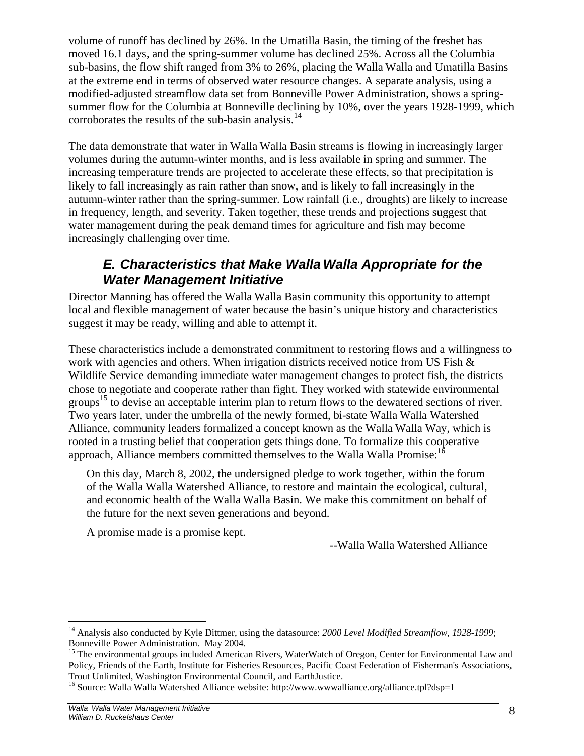volume of runoff has declined by 26%. In the Umatilla Basin, the timing of the freshet has moved 16.1 days, and the spring-summer volume has declined 25%. Across all the Columbia sub-basins, the flow shift ranged from 3% to 26%, placing the Walla Walla and Umatilla Basins at the extreme end in terms of observed water resource changes. A separate analysis, using a modified-adjusted streamflow data set from Bonneville Power Administration, shows a spring-summer flow for the Columbia at Bonneville declining by 10%, over the years 1928-1999, which corroborates the results of the sub-basin analysis.[14]

The data demonstrate that water in Walla Walla Basin streams is flowing in increasingly larger volumes during the autumn-winter months, and is less available in spring and summer. The increasing temperature trends are projected to accelerate these effects, so that precipitation is likely to fall increasingly as rain rather than snow, and is likely to fall increasingly in the autumn-winter rather than the spring-summer. Low rainfall (i.e., droughts) are likely to increase in frequency, length, and severity. Taken together, these trends and projections suggest that water management during the peak demand times for agriculture and fish may become increasingly challenging over time.

## *E. Characteristics that Make Walla Walla Appropriate for the Water Management Initiative*

Director Manning has offered the Walla Walla Basin community this opportunity to attempt local and flexible management of water because the basin's unique history and characteristics suggest it may be ready, willing and able to attempt it.

These characteristics include a demonstrated commitment to restoring flows and a willingness to work with agencies and others. When irrigation districts received notice from US Fish & Wildlife Service demanding immediate water management changes to protect fish, the districts chose to negotiate and cooperate rather than fight. They worked with statewide environmental groups[15] to devise an acceptable interim plan to return flows to the dewatered sections of river. Two years later, under the umbrella of the newly formed, bi-state Walla Walla Watershed Alliance, community leaders formalized a concept known as the Walla Walla Way, which is rooted in a trusting belief that cooperation gets things done. To formalize this cooperative approach, Alliance members committed themselves to the Walla Walla Promise:[16]

> On this day, March 8, 2002, the undersigned pledge to work together, within the forum of the Walla Walla Watershed Alliance, to restore and maintain the ecological, cultural, and economic health of the Walla Walla Basin. We make this commitment on behalf of the future for the next seven generations and beyond.
>
> A promise made is a promise kept.
>
> --Walla Walla Watershed Alliance

---

[14] Analysis also conducted by Kyle Dittmer, using the datasource: *2000 Level Modified Streamflow, 1928-1999*; Bonneville Power Administration. May 2004.

[15] The environmental groups included American Rivers, WaterWatch of Oregon, Center for Environmental Law and Policy, Friends of the Earth, Institute for Fisheries Resources, Pacific Coast Federation of Fisherman's Associations, Trout Unlimited, Washington Environmental Council, and EarthJustice.

[16] Source: Walla Walla Watershed Alliance website: http://www.wwwalliance.org/alliance.tpl?dsp=1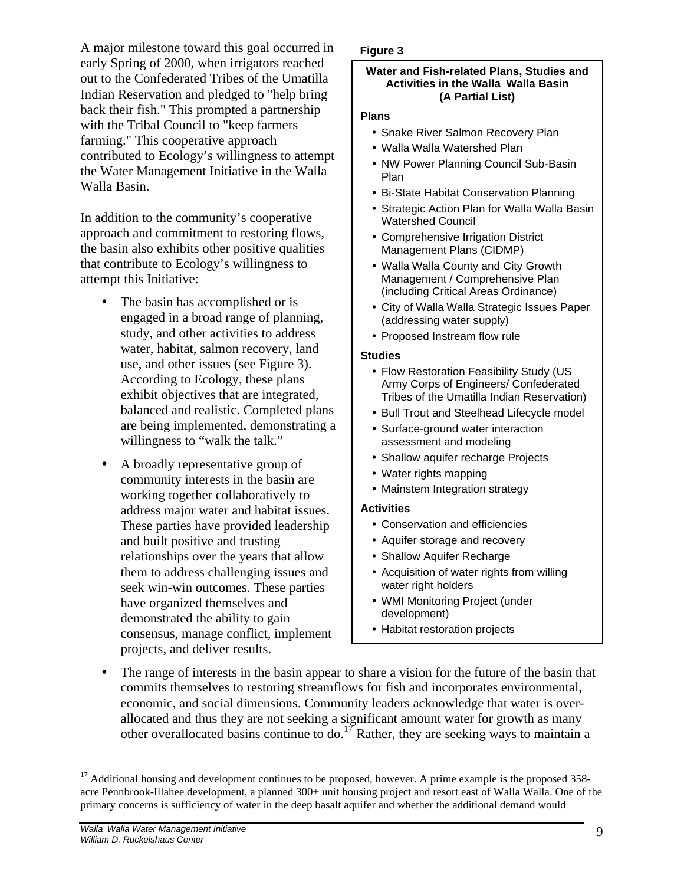A major milestone toward this goal occurred in early Spring of 2000, when irrigators reached out to the Confederated Tribes of the Umatilla Indian Reservation and pledged to "help bring back their fish." This prompted a partnership with the Tribal Council to "keep farmers farming." This cooperative approach contributed to Ecology's willingness to attempt the Water Management Initiative in the Walla Walla Basin.

In addition to the community's cooperative approach and commitment to restoring flows, the basin also exhibits other positive qualities that contribute to Ecology's willingness to attempt this Initiative:

- The basin has accomplished or is engaged in a broad range of planning, study, and other activities to address water, habitat, salmon recovery, land use, and other issues (see Figure 3). According to Ecology, these plans exhibit objectives that are integrated, balanced and realistic. Completed plans are being implemented, demonstrating a willingness to "walk the talk."
- A broadly representative group of community interests in the basin are working together collaboratively to address major water and habitat issues. These parties have provided leadership and built positive and trusting relationships over the years that allow them to address challenging issues and seek win-win outcomes. These parties have organized themselves and demonstrated the ability to gain consensus, manage conflict, implement projects, and deliver results.

**Figure 3**

**Water and Fish-related Plans, Studies and Activities in the Walla Walla Basin (A Partial List)**

**Plans**

- Snake River Salmon Recovery Plan
- Walla Walla Watershed Plan
- NW Power Planning Council Sub-Basin Plan
- Bi-State Habitat Conservation Planning
- Strategic Action Plan for Walla Walla Basin Watershed Council
- Comprehensive Irrigation District Management Plans (CIDMP)
- Walla Walla County and City Growth Management / Comprehensive Plan (including Critical Areas Ordinance)
- City of Walla Walla Strategic Issues Paper (addressing water supply)
- Proposed Instream flow rule

**Studies**

- Flow Restoration Feasibility Study (US Army Corps of Engineers/ Confederated Tribes of the Umatilla Indian Reservation)
- Bull Trout and Steelhead Lifecycle model
- Surface-ground water interaction assessment and modeling
- Shallow aquifer recharge Projects
- Water rights mapping
- Mainstem Integration strategy

**Activities**

- Conservation and efficiencies
- Aquifer storage and recovery
- Shallow Aquifer Recharge
- Acquisition of water rights from willing water right holders
- WMI Monitoring Project (under development)
- Habitat restoration projects

- The range of interests in the basin appear to share a vision for the future of the basin that commits themselves to restoring streamflows for fish and incorporates environmental, economic, and social dimensions. Community leaders acknowledge that water is over-allocated and thus they are not seeking a significant amount water for growth as many other overallocated basins continue to do.[17] Rather, they are seeking ways to maintain a

[17] Additional housing and development continues to be proposed, however. A prime example is the proposed 358-acre Pennbrook-Illahee development, a planned 300+ unit housing project and resort east of Walla Walla. One of the primary concerns is sufficiency of water in the deep basalt aquifer and whether the additional demand would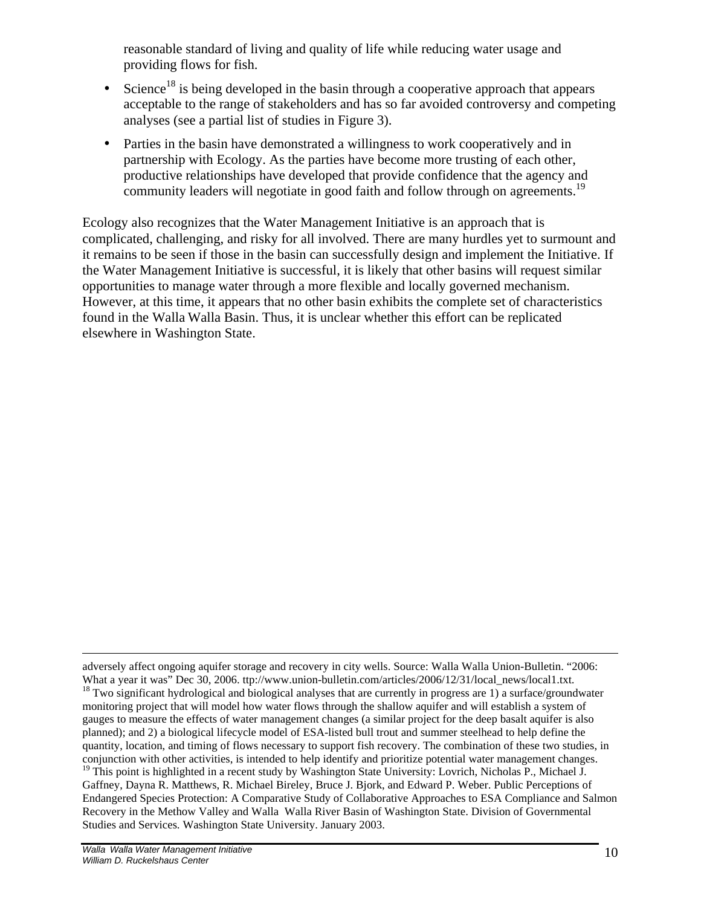reasonable standard of living and quality of life while reducing water usage and providing flows for fish.

- Science[18] is being developed in the basin through a cooperative approach that appears acceptable to the range of stakeholders and has so far avoided controversy and competing analyses (see a partial list of studies in Figure 3).
- Parties in the basin have demonstrated a willingness to work cooperatively and in partnership with Ecology. As the parties have become more trusting of each other, productive relationships have developed that provide confidence that the agency and community leaders will negotiate in good faith and follow through on agreements.[19]

Ecology also recognizes that the Water Management Initiative is an approach that is complicated, challenging, and risky for all involved. There are many hurdles yet to surmount and it remains to be seen if those in the basin can successfully design and implement the Initiative. If the Water Management Initiative is successful, it is likely that other basins will request similar opportunities to manage water through a more flexible and locally governed mechanism. However, at this time, it appears that no other basin exhibits the complete set of characteristics found in the Walla Walla Basin. Thus, it is unclear whether this effort can be replicated elsewhere in Washington State.

---

adversely affect ongoing aquifer storage and recovery in city wells. Source: Walla Walla Union-Bulletin. "2006: What a year it was" Dec 30, 2006. ttp://www.union-bulletin.com/articles/2006/12/31/local_news/local1.txt.

[18] Two significant hydrological and biological analyses that are currently in progress are 1) a surface/groundwater monitoring project that will model how water flows through the shallow aquifer and will establish a system of gauges to measure the effects of water management changes (a similar project for the deep basalt aquifer is also planned); and 2) a biological lifecycle model of ESA-listed bull trout and summer steelhead to help define the quantity, location, and timing of flows necessary to support fish recovery. The combination of these two studies, in conjunction with other activities, is intended to help identify and prioritize potential water management changes.

[19] This point is highlighted in a recent study by Washington State University: Lovrich, Nicholas P., Michael J. Gaffney, Dayna R. Matthews, R. Michael Bireley, Bruce J. Bjork, and Edward P. Weber. Public Perceptions of Endangered Species Protection: A Comparative Study of Collaborative Approaches to ESA Compliance and Salmon Recovery in the Methow Valley and Walla Walla River Basin of Washington State. Division of Governmental Studies and Services. Washington State University. January 2003.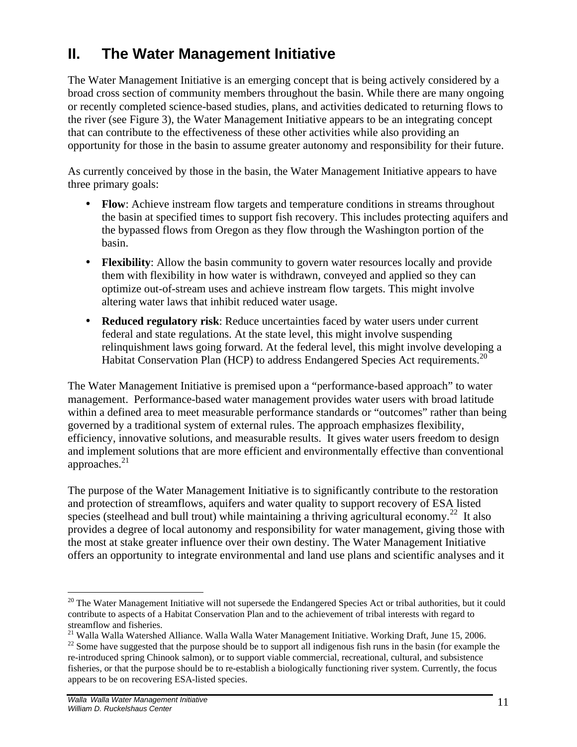## II. The Water Management Initiative

The Water Management Initiative is an emerging concept that is being actively considered by a broad cross section of community members throughout the basin. While there are many ongoing or recently completed science-based studies, plans, and activities dedicated to returning flows to the river (see Figure 3), the Water Management Initiative appears to be an integrating concept that can contribute to the effectiveness of these other activities while also providing an opportunity for those in the basin to assume greater autonomy and responsibility for their future.

As currently conceived by those in the basin, the Water Management Initiative appears to have three primary goals:

- **Flow**: Achieve instream flow targets and temperature conditions in streams throughout the basin at specified times to support fish recovery. This includes protecting aquifers and the bypassed flows from Oregon as they flow through the Washington portion of the basin.
- **Flexibility**: Allow the basin community to govern water resources locally and provide them with flexibility in how water is withdrawn, conveyed and applied so they can optimize out-of-stream uses and achieve instream flow targets. This might involve altering water laws that inhibit reduced water usage.
- **Reduced regulatory risk**: Reduce uncertainties faced by water users under current federal and state regulations. At the state level, this might involve suspending relinquishment laws going forward. At the federal level, this might involve developing a Habitat Conservation Plan (HCP) to address Endangered Species Act requirements.[20]

The Water Management Initiative is premised upon a "performance-based approach" to water management. Performance-based water management provides water users with broad latitude within a defined area to meet measurable performance standards or "outcomes" rather than being governed by a traditional system of external rules. The approach emphasizes flexibility, efficiency, innovative solutions, and measurable results. It gives water users freedom to design and implement solutions that are more efficient and environmentally effective than conventional approaches.[21]

The purpose of the Water Management Initiative is to significantly contribute to the restoration and protection of streamflows, aquifers and water quality to support recovery of ESA listed species (steelhead and bull trout) while maintaining a thriving agricultural economy.[22] It also provides a degree of local autonomy and responsibility for water management, giving those with the most at stake greater influence over their own destiny. The Water Management Initiative offers an opportunity to integrate environmental and land use plans and scientific analyses and it

---

[20] The Water Management Initiative will not supersede the Endangered Species Act or tribal authorities, but it could contribute to aspects of a Habitat Conservation Plan and to the achievement of tribal interests with regard to streamflow and fisheries.

[21] Walla Walla Watershed Alliance. Walla Walla Water Management Initiative. Working Draft, June 15, 2006.

[22] Some have suggested that the purpose should be to support all indigenous fish runs in the basin (for example the re-introduced spring Chinook salmon), or to support viable commercial, recreational, cultural, and subsistence fisheries, or that the purpose should be to re-establish a biologically functioning river system. Currently, the focus appears to be on recovering ESA-listed species.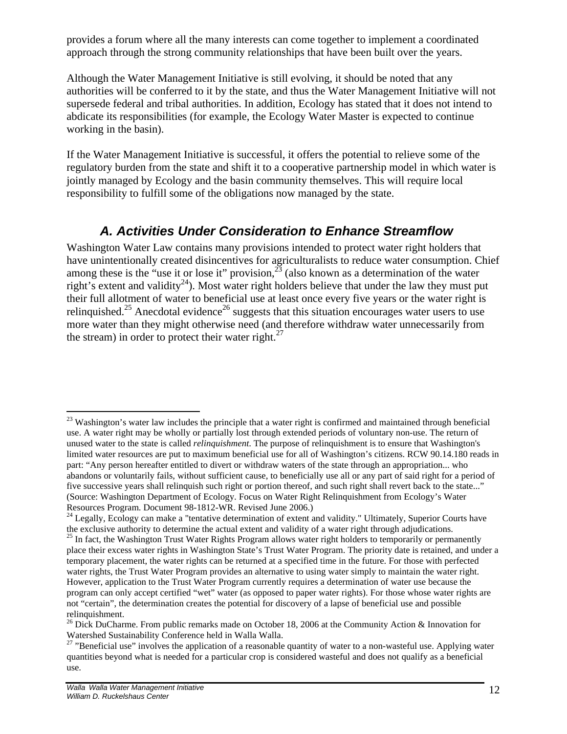provides a forum where all the many interests can come together to implement a coordinated approach through the strong community relationships that have been built over the years.

Although the Water Management Initiative is still evolving, it should be noted that any authorities will be conferred to it by the state, and thus the Water Management Initiative will not supersede federal and tribal authorities. In addition, Ecology has stated that it does not intend to abdicate its responsibilities (for example, the Ecology Water Master is expected to continue working in the basin).

If the Water Management Initiative is successful, it offers the potential to relieve some of the regulatory burden from the state and shift it to a cooperative partnership model in which water is jointly managed by Ecology and the basin community themselves. This will require local responsibility to fulfill some of the obligations now managed by the state.

## *A. Activities Under Consideration to Enhance Streamflow*

Washington Water Law contains many provisions intended to protect water right holders that have unintentionally created disincentives for agriculturalists to reduce water consumption. Chief among these is the "use it or lose it" provision,[23] (also known as a determination of the water right's extent and validity[24]). Most water right holders believe that under the law they must put their full allotment of water to beneficial use at least once every five years or the water right is relinquished.[25] Anecdotal evidence[26] suggests that this situation encourages water users to use more water than they might otherwise need (and therefore withdraw water unnecessarily from the stream) in order to protect their water right.[27]

---

[23] Washington's water law includes the principle that a water right is confirmed and maintained through beneficial use. A water right may be wholly or partially lost through extended periods of voluntary non-use. The return of unused water to the state is called *relinquishment*. The purpose of relinquishment is to ensure that Washington's limited water resources are put to maximum beneficial use for all of Washington's citizens. RCW 90.14.180 reads in part: "Any person hereafter entitled to divert or withdraw waters of the state through an appropriation... who abandons or voluntarily fails, without sufficient cause, to beneficially use all or any part of said right for a period of five successive years shall relinquish such right or portion thereof, and such right shall revert back to the state..." (Source: Washington Department of Ecology. Focus on Water Right Relinquishment from Ecology's Water Resources Program. Document 98-1812-WR. Revised June 2006.)

[24] Legally, Ecology can make a "tentative determination of extent and validity." Ultimately, Superior Courts have the exclusive authority to determine the actual extent and validity of a water right through adjudications.

[25] In fact, the Washington Trust Water Rights Program allows water right holders to temporarily or permanently place their excess water rights in Washington State's Trust Water Program. The priority date is retained, and under a temporary placement, the water rights can be returned at a specified time in the future. For those with perfected water rights, the Trust Water Program provides an alternative to using water simply to maintain the water right. However, application to the Trust Water Program currently requires a determination of water use because the program can only accept certified "wet" water (as opposed to paper water rights). For those whose water rights are not "certain", the determination creates the potential for discovery of a lapse of beneficial use and possible relinquishment.

[26] Dick DuCharme. From public remarks made on October 18, 2006 at the Community Action & Innovation for Watershed Sustainability Conference held in Walla Walla.

[27] "Beneficial use" involves the application of a reasonable quantity of water to a non-wasteful use. Applying water quantities beyond what is needed for a particular crop is considered wasteful and does not qualify as a beneficial use.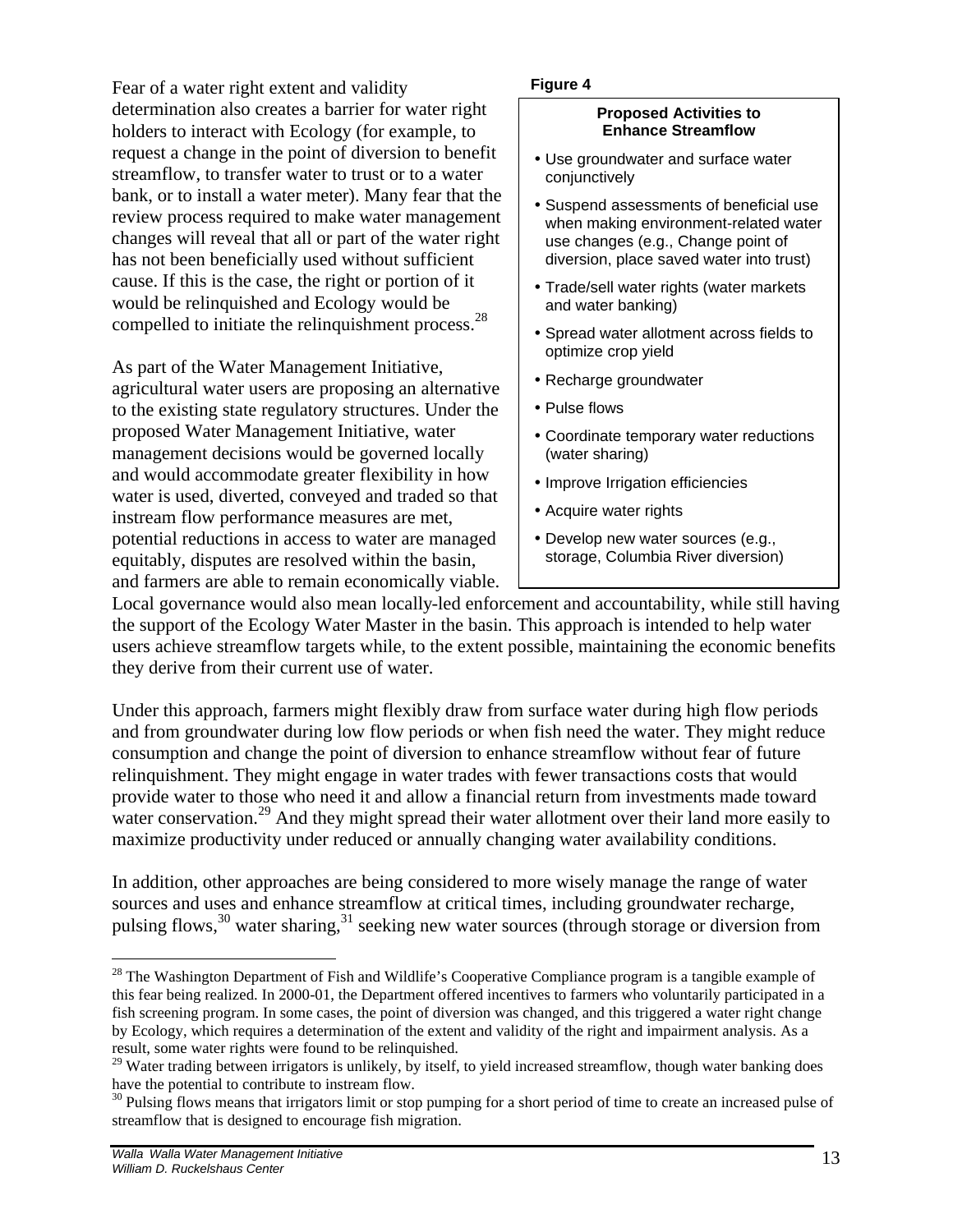Fear of a water right extent and validity determination also creates a barrier for water right holders to interact with Ecology (for example, to request a change in the point of diversion to benefit streamflow, to transfer water to trust or to a water bank, or to install a water meter). Many fear that the review process required to make water management changes will reveal that all or part of the water right has not been beneficially used without sufficient cause. If this is the case, the right or portion of it would be relinquished and Ecology would be compelled to initiate the relinquishment process.[28]

**Figure 4**

**Proposed Activities to Enhance Streamflow**

- Use groundwater and surface water conjunctively
- Suspend assessments of beneficial use when making environment-related water use changes (e.g., Change point of diversion, place saved water into trust)
- Trade/sell water rights (water markets and water banking)
- Spread water allotment across fields to optimize crop yield
- Recharge groundwater
- Pulse flows
- Coordinate temporary water reductions (water sharing)
- Improve Irrigation efficiencies
- Acquire water rights
- Develop new water sources (e.g., storage, Columbia River diversion)

As part of the Water Management Initiative, agricultural water users are proposing an alternative to the existing state regulatory structures. Under the proposed Water Management Initiative, water management decisions would be governed locally and would accommodate greater flexibility in how water is used, diverted, conveyed and traded so that instream flow performance measures are met, potential reductions in access to water are managed equitably, disputes are resolved within the basin, and farmers are able to remain economically viable. Local governance would also mean locally-led enforcement and accountability, while still having the support of the Ecology Water Master in the basin. This approach is intended to help water users achieve streamflow targets while, to the extent possible, maintaining the economic benefits they derive from their current use of water.

Under this approach, farmers might flexibly draw from surface water during high flow periods and from groundwater during low flow periods or when fish need the water. They might reduce consumption and change the point of diversion to enhance streamflow without fear of future relinquishment. They might engage in water trades with fewer transactions costs that would provide water to those who need it and allow a financial return from investments made toward water conservation.[29] And they might spread their water allotment over their land more easily to maximize productivity under reduced or annually changing water availability conditions.

In addition, other approaches are being considered to more wisely manage the range of water sources and uses and enhance streamflow at critical times, including groundwater recharge, pulsing flows,[30] water sharing,[31] seeking new water sources (through storage or diversion from

---

[28] The Washington Department of Fish and Wildlife's Cooperative Compliance program is a tangible example of this fear being realized. In 2000-01, the Department offered incentives to farmers who voluntarily participated in a fish screening program. In some cases, the point of diversion was changed, and this triggered a water right change by Ecology, which requires a determination of the extent and validity of the right and impairment analysis. As a result, some water rights were found to be relinquished.

[29] Water trading between irrigators is unlikely, by itself, to yield increased streamflow, though water banking does have the potential to contribute to instream flow.

[30] Pulsing flows means that irrigators limit or stop pumping for a short period of time to create an increased pulse of streamflow that is designed to encourage fish migration.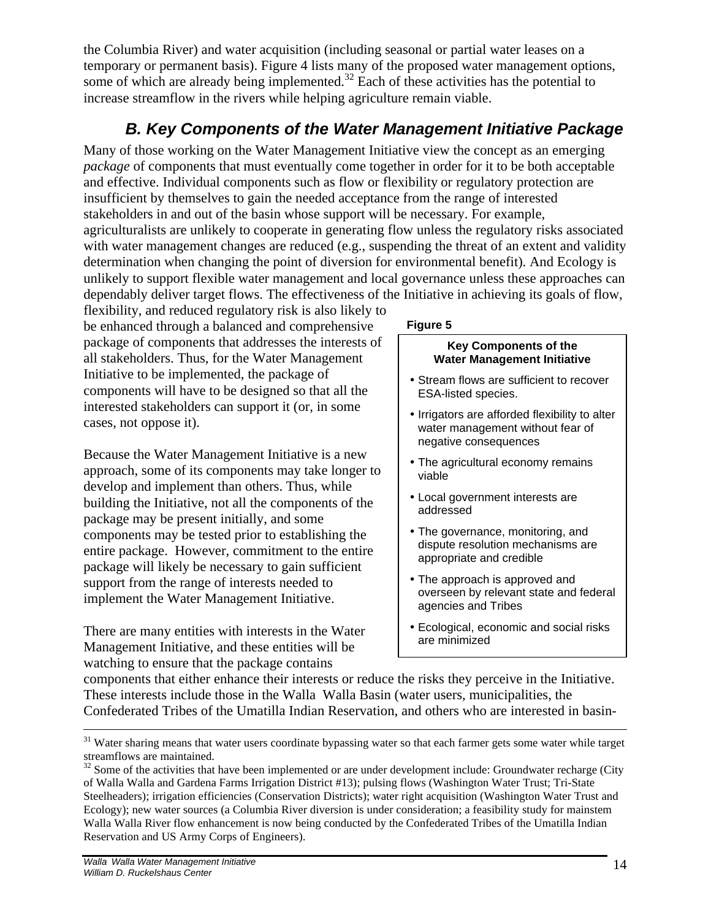the Columbia River) and water acquisition (including seasonal or partial water leases on a temporary or permanent basis). Figure 4 lists many of the proposed water management options, some of which are already being implemented.[32] Each of these activities has the potential to increase streamflow in the rivers while helping agriculture remain viable.

## B. Key Components of the Water Management Initiative Package

Many of those working on the Water Management Initiative view the concept as an emerging *package* of components that must eventually come together in order for it to be both acceptable and effective. Individual components such as flow or flexibility or regulatory protection are insufficient by themselves to gain the needed acceptance from the range of interested stakeholders in and out of the basin whose support will be necessary. For example, agriculturalists are unlikely to cooperate in generating flow unless the regulatory risks associated with water management changes are reduced (e.g., suspending the threat of an extent and validity determination when changing the point of diversion for environmental benefit). And Ecology is unlikely to support flexible water management and local governance unless these approaches can dependably deliver target flows. The effectiveness of the Initiative in achieving its goals of flow, flexibility, and reduced regulatory risk is also likely to be enhanced through a balanced and comprehensive package of components that addresses the interests of all stakeholders. Thus, for the Water Management Initiative to be implemented, the package of components will have to be designed so that all the interested stakeholders can support it (or, in some cases, not oppose it).

**Figure 5**

**Key Components of the Water Management Initiative**

- Stream flows are sufficient to recover ESA-listed species.
- Irrigators are afforded flexibility to alter water management without fear of negative consequences
- The agricultural economy remains viable
- Local government interests are addressed
- The governance, monitoring, and dispute resolution mechanisms are appropriate and credible
- The approach is approved and overseen by relevant state and federal agencies and Tribes
- Ecological, economic and social risks are minimized

Because the Water Management Initiative is a new approach, some of its components may take longer to develop and implement than others. Thus, while building the Initiative, not all the components of the package may be present initially, and some components may be tested prior to establishing the entire package. However, commitment to the entire package will likely be necessary to gain sufficient support from the range of interests needed to implement the Water Management Initiative.

There are many entities with interests in the Water Management Initiative, and these entities will be watching to ensure that the package contains components that either enhance their interests or reduce the risks they perceive in the Initiative. These interests include those in the Walla Walla Basin (water users, municipalities, the Confederated Tribes of the Umatilla Indian Reservation, and others who are interested in basin-

---

[31] Water sharing means that water users coordinate bypassing water so that each farmer gets some water while target streamflows are maintained.

[32] Some of the activities that have been implemented or are under development include: Groundwater recharge (City of Walla Walla and Gardena Farms Irrigation District #13); pulsing flows (Washington Water Trust; Tri-State Steelheaders); irrigation efficiencies (Conservation Districts); water right acquisition (Washington Water Trust and Ecology); new water sources (a Columbia River diversion is under consideration; a feasibility study for mainstem Walla Walla River flow enhancement is now being conducted by the Confederated Tribes of the Umatilla Indian Reservation and US Army Corps of Engineers).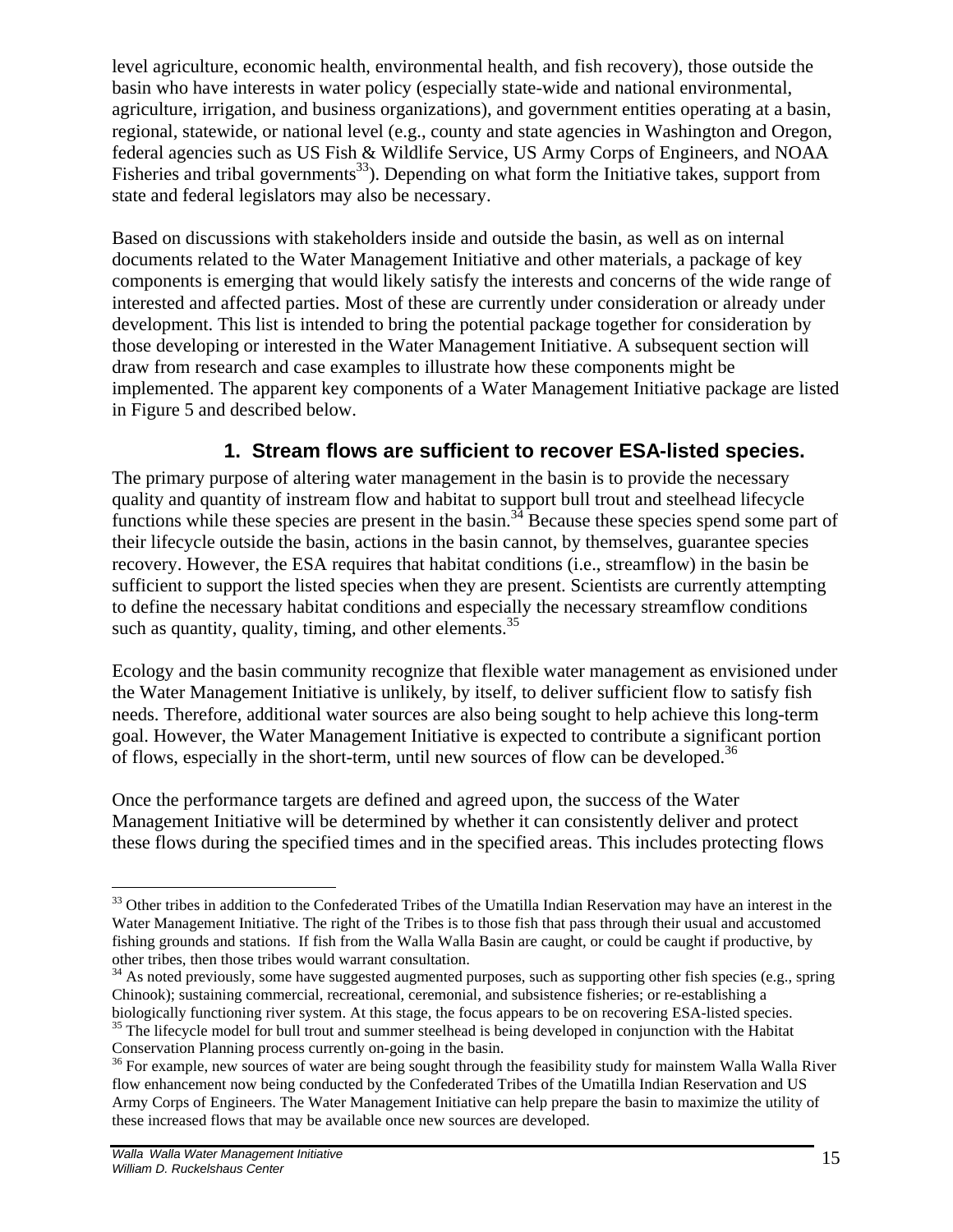level agriculture, economic health, environmental health, and fish recovery), those outside the basin who have interests in water policy (especially state-wide and national environmental, agriculture, irrigation, and business organizations), and government entities operating at a basin, regional, statewide, or national level (e.g., county and state agencies in Washington and Oregon, federal agencies such as US Fish & Wildlife Service, US Army Corps of Engineers, and NOAA Fisheries and tribal governments[33]). Depending on what form the Initiative takes, support from state and federal legislators may also be necessary.

Based on discussions with stakeholders inside and outside the basin, as well as on internal documents related to the Water Management Initiative and other materials, a package of key components is emerging that would likely satisfy the interests and concerns of the wide range of interested and affected parties. Most of these are currently under consideration or already under development. This list is intended to bring the potential package together for consideration by those developing or interested in the Water Management Initiative. A subsequent section will draw from research and case examples to illustrate how these components might be implemented. The apparent key components of a Water Management Initiative package are listed in Figure 5 and described below.

### 1. Stream flows are sufficient to recover ESA-listed species.

The primary purpose of altering water management in the basin is to provide the necessary quality and quantity of instream flow and habitat to support bull trout and steelhead lifecycle functions while these species are present in the basin.[34] Because these species spend some part of their lifecycle outside the basin, actions in the basin cannot, by themselves, guarantee species recovery. However, the ESA requires that habitat conditions (i.e., streamflow) in the basin be sufficient to support the listed species when they are present. Scientists are currently attempting to define the necessary habitat conditions and especially the necessary streamflow conditions such as quantity, quality, timing, and other elements.[35]

Ecology and the basin community recognize that flexible water management as envisioned under the Water Management Initiative is unlikely, by itself, to deliver sufficient flow to satisfy fish needs. Therefore, additional water sources are also being sought to help achieve this long-term goal. However, the Water Management Initiative is expected to contribute a significant portion of flows, especially in the short-term, until new sources of flow can be developed.[36]

Once the performance targets are defined and agreed upon, the success of the Water Management Initiative will be determined by whether it can consistently deliver and protect these flows during the specified times and in the specified areas. This includes protecting flows

---

[33] Other tribes in addition to the Confederated Tribes of the Umatilla Indian Reservation may have an interest in the Water Management Initiative. The right of the Tribes is to those fish that pass through their usual and accustomed fishing grounds and stations. If fish from the Walla Walla Basin are caught, or could be caught if productive, by other tribes, then those tribes would warrant consultation.

[34] As noted previously, some have suggested augmented purposes, such as supporting other fish species (e.g., spring Chinook); sustaining commercial, recreational, ceremonial, and subsistence fisheries; or re-establishing a biologically functioning river system. At this stage, the focus appears to be on recovering ESA-listed species.

[35] The lifecycle model for bull trout and summer steelhead is being developed in conjunction with the Habitat Conservation Planning process currently on-going in the basin.

[36] For example, new sources of water are being sought through the feasibility study for mainstem Walla Walla River flow enhancement now being conducted by the Confederated Tribes of the Umatilla Indian Reservation and US Army Corps of Engineers. The Water Management Initiative can help prepare the basin to maximize the utility of these increased flows that may be available once new sources are developed.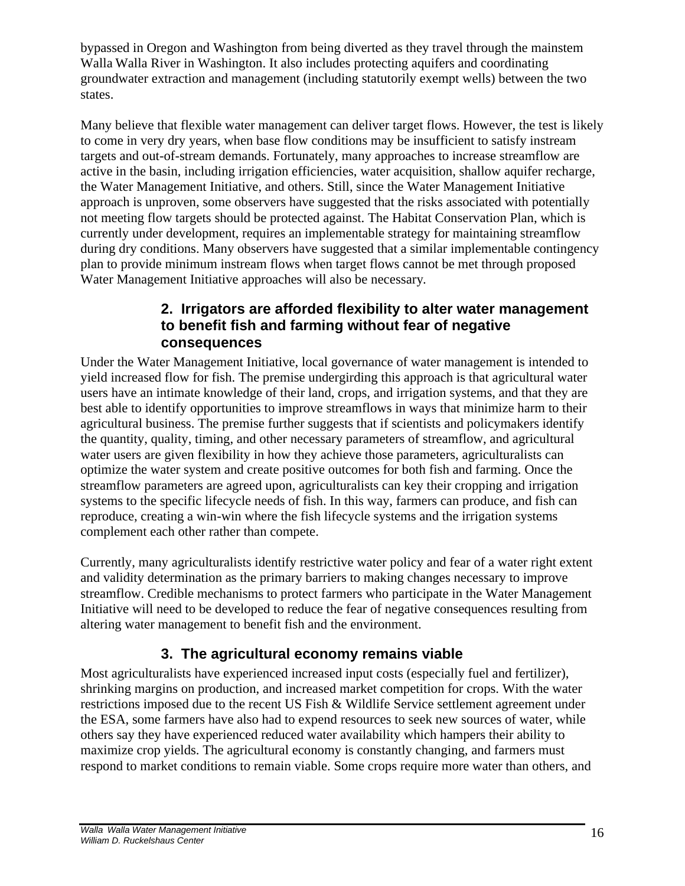bypassed in Oregon and Washington from being diverted as they travel through the mainstem Walla Walla River in Washington. It also includes protecting aquifers and coordinating groundwater extraction and management (including statutorily exempt wells) between the two states.

Many believe that flexible water management can deliver target flows. However, the test is likely to come in very dry years, when base flow conditions may be insufficient to satisfy instream targets and out-of-stream demands. Fortunately, many approaches to increase streamflow are active in the basin, including irrigation efficiencies, water acquisition, shallow aquifer recharge, the Water Management Initiative, and others. Still, since the Water Management Initiative approach is unproven, some observers have suggested that the risks associated with potentially not meeting flow targets should be protected against. The Habitat Conservation Plan, which is currently under development, requires an implementable strategy for maintaining streamflow during dry conditions. Many observers have suggested that a similar implementable contingency plan to provide minimum instream flows when target flows cannot be met through proposed Water Management Initiative approaches will also be necessary.

### 2. Irrigators are afforded flexibility to alter water management to benefit fish and farming without fear of negative consequences

Under the Water Management Initiative, local governance of water management is intended to yield increased flow for fish. The premise undergirding this approach is that agricultural water users have an intimate knowledge of their land, crops, and irrigation systems, and that they are best able to identify opportunities to improve streamflows in ways that minimize harm to their agricultural business. The premise further suggests that if scientists and policymakers identify the quantity, quality, timing, and other necessary parameters of streamflow, and agricultural water users are given flexibility in how they achieve those parameters, agriculturalists can optimize the water system and create positive outcomes for both fish and farming. Once the streamflow parameters are agreed upon, agriculturalists can key their cropping and irrigation systems to the specific lifecycle needs of fish. In this way, farmers can produce, and fish can reproduce, creating a win-win where the fish lifecycle systems and the irrigation systems complement each other rather than compete.

Currently, many agriculturalists identify restrictive water policy and fear of a water right extent and validity determination as the primary barriers to making changes necessary to improve streamflow. Credible mechanisms to protect farmers who participate in the Water Management Initiative will need to be developed to reduce the fear of negative consequences resulting from altering water management to benefit fish and the environment.

### 3. The agricultural economy remains viable

Most agriculturalists have experienced increased input costs (especially fuel and fertilizer), shrinking margins on production, and increased market competition for crops. With the water restrictions imposed due to the recent US Fish & Wildlife Service settlement agreement under the ESA, some farmers have also had to expend resources to seek new sources of water, while others say they have experienced reduced water availability which hampers their ability to maximize crop yields. The agricultural economy is constantly changing, and farmers must respond to market conditions to remain viable. Some crops require more water than others, and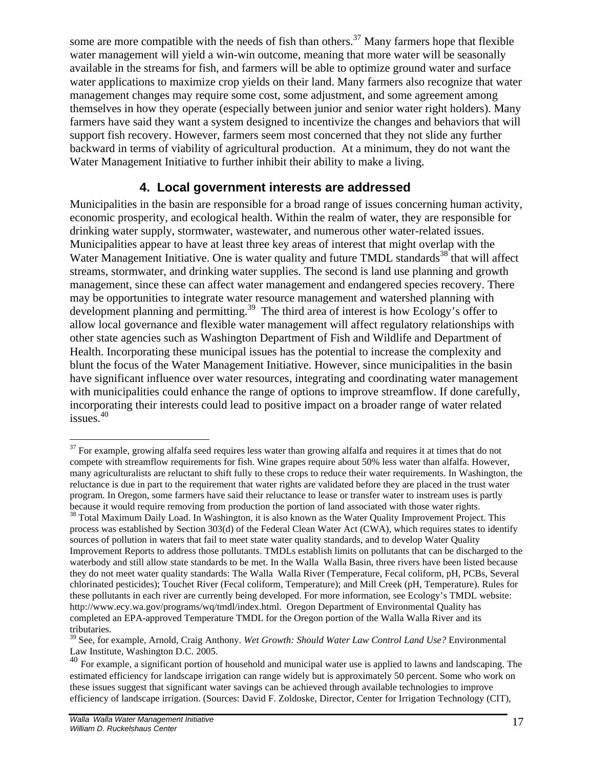some are more compatible with the needs of fish than others.[37] Many farmers hope that flexible water management will yield a win-win outcome, meaning that more water will be seasonally available in the streams for fish, and farmers will be able to optimize ground water and surface water applications to maximize crop yields on their land. Many farmers also recognize that water management changes may require some cost, some adjustment, and some agreement among themselves in how they operate (especially between junior and senior water right holders). Many farmers have said they want a system designed to incentivize the changes and behaviors that will support fish recovery. However, farmers seem most concerned that they not slide any further backward in terms of viability of agricultural production. At a minimum, they do not want the Water Management Initiative to further inhibit their ability to make a living.

### 4. Local government interests are addressed

Municipalities in the basin are responsible for a broad range of issues concerning human activity, economic prosperity, and ecological health. Within the realm of water, they are responsible for drinking water supply, stormwater, wastewater, and numerous other water-related issues. Municipalities appear to have at least three key areas of interest that might overlap with the Water Management Initiative. One is water quality and future TMDL standards[38] that will affect streams, stormwater, and drinking water supplies. The second is land use planning and growth management, since these can affect water management and endangered species recovery. There may be opportunities to integrate water resource management and watershed planning with development planning and permitting.[39] The third area of interest is how Ecology's offer to allow local governance and flexible water management will affect regulatory relationships with other state agencies such as Washington Department of Fish and Wildlife and Department of Health. Incorporating these municipal issues has the potential to increase the complexity and blunt the focus of the Water Management Initiative. However, since municipalities in the basin have significant influence over water resources, integrating and coordinating water management with municipalities could enhance the range of options to improve streamflow. If done carefully, incorporating their interests could lead to positive impact on a broader range of water related issues.[40]

---

[37] For example, growing alfalfa seed requires less water than growing alfalfa and requires it at times that do not compete with streamflow requirements for fish. Wine grapes require about 50% less water than alfalfa. However, many agriculturalists are reluctant to shift fully to these crops to reduce their water requirements. In Washington, the reluctance is due in part to the requirement that water rights are validated before they are placed in the trust water program. In Oregon, some farmers have said their reluctance to lease or transfer water to instream uses is partly because it would require removing from production the portion of land associated with those water rights.

[38] Total Maximum Daily Load. In Washington, it is also known as the Water Quality Improvement Project. This process was established by Section 303(d) of the Federal Clean Water Act (CWA), which requires states to identify sources of pollution in waters that fail to meet state water quality standards, and to develop Water Quality Improvement Reports to address those pollutants. TMDLs establish limits on pollutants that can be discharged to the waterbody and still allow state standards to be met. In the Walla Walla Basin, three rivers have been listed because they do not meet water quality standards: The Walla Walla River (Temperature, Fecal coliform, pH, PCBs, Several chlorinated pesticides); Touchet River (Fecal coliform, Temperature); and Mill Creek (pH, Temperature). Rules for these pollutants in each river are currently being developed. For more information, see Ecology's TMDL website: http://www.ecy.wa.gov/programs/wq/tmdl/index.html. Oregon Department of Environmental Quality has completed an EPA-approved Temperature TMDL for the Oregon portion of the Walla Walla River and its tributaries.

[39] See, for example, Arnold, Craig Anthony. *Wet Growth: Should Water Law Control Land Use?* Environmental Law Institute, Washington D.C. 2005.

[40] For example, a significant portion of household and municipal water use is applied to lawns and landscaping. The estimated efficiency for landscape irrigation can range widely but is approximately 50 percent. Some who work on these issues suggest that significant water savings can be achieved through available technologies to improve efficiency of landscape irrigation. (Sources: David F. Zoldoske, Director, Center for Irrigation Technology (CIT),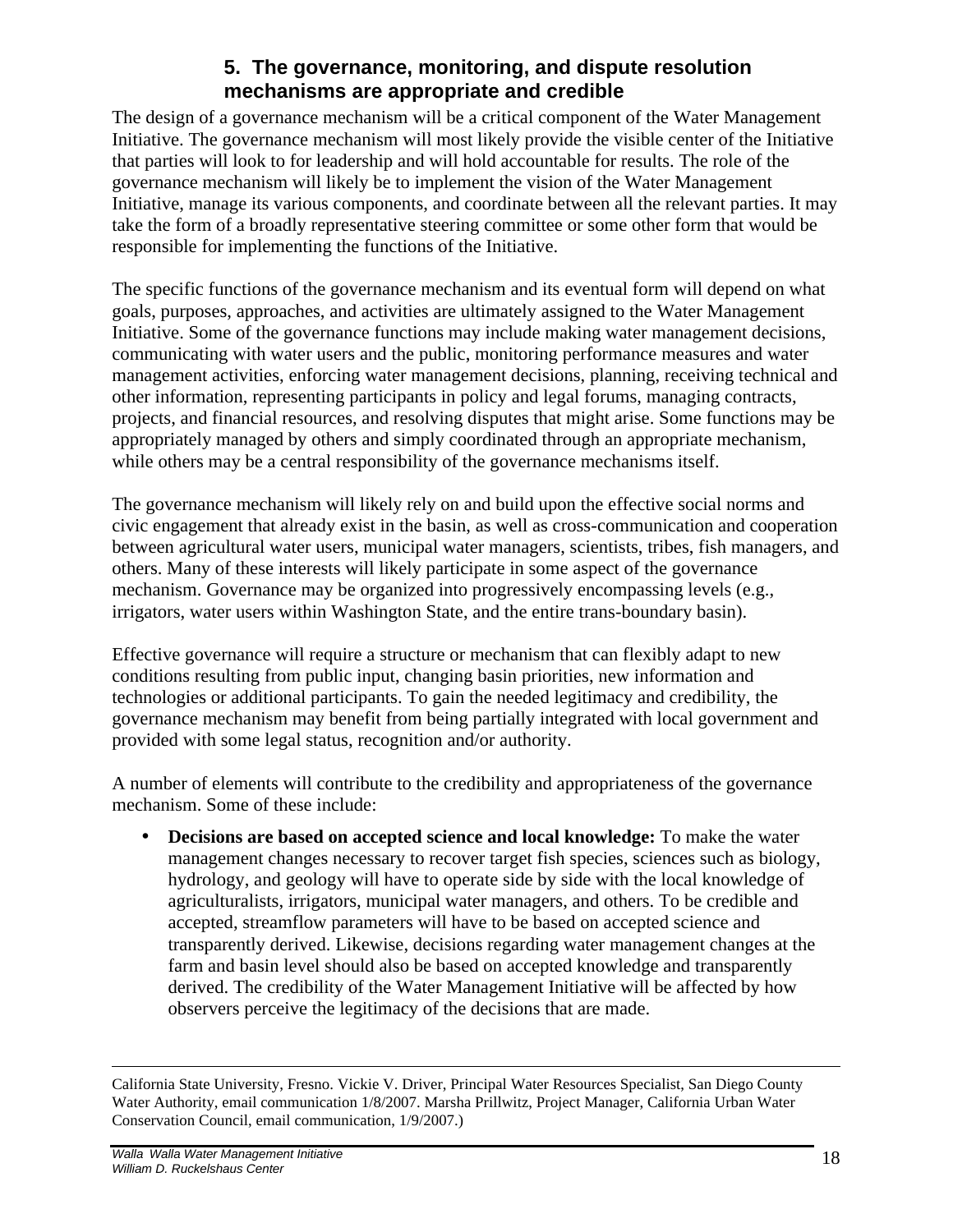### 5. The governance, monitoring, and dispute resolution mechanisms are appropriate and credible

The design of a governance mechanism will be a critical component of the Water Management Initiative. The governance mechanism will most likely provide the visible center of the Initiative that parties will look to for leadership and will hold accountable for results. The role of the governance mechanism will likely be to implement the vision of the Water Management Initiative, manage its various components, and coordinate between all the relevant parties. It may take the form of a broadly representative steering committee or some other form that would be responsible for implementing the functions of the Initiative.

The specific functions of the governance mechanism and its eventual form will depend on what goals, purposes, approaches, and activities are ultimately assigned to the Water Management Initiative. Some of the governance functions may include making water management decisions, communicating with water users and the public, monitoring performance measures and water management activities, enforcing water management decisions, planning, receiving technical and other information, representing participants in policy and legal forums, managing contracts, projects, and financial resources, and resolving disputes that might arise. Some functions may be appropriately managed by others and simply coordinated through an appropriate mechanism, while others may be a central responsibility of the governance mechanisms itself.

The governance mechanism will likely rely on and build upon the effective social norms and civic engagement that already exist in the basin, as well as cross-communication and cooperation between agricultural water users, municipal water managers, scientists, tribes, fish managers, and others. Many of these interests will likely participate in some aspect of the governance mechanism. Governance may be organized into progressively encompassing levels (e.g., irrigators, water users within Washington State, and the entire trans-boundary basin).

Effective governance will require a structure or mechanism that can flexibly adapt to new conditions resulting from public input, changing basin priorities, new information and technologies or additional participants. To gain the needed legitimacy and credibility, the governance mechanism may benefit from being partially integrated with local government and provided with some legal status, recognition and/or authority.

A number of elements will contribute to the credibility and appropriateness of the governance mechanism. Some of these include:

- **Decisions are based on accepted science and local knowledge:** To make the water management changes necessary to recover target fish species, sciences such as biology, hydrology, and geology will have to operate side by side with the local knowledge of agriculturalists, irrigators, municipal water managers, and others. To be credible and accepted, streamflow parameters will have to be based on accepted science and transparently derived. Likewise, decisions regarding water management changes at the farm and basin level should also be based on accepted knowledge and transparently derived. The credibility of the Water Management Initiative will be affected by how observers perceive the legitimacy of the decisions that are made.

---

California State University, Fresno. Vickie V. Driver, Principal Water Resources Specialist, San Diego County Water Authority, email communication 1/8/2007. Marsha Prillwitz, Project Manager, California Urban Water Conservation Council, email communication, 1/9/2007.)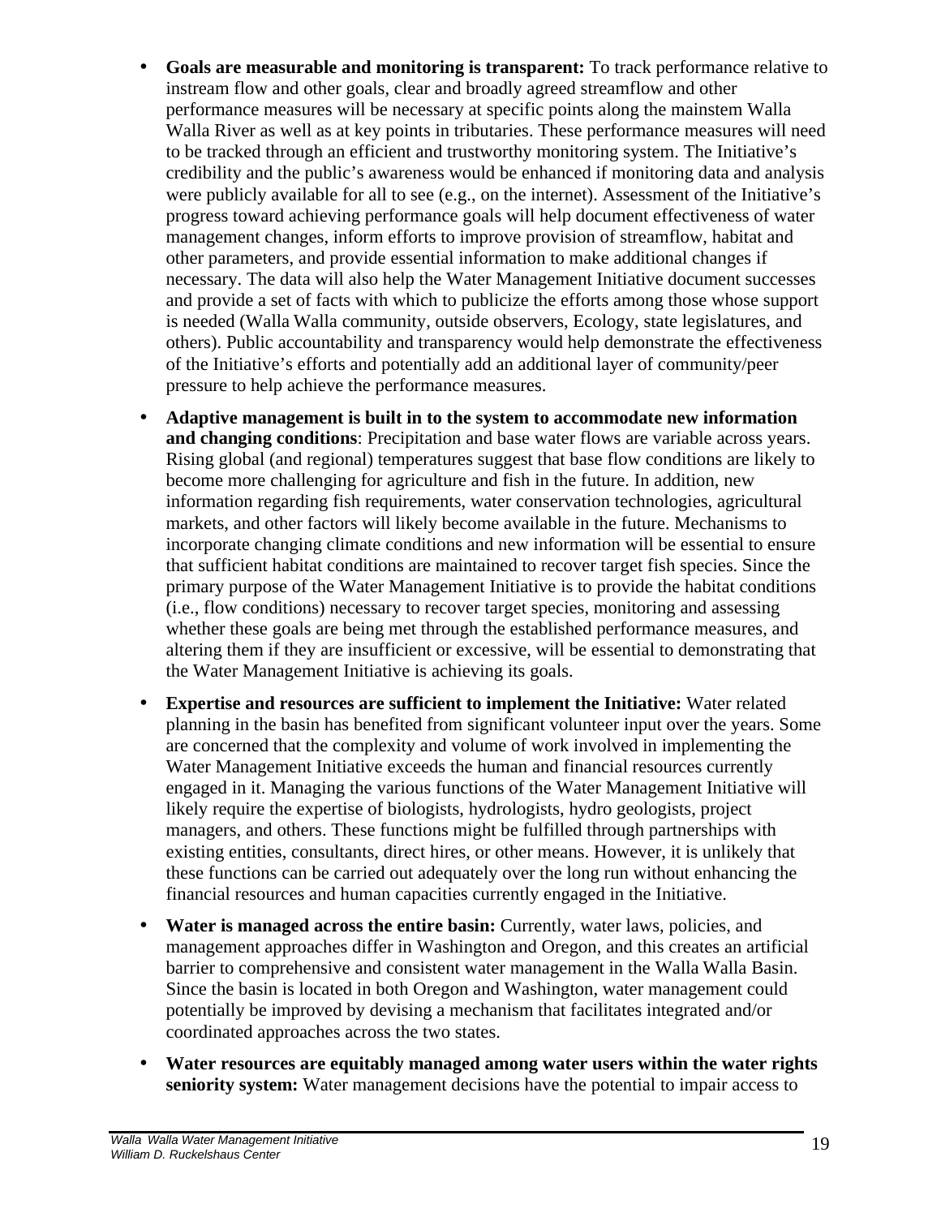- **Goals are measurable and monitoring is transparent:** To track performance relative to instream flow and other goals, clear and broadly agreed streamflow and other performance measures will be necessary at specific points along the mainstem Walla Walla River as well as at key points in tributaries. These performance measures will need to be tracked through an efficient and trustworthy monitoring system. The Initiative's credibility and the public's awareness would be enhanced if monitoring data and analysis were publicly available for all to see (e.g., on the internet). Assessment of the Initiative's progress toward achieving performance goals will help document effectiveness of water management changes, inform efforts to improve provision of streamflow, habitat and other parameters, and provide essential information to make additional changes if necessary. The data will also help the Water Management Initiative document successes and provide a set of facts with which to publicize the efforts among those whose support is needed (Walla Walla community, outside observers, Ecology, state legislatures, and others). Public accountability and transparency would help demonstrate the effectiveness of the Initiative's efforts and potentially add an additional layer of community/peer pressure to help achieve the performance measures.

- **Adaptive management is built in to the system to accommodate new information and changing conditions**: Precipitation and base water flows are variable across years. Rising global (and regional) temperatures suggest that base flow conditions are likely to become more challenging for agriculture and fish in the future. In addition, new information regarding fish requirements, water conservation technologies, agricultural markets, and other factors will likely become available in the future. Mechanisms to incorporate changing climate conditions and new information will be essential to ensure that sufficient habitat conditions are maintained to recover target fish species. Since the primary purpose of the Water Management Initiative is to provide the habitat conditions (i.e., flow conditions) necessary to recover target species, monitoring and assessing whether these goals are being met through the established performance measures, and altering them if they are insufficient or excessive, will be essential to demonstrating that the Water Management Initiative is achieving its goals.

- **Expertise and resources are sufficient to implement the Initiative:** Water related planning in the basin has benefited from significant volunteer input over the years. Some are concerned that the complexity and volume of work involved in implementing the Water Management Initiative exceeds the human and financial resources currently engaged in it. Managing the various functions of the Water Management Initiative will likely require the expertise of biologists, hydrologists, hydro geologists, project managers, and others. These functions might be fulfilled through partnerships with existing entities, consultants, direct hires, or other means. However, it is unlikely that these functions can be carried out adequately over the long run without enhancing the financial resources and human capacities currently engaged in the Initiative.

- **Water is managed across the entire basin:** Currently, water laws, policies, and management approaches differ in Washington and Oregon, and this creates an artificial barrier to comprehensive and consistent water management in the Walla Walla Basin. Since the basin is located in both Oregon and Washington, water management could potentially be improved by devising a mechanism that facilitates integrated and/or coordinated approaches across the two states.

- **Water resources are equitably managed among water users within the water rights seniority system:** Water management decisions have the potential to impair access to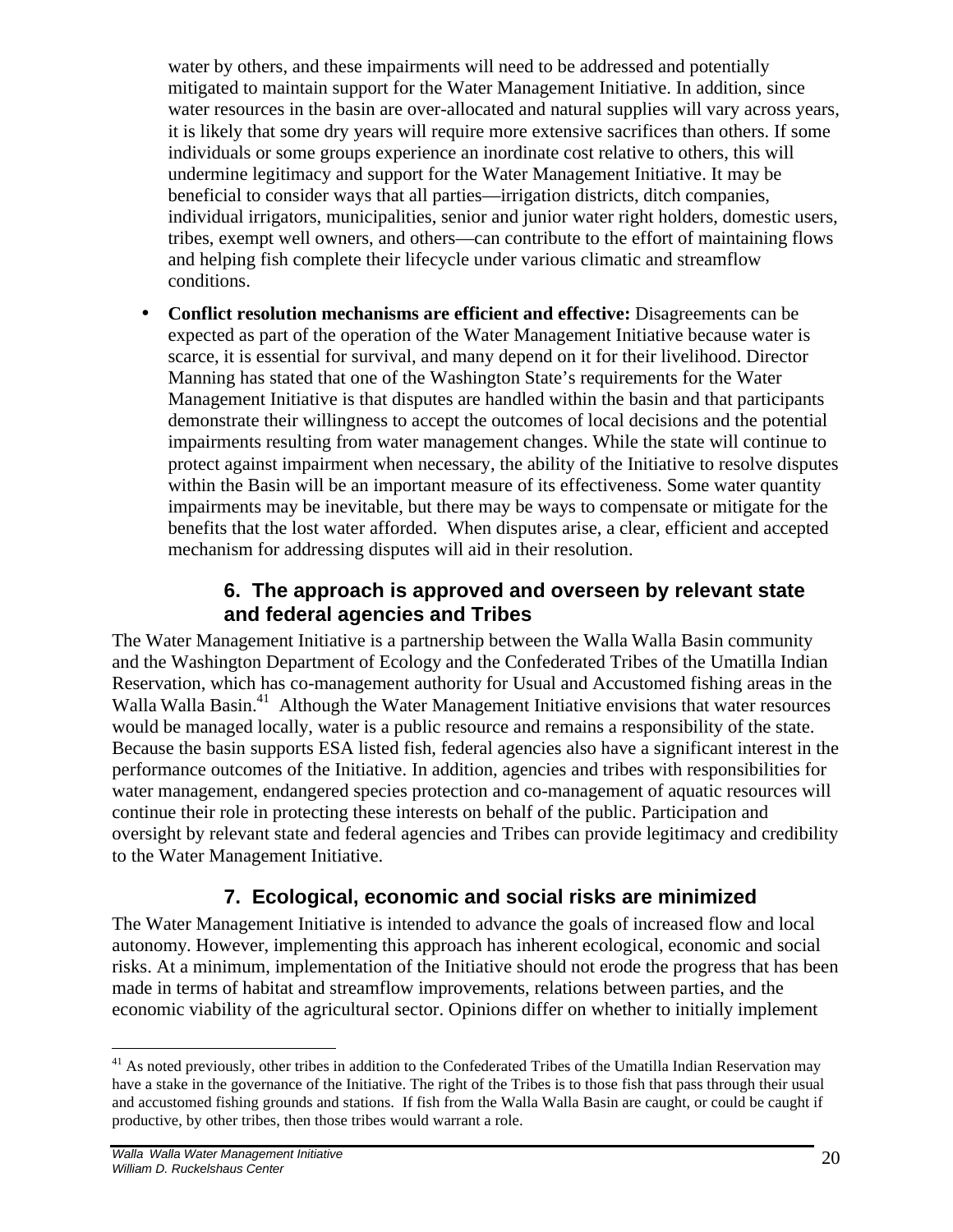water by others, and these impairments will need to be addressed and potentially mitigated to maintain support for the Water Management Initiative. In addition, since water resources in the basin are over-allocated and natural supplies will vary across years, it is likely that some dry years will require more extensive sacrifices than others. If some individuals or some groups experience an inordinate cost relative to others, this will undermine legitimacy and support for the Water Management Initiative. It may be beneficial to consider ways that all parties—irrigation districts, ditch companies, individual irrigators, municipalities, senior and junior water right holders, domestic users, tribes, exempt well owners, and others—can contribute to the effort of maintaining flows and helping fish complete their lifecycle under various climatic and streamflow conditions.

- **Conflict resolution mechanisms are efficient and effective:** Disagreements can be expected as part of the operation of the Water Management Initiative because water is scarce, it is essential for survival, and many depend on it for their livelihood. Director Manning has stated that one of the Washington State's requirements for the Water Management Initiative is that disputes are handled within the basin and that participants demonstrate their willingness to accept the outcomes of local decisions and the potential impairments resulting from water management changes. While the state will continue to protect against impairment when necessary, the ability of the Initiative to resolve disputes within the Basin will be an important measure of its effectiveness. Some water quantity impairments may be inevitable, but there may be ways to compensate or mitigate for the benefits that the lost water afforded. When disputes arise, a clear, efficient and accepted mechanism for addressing disputes will aid in their resolution.

### 6. The approach is approved and overseen by relevant state and federal agencies and Tribes

The Water Management Initiative is a partnership between the Walla Walla Basin community and the Washington Department of Ecology and the Confederated Tribes of the Umatilla Indian Reservation, which has co-management authority for Usual and Accustomed fishing areas in the Walla Walla Basin.[41] Although the Water Management Initiative envisions that water resources would be managed locally, water is a public resource and remains a responsibility of the state. Because the basin supports ESA listed fish, federal agencies also have a significant interest in the performance outcomes of the Initiative. In addition, agencies and tribes with responsibilities for water management, endangered species protection and co-management of aquatic resources will continue their role in protecting these interests on behalf of the public. Participation and oversight by relevant state and federal agencies and Tribes can provide legitimacy and credibility to the Water Management Initiative.

### 7. Ecological, economic and social risks are minimized

The Water Management Initiative is intended to advance the goals of increased flow and local autonomy. However, implementing this approach has inherent ecological, economic and social risks. At a minimum, implementation of the Initiative should not erode the progress that has been made in terms of habitat and streamflow improvements, relations between parties, and the economic viability of the agricultural sector. Opinions differ on whether to initially implement

[41] As noted previously, other tribes in addition to the Confederated Tribes of the Umatilla Indian Reservation may have a stake in the governance of the Initiative. The right of the Tribes is to those fish that pass through their usual and accustomed fishing grounds and stations. If fish from the Walla Walla Basin are caught, or could be caught if productive, by other tribes, then those tribes would warrant a role.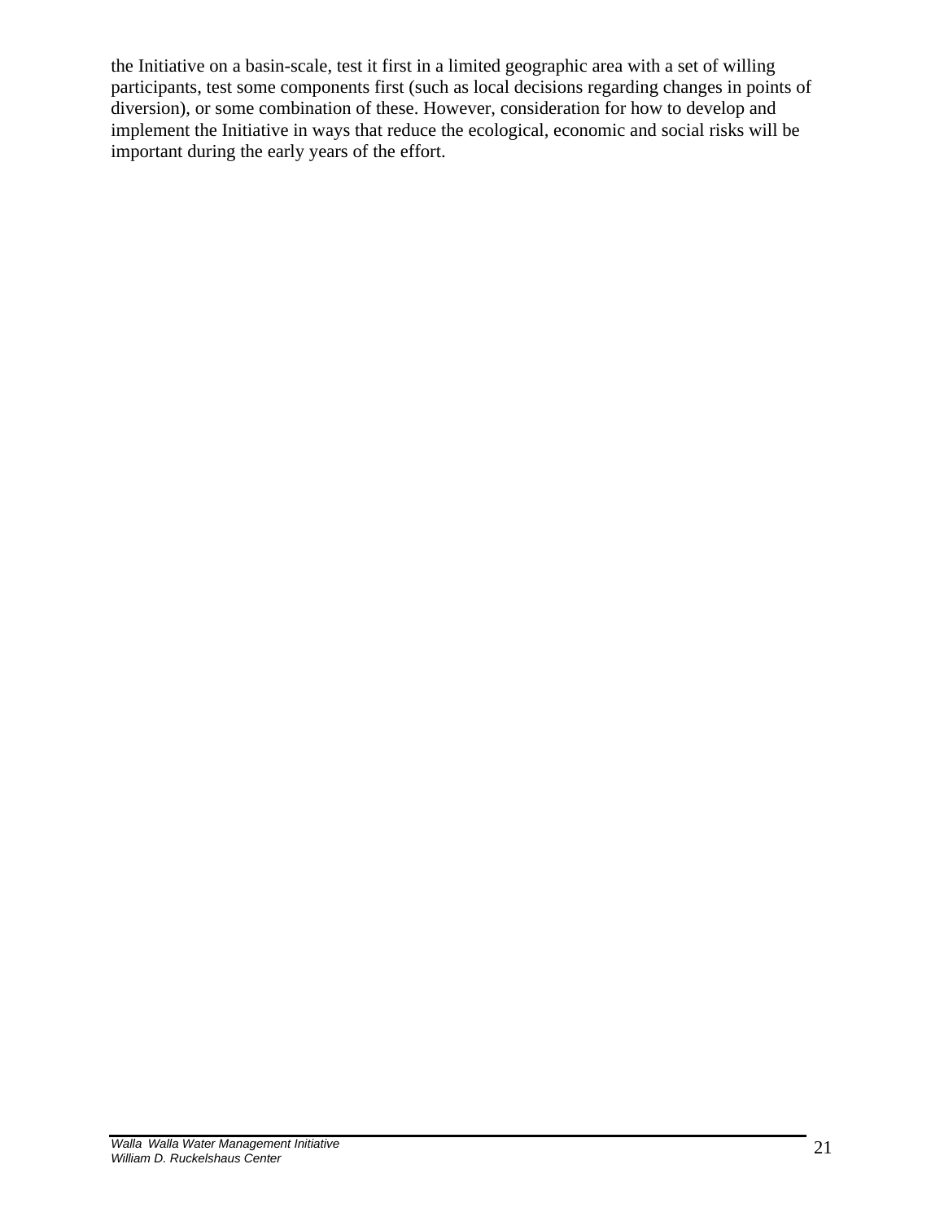the Initiative on a basin-scale, test it first in a limited geographic area with a set of willing participants, test some components first (such as local decisions regarding changes in points of diversion), or some combination of these. However, consideration for how to develop and implement the Initiative in ways that reduce the ecological, economic and social risks will be important during the early years of the effort.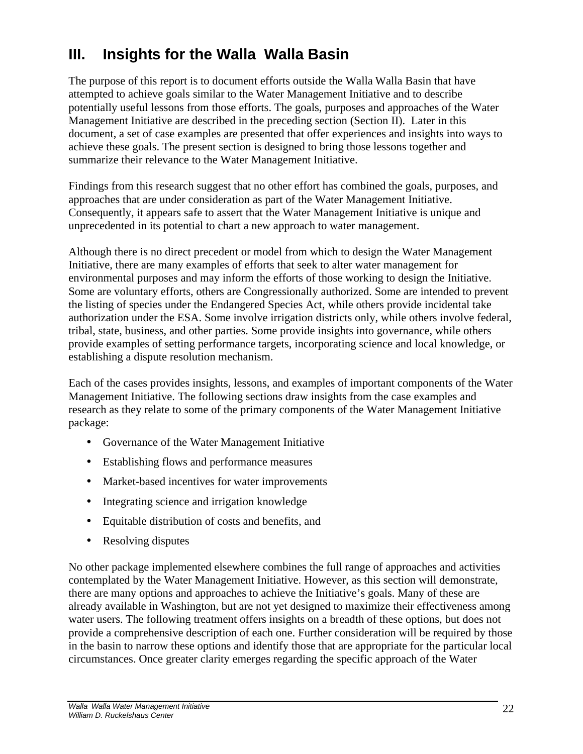# III. Insights for the Walla Walla Basin

The purpose of this report is to document efforts outside the Walla Walla Basin that have attempted to achieve goals similar to the Water Management Initiative and to describe potentially useful lessons from those efforts. The goals, purposes and approaches of the Water Management Initiative are described in the preceding section (Section II). Later in this document, a set of case examples are presented that offer experiences and insights into ways to achieve these goals. The present section is designed to bring those lessons together and summarize their relevance to the Water Management Initiative.

Findings from this research suggest that no other effort has combined the goals, purposes, and approaches that are under consideration as part of the Water Management Initiative. Consequently, it appears safe to assert that the Water Management Initiative is unique and unprecedented in its potential to chart a new approach to water management.

Although there is no direct precedent or model from which to design the Water Management Initiative, there are many examples of efforts that seek to alter water management for environmental purposes and may inform the efforts of those working to design the Initiative. Some are voluntary efforts, others are Congressionally authorized. Some are intended to prevent the listing of species under the Endangered Species Act, while others provide incidental take authorization under the ESA. Some involve irrigation districts only, while others involve federal, tribal, state, business, and other parties. Some provide insights into governance, while others provide examples of setting performance targets, incorporating science and local knowledge, or establishing a dispute resolution mechanism.

Each of the cases provides insights, lessons, and examples of important components of the Water Management Initiative. The following sections draw insights from the case examples and research as they relate to some of the primary components of the Water Management Initiative package:

- Governance of the Water Management Initiative
- Establishing flows and performance measures
- Market-based incentives for water improvements
- Integrating science and irrigation knowledge
- Equitable distribution of costs and benefits, and
- Resolving disputes

No other package implemented elsewhere combines the full range of approaches and activities contemplated by the Water Management Initiative. However, as this section will demonstrate, there are many options and approaches to achieve the Initiative's goals. Many of these are already available in Washington, but are not yet designed to maximize their effectiveness among water users. The following treatment offers insights on a breadth of these options, but does not provide a comprehensive description of each one. Further consideration will be required by those in the basin to narrow these options and identify those that are appropriate for the particular local circumstances. Once greater clarity emerges regarding the specific approach of the Water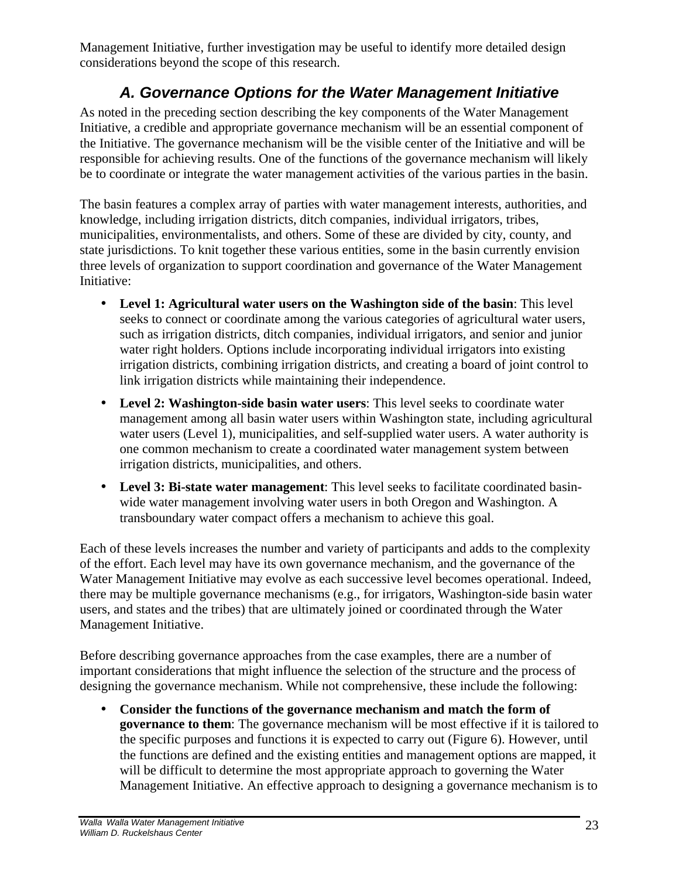Management Initiative, further investigation may be useful to identify more detailed design considerations beyond the scope of this research.

## A. Governance Options for the Water Management Initiative

As noted in the preceding section describing the key components of the Water Management Initiative, a credible and appropriate governance mechanism will be an essential component of the Initiative. The governance mechanism will be the visible center of the Initiative and will be responsible for achieving results. One of the functions of the governance mechanism will likely be to coordinate or integrate the water management activities of the various parties in the basin.

The basin features a complex array of parties with water management interests, authorities, and knowledge, including irrigation districts, ditch companies, individual irrigators, tribes, municipalities, environmentalists, and others. Some of these are divided by city, county, and state jurisdictions. To knit together these various entities, some in the basin currently envision three levels of organization to support coordination and governance of the Water Management Initiative:

- **Level 1: Agricultural water users on the Washington side of the basin**: This level seeks to connect or coordinate among the various categories of agricultural water users, such as irrigation districts, ditch companies, individual irrigators, and senior and junior water right holders. Options include incorporating individual irrigators into existing irrigation districts, combining irrigation districts, and creating a board of joint control to link irrigation districts while maintaining their independence.
- **Level 2: Washington-side basin water users**: This level seeks to coordinate water management among all basin water users within Washington state, including agricultural water users (Level 1), municipalities, and self-supplied water users. A water authority is one common mechanism to create a coordinated water management system between irrigation districts, municipalities, and others.
- **Level 3: Bi-state water management**: This level seeks to facilitate coordinated basin-wide water management involving water users in both Oregon and Washington. A transboundary water compact offers a mechanism to achieve this goal.

Each of these levels increases the number and variety of participants and adds to the complexity of the effort. Each level may have its own governance mechanism, and the governance of the Water Management Initiative may evolve as each successive level becomes operational. Indeed, there may be multiple governance mechanisms (e.g., for irrigators, Washington-side basin water users, and states and the tribes) that are ultimately joined or coordinated through the Water Management Initiative.

Before describing governance approaches from the case examples, there are a number of important considerations that might influence the selection of the structure and the process of designing the governance mechanism. While not comprehensive, these include the following:

- **Consider the functions of the governance mechanism and match the form of governance to them**: The governance mechanism will be most effective if it is tailored to the specific purposes and functions it is expected to carry out (Figure 6). However, until the functions are defined and the existing entities and management options are mapped, it will be difficult to determine the most appropriate approach to governing the Water Management Initiative. An effective approach to designing a governance mechanism is to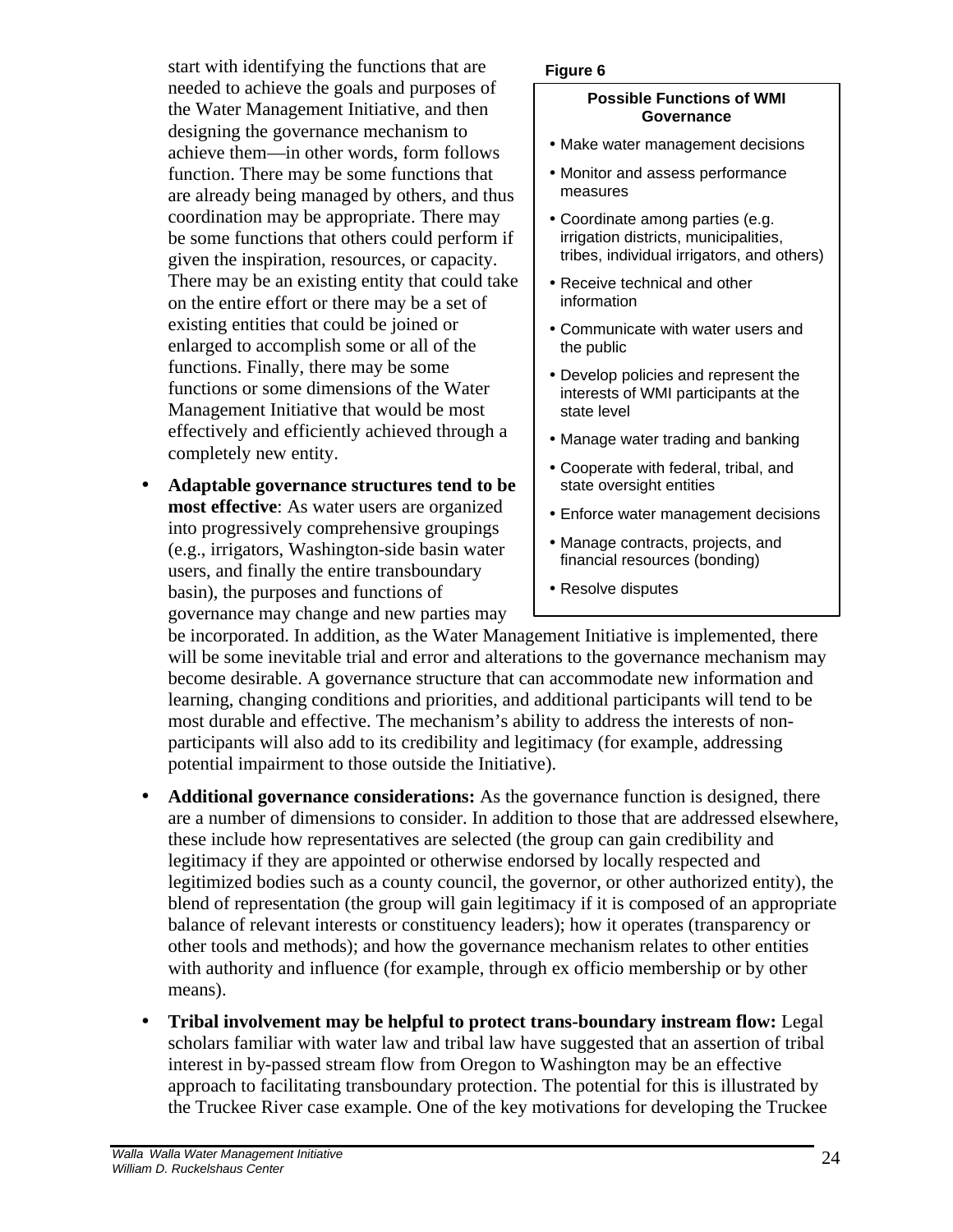start with identifying the functions that are needed to achieve the goals and purposes of the Water Management Initiative, and then designing the governance mechanism to achieve them—in other words, form follows function. There may be some functions that are already being managed by others, and thus coordination may be appropriate. There may be some functions that others could perform if given the inspiration, resources, or capacity. There may be an existing entity that could take on the entire effort or there may be a set of existing entities that could be joined or enlarged to accomplish some or all of the functions. Finally, there may be some functions or some dimensions of the Water Management Initiative that would be most effectively and efficiently achieved through a completely new entity.

**Figure 6**

**Possible Functions of WMI Governance**

- Make water management decisions
- Monitor and assess performance measures
- Coordinate among parties (e.g. irrigation districts, municipalities, tribes, individual irrigators, and others)
- Receive technical and other information
- Communicate with water users and the public
- Develop policies and represent the interests of WMI participants at the state level
- Manage water trading and banking
- Cooperate with federal, tribal, and state oversight entities
- Enforce water management decisions
- Manage contracts, projects, and financial resources (bonding)
- Resolve disputes

- **Adaptable governance structures tend to be most effective**: As water users are organized into progressively comprehensive groupings (e.g., irrigators, Washington-side basin water users, and finally the entire transboundary basin), the purposes and functions of governance may change and new parties may be incorporated. In addition, as the Water Management Initiative is implemented, there will be some inevitable trial and error and alterations to the governance mechanism may become desirable. A governance structure that can accommodate new information and learning, changing conditions and priorities, and additional participants will tend to be most durable and effective. The mechanism's ability to address the interests of non-participants will also add to its credibility and legitimacy (for example, addressing potential impairment to those outside the Initiative).

- **Additional governance considerations:** As the governance function is designed, there are a number of dimensions to consider. In addition to those that are addressed elsewhere, these include how representatives are selected (the group can gain credibility and legitimacy if they are appointed or otherwise endorsed by locally respected and legitimized bodies such as a county council, the governor, or other authorized entity), the blend of representation (the group will gain legitimacy if it is composed of an appropriate balance of relevant interests or constituency leaders); how it operates (transparency or other tools and methods); and how the governance mechanism relates to other entities with authority and influence (for example, through ex officio membership or by other means).

- **Tribal involvement may be helpful to protect trans-boundary instream flow:** Legal scholars familiar with water law and tribal law have suggested that an assertion of tribal interest in by-passed stream flow from Oregon to Washington may be an effective approach to facilitating transboundary protection. The potential for this is illustrated by the Truckee River case example. One of the key motivations for developing the Truckee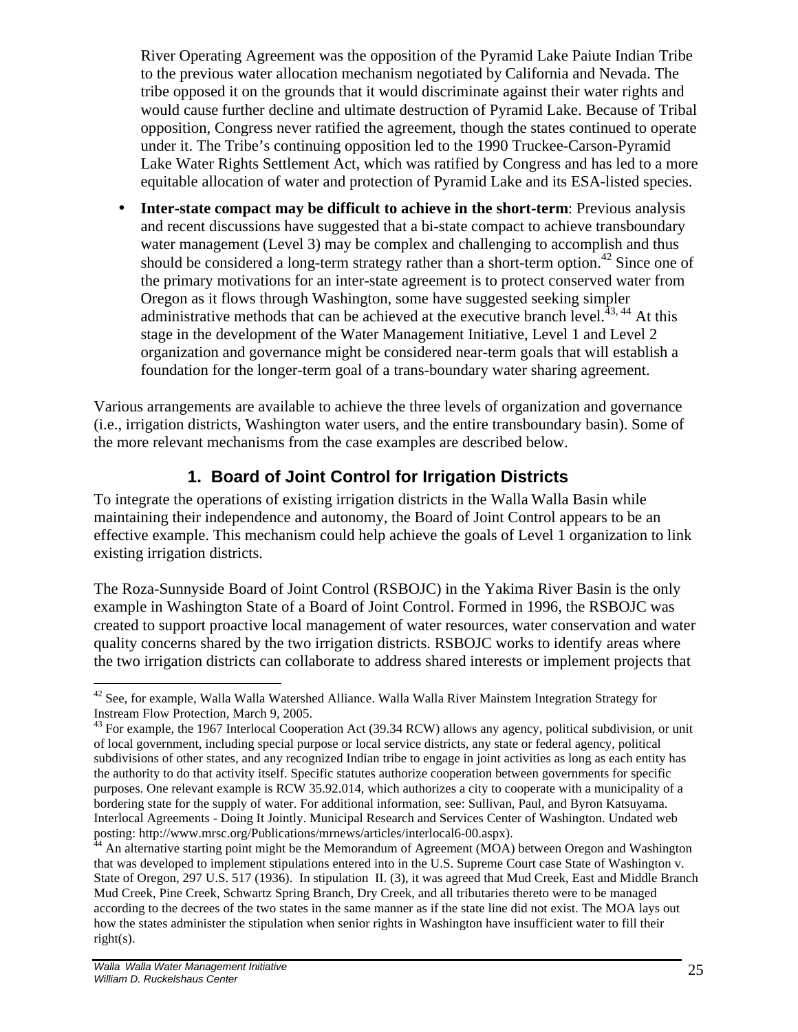River Operating Agreement was the opposition of the Pyramid Lake Paiute Indian Tribe to the previous water allocation mechanism negotiated by California and Nevada. The tribe opposed it on the grounds that it would discriminate against their water rights and would cause further decline and ultimate destruction of Pyramid Lake. Because of Tribal opposition, Congress never ratified the agreement, though the states continued to operate under it. The Tribe's continuing opposition led to the 1990 Truckee-Carson-Pyramid Lake Water Rights Settlement Act, which was ratified by Congress and has led to a more equitable allocation of water and protection of Pyramid Lake and its ESA-listed species.

- **Inter-state compact may be difficult to achieve in the short-term**: Previous analysis and recent discussions have suggested that a bi-state compact to achieve transboundary water management (Level 3) may be complex and challenging to accomplish and thus should be considered a long-term strategy rather than a short-term option.[42] Since one of the primary motivations for an inter-state agreement is to protect conserved water from Oregon as it flows through Washington, some have suggested seeking simpler administrative methods that can be achieved at the executive branch level.[43, 44] At this stage in the development of the Water Management Initiative, Level 1 and Level 2 organization and governance might be considered near-term goals that will establish a foundation for the longer-term goal of a trans-boundary water sharing agreement.

Various arrangements are available to achieve the three levels of organization and governance (i.e., irrigation districts, Washington water users, and the entire transboundary basin). Some of the more relevant mechanisms from the case examples are described below.

## 1. Board of Joint Control for Irrigation Districts

To integrate the operations of existing irrigation districts in the Walla Walla Basin while maintaining their independence and autonomy, the Board of Joint Control appears to be an effective example. This mechanism could help achieve the goals of Level 1 organization to link existing irrigation districts.

The Roza-Sunnyside Board of Joint Control (RSBOJC) in the Yakima River Basin is the only example in Washington State of a Board of Joint Control. Formed in 1996, the RSBOJC was created to support proactive local management of water resources, water conservation and water quality concerns shared by the two irrigation districts. RSBOJC works to identify areas where the two irrigation districts can collaborate to address shared interests or implement projects that

---

[42] See, for example, Walla Walla Watershed Alliance. Walla Walla River Mainstem Integration Strategy for Instream Flow Protection, March 9, 2005.

[43] For example, the 1967 Interlocal Cooperation Act (39.34 RCW) allows any agency, political subdivision, or unit of local government, including special purpose or local service districts, any state or federal agency, political subdivisions of other states, and any recognized Indian tribe to engage in joint activities as long as each entity has the authority to do that activity itself. Specific statutes authorize cooperation between governments for specific purposes. One relevant example is RCW 35.92.014, which authorizes a city to cooperate with a municipality of a bordering state for the supply of water. For additional information, see: Sullivan, Paul, and Byron Katsuyama. Interlocal Agreements - Doing It Jointly. Municipal Research and Services Center of Washington. Undated web posting: http://www.mrsc.org/Publications/mrnews/articles/interlocal6-00.aspx).

[44] An alternative starting point might be the Memorandum of Agreement (MOA) between Oregon and Washington that was developed to implement stipulations entered into in the U.S. Supreme Court case State of Washington v. State of Oregon, 297 U.S. 517 (1936). In stipulation II. (3), it was agreed that Mud Creek, East and Middle Branch Mud Creek, Pine Creek, Schwartz Spring Branch, Dry Creek, and all tributaries thereto were to be managed according to the decrees of the two states in the same manner as if the state line did not exist. The MOA lays out how the states administer the stipulation when senior rights in Washington have insufficient water to fill their right(s).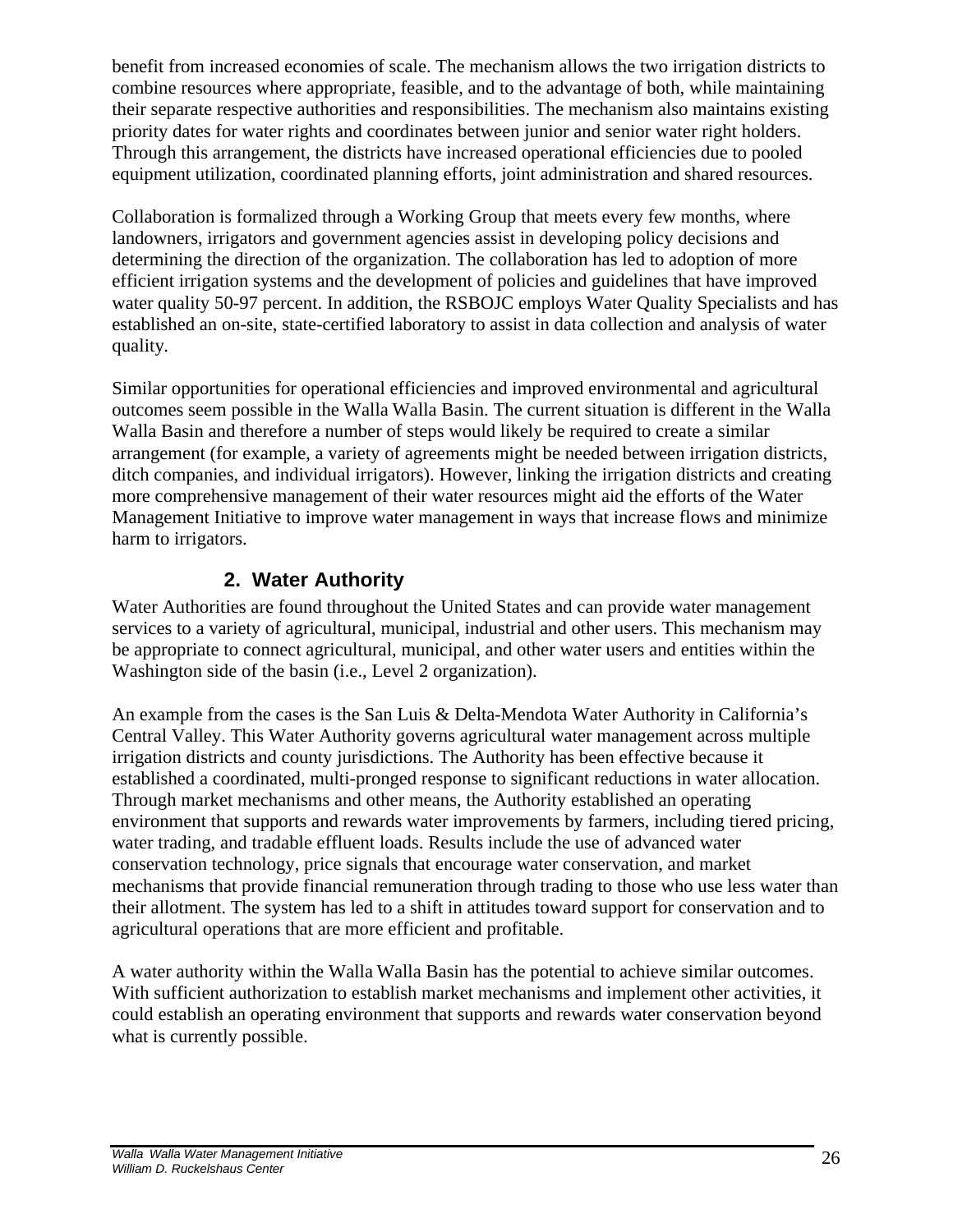benefit from increased economies of scale. The mechanism allows the two irrigation districts to combine resources where appropriate, feasible, and to the advantage of both, while maintaining their separate respective authorities and responsibilities. The mechanism also maintains existing priority dates for water rights and coordinates between junior and senior water right holders. Through this arrangement, the districts have increased operational efficiencies due to pooled equipment utilization, coordinated planning efforts, joint administration and shared resources.

Collaboration is formalized through a Working Group that meets every few months, where landowners, irrigators and government agencies assist in developing policy decisions and determining the direction of the organization. The collaboration has led to adoption of more efficient irrigation systems and the development of policies and guidelines that have improved water quality 50-97 percent. In addition, the RSBOJC employs Water Quality Specialists and has established an on-site, state-certified laboratory to assist in data collection and analysis of water quality.

Similar opportunities for operational efficiencies and improved environmental and agricultural outcomes seem possible in the Walla Walla Basin. The current situation is different in the Walla Walla Basin and therefore a number of steps would likely be required to create a similar arrangement (for example, a variety of agreements might be needed between irrigation districts, ditch companies, and individual irrigators). However, linking the irrigation districts and creating more comprehensive management of their water resources might aid the efforts of the Water Management Initiative to improve water management in ways that increase flows and minimize harm to irrigators.

## 2. Water Authority

Water Authorities are found throughout the United States and can provide water management services to a variety of agricultural, municipal, industrial and other users. This mechanism may be appropriate to connect agricultural, municipal, and other water users and entities within the Washington side of the basin (i.e., Level 2 organization).

An example from the cases is the San Luis & Delta-Mendota Water Authority in California's Central Valley. This Water Authority governs agricultural water management across multiple irrigation districts and county jurisdictions. The Authority has been effective because it established a coordinated, multi-pronged response to significant reductions in water allocation. Through market mechanisms and other means, the Authority established an operating environment that supports and rewards water improvements by farmers, including tiered pricing, water trading, and tradable effluent loads. Results include the use of advanced water conservation technology, price signals that encourage water conservation, and market mechanisms that provide financial remuneration through trading to those who use less water than their allotment. The system has led to a shift in attitudes toward support for conservation and to agricultural operations that are more efficient and profitable.

A water authority within the Walla Walla Basin has the potential to achieve similar outcomes. With sufficient authorization to establish market mechanisms and implement other activities, it could establish an operating environment that supports and rewards water conservation beyond what is currently possible.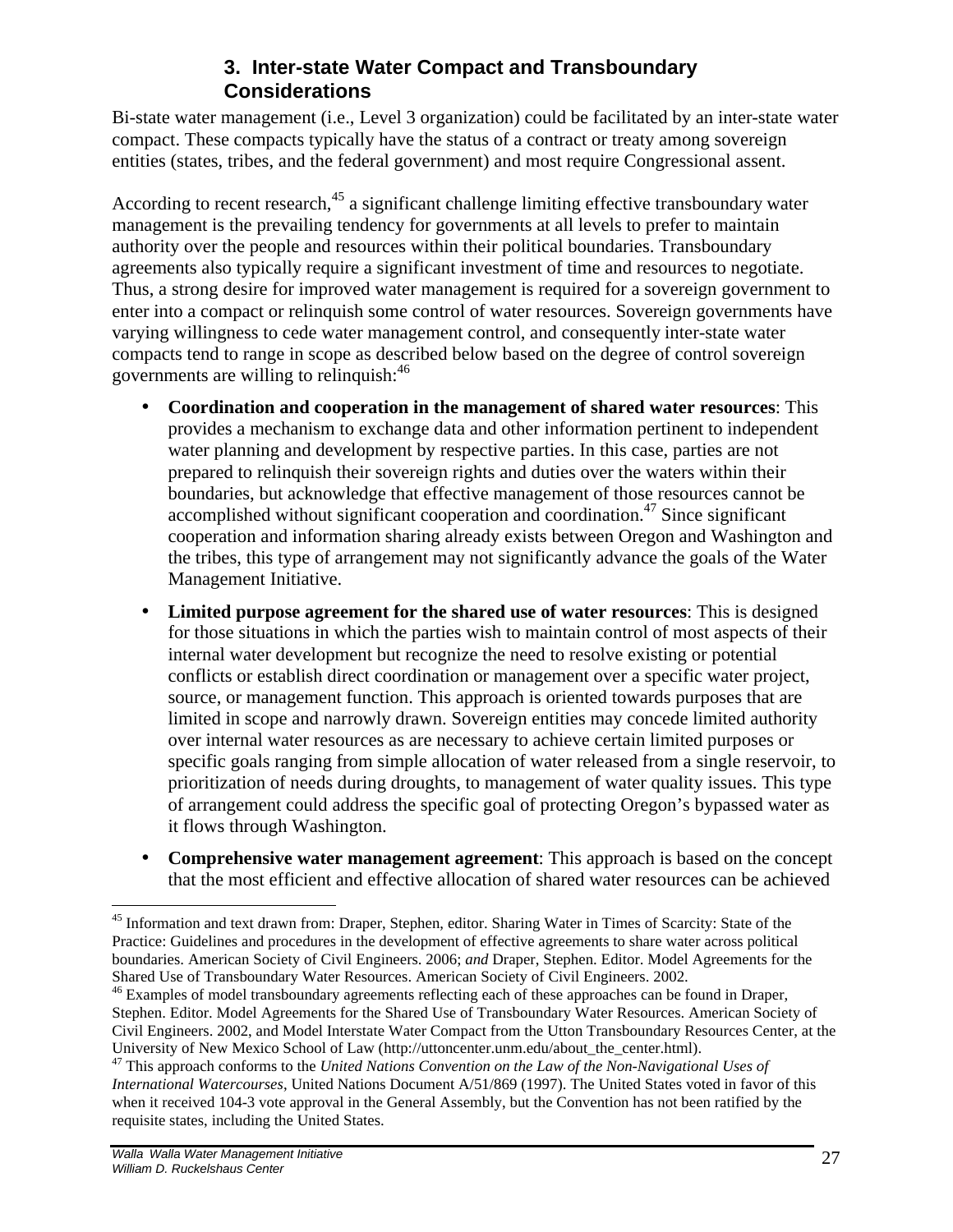### 3. Inter-state Water Compact and Transboundary Considerations

Bi-state water management (i.e., Level 3 organization) could be facilitated by an inter-state water compact. These compacts typically have the status of a contract or treaty among sovereign entities (states, tribes, and the federal government) and most require Congressional assent.

According to recent research,[45] a significant challenge limiting effective transboundary water management is the prevailing tendency for governments at all levels to prefer to maintain authority over the people and resources within their political boundaries. Transboundary agreements also typically require a significant investment of time and resources to negotiate. Thus, a strong desire for improved water management is required for a sovereign government to enter into a compact or relinquish some control of water resources. Sovereign governments have varying willingness to cede water management control, and consequently inter-state water compacts tend to range in scope as described below based on the degree of control sovereign governments are willing to relinquish:[46]

- **Coordination and cooperation in the management of shared water resources**: This provides a mechanism to exchange data and other information pertinent to independent water planning and development by respective parties. In this case, parties are not prepared to relinquish their sovereign rights and duties over the waters within their boundaries, but acknowledge that effective management of those resources cannot be accomplished without significant cooperation and coordination.[47] Since significant cooperation and information sharing already exists between Oregon and Washington and the tribes, this type of arrangement may not significantly advance the goals of the Water Management Initiative.
- **Limited purpose agreement for the shared use of water resources**: This is designed for those situations in which the parties wish to maintain control of most aspects of their internal water development but recognize the need to resolve existing or potential conflicts or establish direct coordination or management over a specific water project, source, or management function. This approach is oriented towards purposes that are limited in scope and narrowly drawn. Sovereign entities may concede limited authority over internal water resources as are necessary to achieve certain limited purposes or specific goals ranging from simple allocation of water released from a single reservoir, to prioritization of needs during droughts, to management of water quality issues. This type of arrangement could address the specific goal of protecting Oregon's bypassed water as it flows through Washington.
- **Comprehensive water management agreement**: This approach is based on the concept that the most efficient and effective allocation of shared water resources can be achieved

---

[45] Information and text drawn from: Draper, Stephen, editor. Sharing Water in Times of Scarcity: State of the Practice: Guidelines and procedures in the development of effective agreements to share water across political boundaries. American Society of Civil Engineers. 2006; *and* Draper, Stephen. Editor. Model Agreements for the Shared Use of Transboundary Water Resources. American Society of Civil Engineers. 2002.

[46] Examples of model transboundary agreements reflecting each of these approaches can be found in Draper, Stephen. Editor. Model Agreements for the Shared Use of Transboundary Water Resources. American Society of Civil Engineers. 2002, and Model Interstate Water Compact from the Utton Transboundary Resources Center, at the University of New Mexico School of Law (http://uttoncenter.unm.edu/about_the_center.html).

[47] This approach conforms to the *United Nations Convention on the Law of the Non-Navigational Uses of International Watercourses*, United Nations Document A/51/869 (1997). The United States voted in favor of this when it received 104-3 vote approval in the General Assembly, but the Convention has not been ratified by the requisite states, including the United States.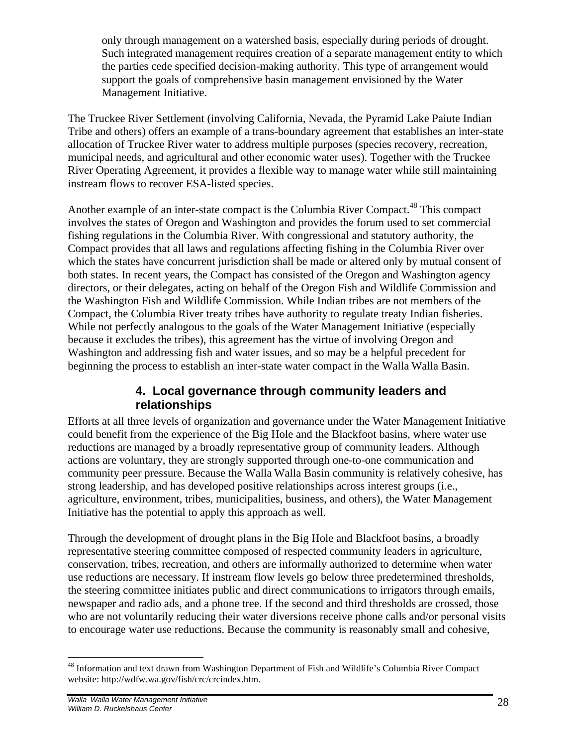> only through management on a watershed basis, especially during periods of drought. Such integrated management requires creation of a separate management entity to which the parties cede specified decision-making authority. This type of arrangement would support the goals of comprehensive basin management envisioned by the Water Management Initiative.

The Truckee River Settlement (involving California, Nevada, the Pyramid Lake Paiute Indian Tribe and others) offers an example of a trans-boundary agreement that establishes an inter-state allocation of Truckee River water to address multiple purposes (species recovery, recreation, municipal needs, and agricultural and other economic water uses). Together with the Truckee River Operating Agreement, it provides a flexible way to manage water while still maintaining instream flows to recover ESA-listed species.

Another example of an inter-state compact is the Columbia River Compact.[48] This compact involves the states of Oregon and Washington and provides the forum used to set commercial fishing regulations in the Columbia River. With congressional and statutory authority, the Compact provides that all laws and regulations affecting fishing in the Columbia River over which the states have concurrent jurisdiction shall be made or altered only by mutual consent of both states. In recent years, the Compact has consisted of the Oregon and Washington agency directors, or their delegates, acting on behalf of the Oregon Fish and Wildlife Commission and the Washington Fish and Wildlife Commission. While Indian tribes are not members of the Compact, the Columbia River treaty tribes have authority to regulate treaty Indian fisheries. While not perfectly analogous to the goals of the Water Management Initiative (especially because it excludes the tribes), this agreement has the virtue of involving Oregon and Washington and addressing fish and water issues, and so may be a helpful precedent for beginning the process to establish an inter-state water compact in the Walla Walla Basin.

### 4. Local governance through community leaders and relationships

Efforts at all three levels of organization and governance under the Water Management Initiative could benefit from the experience of the Big Hole and the Blackfoot basins, where water use reductions are managed by a broadly representative group of community leaders. Although actions are voluntary, they are strongly supported through one-to-one communication and community peer pressure. Because the Walla Walla Basin community is relatively cohesive, has strong leadership, and has developed positive relationships across interest groups (i.e., agriculture, environment, tribes, municipalities, business, and others), the Water Management Initiative has the potential to apply this approach as well.

Through the development of drought plans in the Big Hole and Blackfoot basins, a broadly representative steering committee composed of respected community leaders in agriculture, conservation, tribes, recreation, and others are informally authorized to determine when water use reductions are necessary. If instream flow levels go below three predetermined thresholds, the steering committee initiates public and direct communications to irrigators through emails, newspaper and radio ads, and a phone tree. If the second and third thresholds are crossed, those who are not voluntarily reducing their water diversions receive phone calls and/or personal visits to encourage water use reductions. Because the community is reasonably small and cohesive,

---

[48] Information and text drawn from Washington Department of Fish and Wildlife's Columbia River Compact website: http://wdfw.wa.gov/fish/crc/crcindex.htm.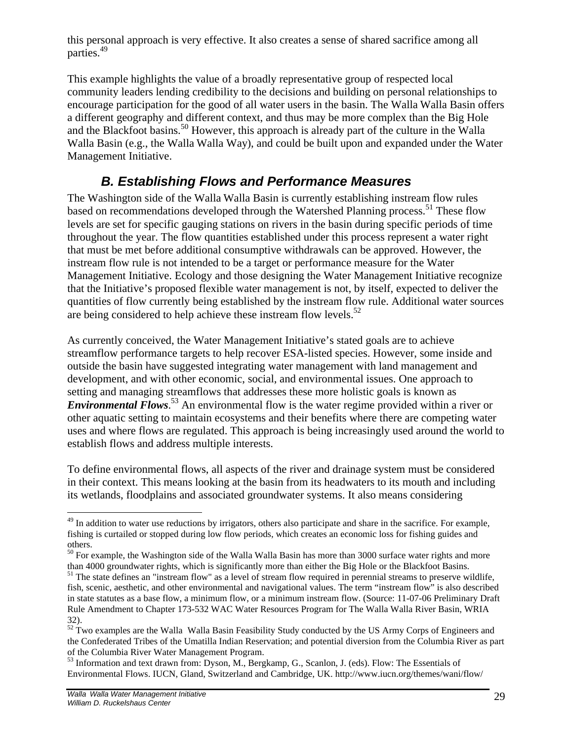this personal approach is very effective. It also creates a sense of shared sacrifice among all parties.[49]

This example highlights the value of a broadly representative group of respected local community leaders lending credibility to the decisions and building on personal relationships to encourage participation for the good of all water users in the basin. The Walla Walla Basin offers a different geography and different context, and thus may be more complex than the Big Hole and the Blackfoot basins.[50] However, this approach is already part of the culture in the Walla Walla Basin (e.g., the Walla Walla Way), and could be built upon and expanded under the Water Management Initiative.

## *B. Establishing Flows and Performance Measures*

The Washington side of the Walla Walla Basin is currently establishing instream flow rules based on recommendations developed through the Watershed Planning process.[51] These flow levels are set for specific gauging stations on rivers in the basin during specific periods of time throughout the year. The flow quantities established under this process represent a water right that must be met before additional consumptive withdrawals can be approved. However, the instream flow rule is not intended to be a target or performance measure for the Water Management Initiative. Ecology and those designing the Water Management Initiative recognize that the Initiative's proposed flexible water management is not, by itself, expected to deliver the quantities of flow currently being established by the instream flow rule. Additional water sources are being considered to help achieve these instream flow levels.[52]

As currently conceived, the Water Management Initiative's stated goals are to achieve streamflow performance targets to help recover ESA-listed species. However, some inside and outside the basin have suggested integrating water management with land management and development, and with other economic, social, and environmental issues. One approach to setting and managing streamflows that addresses these more holistic goals is known as ***Environmental Flows***.[53] An environmental flow is the water regime provided within a river or other aquatic setting to maintain ecosystems and their benefits where there are competing water uses and where flows are regulated. This approach is being increasingly used around the world to establish flows and address multiple interests.

To define environmental flows, all aspects of the river and drainage system must be considered in their context. This means looking at the basin from its headwaters to its mouth and including its wetlands, floodplains and associated groundwater systems. It also means considering

---

[49] In addition to water use reductions by irrigators, others also participate and share in the sacrifice. For example, fishing is curtailed or stopped during low flow periods, which creates an economic loss for fishing guides and others.

[50] For example, the Washington side of the Walla Walla Basin has more than 3000 surface water rights and more than 4000 groundwater rights, which is significantly more than either the Big Hole or the Blackfoot Basins.

[51] The state defines an "instream flow" as a level of stream flow required in perennial streams to preserve wildlife, fish, scenic, aesthetic, and other environmental and navigational values. The term "instream flow" is also described in state statutes as a base flow, a minimum flow, or a minimum instream flow. (Source: 11-07-06 Preliminary Draft Rule Amendment to Chapter 173-532 WAC Water Resources Program for The Walla Walla River Basin, WRIA 32).

[52] Two examples are the Walla Walla Basin Feasibility Study conducted by the US Army Corps of Engineers and the Confederated Tribes of the Umatilla Indian Reservation; and potential diversion from the Columbia River as part of the Columbia River Water Management Program.

[53] Information and text drawn from: Dyson, M., Bergkamp, G., Scanlon, J. (eds). Flow: The Essentials of Environmental Flows. IUCN, Gland, Switzerland and Cambridge, UK. http://www.iucn.org/themes/wani/flow/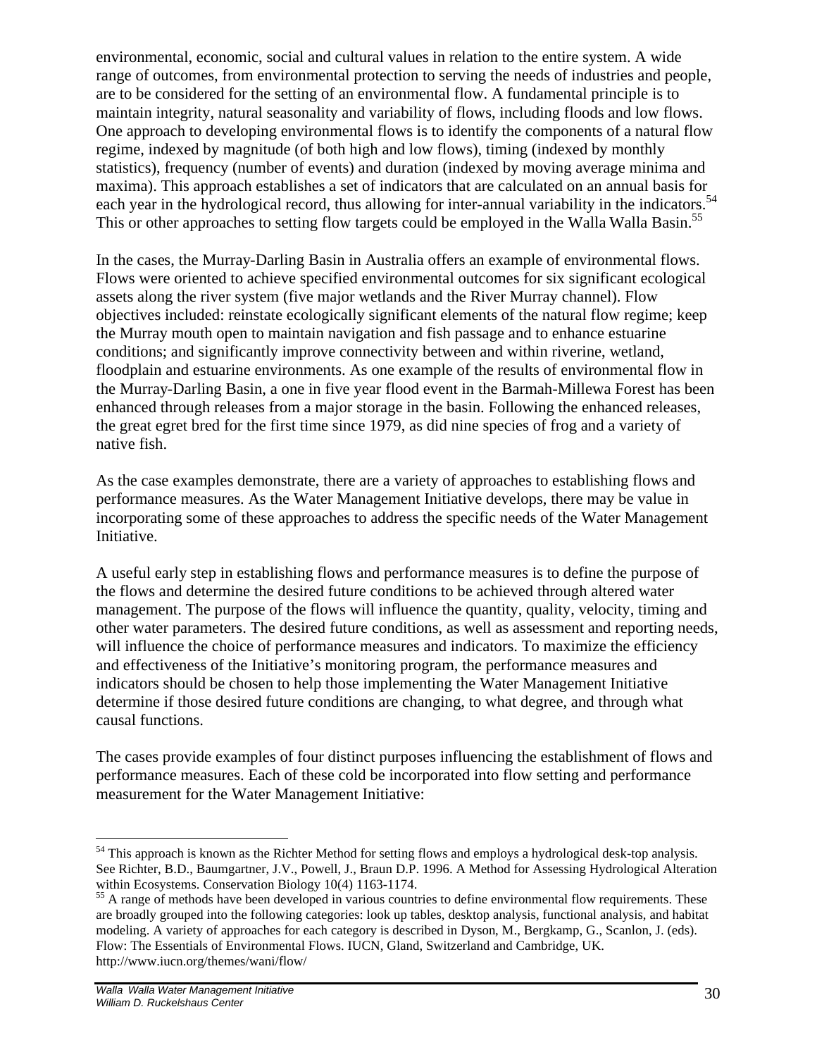environmental, economic, social and cultural values in relation to the entire system. A wide range of outcomes, from environmental protection to serving the needs of industries and people, are to be considered for the setting of an environmental flow. A fundamental principle is to maintain integrity, natural seasonality and variability of flows, including floods and low flows. One approach to developing environmental flows is to identify the components of a natural flow regime, indexed by magnitude (of both high and low flows), timing (indexed by monthly statistics), frequency (number of events) and duration (indexed by moving average minima and maxima). This approach establishes a set of indicators that are calculated on an annual basis for each year in the hydrological record, thus allowing for inter-annual variability in the indicators.[54] This or other approaches to setting flow targets could be employed in the Walla Walla Basin.[55]

In the cases, the Murray-Darling Basin in Australia offers an example of environmental flows. Flows were oriented to achieve specified environmental outcomes for six significant ecological assets along the river system (five major wetlands and the River Murray channel). Flow objectives included: reinstate ecologically significant elements of the natural flow regime; keep the Murray mouth open to maintain navigation and fish passage and to enhance estuarine conditions; and significantly improve connectivity between and within riverine, wetland, floodplain and estuarine environments. As one example of the results of environmental flow in the Murray-Darling Basin, a one in five year flood event in the Barmah-Millewa Forest has been enhanced through releases from a major storage in the basin. Following the enhanced releases, the great egret bred for the first time since 1979, as did nine species of frog and a variety of native fish.

As the case examples demonstrate, there are a variety of approaches to establishing flows and performance measures. As the Water Management Initiative develops, there may be value in incorporating some of these approaches to address the specific needs of the Water Management Initiative.

A useful early step in establishing flows and performance measures is to define the purpose of the flows and determine the desired future conditions to be achieved through altered water management. The purpose of the flows will influence the quantity, quality, velocity, timing and other water parameters. The desired future conditions, as well as assessment and reporting needs, will influence the choice of performance measures and indicators. To maximize the efficiency and effectiveness of the Initiative's monitoring program, the performance measures and indicators should be chosen to help those implementing the Water Management Initiative determine if those desired future conditions are changing, to what degree, and through what causal functions.

The cases provide examples of four distinct purposes influencing the establishment of flows and performance measures. Each of these cold be incorporated into flow setting and performance measurement for the Water Management Initiative:

---

[54] This approach is known as the Richter Method for setting flows and employs a hydrological desk-top analysis. See Richter, B.D., Baumgartner, J.V., Powell, J., Braun D.P. 1996. A Method for Assessing Hydrological Alteration within Ecosystems. Conservation Biology 10(4) 1163-1174.

[55] A range of methods have been developed in various countries to define environmental flow requirements. These are broadly grouped into the following categories: look up tables, desktop analysis, functional analysis, and habitat modeling. A variety of approaches for each category is described in Dyson, M., Bergkamp, G., Scanlon, J. (eds). Flow: The Essentials of Environmental Flows. IUCN, Gland, Switzerland and Cambridge, UK. http://www.iucn.org/themes/wani/flow/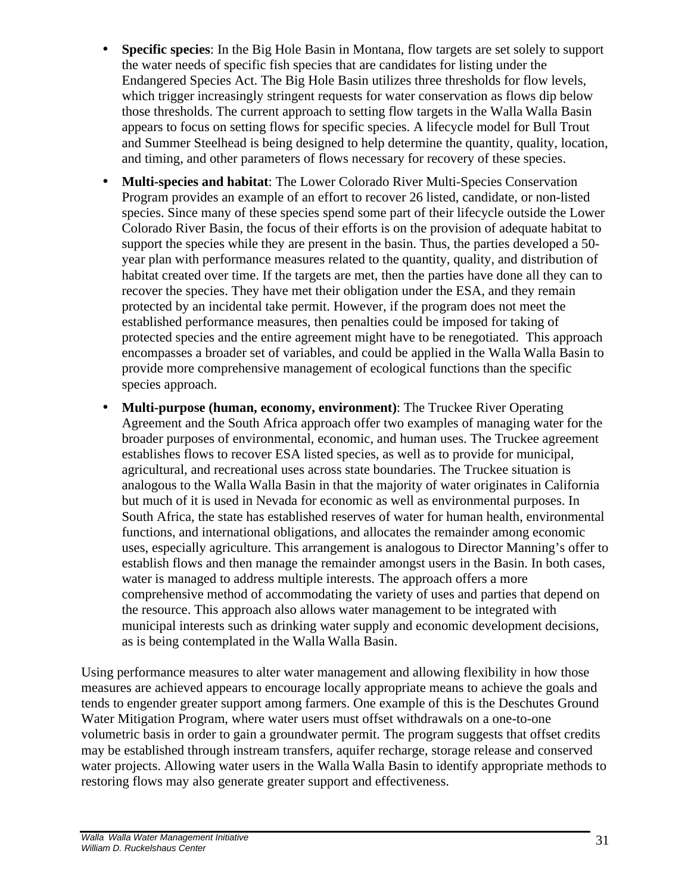- **Specific species**: In the Big Hole Basin in Montana, flow targets are set solely to support the water needs of specific fish species that are candidates for listing under the Endangered Species Act. The Big Hole Basin utilizes three thresholds for flow levels, which trigger increasingly stringent requests for water conservation as flows dip below those thresholds. The current approach to setting flow targets in the Walla Walla Basin appears to focus on setting flows for specific species. A lifecycle model for Bull Trout and Summer Steelhead is being designed to help determine the quantity, quality, location, and timing, and other parameters of flows necessary for recovery of these species.

- **Multi-species and habitat**: The Lower Colorado River Multi-Species Conservation Program provides an example of an effort to recover 26 listed, candidate, or non-listed species. Since many of these species spend some part of their lifecycle outside the Lower Colorado River Basin, the focus of their efforts is on the provision of adequate habitat to support the species while they are present in the basin. Thus, the parties developed a 50-year plan with performance measures related to the quantity, quality, and distribution of habitat created over time. If the targets are met, then the parties have done all they can to recover the species. They have met their obligation under the ESA, and they remain protected by an incidental take permit. However, if the program does not meet the established performance measures, then penalties could be imposed for taking of protected species and the entire agreement might have to be renegotiated. This approach encompasses a broader set of variables, and could be applied in the Walla Walla Basin to provide more comprehensive management of ecological functions than the specific species approach.

- **Multi-purpose (human, economy, environment)**: The Truckee River Operating Agreement and the South Africa approach offer two examples of managing water for the broader purposes of environmental, economic, and human uses. The Truckee agreement establishes flows to recover ESA listed species, as well as to provide for municipal, agricultural, and recreational uses across state boundaries. The Truckee situation is analogous to the Walla Walla Basin in that the majority of water originates in California but much of it is used in Nevada for economic as well as environmental purposes. In South Africa, the state has established reserves of water for human health, environmental functions, and international obligations, and allocates the remainder among economic uses, especially agriculture. This arrangement is analogous to Director Manning's offer to establish flows and then manage the remainder amongst users in the Basin. In both cases, water is managed to address multiple interests. The approach offers a more comprehensive method of accommodating the variety of uses and parties that depend on the resource. This approach also allows water management to be integrated with municipal interests such as drinking water supply and economic development decisions, as is being contemplated in the Walla Walla Basin.

Using performance measures to alter water management and allowing flexibility in how those measures are achieved appears to encourage locally appropriate means to achieve the goals and tends to engender greater support among farmers. One example of this is the Deschutes Ground Water Mitigation Program, where water users must offset withdrawals on a one-to-one volumetric basis in order to gain a groundwater permit. The program suggests that offset credits may be established through instream transfers, aquifer recharge, storage release and conserved water projects. Allowing water users in the Walla Walla Basin to identify appropriate methods to restoring flows may also generate greater support and effectiveness.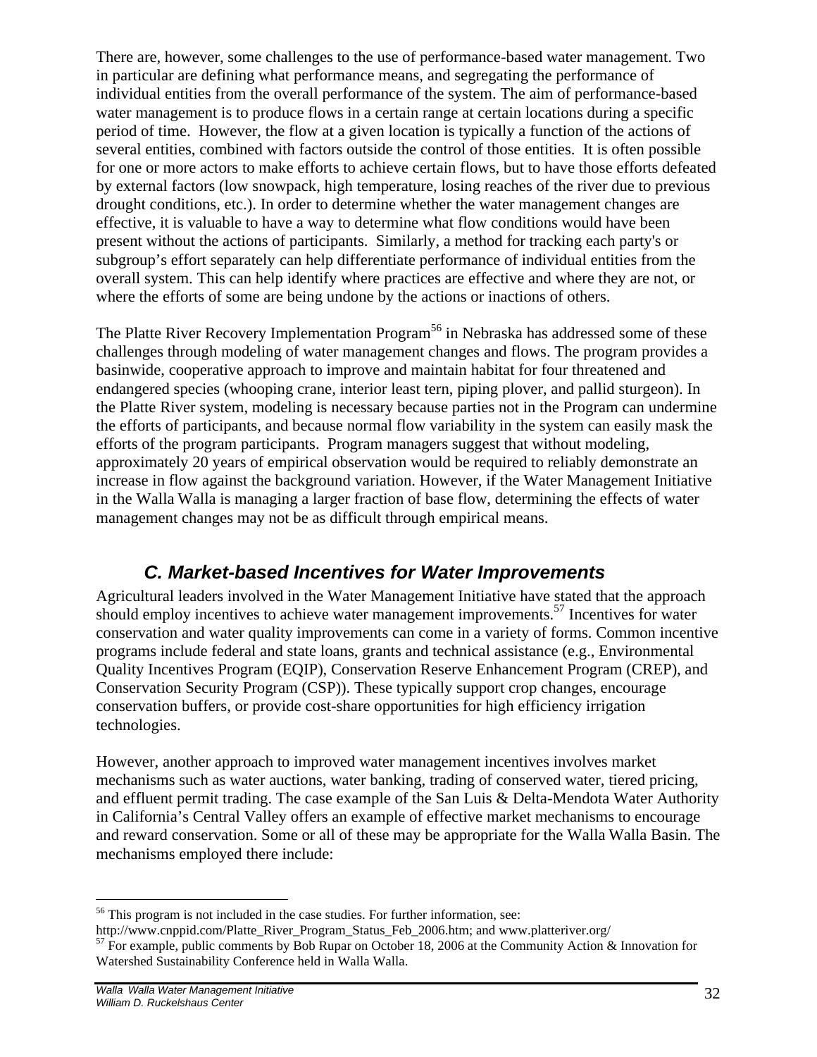There are, however, some challenges to the use of performance-based water management. Two in particular are defining what performance means, and segregating the performance of individual entities from the overall performance of the system. The aim of performance-based water management is to produce flows in a certain range at certain locations during a specific period of time. However, the flow at a given location is typically a function of the actions of several entities, combined with factors outside the control of those entities. It is often possible for one or more actors to make efforts to achieve certain flows, but to have those efforts defeated by external factors (low snowpack, high temperature, losing reaches of the river due to previous drought conditions, etc.). In order to determine whether the water management changes are effective, it is valuable to have a way to determine what flow conditions would have been present without the actions of participants. Similarly, a method for tracking each party's or subgroup's effort separately can help differentiate performance of individual entities from the overall system. This can help identify where practices are effective and where they are not, or where the efforts of some are being undone by the actions or inactions of others.

The Platte River Recovery Implementation Program[56] in Nebraska has addressed some of these challenges through modeling of water management changes and flows. The program provides a basinwide, cooperative approach to improve and maintain habitat for four threatened and endangered species (whooping crane, interior least tern, piping plover, and pallid sturgeon). In the Platte River system, modeling is necessary because parties not in the Program can undermine the efforts of participants, and because normal flow variability in the system can easily mask the efforts of the program participants. Program managers suggest that without modeling, approximately 20 years of empirical observation would be required to reliably demonstrate an increase in flow against the background variation. However, if the Water Management Initiative in the Walla Walla is managing a larger fraction of base flow, determining the effects of water management changes may not be as difficult through empirical means.

## C. Market-based Incentives for Water Improvements

Agricultural leaders involved in the Water Management Initiative have stated that the approach should employ incentives to achieve water management improvements.[57] Incentives for water conservation and water quality improvements can come in a variety of forms. Common incentive programs include federal and state loans, grants and technical assistance (e.g., Environmental Quality Incentives Program (EQIP), Conservation Reserve Enhancement Program (CREP), and Conservation Security Program (CSP)). These typically support crop changes, encourage conservation buffers, or provide cost-share opportunities for high efficiency irrigation technologies.

However, another approach to improved water management incentives involves market mechanisms such as water auctions, water banking, trading of conserved water, tiered pricing, and effluent permit trading. The case example of the San Luis & Delta-Mendota Water Authority in California's Central Valley offers an example of effective market mechanisms to encourage and reward conservation. Some or all of these may be appropriate for the Walla Walla Basin. The mechanisms employed there include:

---

[56] This program is not included in the case studies. For further information, see: http://www.cnppid.com/Platte_River_Program_Status_Feb_2006.htm; and www.platteriver.org/

[57] For example, public comments by Bob Rupar on October 18, 2006 at the Community Action & Innovation for Watershed Sustainability Conference held in Walla Walla.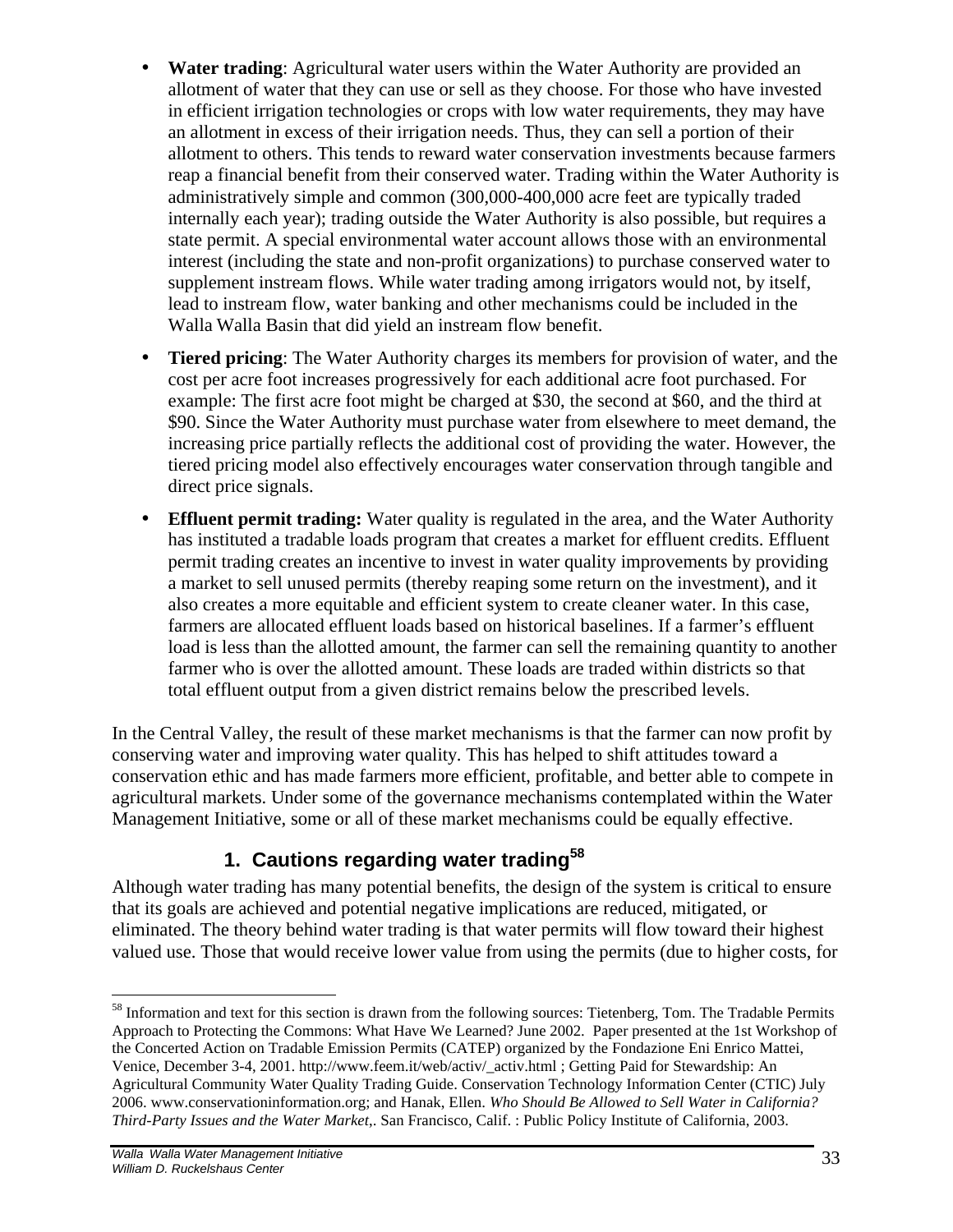- **Water trading**: Agricultural water users within the Water Authority are provided an allotment of water that they can use or sell as they choose. For those who have invested in efficient irrigation technologies or crops with low water requirements, they may have an allotment in excess of their irrigation needs. Thus, they can sell a portion of their allotment to others. This tends to reward water conservation investments because farmers reap a financial benefit from their conserved water. Trading within the Water Authority is administratively simple and common (300,000-400,000 acre feet are typically traded internally each year); trading outside the Water Authority is also possible, but requires a state permit. A special environmental water account allows those with an environmental interest (including the state and non-profit organizations) to purchase conserved water to supplement instream flows. While water trading among irrigators would not, by itself, lead to instream flow, water banking and other mechanisms could be included in the Walla Walla Basin that did yield an instream flow benefit.
- **Tiered pricing**: The Water Authority charges its members for provision of water, and the cost per acre foot increases progressively for each additional acre foot purchased. For example: The first acre foot might be charged at $30, the second at $60, and the third at $90. Since the Water Authority must purchase water from elsewhere to meet demand, the increasing price partially reflects the additional cost of providing the water. However, the tiered pricing model also effectively encourages water conservation through tangible and direct price signals.
- **Effluent permit trading:** Water quality is regulated in the area, and the Water Authority has instituted a tradable loads program that creates a market for effluent credits. Effluent permit trading creates an incentive to invest in water quality improvements by providing a market to sell unused permits (thereby reaping some return on the investment), and it also creates a more equitable and efficient system to create cleaner water. In this case, farmers are allocated effluent loads based on historical baselines. If a farmer's effluent load is less than the allotted amount, the farmer can sell the remaining quantity to another farmer who is over the allotted amount. These loads are traded within districts so that total effluent output from a given district remains below the prescribed levels.

In the Central Valley, the result of these market mechanisms is that the farmer can now profit by conserving water and improving water quality. This has helped to shift attitudes toward a conservation ethic and has made farmers more efficient, profitable, and better able to compete in agricultural markets. Under some of the governance mechanisms contemplated within the Water Management Initiative, some or all of these market mechanisms could be equally effective.

### 1. Cautions regarding water trading[58]

Although water trading has many potential benefits, the design of the system is critical to ensure that its goals are achieved and potential negative implications are reduced, mitigated, or eliminated. The theory behind water trading is that water permits will flow toward their highest valued use. Those that would receive lower value from using the permits (due to higher costs, for

[58] Information and text for this section is drawn from the following sources: Tietenberg, Tom. The Tradable Permits Approach to Protecting the Commons: What Have We Learned? June 2002. Paper presented at the 1st Workshop of the Concerted Action on Tradable Emission Permits (CATEP) organized by the Fondazione Eni Enrico Mattei, Venice, December 3-4, 2001. http://www.feem.it/web/activ/_activ.html ; Getting Paid for Stewardship: An Agricultural Community Water Quality Trading Guide. Conservation Technology Information Center (CTIC) July 2006. www.conservationinformation.org; and Hanak, Ellen. *Who Should Be Allowed to Sell Water in California? Third-Party Issues and the Water Market*,. San Francisco, Calif. : Public Policy Institute of California, 2003.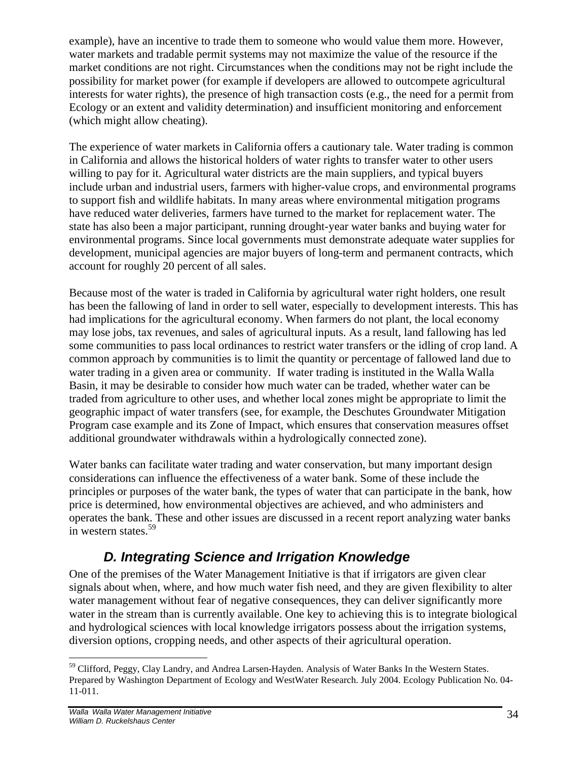example), have an incentive to trade them to someone who would value them more. However, water markets and tradable permit systems may not maximize the value of the resource if the market conditions are not right. Circumstances when the conditions may not be right include the possibility for market power (for example if developers are allowed to outcompete agricultural interests for water rights), the presence of high transaction costs (e.g., the need for a permit from Ecology or an extent and validity determination) and insufficient monitoring and enforcement (which might allow cheating).

The experience of water markets in California offers a cautionary tale. Water trading is common in California and allows the historical holders of water rights to transfer water to other users willing to pay for it. Agricultural water districts are the main suppliers, and typical buyers include urban and industrial users, farmers with higher-value crops, and environmental programs to support fish and wildlife habitats. In many areas where environmental mitigation programs have reduced water deliveries, farmers have turned to the market for replacement water. The state has also been a major participant, running drought-year water banks and buying water for environmental programs. Since local governments must demonstrate adequate water supplies for development, municipal agencies are major buyers of long-term and permanent contracts, which account for roughly 20 percent of all sales.

Because most of the water is traded in California by agricultural water right holders, one result has been the fallowing of land in order to sell water, especially to development interests. This has had implications for the agricultural economy. When farmers do not plant, the local economy may lose jobs, tax revenues, and sales of agricultural inputs. As a result, land fallowing has led some communities to pass local ordinances to restrict water transfers or the idling of crop land. A common approach by communities is to limit the quantity or percentage of fallowed land due to water trading in a given area or community. If water trading is instituted in the Walla Walla Basin, it may be desirable to consider how much water can be traded, whether water can be traded from agriculture to other uses, and whether local zones might be appropriate to limit the geographic impact of water transfers (see, for example, the Deschutes Groundwater Mitigation Program case example and its Zone of Impact, which ensures that conservation measures offset additional groundwater withdrawals within a hydrologically connected zone).

Water banks can facilitate water trading and water conservation, but many important design considerations can influence the effectiveness of a water bank. Some of these include the principles or purposes of the water bank, the types of water that can participate in the bank, how price is determined, how environmental objectives are achieved, and who administers and operates the bank. These and other issues are discussed in a recent report analyzing water banks in western states.[59]

## *D. Integrating Science and Irrigation Knowledge*

One of the premises of the Water Management Initiative is that if irrigators are given clear signals about when, where, and how much water fish need, and they are given flexibility to alter water management without fear of negative consequences, they can deliver significantly more water in the stream than is currently available. One key to achieving this is to integrate biological and hydrological sciences with local knowledge irrigators possess about the irrigation systems, diversion options, cropping needs, and other aspects of their agricultural operation.

[59] Clifford, Peggy, Clay Landry, and Andrea Larsen-Hayden. Analysis of Water Banks In the Western States. Prepared by Washington Department of Ecology and WestWater Research. July 2004. Ecology Publication No. 04-11-011.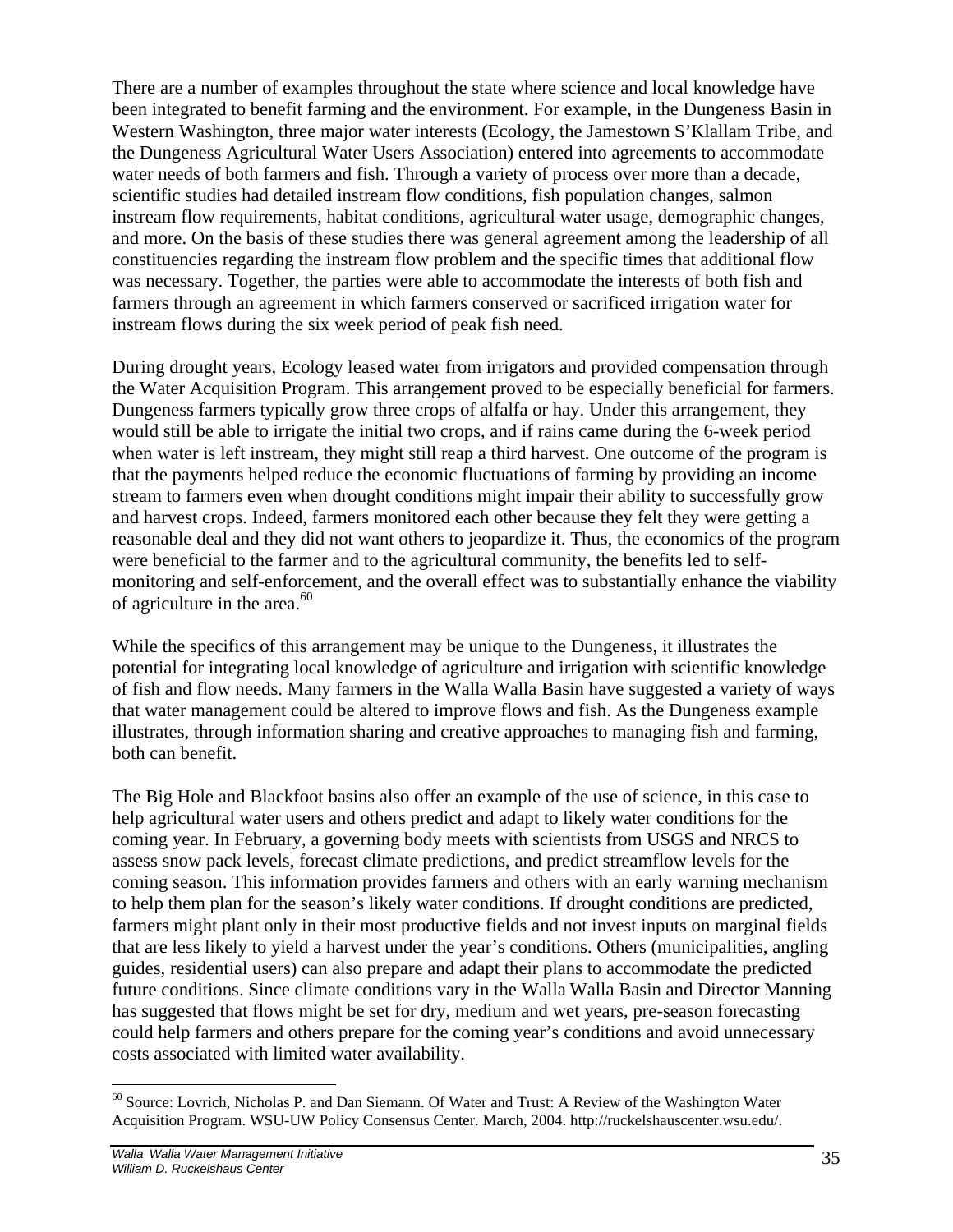There are a number of examples throughout the state where science and local knowledge have been integrated to benefit farming and the environment. For example, in the Dungeness Basin in Western Washington, three major water interests (Ecology, the Jamestown S'Klallam Tribe, and the Dungeness Agricultural Water Users Association) entered into agreements to accommodate water needs of both farmers and fish. Through a variety of process over more than a decade, scientific studies had detailed instream flow conditions, fish population changes, salmon instream flow requirements, habitat conditions, agricultural water usage, demographic changes, and more. On the basis of these studies there was general agreement among the leadership of all constituencies regarding the instream flow problem and the specific times that additional flow was necessary. Together, the parties were able to accommodate the interests of both fish and farmers through an agreement in which farmers conserved or sacrificed irrigation water for instream flows during the six week period of peak fish need.

During drought years, Ecology leased water from irrigators and provided compensation through the Water Acquisition Program. This arrangement proved to be especially beneficial for farmers. Dungeness farmers typically grow three crops of alfalfa or hay. Under this arrangement, they would still be able to irrigate the initial two crops, and if rains came during the 6-week period when water is left instream, they might still reap a third harvest. One outcome of the program is that the payments helped reduce the economic fluctuations of farming by providing an income stream to farmers even when drought conditions might impair their ability to successfully grow and harvest crops. Indeed, farmers monitored each other because they felt they were getting a reasonable deal and they did not want others to jeopardize it. Thus, the economics of the program were beneficial to the farmer and to the agricultural community, the benefits led to self-monitoring and self-enforcement, and the overall effect was to substantially enhance the viability of agriculture in the area.[60]

While the specifics of this arrangement may be unique to the Dungeness, it illustrates the potential for integrating local knowledge of agriculture and irrigation with scientific knowledge of fish and flow needs. Many farmers in the Walla Walla Basin have suggested a variety of ways that water management could be altered to improve flows and fish. As the Dungeness example illustrates, through information sharing and creative approaches to managing fish and farming, both can benefit.

The Big Hole and Blackfoot basins also offer an example of the use of science, in this case to help agricultural water users and others predict and adapt to likely water conditions for the coming year. In February, a governing body meets with scientists from USGS and NRCS to assess snow pack levels, forecast climate predictions, and predict streamflow levels for the coming season. This information provides farmers and others with an early warning mechanism to help them plan for the season's likely water conditions. If drought conditions are predicted, farmers might plant only in their most productive fields and not invest inputs on marginal fields that are less likely to yield a harvest under the year's conditions. Others (municipalities, angling guides, residential users) can also prepare and adapt their plans to accommodate the predicted future conditions. Since climate conditions vary in the Walla Walla Basin and Director Manning has suggested that flows might be set for dry, medium and wet years, pre-season forecasting could help farmers and others prepare for the coming year's conditions and avoid unnecessary costs associated with limited water availability.

---

[60] Source: Lovrich, Nicholas P. and Dan Siemann. Of Water and Trust: A Review of the Washington Water Acquisition Program. WSU-UW Policy Consensus Center. March, 2004. http://ruckelshauscenter.wsu.edu/.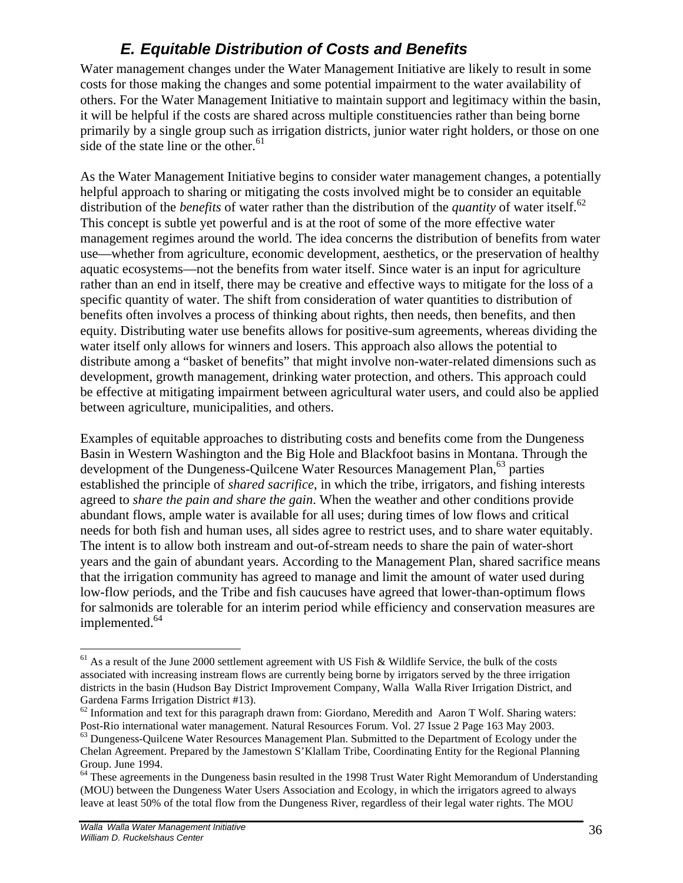## E. Equitable Distribution of Costs and Benefits

Water management changes under the Water Management Initiative are likely to result in some costs for those making the changes and some potential impairment to the water availability of others. For the Water Management Initiative to maintain support and legitimacy within the basin, it will be helpful if the costs are shared across multiple constituencies rather than being borne primarily by a single group such as irrigation districts, junior water right holders, or those on one side of the state line or the other.[61]

As the Water Management Initiative begins to consider water management changes, a potentially helpful approach to sharing or mitigating the costs involved might be to consider an equitable distribution of the *benefits* of water rather than the distribution of the *quantity* of water itself.[62] This concept is subtle yet powerful and is at the root of some of the more effective water management regimes around the world. The idea concerns the distribution of benefits from water use—whether from agriculture, economic development, aesthetics, or the preservation of healthy aquatic ecosystems—not the benefits from water itself. Since water is an input for agriculture rather than an end in itself, there may be creative and effective ways to mitigate for the loss of a specific quantity of water. The shift from consideration of water quantities to distribution of benefits often involves a process of thinking about rights, then needs, then benefits, and then equity. Distributing water use benefits allows for positive-sum agreements, whereas dividing the water itself only allows for winners and losers. This approach also allows the potential to distribute among a "basket of benefits" that might involve non-water-related dimensions such as development, growth management, drinking water protection, and others. This approach could be effective at mitigating impairment between agricultural water users, and could also be applied between agriculture, municipalities, and others.

Examples of equitable approaches to distributing costs and benefits come from the Dungeness Basin in Western Washington and the Big Hole and Blackfoot basins in Montana. Through the development of the Dungeness-Quilcene Water Resources Management Plan,[63] parties established the principle of *shared sacrifice*, in which the tribe, irrigators, and fishing interests agreed to *share the pain and share the gain*. When the weather and other conditions provide abundant flows, ample water is available for all uses; during times of low flows and critical needs for both fish and human uses, all sides agree to restrict uses, and to share water equitably. The intent is to allow both instream and out-of-stream needs to share the pain of water-short years and the gain of abundant years. According to the Management Plan, shared sacrifice means that the irrigation community has agreed to manage and limit the amount of water used during low-flow periods, and the Tribe and fish caucuses have agreed that lower-than-optimum flows for salmonids are tolerable for an interim period while efficiency and conservation measures are implemented.[64]

---

[61] As a result of the June 2000 settlement agreement with US Fish & Wildlife Service, the bulk of the costs associated with increasing instream flows are currently being borne by irrigators served by the three irrigation districts in the basin (Hudson Bay District Improvement Company, Walla Walla River Irrigation District, and Gardena Farms Irrigation District #13).

[62] Information and text for this paragraph drawn from: Giordano, Meredith and Aaron T Wolf. Sharing waters: Post-Rio international water management. Natural Resources Forum. Vol. 27 Issue 2 Page 163 May 2003.

[63] Dungeness-Quilcene Water Resources Management Plan. Submitted to the Department of Ecology under the Chelan Agreement. Prepared by the Jamestown S'Klallam Tribe, Coordinating Entity for the Regional Planning Group. June 1994.

[64] These agreements in the Dungeness basin resulted in the 1998 Trust Water Right Memorandum of Understanding (MOU) between the Dungeness Water Users Association and Ecology, in which the irrigators agreed to always leave at least 50% of the total flow from the Dungeness River, regardless of their legal water rights. The MOU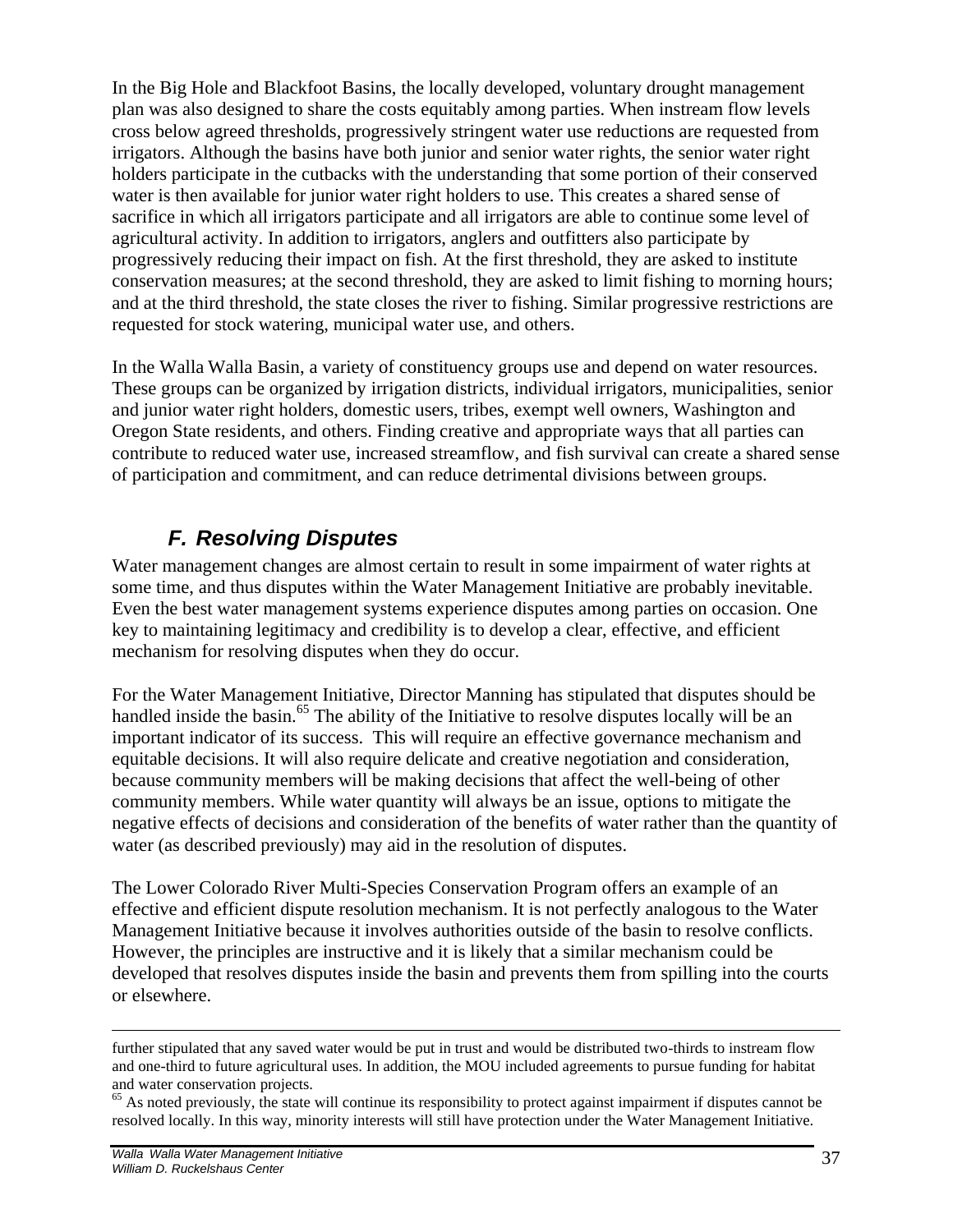In the Big Hole and Blackfoot Basins, the locally developed, voluntary drought management plan was also designed to share the costs equitably among parties. When instream flow levels cross below agreed thresholds, progressively stringent water use reductions are requested from irrigators. Although the basins have both junior and senior water rights, the senior water right holders participate in the cutbacks with the understanding that some portion of their conserved water is then available for junior water right holders to use. This creates a shared sense of sacrifice in which all irrigators participate and all irrigators are able to continue some level of agricultural activity. In addition to irrigators, anglers and outfitters also participate by progressively reducing their impact on fish. At the first threshold, they are asked to institute conservation measures; at the second threshold, they are asked to limit fishing to morning hours; and at the third threshold, the state closes the river to fishing. Similar progressive restrictions are requested for stock watering, municipal water use, and others.

In the Walla Walla Basin, a variety of constituency groups use and depend on water resources. These groups can be organized by irrigation districts, individual irrigators, municipalities, senior and junior water right holders, domestic users, tribes, exempt well owners, Washington and Oregon State residents, and others. Finding creative and appropriate ways that all parties can contribute to reduced water use, increased streamflow, and fish survival can create a shared sense of participation and commitment, and can reduce detrimental divisions between groups.

## *F. Resolving Disputes*

Water management changes are almost certain to result in some impairment of water rights at some time, and thus disputes within the Water Management Initiative are probably inevitable. Even the best water management systems experience disputes among parties on occasion. One key to maintaining legitimacy and credibility is to develop a clear, effective, and efficient mechanism for resolving disputes when they do occur.

For the Water Management Initiative, Director Manning has stipulated that disputes should be handled inside the basin.[65] The ability of the Initiative to resolve disputes locally will be an important indicator of its success. This will require an effective governance mechanism and equitable decisions. It will also require delicate and creative negotiation and consideration, because community members will be making decisions that affect the well-being of other community members. While water quantity will always be an issue, options to mitigate the negative effects of decisions and consideration of the benefits of water rather than the quantity of water (as described previously) may aid in the resolution of disputes.

The Lower Colorado River Multi-Species Conservation Program offers an example of an effective and efficient dispute resolution mechanism. It is not perfectly analogous to the Water Management Initiative because it involves authorities outside of the basin to resolve conflicts. However, the principles are instructive and it is likely that a similar mechanism could be developed that resolves disputes inside the basin and prevents them from spilling into the courts or elsewhere.

---

further stipulated that any saved water would be put in trust and would be distributed two-thirds to instream flow and one-third to future agricultural uses. In addition, the MOU included agreements to pursue funding for habitat and water conservation projects.

[65] As noted previously, the state will continue its responsibility to protect against impairment if disputes cannot be resolved locally. In this way, minority interests will still have protection under the Water Management Initiative.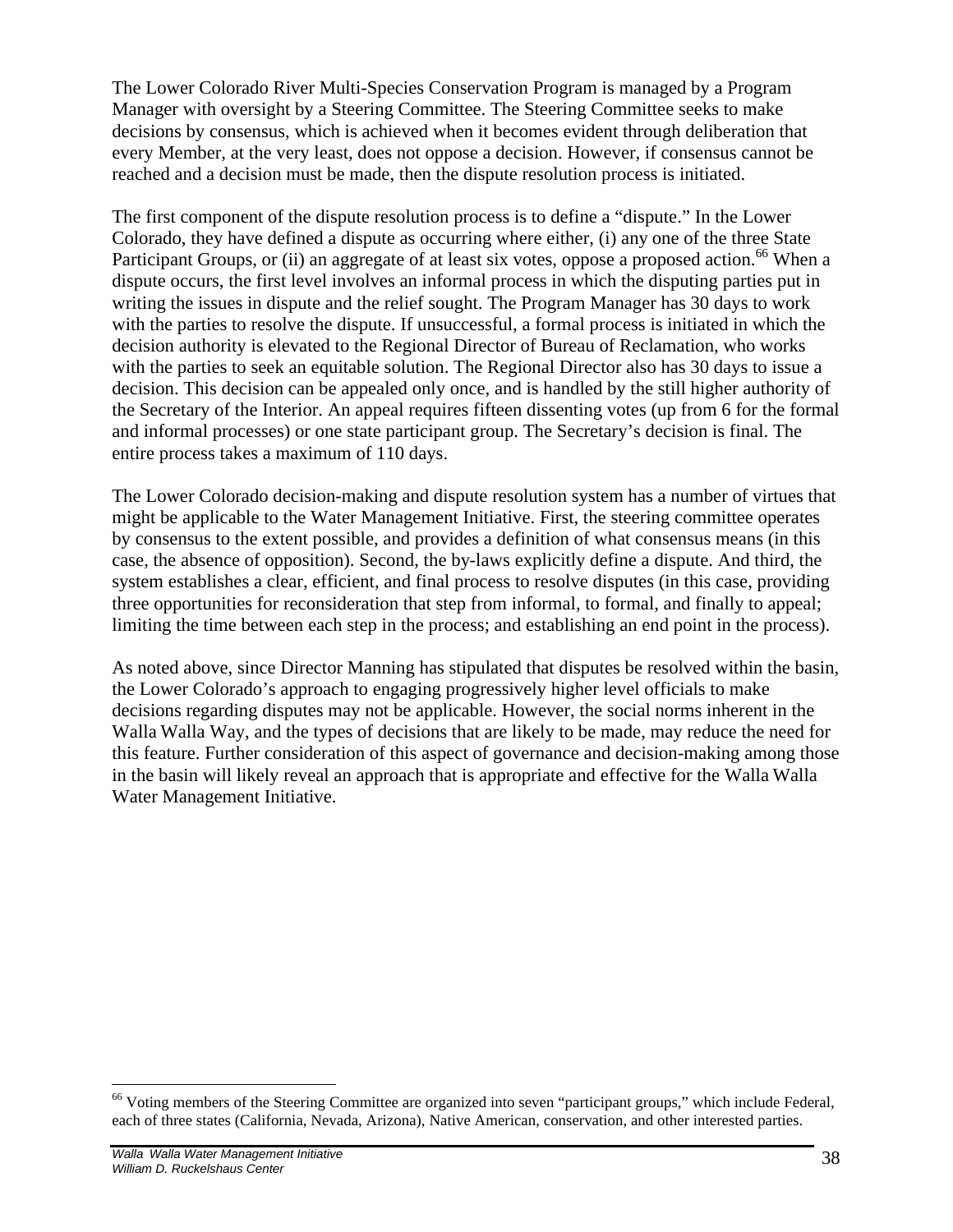The Lower Colorado River Multi-Species Conservation Program is managed by a Program Manager with oversight by a Steering Committee. The Steering Committee seeks to make decisions by consensus, which is achieved when it becomes evident through deliberation that every Member, at the very least, does not oppose a decision. However, if consensus cannot be reached and a decision must be made, then the dispute resolution process is initiated.

The first component of the dispute resolution process is to define a "dispute." In the Lower Colorado, they have defined a dispute as occurring where either, (i) any one of the three State Participant Groups, or (ii) an aggregate of at least six votes, oppose a proposed action.[66] When a dispute occurs, the first level involves an informal process in which the disputing parties put in writing the issues in dispute and the relief sought. The Program Manager has 30 days to work with the parties to resolve the dispute. If unsuccessful, a formal process is initiated in which the decision authority is elevated to the Regional Director of Bureau of Reclamation, who works with the parties to seek an equitable solution. The Regional Director also has 30 days to issue a decision. This decision can be appealed only once, and is handled by the still higher authority of the Secretary of the Interior. An appeal requires fifteen dissenting votes (up from 6 for the formal and informal processes) or one state participant group. The Secretary's decision is final. The entire process takes a maximum of 110 days.

The Lower Colorado decision-making and dispute resolution system has a number of virtues that might be applicable to the Water Management Initiative. First, the steering committee operates by consensus to the extent possible, and provides a definition of what consensus means (in this case, the absence of opposition). Second, the by-laws explicitly define a dispute. And third, the system establishes a clear, efficient, and final process to resolve disputes (in this case, providing three opportunities for reconsideration that step from informal, to formal, and finally to appeal; limiting the time between each step in the process; and establishing an end point in the process).

As noted above, since Director Manning has stipulated that disputes be resolved within the basin, the Lower Colorado's approach to engaging progressively higher level officials to make decisions regarding disputes may not be applicable. However, the social norms inherent in the Walla Walla Way, and the types of decisions that are likely to be made, may reduce the need for this feature. Further consideration of this aspect of governance and decision-making among those in the basin will likely reveal an approach that is appropriate and effective for the Walla Walla Water Management Initiative.

---

[66] Voting members of the Steering Committee are organized into seven "participant groups," which include Federal, each of three states (California, Nevada, Arizona), Native American, conservation, and other interested parties.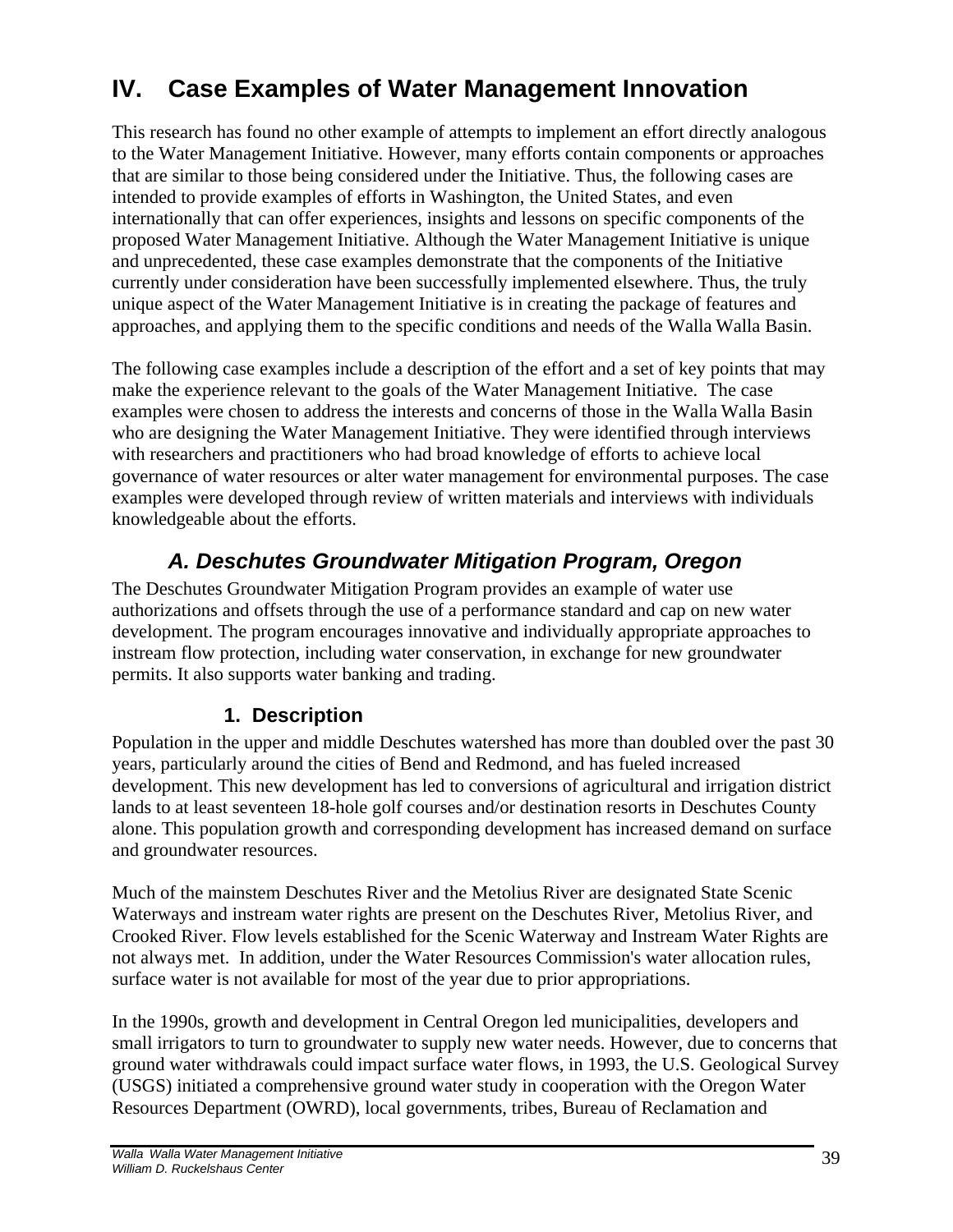# IV. Case Examples of Water Management Innovation

This research has found no other example of attempts to implement an effort directly analogous to the Water Management Initiative. However, many efforts contain components or approaches that are similar to those being considered under the Initiative. Thus, the following cases are intended to provide examples of efforts in Washington, the United States, and even internationally that can offer experiences, insights and lessons on specific components of the proposed Water Management Initiative. Although the Water Management Initiative is unique and unprecedented, these case examples demonstrate that the components of the Initiative currently under consideration have been successfully implemented elsewhere. Thus, the truly unique aspect of the Water Management Initiative is in creating the package of features and approaches, and applying them to the specific conditions and needs of the Walla Walla Basin.

The following case examples include a description of the effort and a set of key points that may make the experience relevant to the goals of the Water Management Initiative. The case examples were chosen to address the interests and concerns of those in the Walla Walla Basin who are designing the Water Management Initiative. They were identified through interviews with researchers and practitioners who had broad knowledge of efforts to achieve local governance of water resources or alter water management for environmental purposes. The case examples were developed through review of written materials and interviews with individuals knowledgeable about the efforts.

## *A. Deschutes Groundwater Mitigation Program, Oregon*

The Deschutes Groundwater Mitigation Program provides an example of water use authorizations and offsets through the use of a performance standard and cap on new water development. The program encourages innovative and individually appropriate approaches to instream flow protection, including water conservation, in exchange for new groundwater permits. It also supports water banking and trading.

### 1. Description

Population in the upper and middle Deschutes watershed has more than doubled over the past 30 years, particularly around the cities of Bend and Redmond, and has fueled increased development. This new development has led to conversions of agricultural and irrigation district lands to at least seventeen 18-hole golf courses and/or destination resorts in Deschutes County alone. This population growth and corresponding development has increased demand on surface and groundwater resources.

Much of the mainstem Deschutes River and the Metolius River are designated State Scenic Waterways and instream water rights are present on the Deschutes River, Metolius River, and Crooked River. Flow levels established for the Scenic Waterway and Instream Water Rights are not always met. In addition, under the Water Resources Commission's water allocation rules, surface water is not available for most of the year due to prior appropriations.

In the 1990s, growth and development in Central Oregon led municipalities, developers and small irrigators to turn to groundwater to supply new water needs. However, due to concerns that ground water withdrawals could impact surface water flows, in 1993, the U.S. Geological Survey (USGS) initiated a comprehensive ground water study in cooperation with the Oregon Water Resources Department (OWRD), local governments, tribes, Bureau of Reclamation and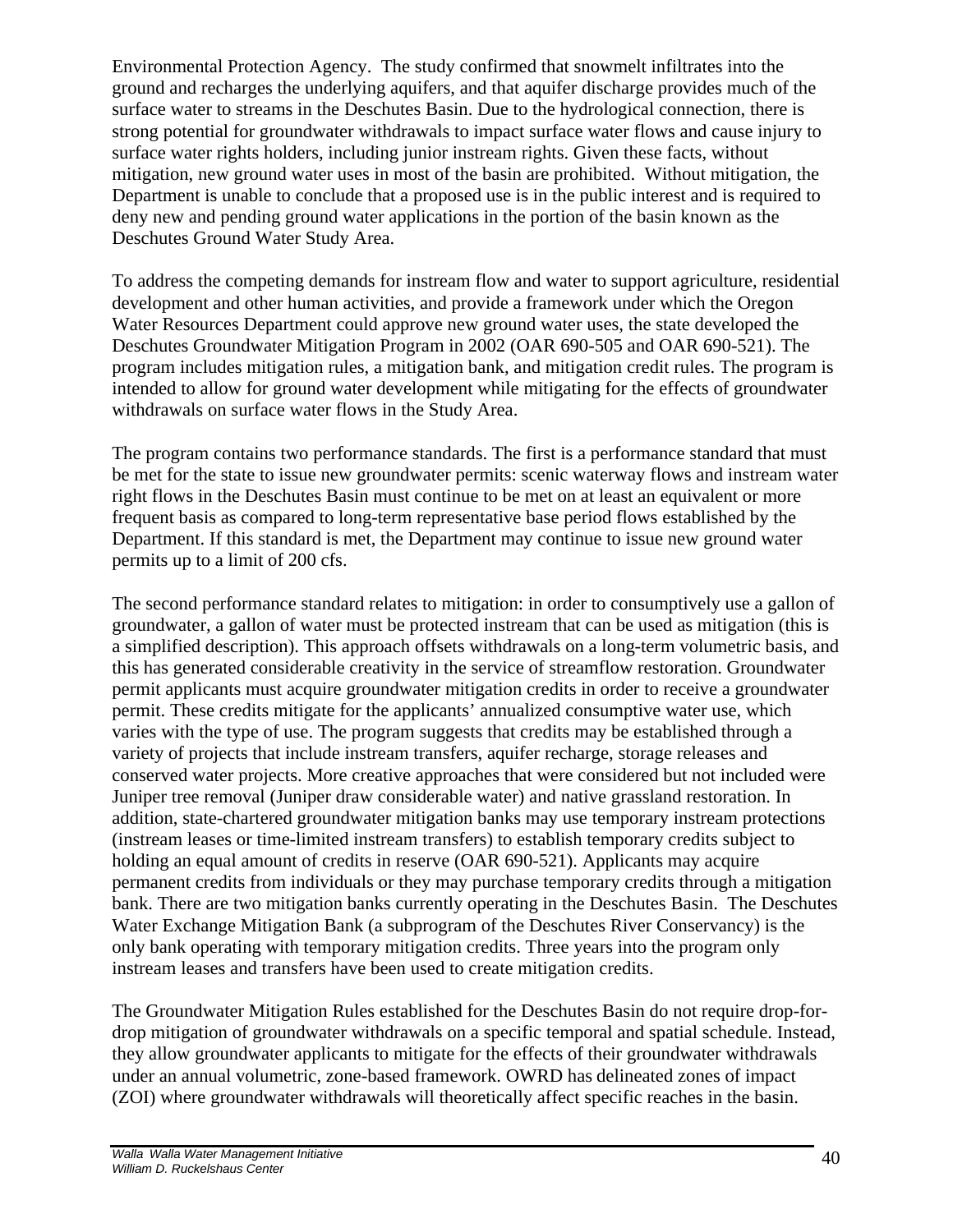Environmental Protection Agency. The study confirmed that snowmelt infiltrates into the ground and recharges the underlying aquifers, and that aquifer discharge provides much of the surface water to streams in the Deschutes Basin. Due to the hydrological connection, there is strong potential for groundwater withdrawals to impact surface water flows and cause injury to surface water rights holders, including junior instream rights. Given these facts, without mitigation, new ground water uses in most of the basin are prohibited. Without mitigation, the Department is unable to conclude that a proposed use is in the public interest and is required to deny new and pending ground water applications in the portion of the basin known as the Deschutes Ground Water Study Area.

To address the competing demands for instream flow and water to support agriculture, residential development and other human activities, and provide a framework under which the Oregon Water Resources Department could approve new ground water uses, the state developed the Deschutes Groundwater Mitigation Program in 2002 (OAR 690-505 and OAR 690-521). The program includes mitigation rules, a mitigation bank, and mitigation credit rules. The program is intended to allow for ground water development while mitigating for the effects of groundwater withdrawals on surface water flows in the Study Area.

The program contains two performance standards. The first is a performance standard that must be met for the state to issue new groundwater permits: scenic waterway flows and instream water right flows in the Deschutes Basin must continue to be met on at least an equivalent or more frequent basis as compared to long-term representative base period flows established by the Department. If this standard is met, the Department may continue to issue new ground water permits up to a limit of 200 cfs.

The second performance standard relates to mitigation: in order to consumptively use a gallon of groundwater, a gallon of water must be protected instream that can be used as mitigation (this is a simplified description). This approach offsets withdrawals on a long-term volumetric basis, and this has generated considerable creativity in the service of streamflow restoration. Groundwater permit applicants must acquire groundwater mitigation credits in order to receive a groundwater permit. These credits mitigate for the applicants' annualized consumptive water use, which varies with the type of use. The program suggests that credits may be established through a variety of projects that include instream transfers, aquifer recharge, storage releases and conserved water projects. More creative approaches that were considered but not included were Juniper tree removal (Juniper draw considerable water) and native grassland restoration. In addition, state-chartered groundwater mitigation banks may use temporary instream protections (instream leases or time-limited instream transfers) to establish temporary credits subject to holding an equal amount of credits in reserve (OAR 690-521). Applicants may acquire permanent credits from individuals or they may purchase temporary credits through a mitigation bank. There are two mitigation banks currently operating in the Deschutes Basin. The Deschutes Water Exchange Mitigation Bank (a subprogram of the Deschutes River Conservancy) is the only bank operating with temporary mitigation credits. Three years into the program only instream leases and transfers have been used to create mitigation credits.

The Groundwater Mitigation Rules established for the Deschutes Basin do not require drop-for-drop mitigation of groundwater withdrawals on a specific temporal and spatial schedule. Instead, they allow groundwater applicants to mitigate for the effects of their groundwater withdrawals under an annual volumetric, zone-based framework. OWRD has delineated zones of impact (ZOI) where groundwater withdrawals will theoretically affect specific reaches in the basin.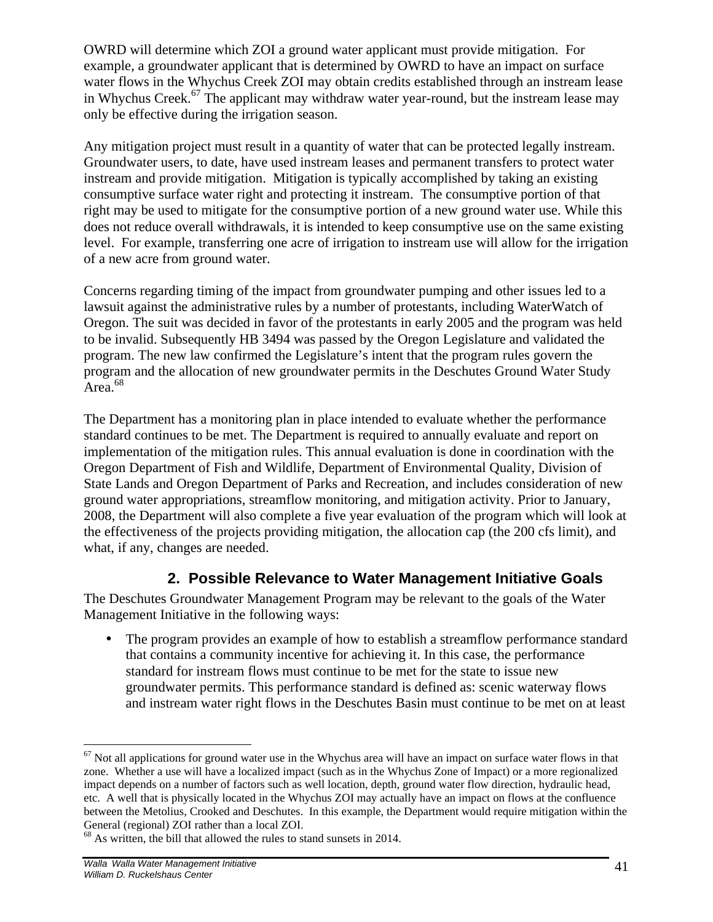OWRD will determine which ZOI a ground water applicant must provide mitigation. For example, a groundwater applicant that is determined by OWRD to have an impact on surface water flows in the Whychus Creek ZOI may obtain credits established through an instream lease in Whychus Creek.[67] The applicant may withdraw water year-round, but the instream lease may only be effective during the irrigation season.

Any mitigation project must result in a quantity of water that can be protected legally instream. Groundwater users, to date, have used instream leases and permanent transfers to protect water instream and provide mitigation. Mitigation is typically accomplished by taking an existing consumptive surface water right and protecting it instream. The consumptive portion of that right may be used to mitigate for the consumptive portion of a new ground water use. While this does not reduce overall withdrawals, it is intended to keep consumptive use on the same existing level. For example, transferring one acre of irrigation to instream use will allow for the irrigation of a new acre from ground water.

Concerns regarding timing of the impact from groundwater pumping and other issues led to a lawsuit against the administrative rules by a number of protestants, including WaterWatch of Oregon. The suit was decided in favor of the protestants in early 2005 and the program was held to be invalid. Subsequently HB 3494 was passed by the Oregon Legislature and validated the program. The new law confirmed the Legislature's intent that the program rules govern the program and the allocation of new groundwater permits in the Deschutes Ground Water Study Area.[68]

The Department has a monitoring plan in place intended to evaluate whether the performance standard continues to be met. The Department is required to annually evaluate and report on implementation of the mitigation rules. This annual evaluation is done in coordination with the Oregon Department of Fish and Wildlife, Department of Environmental Quality, Division of State Lands and Oregon Department of Parks and Recreation, and includes consideration of new ground water appropriations, streamflow monitoring, and mitigation activity. Prior to January, 2008, the Department will also complete a five year evaluation of the program which will look at the effectiveness of the projects providing mitigation, the allocation cap (the 200 cfs limit), and what, if any, changes are needed.

## 2. Possible Relevance to Water Management Initiative Goals

The Deschutes Groundwater Management Program may be relevant to the goals of the Water Management Initiative in the following ways:

- The program provides an example of how to establish a streamflow performance standard that contains a community incentive for achieving it. In this case, the performance standard for instream flows must continue to be met for the state to issue new groundwater permits. This performance standard is defined as: scenic waterway flows and instream water right flows in the Deschutes Basin must continue to be met on at least

---

[67] Not all applications for ground water use in the Whychus area will have an impact on surface water flows in that zone. Whether a use will have a localized impact (such as in the Whychus Zone of Impact) or a more regionalized impact depends on a number of factors such as well location, depth, ground water flow direction, hydraulic head, etc. A well that is physically located in the Whychus ZOI may actually have an impact on flows at the confluence between the Metolius, Crooked and Deschutes. In this example, the Department would require mitigation within the General (regional) ZOI rather than a local ZOI.

[68] As written, the bill that allowed the rules to stand sunsets in 2014.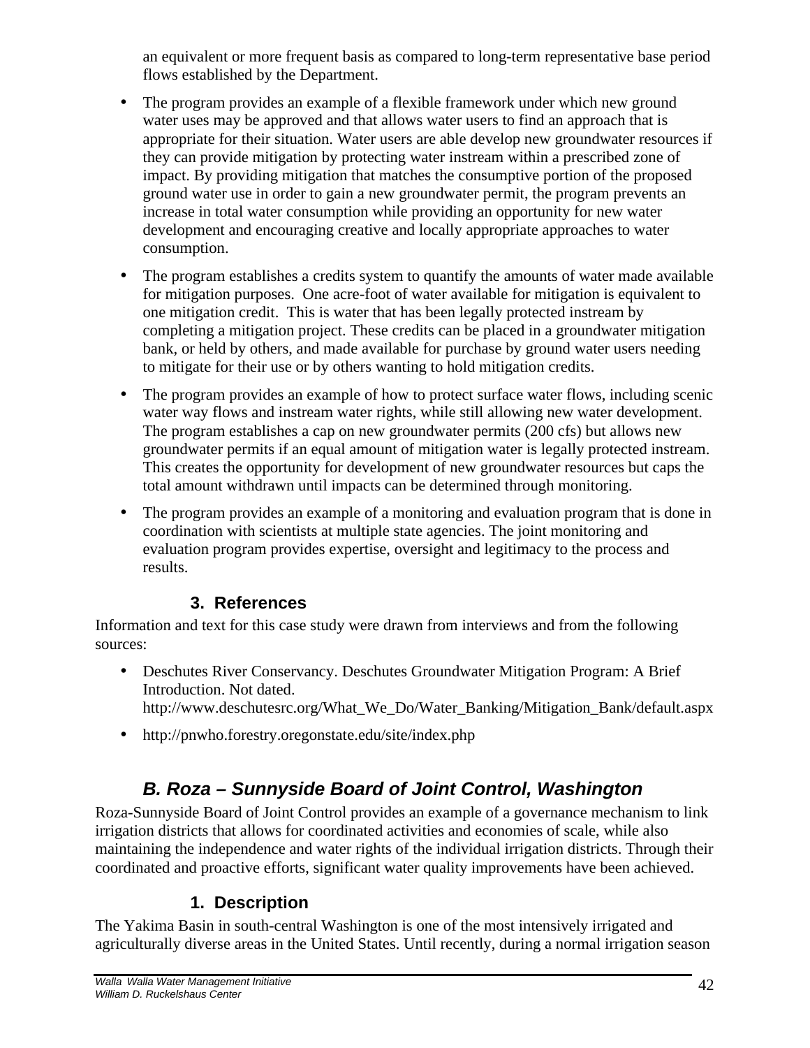an equivalent or more frequent basis as compared to long-term representative base period flows established by the Department.

- The program provides an example of a flexible framework under which new ground water uses may be approved and that allows water users to find an approach that is appropriate for their situation. Water users are able develop new groundwater resources if they can provide mitigation by protecting water instream within a prescribed zone of impact. By providing mitigation that matches the consumptive portion of the proposed ground water use in order to gain a new groundwater permit, the program prevents an increase in total water consumption while providing an opportunity for new water development and encouraging creative and locally appropriate approaches to water consumption.
- The program establishes a credits system to quantify the amounts of water made available for mitigation purposes. One acre-foot of water available for mitigation is equivalent to one mitigation credit. This is water that has been legally protected instream by completing a mitigation project. These credits can be placed in a groundwater mitigation bank, or held by others, and made available for purchase by ground water users needing to mitigate for their use or by others wanting to hold mitigation credits.
- The program provides an example of how to protect surface water flows, including scenic water way flows and instream water rights, while still allowing new water development. The program establishes a cap on new groundwater permits (200 cfs) but allows new groundwater permits if an equal amount of mitigation water is legally protected instream. This creates the opportunity for development of new groundwater resources but caps the total amount withdrawn until impacts can be determined through monitoring.
- The program provides an example of a monitoring and evaluation program that is done in coordination with scientists at multiple state agencies. The joint monitoring and evaluation program provides expertise, oversight and legitimacy to the process and results.

### 3. References

Information and text for this case study were drawn from interviews and from the following sources:

- Deschutes River Conservancy. Deschutes Groundwater Mitigation Program: A Brief Introduction. Not dated. http://www.deschutesrc.org/What_We_Do/Water_Banking/Mitigation_Bank/default.aspx
- http://pnwho.forestry.oregonstate.edu/site/index.php

## *B. Roza – Sunnyside Board of Joint Control, Washington*

Roza-Sunnyside Board of Joint Control provides an example of a governance mechanism to link irrigation districts that allows for coordinated activities and economies of scale, while also maintaining the independence and water rights of the individual irrigation districts. Through their coordinated and proactive efforts, significant water quality improvements have been achieved.

### 1. Description

The Yakima Basin in south-central Washington is one of the most intensively irrigated and agriculturally diverse areas in the United States. Until recently, during a normal irrigation season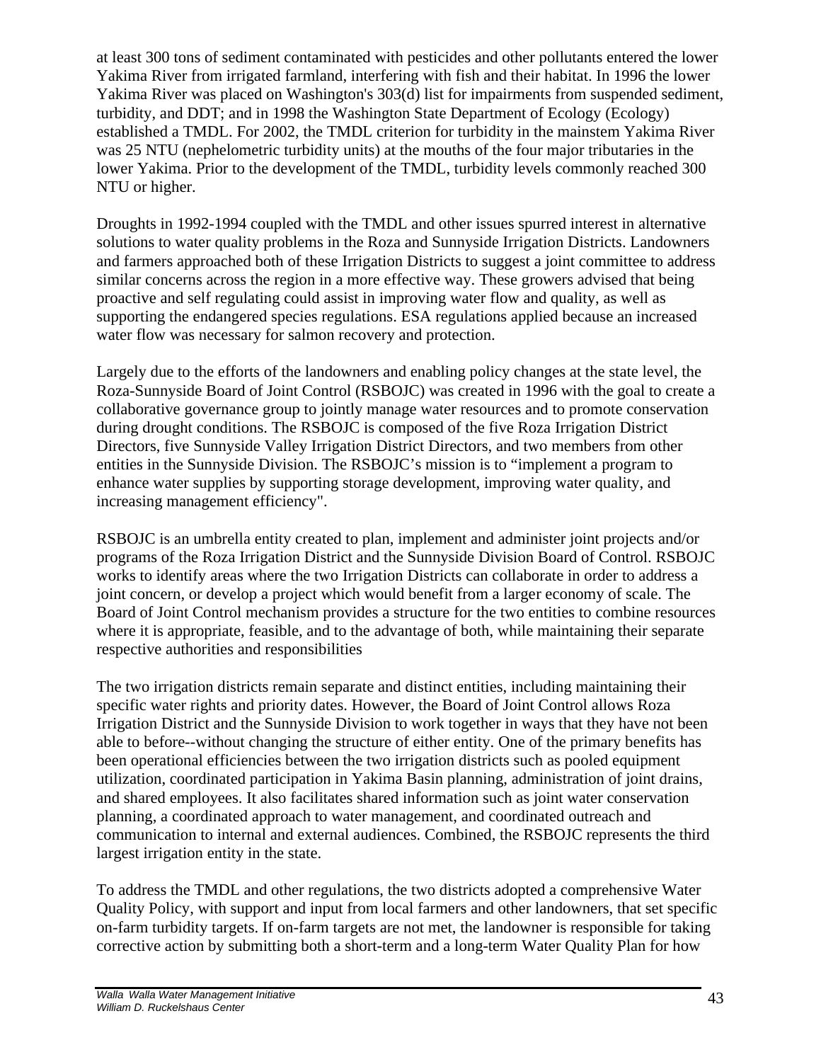at least 300 tons of sediment contaminated with pesticides and other pollutants entered the lower Yakima River from irrigated farmland, interfering with fish and their habitat. In 1996 the lower Yakima River was placed on Washington's 303(d) list for impairments from suspended sediment, turbidity, and DDT; and in 1998 the Washington State Department of Ecology (Ecology) established a TMDL. For 2002, the TMDL criterion for turbidity in the mainstem Yakima River was 25 NTU (nephelometric turbidity units) at the mouths of the four major tributaries in the lower Yakima. Prior to the development of the TMDL, turbidity levels commonly reached 300 NTU or higher.

Droughts in 1992-1994 coupled with the TMDL and other issues spurred interest in alternative solutions to water quality problems in the Roza and Sunnyside Irrigation Districts. Landowners and farmers approached both of these Irrigation Districts to suggest a joint committee to address similar concerns across the region in a more effective way. These growers advised that being proactive and self regulating could assist in improving water flow and quality, as well as supporting the endangered species regulations. ESA regulations applied because an increased water flow was necessary for salmon recovery and protection.

Largely due to the efforts of the landowners and enabling policy changes at the state level, the Roza-Sunnyside Board of Joint Control (RSBOJC) was created in 1996 with the goal to create a collaborative governance group to jointly manage water resources and to promote conservation during drought conditions. The RSBOJC is composed of the five Roza Irrigation District Directors, five Sunnyside Valley Irrigation District Directors, and two members from other entities in the Sunnyside Division. The RSBOJC's mission is to "implement a program to enhance water supplies by supporting storage development, improving water quality, and increasing management efficiency".

RSBOJC is an umbrella entity created to plan, implement and administer joint projects and/or programs of the Roza Irrigation District and the Sunnyside Division Board of Control. RSBOJC works to identify areas where the two Irrigation Districts can collaborate in order to address a joint concern, or develop a project which would benefit from a larger economy of scale. The Board of Joint Control mechanism provides a structure for the two entities to combine resources where it is appropriate, feasible, and to the advantage of both, while maintaining their separate respective authorities and responsibilities

The two irrigation districts remain separate and distinct entities, including maintaining their specific water rights and priority dates. However, the Board of Joint Control allows Roza Irrigation District and the Sunnyside Division to work together in ways that they have not been able to before--without changing the structure of either entity. One of the primary benefits has been operational efficiencies between the two irrigation districts such as pooled equipment utilization, coordinated participation in Yakima Basin planning, administration of joint drains, and shared employees. It also facilitates shared information such as joint water conservation planning, a coordinated approach to water management, and coordinated outreach and communication to internal and external audiences. Combined, the RSBOJC represents the third largest irrigation entity in the state.

To address the TMDL and other regulations, the two districts adopted a comprehensive Water Quality Policy, with support and input from local farmers and other landowners, that set specific on-farm turbidity targets. If on-farm targets are not met, the landowner is responsible for taking corrective action by submitting both a short-term and a long-term Water Quality Plan for how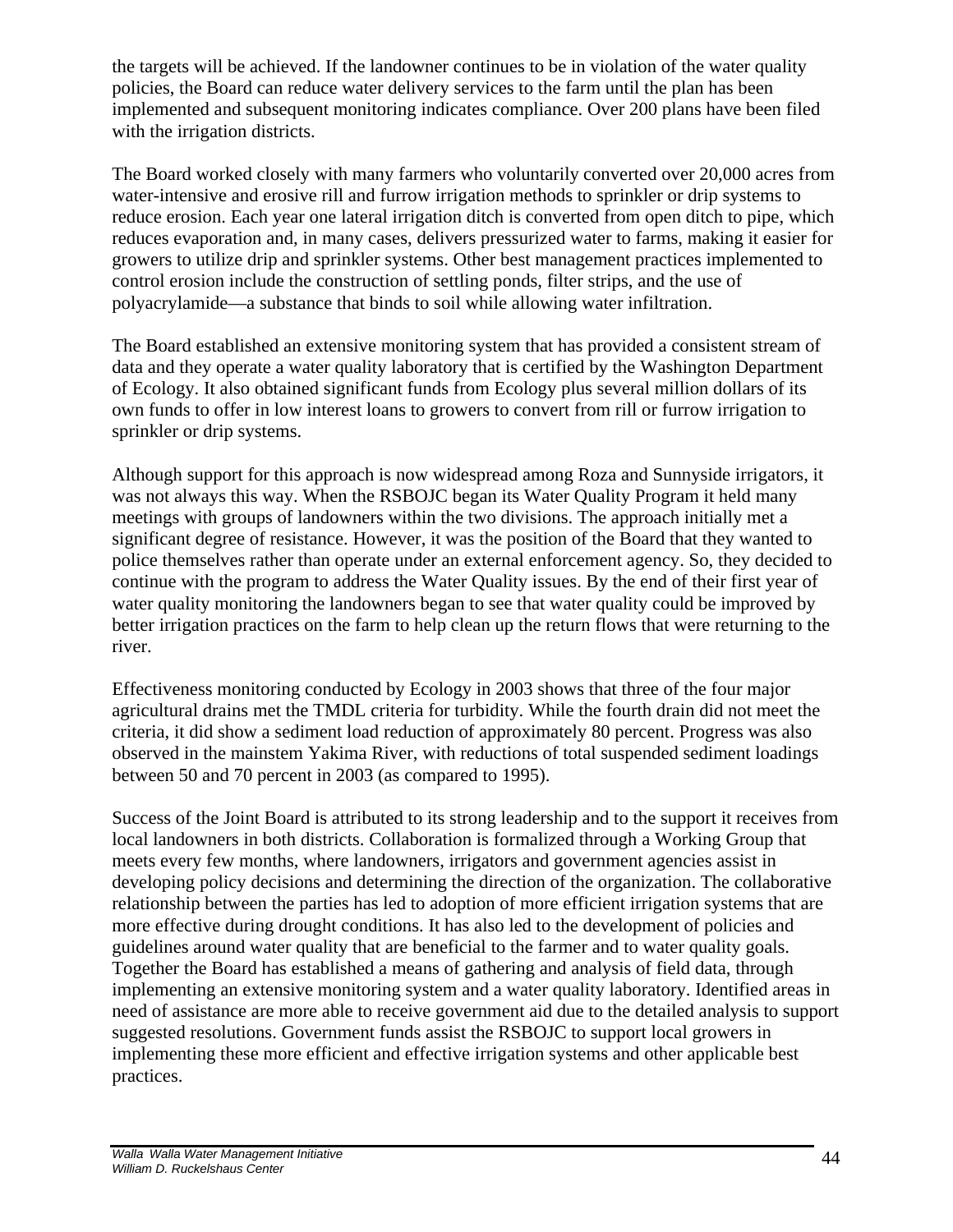the targets will be achieved. If the landowner continues to be in violation of the water quality policies, the Board can reduce water delivery services to the farm until the plan has been implemented and subsequent monitoring indicates compliance. Over 200 plans have been filed with the irrigation districts.

The Board worked closely with many farmers who voluntarily converted over 20,000 acres from water-intensive and erosive rill and furrow irrigation methods to sprinkler or drip systems to reduce erosion. Each year one lateral irrigation ditch is converted from open ditch to pipe, which reduces evaporation and, in many cases, delivers pressurized water to farms, making it easier for growers to utilize drip and sprinkler systems. Other best management practices implemented to control erosion include the construction of settling ponds, filter strips, and the use of polyacrylamide—a substance that binds to soil while allowing water infiltration.

The Board established an extensive monitoring system that has provided a consistent stream of data and they operate a water quality laboratory that is certified by the Washington Department of Ecology. It also obtained significant funds from Ecology plus several million dollars of its own funds to offer in low interest loans to growers to convert from rill or furrow irrigation to sprinkler or drip systems.

Although support for this approach is now widespread among Roza and Sunnyside irrigators, it was not always this way. When the RSBOJC began its Water Quality Program it held many meetings with groups of landowners within the two divisions. The approach initially met a significant degree of resistance. However, it was the position of the Board that they wanted to police themselves rather than operate under an external enforcement agency. So, they decided to continue with the program to address the Water Quality issues. By the end of their first year of water quality monitoring the landowners began to see that water quality could be improved by better irrigation practices on the farm to help clean up the return flows that were returning to the river.

Effectiveness monitoring conducted by Ecology in 2003 shows that three of the four major agricultural drains met the TMDL criteria for turbidity. While the fourth drain did not meet the criteria, it did show a sediment load reduction of approximately 80 percent. Progress was also observed in the mainstem Yakima River, with reductions of total suspended sediment loadings between 50 and 70 percent in 2003 (as compared to 1995).

Success of the Joint Board is attributed to its strong leadership and to the support it receives from local landowners in both districts. Collaboration is formalized through a Working Group that meets every few months, where landowners, irrigators and government agencies assist in developing policy decisions and determining the direction of the organization. The collaborative relationship between the parties has led to adoption of more efficient irrigation systems that are more effective during drought conditions. It has also led to the development of policies and guidelines around water quality that are beneficial to the farmer and to water quality goals. Together the Board has established a means of gathering and analysis of field data, through implementing an extensive monitoring system and a water quality laboratory. Identified areas in need of assistance are more able to receive government aid due to the detailed analysis to support suggested resolutions. Government funds assist the RSBOJC to support local growers in implementing these more efficient and effective irrigation systems and other applicable best practices.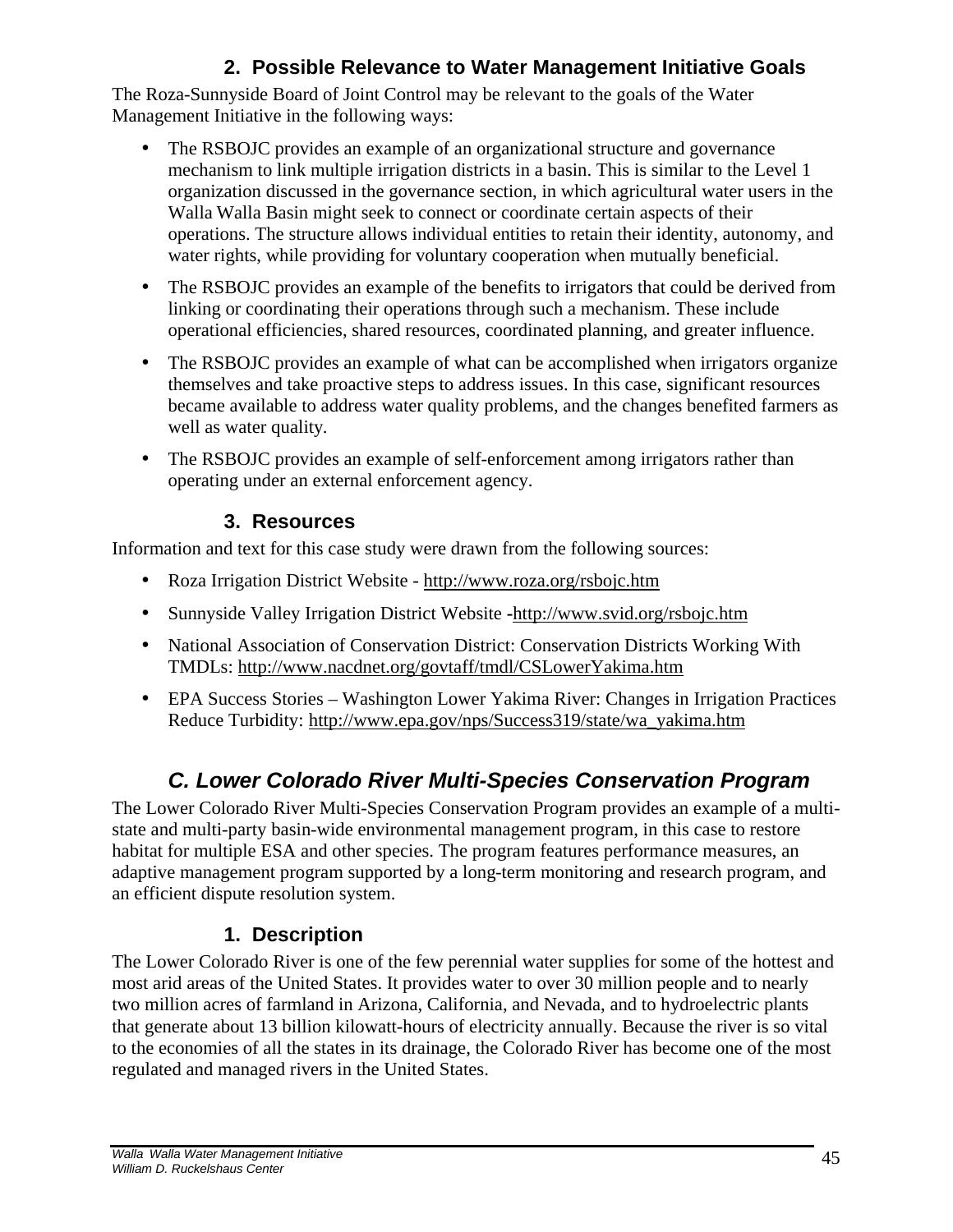### 2. Possible Relevance to Water Management Initiative Goals

The Roza-Sunnyside Board of Joint Control may be relevant to the goals of the Water Management Initiative in the following ways:

- The RSBOJC provides an example of an organizational structure and governance mechanism to link multiple irrigation districts in a basin. This is similar to the Level 1 organization discussed in the governance section, in which agricultural water users in the Walla Walla Basin might seek to connect or coordinate certain aspects of their operations. The structure allows individual entities to retain their identity, autonomy, and water rights, while providing for voluntary cooperation when mutually beneficial.
- The RSBOJC provides an example of the benefits to irrigators that could be derived from linking or coordinating their operations through such a mechanism. These include operational efficiencies, shared resources, coordinated planning, and greater influence.
- The RSBOJC provides an example of what can be accomplished when irrigators organize themselves and take proactive steps to address issues. In this case, significant resources became available to address water quality problems, and the changes benefited farmers as well as water quality.
- The RSBOJC provides an example of self-enforcement among irrigators rather than operating under an external enforcement agency.

### 3. Resources

Information and text for this case study were drawn from the following sources:

- Roza Irrigation District Website - http://www.roza.org/rsbojc.htm
- Sunnyside Valley Irrigation District Website -http://www.svid.org/rsbojc.htm
- National Association of Conservation District: Conservation Districts Working With TMDLs: http://www.nacdnet.org/govtaff/tmdl/CSLowerYakima.htm
- EPA Success Stories – Washington Lower Yakima River: Changes in Irrigation Practices Reduce Turbidity: http://www.epa.gov/nps/Success319/state/wa_yakima.htm

## *C. Lower Colorado River Multi-Species Conservation Program*

The Lower Colorado River Multi-Species Conservation Program provides an example of a multi-state and multi-party basin-wide environmental management program, in this case to restore habitat for multiple ESA and other species. The program features performance measures, an adaptive management program supported by a long-term monitoring and research program, and an efficient dispute resolution system.

### 1. Description

The Lower Colorado River is one of the few perennial water supplies for some of the hottest and most arid areas of the United States. It provides water to over 30 million people and to nearly two million acres of farmland in Arizona, California, and Nevada, and to hydroelectric plants that generate about 13 billion kilowatt-hours of electricity annually. Because the river is so vital to the economies of all the states in its drainage, the Colorado River has become one of the most regulated and managed rivers in the United States.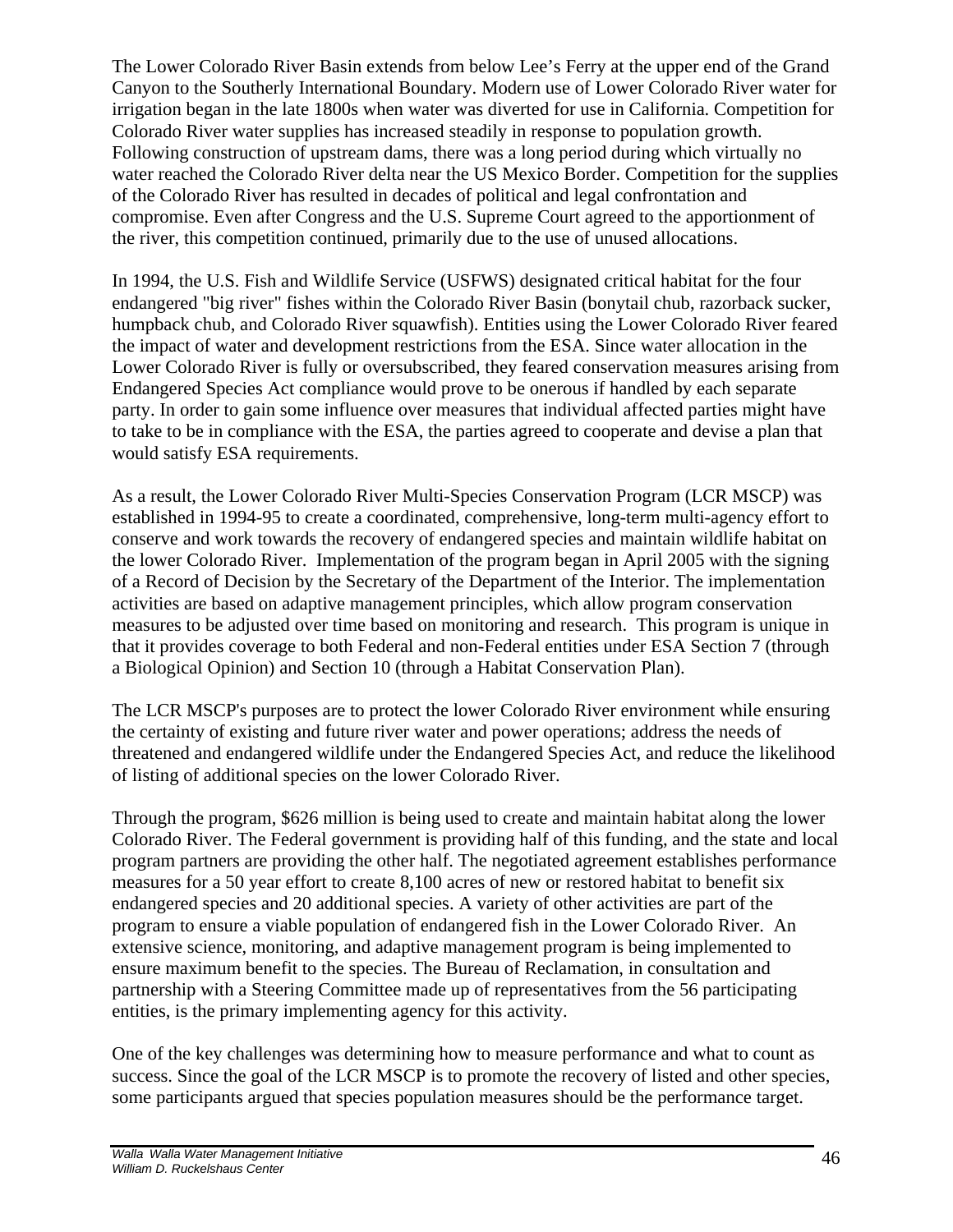The Lower Colorado River Basin extends from below Lee's Ferry at the upper end of the Grand Canyon to the Southerly International Boundary. Modern use of Lower Colorado River water for irrigation began in the late 1800s when water was diverted for use in California. Competition for Colorado River water supplies has increased steadily in response to population growth. Following construction of upstream dams, there was a long period during which virtually no water reached the Colorado River delta near the US Mexico Border. Competition for the supplies of the Colorado River has resulted in decades of political and legal confrontation and compromise. Even after Congress and the U.S. Supreme Court agreed to the apportionment of the river, this competition continued, primarily due to the use of unused allocations.

In 1994, the U.S. Fish and Wildlife Service (USFWS) designated critical habitat for the four endangered "big river" fishes within the Colorado River Basin (bonytail chub, razorback sucker, humpback chub, and Colorado River squawfish). Entities using the Lower Colorado River feared the impact of water and development restrictions from the ESA. Since water allocation in the Lower Colorado River is fully or oversubscribed, they feared conservation measures arising from Endangered Species Act compliance would prove to be onerous if handled by each separate party. In order to gain some influence over measures that individual affected parties might have to take to be in compliance with the ESA, the parties agreed to cooperate and devise a plan that would satisfy ESA requirements.

As a result, the Lower Colorado River Multi-Species Conservation Program (LCR MSCP) was established in 1994-95 to create a coordinated, comprehensive, long-term multi-agency effort to conserve and work towards the recovery of endangered species and maintain wildlife habitat on the lower Colorado River. Implementation of the program began in April 2005 with the signing of a Record of Decision by the Secretary of the Department of the Interior. The implementation activities are based on adaptive management principles, which allow program conservation measures to be adjusted over time based on monitoring and research. This program is unique in that it provides coverage to both Federal and non-Federal entities under ESA Section 7 (through a Biological Opinion) and Section 10 (through a Habitat Conservation Plan).

The LCR MSCP's purposes are to protect the lower Colorado River environment while ensuring the certainty of existing and future river water and power operations; address the needs of threatened and endangered wildlife under the Endangered Species Act, and reduce the likelihood of listing of additional species on the lower Colorado River.

Through the program, $626 million is being used to create and maintain habitat along the lower Colorado River. The Federal government is providing half of this funding, and the state and local program partners are providing the other half. The negotiated agreement establishes performance measures for a 50 year effort to create 8,100 acres of new or restored habitat to benefit six endangered species and 20 additional species. A variety of other activities are part of the program to ensure a viable population of endangered fish in the Lower Colorado River. An extensive science, monitoring, and adaptive management program is being implemented to ensure maximum benefit to the species. The Bureau of Reclamation, in consultation and partnership with a Steering Committee made up of representatives from the 56 participating entities, is the primary implementing agency for this activity.

One of the key challenges was determining how to measure performance and what to count as success. Since the goal of the LCR MSCP is to promote the recovery of listed and other species, some participants argued that species population measures should be the performance target.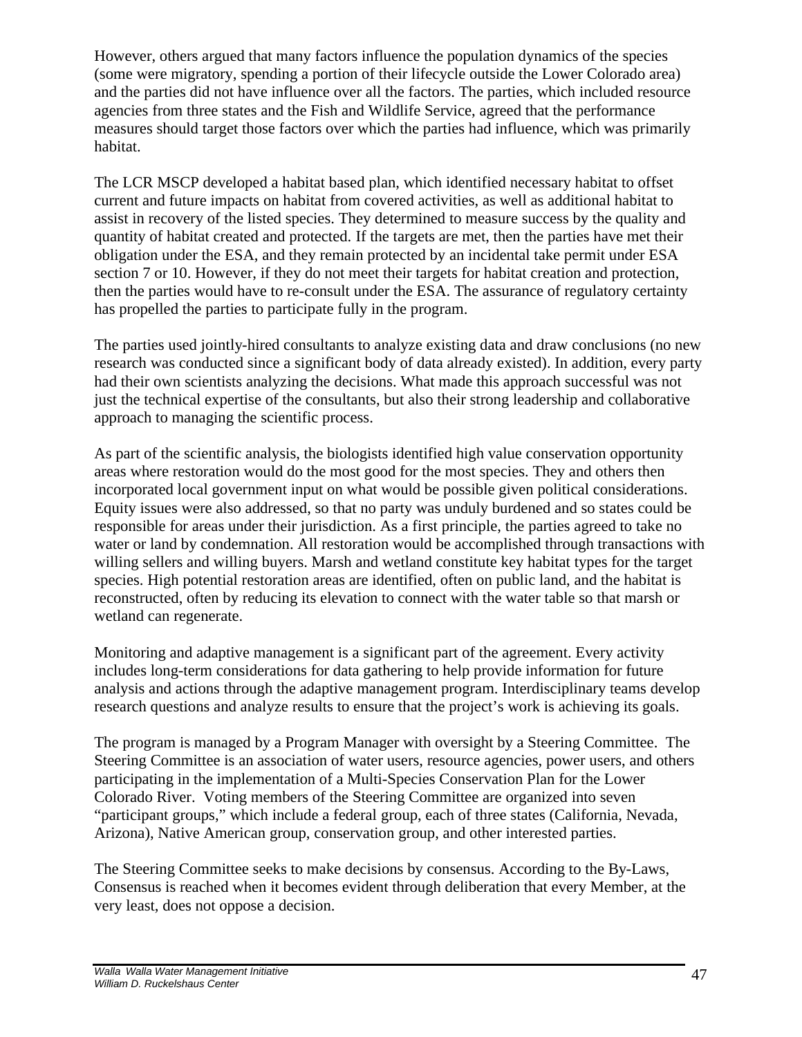However, others argued that many factors influence the population dynamics of the species (some were migratory, spending a portion of their lifecycle outside the Lower Colorado area) and the parties did not have influence over all the factors. The parties, which included resource agencies from three states and the Fish and Wildlife Service, agreed that the performance measures should target those factors over which the parties had influence, which was primarily habitat.

The LCR MSCP developed a habitat based plan, which identified necessary habitat to offset current and future impacts on habitat from covered activities, as well as additional habitat to assist in recovery of the listed species. They determined to measure success by the quality and quantity of habitat created and protected. If the targets are met, then the parties have met their obligation under the ESA, and they remain protected by an incidental take permit under ESA section 7 or 10. However, if they do not meet their targets for habitat creation and protection, then the parties would have to re-consult under the ESA. The assurance of regulatory certainty has propelled the parties to participate fully in the program.

The parties used jointly-hired consultants to analyze existing data and draw conclusions (no new research was conducted since a significant body of data already existed). In addition, every party had their own scientists analyzing the decisions. What made this approach successful was not just the technical expertise of the consultants, but also their strong leadership and collaborative approach to managing the scientific process.

As part of the scientific analysis, the biologists identified high value conservation opportunity areas where restoration would do the most good for the most species. They and others then incorporated local government input on what would be possible given political considerations. Equity issues were also addressed, so that no party was unduly burdened and so states could be responsible for areas under their jurisdiction. As a first principle, the parties agreed to take no water or land by condemnation. All restoration would be accomplished through transactions with willing sellers and willing buyers. Marsh and wetland constitute key habitat types for the target species. High potential restoration areas are identified, often on public land, and the habitat is reconstructed, often by reducing its elevation to connect with the water table so that marsh or wetland can regenerate.

Monitoring and adaptive management is a significant part of the agreement. Every activity includes long-term considerations for data gathering to help provide information for future analysis and actions through the adaptive management program. Interdisciplinary teams develop research questions and analyze results to ensure that the project's work is achieving its goals.

The program is managed by a Program Manager with oversight by a Steering Committee. The Steering Committee is an association of water users, resource agencies, power users, and others participating in the implementation of a Multi-Species Conservation Plan for the Lower Colorado River. Voting members of the Steering Committee are organized into seven "participant groups," which include a federal group, each of three states (California, Nevada, Arizona), Native American group, conservation group, and other interested parties.

The Steering Committee seeks to make decisions by consensus. According to the By-Laws, Consensus is reached when it becomes evident through deliberation that every Member, at the very least, does not oppose a decision.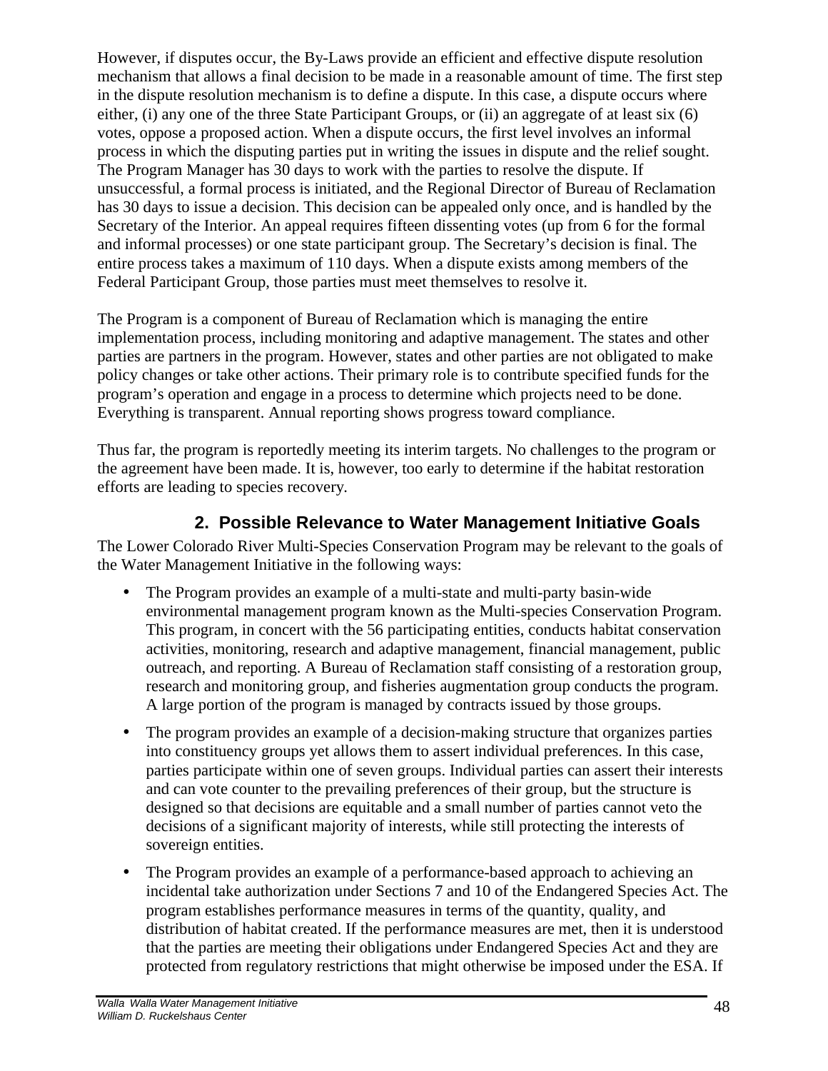However, if disputes occur, the By-Laws provide an efficient and effective dispute resolution mechanism that allows a final decision to be made in a reasonable amount of time. The first step in the dispute resolution mechanism is to define a dispute. In this case, a dispute occurs where either, (i) any one of the three State Participant Groups, or (ii) an aggregate of at least six (6) votes, oppose a proposed action. When a dispute occurs, the first level involves an informal process in which the disputing parties put in writing the issues in dispute and the relief sought. The Program Manager has 30 days to work with the parties to resolve the dispute. If unsuccessful, a formal process is initiated, and the Regional Director of Bureau of Reclamation has 30 days to issue a decision. This decision can be appealed only once, and is handled by the Secretary of the Interior. An appeal requires fifteen dissenting votes (up from 6 for the formal and informal processes) or one state participant group. The Secretary's decision is final. The entire process takes a maximum of 110 days. When a dispute exists among members of the Federal Participant Group, those parties must meet themselves to resolve it.

The Program is a component of Bureau of Reclamation which is managing the entire implementation process, including monitoring and adaptive management. The states and other parties are partners in the program. However, states and other parties are not obligated to make policy changes or take other actions. Their primary role is to contribute specified funds for the program's operation and engage in a process to determine which projects need to be done. Everything is transparent. Annual reporting shows progress toward compliance.

Thus far, the program is reportedly meeting its interim targets. No challenges to the program or the agreement have been made. It is, however, too early to determine if the habitat restoration efforts are leading to species recovery.

## 2. Possible Relevance to Water Management Initiative Goals

The Lower Colorado River Multi-Species Conservation Program may be relevant to the goals of the Water Management Initiative in the following ways:

- The Program provides an example of a multi-state and multi-party basin-wide environmental management program known as the Multi-species Conservation Program. This program, in concert with the 56 participating entities, conducts habitat conservation activities, monitoring, research and adaptive management, financial management, public outreach, and reporting. A Bureau of Reclamation staff consisting of a restoration group, research and monitoring group, and fisheries augmentation group conducts the program. A large portion of the program is managed by contracts issued by those groups.
- The program provides an example of a decision-making structure that organizes parties into constituency groups yet allows them to assert individual preferences. In this case, parties participate within one of seven groups. Individual parties can assert their interests and can vote counter to the prevailing preferences of their group, but the structure is designed so that decisions are equitable and a small number of parties cannot veto the decisions of a significant majority of interests, while still protecting the interests of sovereign entities.
- The Program provides an example of a performance-based approach to achieving an incidental take authorization under Sections 7 and 10 of the Endangered Species Act. The program establishes performance measures in terms of the quantity, quality, and distribution of habitat created. If the performance measures are met, then it is understood that the parties are meeting their obligations under Endangered Species Act and they are protected from regulatory restrictions that might otherwise be imposed under the ESA. If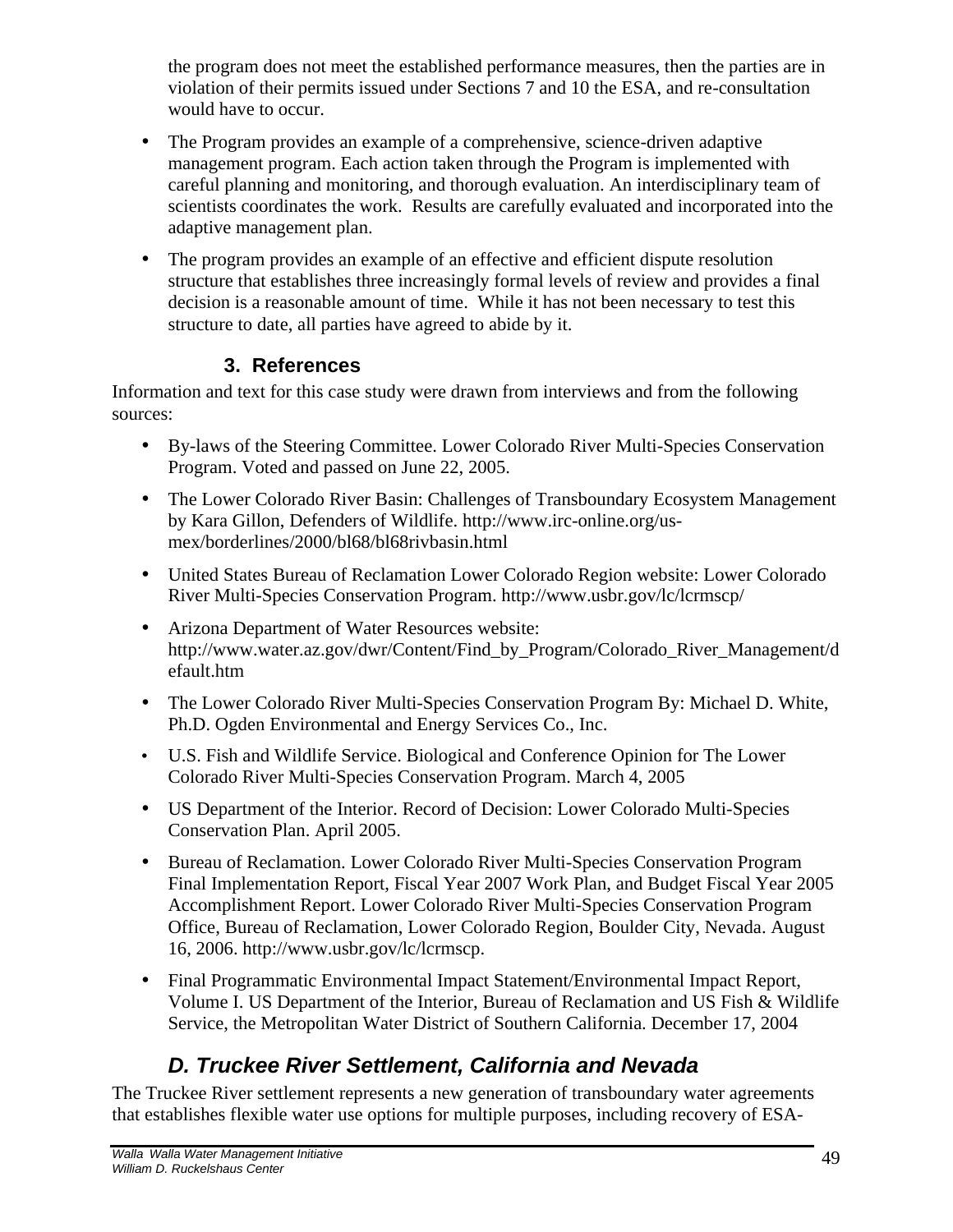the program does not meet the established performance measures, then the parties are in violation of their permits issued under Sections 7 and 10 the ESA, and re-consultation would have to occur.

- The Program provides an example of a comprehensive, science-driven adaptive management program. Each action taken through the Program is implemented with careful planning and monitoring, and thorough evaluation. An interdisciplinary team of scientists coordinates the work. Results are carefully evaluated and incorporated into the adaptive management plan.
- The program provides an example of an effective and efficient dispute resolution structure that establishes three increasingly formal levels of review and provides a final decision is a reasonable amount of time. While it has not been necessary to test this structure to date, all parties have agreed to abide by it.

### 3. References

Information and text for this case study were drawn from interviews and from the following sources:

- By-laws of the Steering Committee. Lower Colorado River Multi-Species Conservation Program. Voted and passed on June 22, 2005.
- The Lower Colorado River Basin: Challenges of Transboundary Ecosystem Management by Kara Gillon, Defenders of Wildlife. http://www.irc-online.org/us-mex/borderlines/2000/bl68/bl68rivbasin.html
- United States Bureau of Reclamation Lower Colorado Region website: Lower Colorado River Multi-Species Conservation Program. http://www.usbr.gov/lc/lcrmscp/
- Arizona Department of Water Resources website: http://www.water.az.gov/dwr/Content/Find_by_Program/Colorado_River_Management/default.htm
- The Lower Colorado River Multi-Species Conservation Program By: Michael D. White, Ph.D. Ogden Environmental and Energy Services Co., Inc.
- U.S. Fish and Wildlife Service. Biological and Conference Opinion for The Lower Colorado River Multi-Species Conservation Program. March 4, 2005
- US Department of the Interior. Record of Decision: Lower Colorado Multi-Species Conservation Plan. April 2005.
- Bureau of Reclamation. Lower Colorado River Multi-Species Conservation Program Final Implementation Report, Fiscal Year 2007 Work Plan, and Budget Fiscal Year 2005 Accomplishment Report. Lower Colorado River Multi-Species Conservation Program Office, Bureau of Reclamation, Lower Colorado Region, Boulder City, Nevada. August 16, 2006. http://www.usbr.gov/lc/lcrmscp.
- Final Programmatic Environmental Impact Statement/Environmental Impact Report, Volume I. US Department of the Interior, Bureau of Reclamation and US Fish & Wildlife Service, the Metropolitan Water District of Southern California. December 17, 2004

## *D. Truckee River Settlement, California and Nevada*

The Truckee River settlement represents a new generation of transboundary water agreements that establishes flexible water use options for multiple purposes, including recovery of ESA-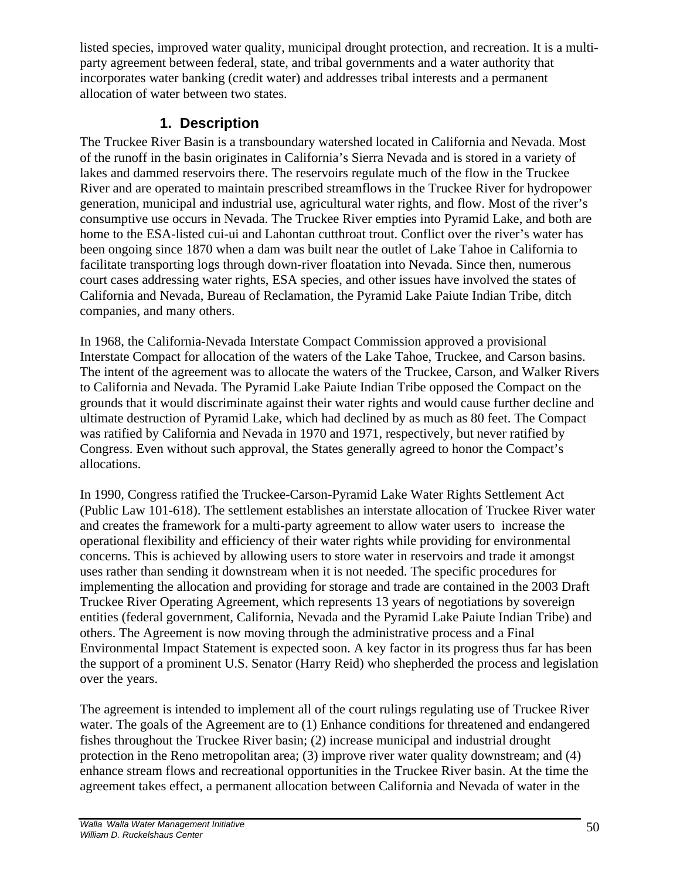listed species, improved water quality, municipal drought protection, and recreation. It is a multi-party agreement between federal, state, and tribal governments and a water authority that incorporates water banking (credit water) and addresses tribal interests and a permanent allocation of water between two states.

### 1. Description

The Truckee River Basin is a transboundary watershed located in California and Nevada. Most of the runoff in the basin originates in California's Sierra Nevada and is stored in a variety of lakes and dammed reservoirs there. The reservoirs regulate much of the flow in the Truckee River and are operated to maintain prescribed streamflows in the Truckee River for hydropower generation, municipal and industrial use, agricultural water rights, and flow. Most of the river's consumptive use occurs in Nevada. The Truckee River empties into Pyramid Lake, and both are home to the ESA-listed cui-ui and Lahontan cutthroat trout. Conflict over the river's water has been ongoing since 1870 when a dam was built near the outlet of Lake Tahoe in California to facilitate transporting logs through down-river floatation into Nevada. Since then, numerous court cases addressing water rights, ESA species, and other issues have involved the states of California and Nevada, Bureau of Reclamation, the Pyramid Lake Paiute Indian Tribe, ditch companies, and many others.

In 1968, the California-Nevada Interstate Compact Commission approved a provisional Interstate Compact for allocation of the waters of the Lake Tahoe, Truckee, and Carson basins. The intent of the agreement was to allocate the waters of the Truckee, Carson, and Walker Rivers to California and Nevada. The Pyramid Lake Paiute Indian Tribe opposed the Compact on the grounds that it would discriminate against their water rights and would cause further decline and ultimate destruction of Pyramid Lake, which had declined by as much as 80 feet. The Compact was ratified by California and Nevada in 1970 and 1971, respectively, but never ratified by Congress. Even without such approval, the States generally agreed to honor the Compact's allocations.

In 1990, Congress ratified the Truckee-Carson-Pyramid Lake Water Rights Settlement Act (Public Law 101-618). The settlement establishes an interstate allocation of Truckee River water and creates the framework for a multi-party agreement to allow water users to increase the operational flexibility and efficiency of their water rights while providing for environmental concerns. This is achieved by allowing users to store water in reservoirs and trade it amongst uses rather than sending it downstream when it is not needed. The specific procedures for implementing the allocation and providing for storage and trade are contained in the 2003 Draft Truckee River Operating Agreement, which represents 13 years of negotiations by sovereign entities (federal government, California, Nevada and the Pyramid Lake Paiute Indian Tribe) and others. The Agreement is now moving through the administrative process and a Final Environmental Impact Statement is expected soon. A key factor in its progress thus far has been the support of a prominent U.S. Senator (Harry Reid) who shepherded the process and legislation over the years.

The agreement is intended to implement all of the court rulings regulating use of Truckee River water. The goals of the Agreement are to (1) Enhance conditions for threatened and endangered fishes throughout the Truckee River basin; (2) increase municipal and industrial drought protection in the Reno metropolitan area; (3) improve river water quality downstream; and (4) enhance stream flows and recreational opportunities in the Truckee River basin. At the time the agreement takes effect, a permanent allocation between California and Nevada of water in the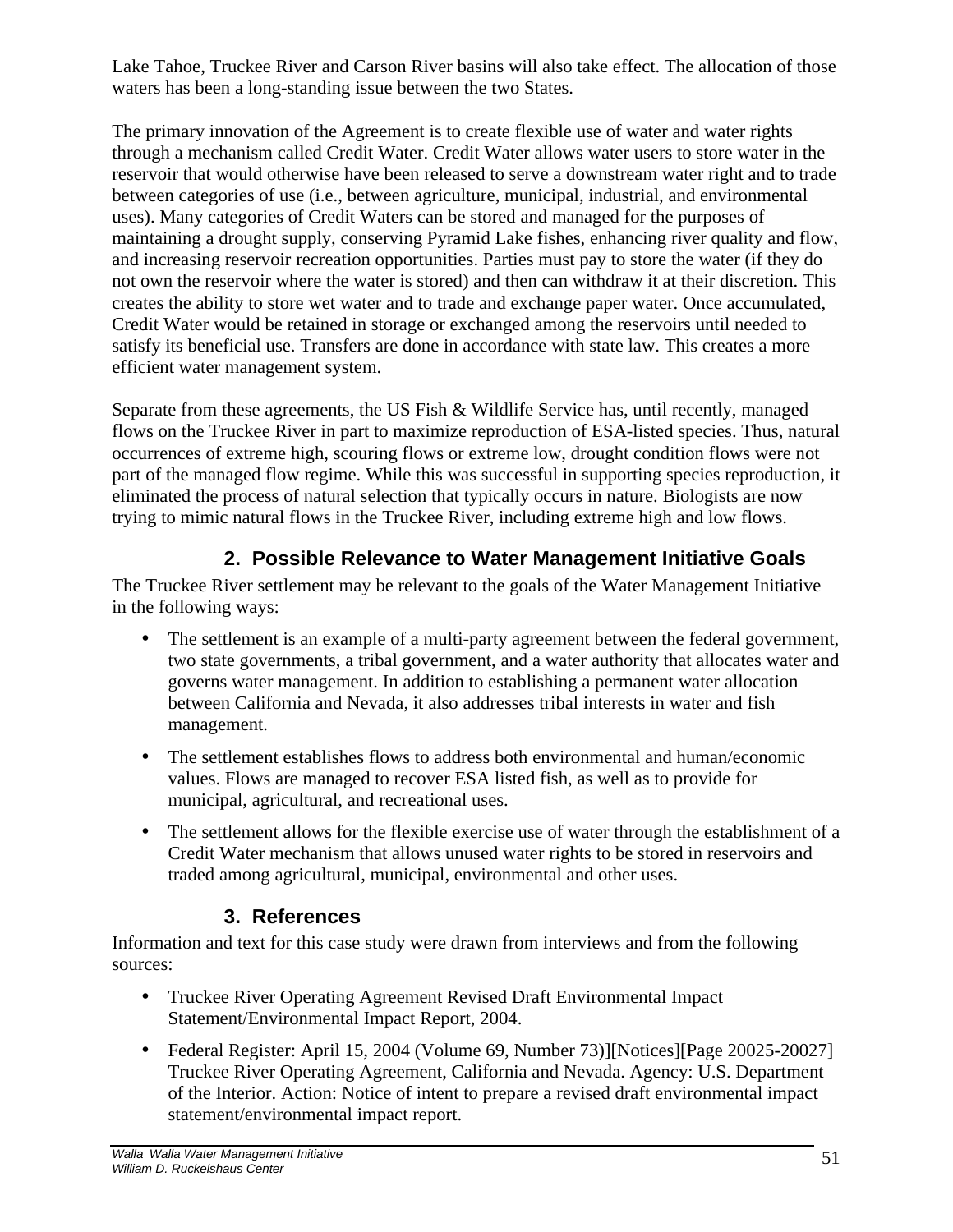Lake Tahoe, Truckee River and Carson River basins will also take effect. The allocation of those waters has been a long-standing issue between the two States.

The primary innovation of the Agreement is to create flexible use of water and water rights through a mechanism called Credit Water. Credit Water allows water users to store water in the reservoir that would otherwise have been released to serve a downstream water right and to trade between categories of use (i.e., between agriculture, municipal, industrial, and environmental uses). Many categories of Credit Waters can be stored and managed for the purposes of maintaining a drought supply, conserving Pyramid Lake fishes, enhancing river quality and flow, and increasing reservoir recreation opportunities. Parties must pay to store the water (if they do not own the reservoir where the water is stored) and then can withdraw it at their discretion. This creates the ability to store wet water and to trade and exchange paper water. Once accumulated, Credit Water would be retained in storage or exchanged among the reservoirs until needed to satisfy its beneficial use. Transfers are done in accordance with state law. This creates a more efficient water management system.

Separate from these agreements, the US Fish & Wildlife Service has, until recently, managed flows on the Truckee River in part to maximize reproduction of ESA-listed species. Thus, natural occurrences of extreme high, scouring flows or extreme low, drought condition flows were not part of the managed flow regime. While this was successful in supporting species reproduction, it eliminated the process of natural selection that typically occurs in nature. Biologists are now trying to mimic natural flows in the Truckee River, including extreme high and low flows.

## 2. Possible Relevance to Water Management Initiative Goals

The Truckee River settlement may be relevant to the goals of the Water Management Initiative in the following ways:

- The settlement is an example of a multi-party agreement between the federal government, two state governments, a tribal government, and a water authority that allocates water and governs water management. In addition to establishing a permanent water allocation between California and Nevada, it also addresses tribal interests in water and fish management.
- The settlement establishes flows to address both environmental and human/economic values. Flows are managed to recover ESA listed fish, as well as to provide for municipal, agricultural, and recreational uses.
- The settlement allows for the flexible exercise use of water through the establishment of a Credit Water mechanism that allows unused water rights to be stored in reservoirs and traded among agricultural, municipal, environmental and other uses.

## 3. References

Information and text for this case study were drawn from interviews and from the following sources:

- Truckee River Operating Agreement Revised Draft Environmental Impact Statement/Environmental Impact Report, 2004.
- Federal Register: April 15, 2004 (Volume 69, Number 73)][Notices][Page 20025-20027] Truckee River Operating Agreement, California and Nevada. Agency: U.S. Department of the Interior. Action: Notice of intent to prepare a revised draft environmental impact statement/environmental impact report.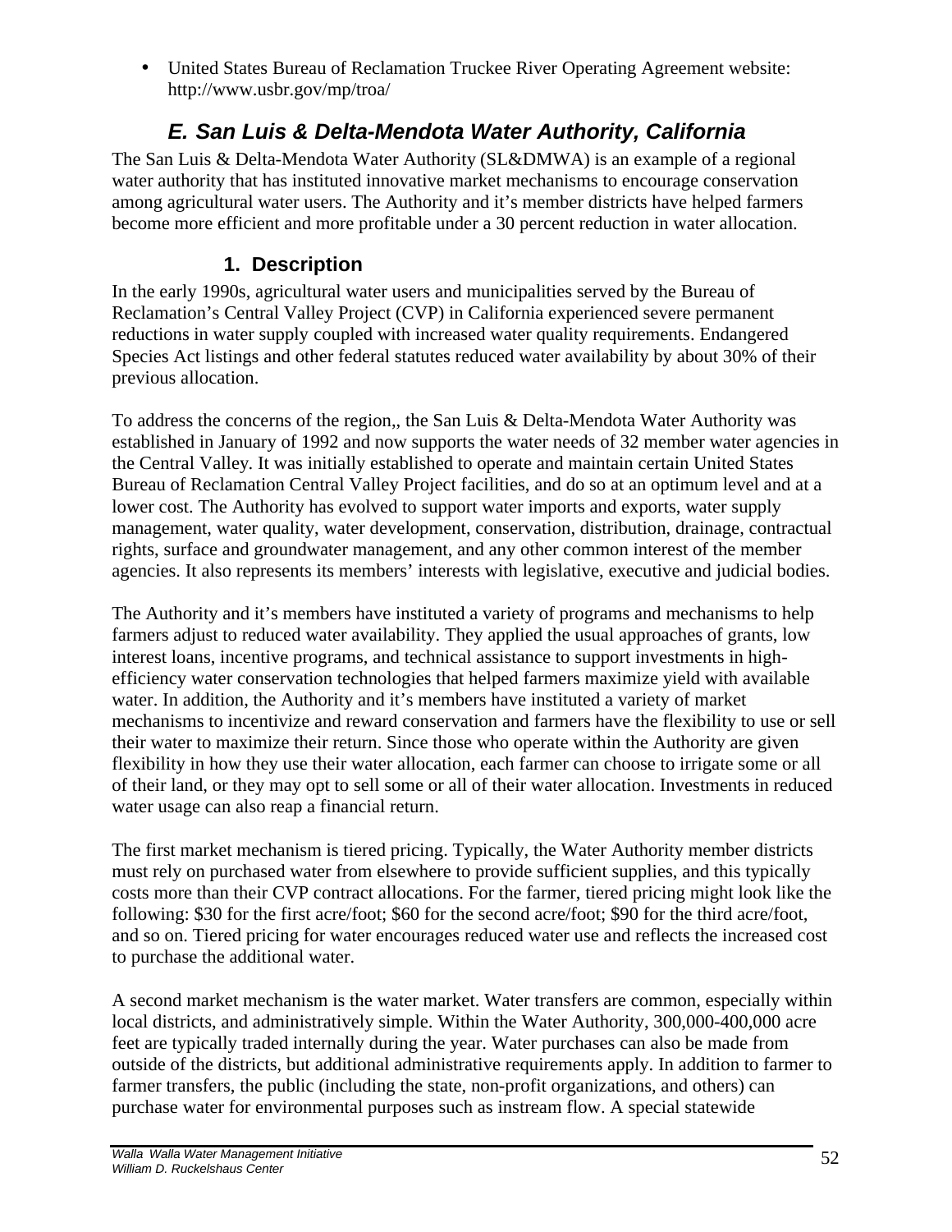- United States Bureau of Reclamation Truckee River Operating Agreement website: http://www.usbr.gov/mp/troa/

## E. San Luis & Delta-Mendota Water Authority, California

The San Luis & Delta-Mendota Water Authority (SL&DMWA) is an example of a regional water authority that has instituted innovative market mechanisms to encourage conservation among agricultural water users. The Authority and it's member districts have helped farmers become more efficient and more profitable under a 30 percent reduction in water allocation.

### 1. Description

In the early 1990s, agricultural water users and municipalities served by the Bureau of Reclamation's Central Valley Project (CVP) in California experienced severe permanent reductions in water supply coupled with increased water quality requirements. Endangered Species Act listings and other federal statutes reduced water availability by about 30% of their previous allocation.

To address the concerns of the region,, the San Luis & Delta-Mendota Water Authority was established in January of 1992 and now supports the water needs of 32 member water agencies in the Central Valley. It was initially established to operate and maintain certain United States Bureau of Reclamation Central Valley Project facilities, and do so at an optimum level and at a lower cost. The Authority has evolved to support water imports and exports, water supply management, water quality, water development, conservation, distribution, drainage, contractual rights, surface and groundwater management, and any other common interest of the member agencies. It also represents its members' interests with legislative, executive and judicial bodies.

The Authority and it's members have instituted a variety of programs and mechanisms to help farmers adjust to reduced water availability. They applied the usual approaches of grants, low interest loans, incentive programs, and technical assistance to support investments in high-efficiency water conservation technologies that helped farmers maximize yield with available water. In addition, the Authority and it's members have instituted a variety of market mechanisms to incentivize and reward conservation and farmers have the flexibility to use or sell their water to maximize their return. Since those who operate within the Authority are given flexibility in how they use their water allocation, each farmer can choose to irrigate some or all of their land, or they may opt to sell some or all of their water allocation. Investments in reduced water usage can also reap a financial return.

The first market mechanism is tiered pricing. Typically, the Water Authority member districts must rely on purchased water from elsewhere to provide sufficient supplies, and this typically costs more than their CVP contract allocations. For the farmer, tiered pricing might look like the following: $30 for the first acre/foot; $60 for the second acre/foot; $90 for the third acre/foot, and so on. Tiered pricing for water encourages reduced water use and reflects the increased cost to purchase the additional water.

A second market mechanism is the water market. Water transfers are common, especially within local districts, and administratively simple. Within the Water Authority, 300,000-400,000 acre feet are typically traded internally during the year. Water purchases can also be made from outside of the districts, but additional administrative requirements apply. In addition to farmer to farmer transfers, the public (including the state, non-profit organizations, and others) can purchase water for environmental purposes such as instream flow. A special statewide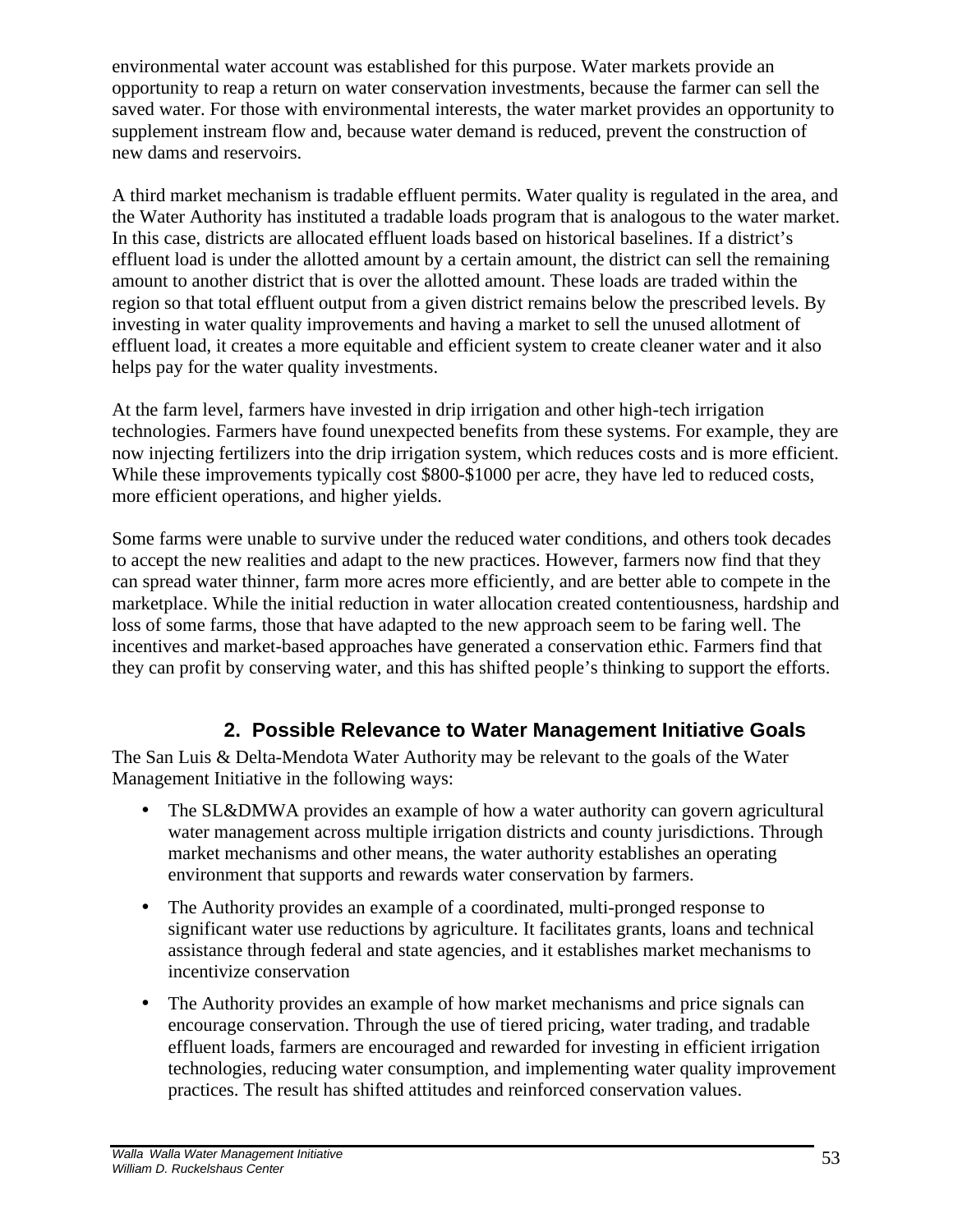environmental water account was established for this purpose. Water markets provide an opportunity to reap a return on water conservation investments, because the farmer can sell the saved water. For those with environmental interests, the water market provides an opportunity to supplement instream flow and, because water demand is reduced, prevent the construction of new dams and reservoirs.

A third market mechanism is tradable effluent permits. Water quality is regulated in the area, and the Water Authority has instituted a tradable loads program that is analogous to the water market. In this case, districts are allocated effluent loads based on historical baselines. If a district's effluent load is under the allotted amount by a certain amount, the district can sell the remaining amount to another district that is over the allotted amount. These loads are traded within the region so that total effluent output from a given district remains below the prescribed levels. By investing in water quality improvements and having a market to sell the unused allotment of effluent load, it creates a more equitable and efficient system to create cleaner water and it also helps pay for the water quality investments.

At the farm level, farmers have invested in drip irrigation and other high-tech irrigation technologies. Farmers have found unexpected benefits from these systems. For example, they are now injecting fertilizers into the drip irrigation system, which reduces costs and is more efficient. While these improvements typically cost $800-$1000 per acre, they have led to reduced costs, more efficient operations, and higher yields.

Some farms were unable to survive under the reduced water conditions, and others took decades to accept the new realities and adapt to the new practices. However, farmers now find that they can spread water thinner, farm more acres more efficiently, and are better able to compete in the marketplace. While the initial reduction in water allocation created contentiousness, hardship and loss of some farms, those that have adapted to the new approach seem to be faring well. The incentives and market-based approaches have generated a conservation ethic. Farmers find that they can profit by conserving water, and this has shifted people's thinking to support the efforts.

## 2. Possible Relevance to Water Management Initiative Goals

The San Luis & Delta-Mendota Water Authority may be relevant to the goals of the Water Management Initiative in the following ways:

- The SL&DMWA provides an example of how a water authority can govern agricultural water management across multiple irrigation districts and county jurisdictions. Through market mechanisms and other means, the water authority establishes an operating environment that supports and rewards water conservation by farmers.
- The Authority provides an example of a coordinated, multi-pronged response to significant water use reductions by agriculture. It facilitates grants, loans and technical assistance through federal and state agencies, and it establishes market mechanisms to incentivize conservation
- The Authority provides an example of how market mechanisms and price signals can encourage conservation. Through the use of tiered pricing, water trading, and tradable effluent loads, farmers are encouraged and rewarded for investing in efficient irrigation technologies, reducing water consumption, and implementing water quality improvement practices. The result has shifted attitudes and reinforced conservation values.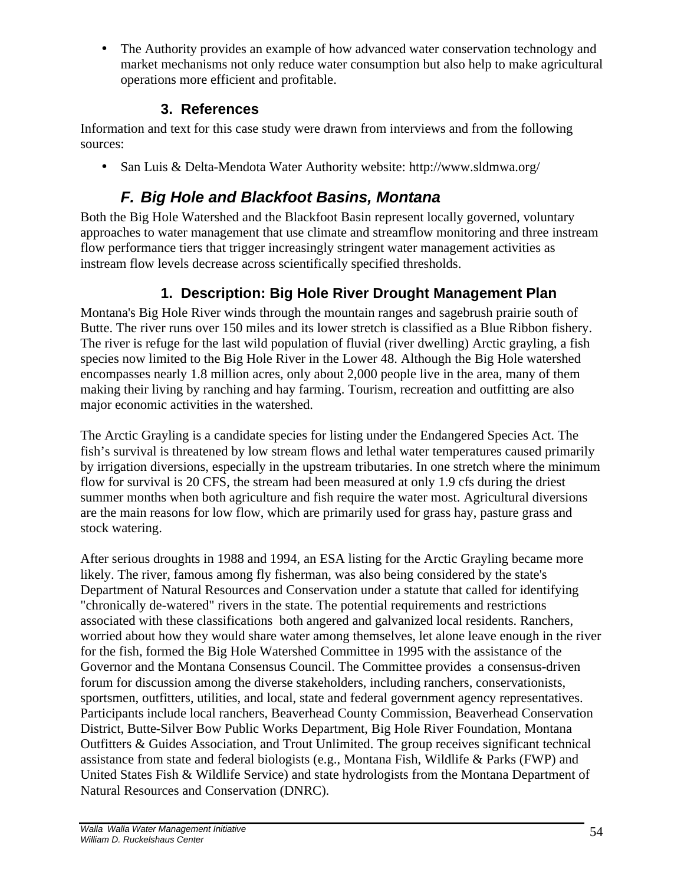- The Authority provides an example of how advanced water conservation technology and market mechanisms not only reduce water consumption but also help to make agricultural operations more efficient and profitable.

### 3. References

Information and text for this case study were drawn from interviews and from the following sources:

- San Luis & Delta-Mendota Water Authority website: http://www.sldmwa.org/

## *F. Big Hole and Blackfoot Basins, Montana*

Both the Big Hole Watershed and the Blackfoot Basin represent locally governed, voluntary approaches to water management that use climate and streamflow monitoring and three instream flow performance tiers that trigger increasingly stringent water management activities as instream flow levels decrease across scientifically specified thresholds.

### 1. Description: Big Hole River Drought Management Plan

Montana's Big Hole River winds through the mountain ranges and sagebrush prairie south of Butte. The river runs over 150 miles and its lower stretch is classified as a Blue Ribbon fishery. The river is refuge for the last wild population of fluvial (river dwelling) Arctic grayling, a fish species now limited to the Big Hole River in the Lower 48. Although the Big Hole watershed encompasses nearly 1.8 million acres, only about 2,000 people live in the area, many of them making their living by ranching and hay farming. Tourism, recreation and outfitting are also major economic activities in the watershed.

The Arctic Grayling is a candidate species for listing under the Endangered Species Act. The fish's survival is threatened by low stream flows and lethal water temperatures caused primarily by irrigation diversions, especially in the upstream tributaries. In one stretch where the minimum flow for survival is 20 CFS, the stream had been measured at only 1.9 cfs during the driest summer months when both agriculture and fish require the water most. Agricultural diversions are the main reasons for low flow, which are primarily used for grass hay, pasture grass and stock watering.

After serious droughts in 1988 and 1994, an ESA listing for the Arctic Grayling became more likely. The river, famous among fly fisherman, was also being considered by the state's Department of Natural Resources and Conservation under a statute that called for identifying "chronically de-watered" rivers in the state. The potential requirements and restrictions associated with these classifications both angered and galvanized local residents. Ranchers, worried about how they would share water among themselves, let alone leave enough in the river for the fish, formed the Big Hole Watershed Committee in 1995 with the assistance of the Governor and the Montana Consensus Council. The Committee provides a consensus-driven forum for discussion among the diverse stakeholders, including ranchers, conservationists, sportsmen, outfitters, utilities, and local, state and federal government agency representatives. Participants include local ranchers, Beaverhead County Commission, Beaverhead Conservation District, Butte-Silver Bow Public Works Department, Big Hole River Foundation, Montana Outfitters & Guides Association, and Trout Unlimited. The group receives significant technical assistance from state and federal biologists (e.g., Montana Fish, Wildlife & Parks (FWP) and United States Fish & Wildlife Service) and state hydrologists from the Montana Department of Natural Resources and Conservation (DNRC).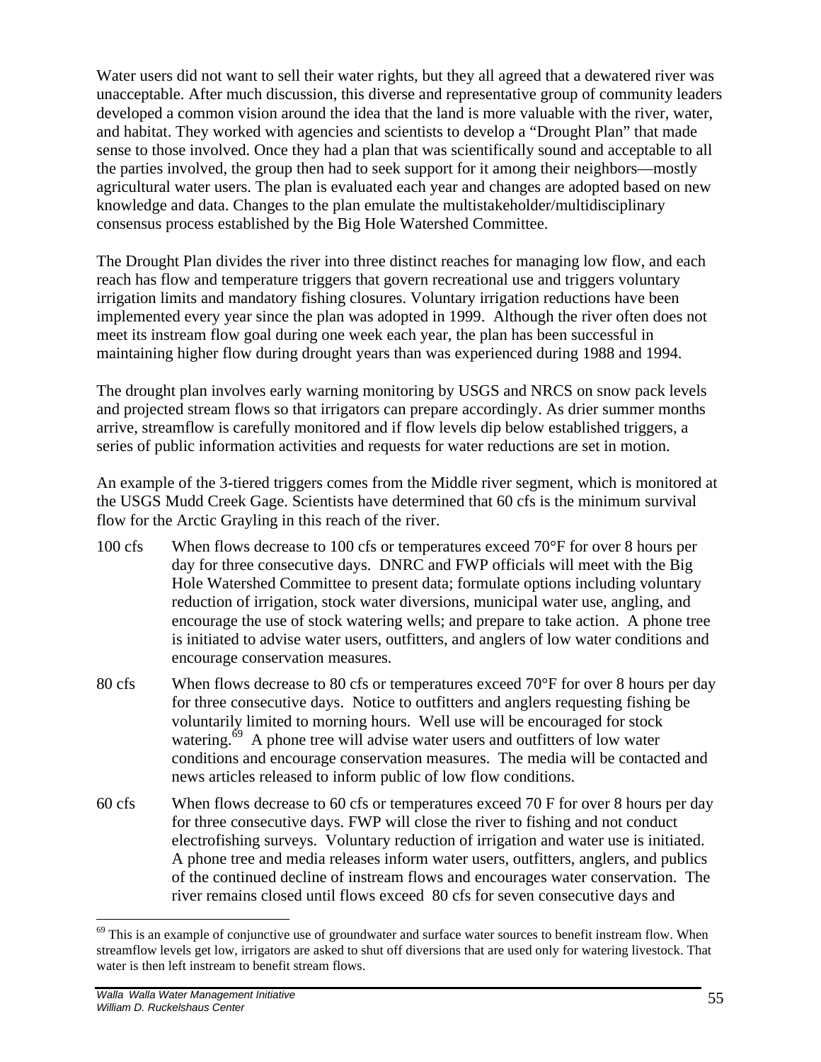Water users did not want to sell their water rights, but they all agreed that a dewatered river was unacceptable. After much discussion, this diverse and representative group of community leaders developed a common vision around the idea that the land is more valuable with the river, water, and habitat. They worked with agencies and scientists to develop a "Drought Plan" that made sense to those involved. Once they had a plan that was scientifically sound and acceptable to all the parties involved, the group then had to seek support for it among their neighbors—mostly agricultural water users. The plan is evaluated each year and changes are adopted based on new knowledge and data. Changes to the plan emulate the multistakeholder/multidisciplinary consensus process established by the Big Hole Watershed Committee.

The Drought Plan divides the river into three distinct reaches for managing low flow, and each reach has flow and temperature triggers that govern recreational use and triggers voluntary irrigation limits and mandatory fishing closures. Voluntary irrigation reductions have been implemented every year since the plan was adopted in 1999. Although the river often does not meet its instream flow goal during one week each year, the plan has been successful in maintaining higher flow during drought years than was experienced during 1988 and 1994.

The drought plan involves early warning monitoring by USGS and NRCS on snow pack levels and projected stream flows so that irrigators can prepare accordingly. As drier summer months arrive, streamflow is carefully monitored and if flow levels dip below established triggers, a series of public information activities and requests for water reductions are set in motion.

An example of the 3-tiered triggers comes from the Middle river segment, which is monitored at the USGS Mudd Creek Gage. Scientists have determined that 60 cfs is the minimum survival flow for the Arctic Grayling in this reach of the river.

100 cfs When flows decrease to 100 cfs or temperatures exceed 70°F for over 8 hours per day for three consecutive days. DNRC and FWP officials will meet with the Big Hole Watershed Committee to present data; formulate options including voluntary reduction of irrigation, stock water diversions, municipal water use, angling, and encourage the use of stock watering wells; and prepare to take action. A phone tree is initiated to advise water users, outfitters, and anglers of low water conditions and encourage conservation measures.

80 cfs When flows decrease to 80 cfs or temperatures exceed 70°F for over 8 hours per day for three consecutive days. Notice to outfitters and anglers requesting fishing be voluntarily limited to morning hours. Well use will be encouraged for stock watering.[69] A phone tree will advise water users and outfitters of low water conditions and encourage conservation measures. The media will be contacted and news articles released to inform public of low flow conditions.

60 cfs When flows decrease to 60 cfs or temperatures exceed 70 F for over 8 hours per day for three consecutive days. FWP will close the river to fishing and not conduct electrofishing surveys. Voluntary reduction of irrigation and water use is initiated. A phone tree and media releases inform water users, outfitters, anglers, and publics of the continued decline of instream flows and encourages water conservation. The river remains closed until flows exceed 80 cfs for seven consecutive days and

[69] This is an example of conjunctive use of groundwater and surface water sources to benefit instream flow. When streamflow levels get low, irrigators are asked to shut off diversions that are used only for watering livestock. That water is then left instream to benefit stream flows.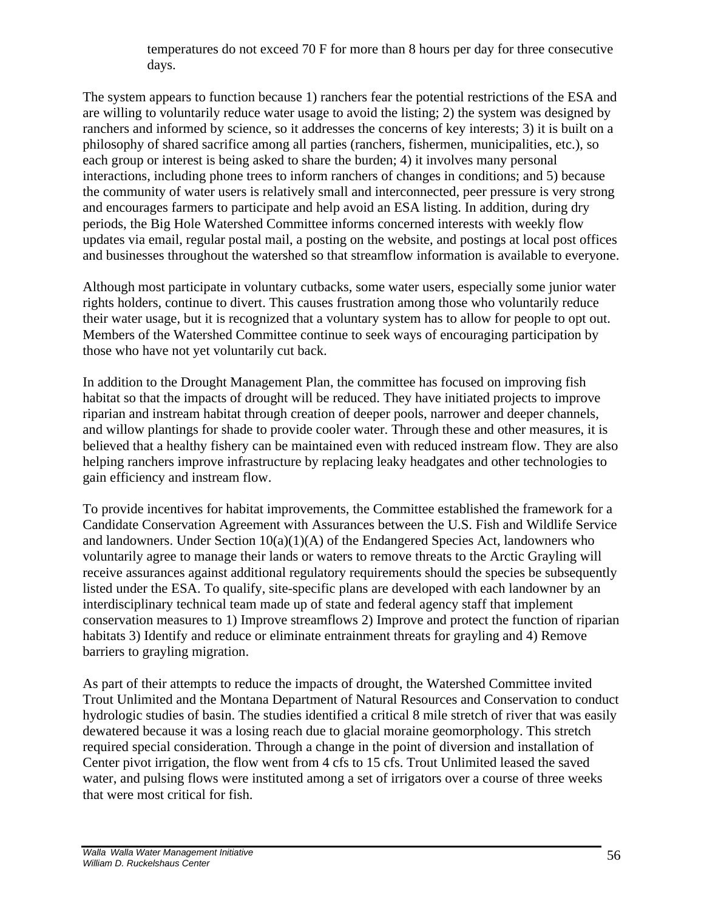temperatures do not exceed 70 F for more than 8 hours per day for three consecutive days.

The system appears to function because 1) ranchers fear the potential restrictions of the ESA and are willing to voluntarily reduce water usage to avoid the listing; 2) the system was designed by ranchers and informed by science, so it addresses the concerns of key interests; 3) it is built on a philosophy of shared sacrifice among all parties (ranchers, fishermen, municipalities, etc.), so each group or interest is being asked to share the burden; 4) it involves many personal interactions, including phone trees to inform ranchers of changes in conditions; and 5) because the community of water users is relatively small and interconnected, peer pressure is very strong and encourages farmers to participate and help avoid an ESA listing. In addition, during dry periods, the Big Hole Watershed Committee informs concerned interests with weekly flow updates via email, regular postal mail, a posting on the website, and postings at local post offices and businesses throughout the watershed so that streamflow information is available to everyone.

Although most participate in voluntary cutbacks, some water users, especially some junior water rights holders, continue to divert. This causes frustration among those who voluntarily reduce their water usage, but it is recognized that a voluntary system has to allow for people to opt out. Members of the Watershed Committee continue to seek ways of encouraging participation by those who have not yet voluntarily cut back.

In addition to the Drought Management Plan, the committee has focused on improving fish habitat so that the impacts of drought will be reduced. They have initiated projects to improve riparian and instream habitat through creation of deeper pools, narrower and deeper channels, and willow plantings for shade to provide cooler water. Through these and other measures, it is believed that a healthy fishery can be maintained even with reduced instream flow. They are also helping ranchers improve infrastructure by replacing leaky headgates and other technologies to gain efficiency and instream flow.

To provide incentives for habitat improvements, the Committee established the framework for a Candidate Conservation Agreement with Assurances between the U.S. Fish and Wildlife Service and landowners. Under Section 10(a)(1)(A) of the Endangered Species Act, landowners who voluntarily agree to manage their lands or waters to remove threats to the Arctic Grayling will receive assurances against additional regulatory requirements should the species be subsequently listed under the ESA. To qualify, site-specific plans are developed with each landowner by an interdisciplinary technical team made up of state and federal agency staff that implement conservation measures to 1) Improve streamflows 2) Improve and protect the function of riparian habitats 3) Identify and reduce or eliminate entrainment threats for grayling and 4) Remove barriers to grayling migration.

As part of their attempts to reduce the impacts of drought, the Watershed Committee invited Trout Unlimited and the Montana Department of Natural Resources and Conservation to conduct hydrologic studies of basin. The studies identified a critical 8 mile stretch of river that was easily dewatered because it was a losing reach due to glacial moraine geomorphology. This stretch required special consideration. Through a change in the point of diversion and installation of Center pivot irrigation, the flow went from 4 cfs to 15 cfs. Trout Unlimited leased the saved water, and pulsing flows were instituted among a set of irrigators over a course of three weeks that were most critical for fish.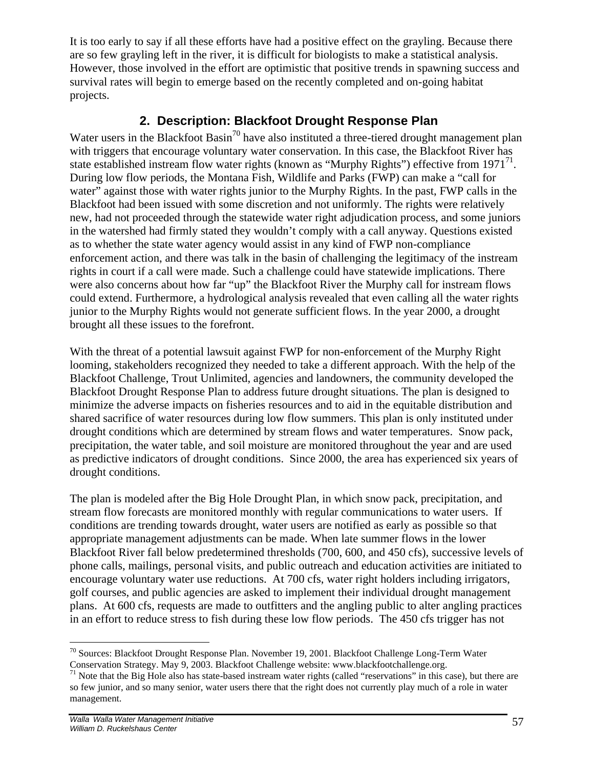It is too early to say if all these efforts have had a positive effect on the grayling. Because there are so few grayling left in the river, it is difficult for biologists to make a statistical analysis. However, those involved in the effort are optimistic that positive trends in spawning success and survival rates will begin to emerge based on the recently completed and on-going habitat projects.

## 2. Description: Blackfoot Drought Response Plan

Water users in the Blackfoot Basin[70] have also instituted a three-tiered drought management plan with triggers that encourage voluntary water conservation. In this case, the Blackfoot River has state established instream flow water rights (known as "Murphy Rights") effective from 1971[71]. During low flow periods, the Montana Fish, Wildlife and Parks (FWP) can make a "call for water" against those with water rights junior to the Murphy Rights. In the past, FWP calls in the Blackfoot had been issued with some discretion and not uniformly. The rights were relatively new, had not proceeded through the statewide water right adjudication process, and some juniors in the watershed had firmly stated they wouldn't comply with a call anyway. Questions existed as to whether the state water agency would assist in any kind of FWP non-compliance enforcement action, and there was talk in the basin of challenging the legitimacy of the instream rights in court if a call were made. Such a challenge could have statewide implications. There were also concerns about how far "up" the Blackfoot River the Murphy call for instream flows could extend. Furthermore, a hydrological analysis revealed that even calling all the water rights junior to the Murphy Rights would not generate sufficient flows. In the year 2000, a drought brought all these issues to the forefront.

With the threat of a potential lawsuit against FWP for non-enforcement of the Murphy Right looming, stakeholders recognized they needed to take a different approach. With the help of the Blackfoot Challenge, Trout Unlimited, agencies and landowners, the community developed the Blackfoot Drought Response Plan to address future drought situations. The plan is designed to minimize the adverse impacts on fisheries resources and to aid in the equitable distribution and shared sacrifice of water resources during low flow summers. This plan is only instituted under drought conditions which are determined by stream flows and water temperatures. Snow pack, precipitation, the water table, and soil moisture are monitored throughout the year and are used as predictive indicators of drought conditions. Since 2000, the area has experienced six years of drought conditions.

The plan is modeled after the Big Hole Drought Plan, in which snow pack, precipitation, and stream flow forecasts are monitored monthly with regular communications to water users. If conditions are trending towards drought, water users are notified as early as possible so that appropriate management adjustments can be made. When late summer flows in the lower Blackfoot River fall below predetermined thresholds (700, 600, and 450 cfs), successive levels of phone calls, mailings, personal visits, and public outreach and education activities are initiated to encourage voluntary water use reductions. At 700 cfs, water right holders including irrigators, golf courses, and public agencies are asked to implement their individual drought management plans. At 600 cfs, requests are made to outfitters and the angling public to alter angling practices in an effort to reduce stress to fish during these low flow periods. The 450 cfs trigger has not

[70] Sources: Blackfoot Drought Response Plan. November 19, 2001. Blackfoot Challenge Long-Term Water Conservation Strategy. May 9, 2003. Blackfoot Challenge website: www.blackfootchallenge.org.

[71] Note that the Big Hole also has state-based instream water rights (called "reservations" in this case), but there are so few junior, and so many senior, water users there that the right does not currently play much of a role in water management.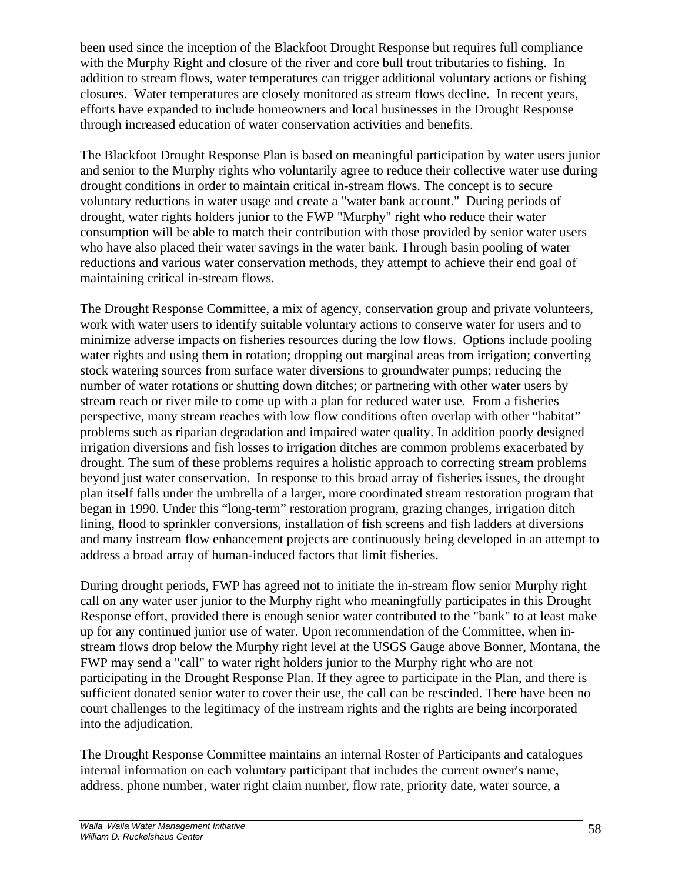been used since the inception of the Blackfoot Drought Response but requires full compliance with the Murphy Right and closure of the river and core bull trout tributaries to fishing. In addition to stream flows, water temperatures can trigger additional voluntary actions or fishing closures. Water temperatures are closely monitored as stream flows decline. In recent years, efforts have expanded to include homeowners and local businesses in the Drought Response through increased education of water conservation activities and benefits.

The Blackfoot Drought Response Plan is based on meaningful participation by water users junior and senior to the Murphy rights who voluntarily agree to reduce their collective water use during drought conditions in order to maintain critical in-stream flows. The concept is to secure voluntary reductions in water usage and create a "water bank account." During periods of drought, water rights holders junior to the FWP "Murphy" right who reduce their water consumption will be able to match their contribution with those provided by senior water users who have also placed their water savings in the water bank. Through basin pooling of water reductions and various water conservation methods, they attempt to achieve their end goal of maintaining critical in-stream flows.

The Drought Response Committee, a mix of agency, conservation group and private volunteers, work with water users to identify suitable voluntary actions to conserve water for users and to minimize adverse impacts on fisheries resources during the low flows. Options include pooling water rights and using them in rotation; dropping out marginal areas from irrigation; converting stock watering sources from surface water diversions to groundwater pumps; reducing the number of water rotations or shutting down ditches; or partnering with other water users by stream reach or river mile to come up with a plan for reduced water use. From a fisheries perspective, many stream reaches with low flow conditions often overlap with other "habitat" problems such as riparian degradation and impaired water quality. In addition poorly designed irrigation diversions and fish losses to irrigation ditches are common problems exacerbated by drought. The sum of these problems requires a holistic approach to correcting stream problems beyond just water conservation. In response to this broad array of fisheries issues, the drought plan itself falls under the umbrella of a larger, more coordinated stream restoration program that began in 1990. Under this "long-term" restoration program, grazing changes, irrigation ditch lining, flood to sprinkler conversions, installation of fish screens and fish ladders at diversions and many instream flow enhancement projects are continuously being developed in an attempt to address a broad array of human-induced factors that limit fisheries.

During drought periods, FWP has agreed not to initiate the in-stream flow senior Murphy right call on any water user junior to the Murphy right who meaningfully participates in this Drought Response effort, provided there is enough senior water contributed to the "bank" to at least make up for any continued junior use of water. Upon recommendation of the Committee, when in-stream flows drop below the Murphy right level at the USGS Gauge above Bonner, Montana, the FWP may send a "call" to water right holders junior to the Murphy right who are not participating in the Drought Response Plan. If they agree to participate in the Plan, and there is sufficient donated senior water to cover their use, the call can be rescinded. There have been no court challenges to the legitimacy of the instream rights and the rights are being incorporated into the adjudication.

The Drought Response Committee maintains an internal Roster of Participants and catalogues internal information on each voluntary participant that includes the current owner's name, address, phone number, water right claim number, flow rate, priority date, water source, a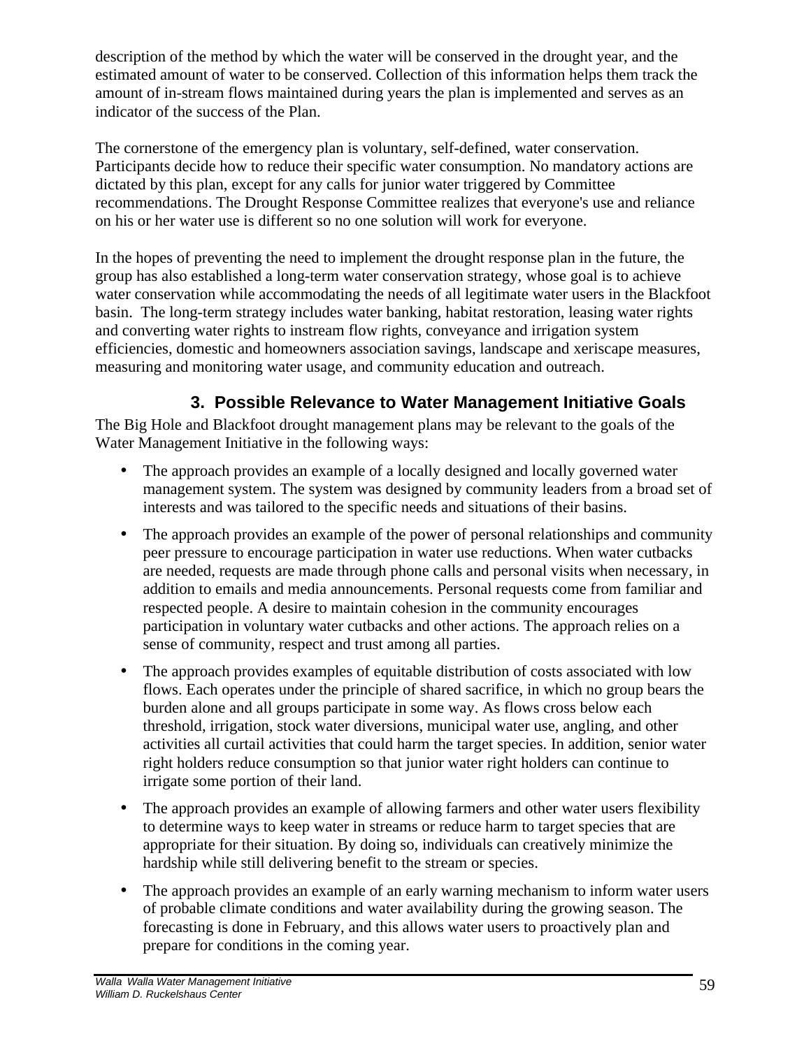description of the method by which the water will be conserved in the drought year, and the estimated amount of water to be conserved. Collection of this information helps them track the amount of in-stream flows maintained during years the plan is implemented and serves as an indicator of the success of the Plan.

The cornerstone of the emergency plan is voluntary, self-defined, water conservation. Participants decide how to reduce their specific water consumption. No mandatory actions are dictated by this plan, except for any calls for junior water triggered by Committee recommendations. The Drought Response Committee realizes that everyone's use and reliance on his or her water use is different so no one solution will work for everyone.

In the hopes of preventing the need to implement the drought response plan in the future, the group has also established a long-term water conservation strategy, whose goal is to achieve water conservation while accommodating the needs of all legitimate water users in the Blackfoot basin. The long-term strategy includes water banking, habitat restoration, leasing water rights and converting water rights to instream flow rights, conveyance and irrigation system efficiencies, domestic and homeowners association savings, landscape and xeriscape measures, measuring and monitoring water usage, and community education and outreach.

### 3. Possible Relevance to Water Management Initiative Goals

The Big Hole and Blackfoot drought management plans may be relevant to the goals of the Water Management Initiative in the following ways:

- The approach provides an example of a locally designed and locally governed water management system. The system was designed by community leaders from a broad set of interests and was tailored to the specific needs and situations of their basins.
- The approach provides an example of the power of personal relationships and community peer pressure to encourage participation in water use reductions. When water cutbacks are needed, requests are made through phone calls and personal visits when necessary, in addition to emails and media announcements. Personal requests come from familiar and respected people. A desire to maintain cohesion in the community encourages participation in voluntary water cutbacks and other actions. The approach relies on a sense of community, respect and trust among all parties.
- The approach provides examples of equitable distribution of costs associated with low flows. Each operates under the principle of shared sacrifice, in which no group bears the burden alone and all groups participate in some way. As flows cross below each threshold, irrigation, stock water diversions, municipal water use, angling, and other activities all curtail activities that could harm the target species. In addition, senior water right holders reduce consumption so that junior water right holders can continue to irrigate some portion of their land.
- The approach provides an example of allowing farmers and other water users flexibility to determine ways to keep water in streams or reduce harm to target species that are appropriate for their situation. By doing so, individuals can creatively minimize the hardship while still delivering benefit to the stream or species.
- The approach provides an example of an early warning mechanism to inform water users of probable climate conditions and water availability during the growing season. The forecasting is done in February, and this allows water users to proactively plan and prepare for conditions in the coming year.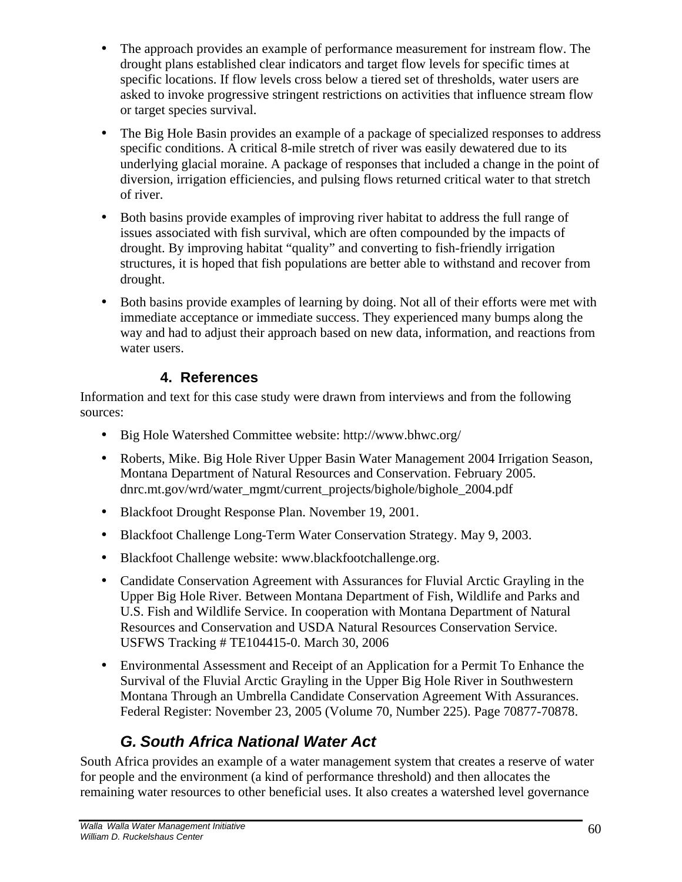- The approach provides an example of performance measurement for instream flow. The drought plans established clear indicators and target flow levels for specific times at specific locations. If flow levels cross below a tiered set of thresholds, water users are asked to invoke progressive stringent restrictions on activities that influence stream flow or target species survival.

- The Big Hole Basin provides an example of a package of specialized responses to address specific conditions. A critical 8-mile stretch of river was easily dewatered due to its underlying glacial moraine. A package of responses that included a change in the point of diversion, irrigation efficiencies, and pulsing flows returned critical water to that stretch of river.

- Both basins provide examples of improving river habitat to address the full range of issues associated with fish survival, which are often compounded by the impacts of drought. By improving habitat "quality" and converting to fish-friendly irrigation structures, it is hoped that fish populations are better able to withstand and recover from drought.

- Both basins provide examples of learning by doing. Not all of their efforts were met with immediate acceptance or immediate success. They experienced many bumps along the way and had to adjust their approach based on new data, information, and reactions from water users.

### 4. References

Information and text for this case study were drawn from interviews and from the following sources:

- Big Hole Watershed Committee website: http://www.bhwc.org/
- Roberts, Mike. Big Hole River Upper Basin Water Management 2004 Irrigation Season, Montana Department of Natural Resources and Conservation. February 2005. dnrc.mt.gov/wrd/water_mgmt/current_projects/bighole/bighole_2004.pdf
- Blackfoot Drought Response Plan. November 19, 2001.
- Blackfoot Challenge Long-Term Water Conservation Strategy. May 9, 2003.
- Blackfoot Challenge website: www.blackfootchallenge.org.
- Candidate Conservation Agreement with Assurances for Fluvial Arctic Grayling in the Upper Big Hole River. Between Montana Department of Fish, Wildlife and Parks and U.S. Fish and Wildlife Service. In cooperation with Montana Department of Natural Resources and Conservation and USDA Natural Resources Conservation Service. USFWS Tracking # TE104415-0. March 30, 2006
- Environmental Assessment and Receipt of an Application for a Permit To Enhance the Survival of the Fluvial Arctic Grayling in the Upper Big Hole River in Southwestern Montana Through an Umbrella Candidate Conservation Agreement With Assurances. Federal Register: November 23, 2005 (Volume 70, Number 225). Page 70877-70878.

## *G. South Africa National Water Act*

South Africa provides an example of a water management system that creates a reserve of water for people and the environment (a kind of performance threshold) and then allocates the remaining water resources to other beneficial uses. It also creates a watershed level governance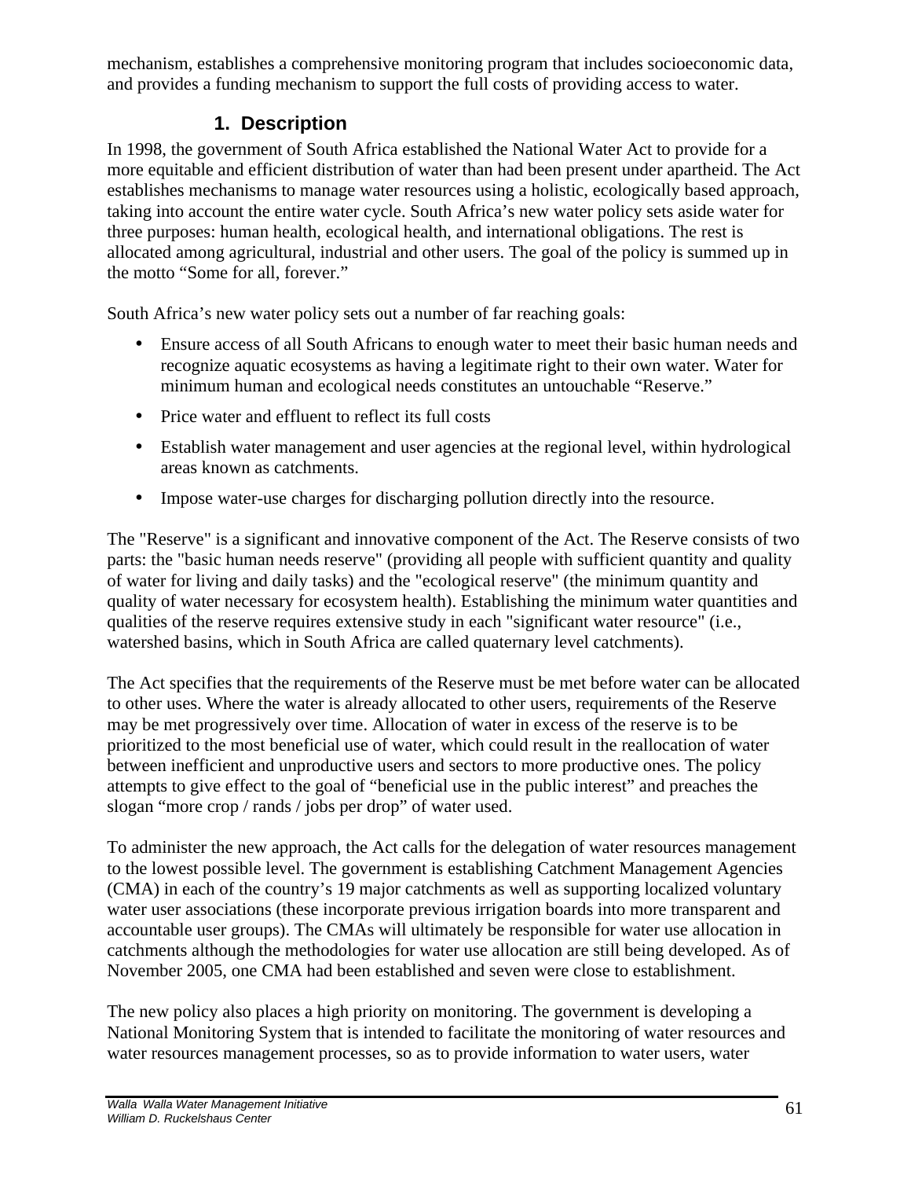mechanism, establishes a comprehensive monitoring program that includes socioeconomic data, and provides a funding mechanism to support the full costs of providing access to water.

### 1. Description

In 1998, the government of South Africa established the National Water Act to provide for a more equitable and efficient distribution of water than had been present under apartheid. The Act establishes mechanisms to manage water resources using a holistic, ecologically based approach, taking into account the entire water cycle. South Africa's new water policy sets aside water for three purposes: human health, ecological health, and international obligations. The rest is allocated among agricultural, industrial and other users. The goal of the policy is summed up in the motto "Some for all, forever."

South Africa's new water policy sets out a number of far reaching goals:

- Ensure access of all South Africans to enough water to meet their basic human needs and recognize aquatic ecosystems as having a legitimate right to their own water. Water for minimum human and ecological needs constitutes an untouchable "Reserve."
- Price water and effluent to reflect its full costs
- Establish water management and user agencies at the regional level, within hydrological areas known as catchments.
- Impose water-use charges for discharging pollution directly into the resource.

The "Reserve" is a significant and innovative component of the Act. The Reserve consists of two parts: the "basic human needs reserve" (providing all people with sufficient quantity and quality of water for living and daily tasks) and the "ecological reserve" (the minimum quantity and quality of water necessary for ecosystem health). Establishing the minimum water quantities and qualities of the reserve requires extensive study in each "significant water resource" (i.e., watershed basins, which in South Africa are called quaternary level catchments).

The Act specifies that the requirements of the Reserve must be met before water can be allocated to other uses. Where the water is already allocated to other users, requirements of the Reserve may be met progressively over time. Allocation of water in excess of the reserve is to be prioritized to the most beneficial use of water, which could result in the reallocation of water between inefficient and unproductive users and sectors to more productive ones. The policy attempts to give effect to the goal of "beneficial use in the public interest" and preaches the slogan "more crop / rands / jobs per drop" of water used.

To administer the new approach, the Act calls for the delegation of water resources management to the lowest possible level. The government is establishing Catchment Management Agencies (CMA) in each of the country's 19 major catchments as well as supporting localized voluntary water user associations (these incorporate previous irrigation boards into more transparent and accountable user groups). The CMAs will ultimately be responsible for water use allocation in catchments although the methodologies for water use allocation are still being developed. As of November 2005, one CMA had been established and seven were close to establishment.

The new policy also places a high priority on monitoring. The government is developing a National Monitoring System that is intended to facilitate the monitoring of water resources and water resources management processes, so as to provide information to water users, water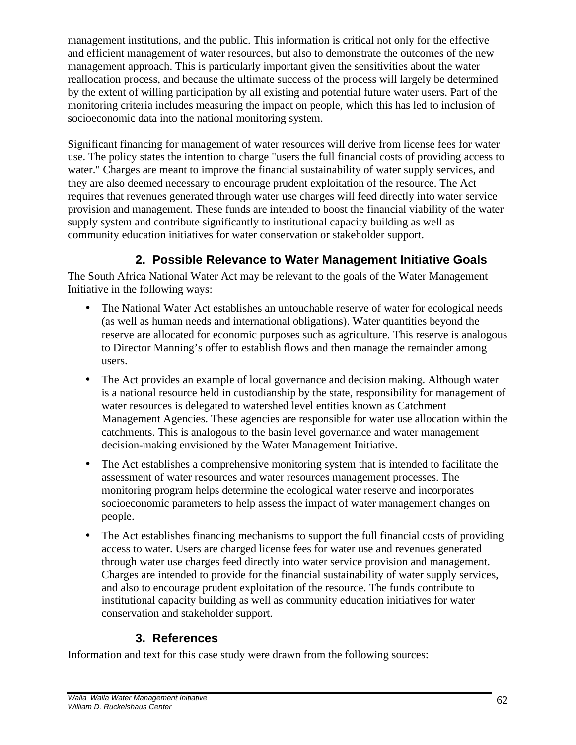management institutions, and the public. This information is critical not only for the effective and efficient management of water resources, but also to demonstrate the outcomes of the new management approach. This is particularly important given the sensitivities about the water reallocation process, and because the ultimate success of the process will largely be determined by the extent of willing participation by all existing and potential future water users. Part of the monitoring criteria includes measuring the impact on people, which this has led to inclusion of socioeconomic data into the national monitoring system.

Significant financing for management of water resources will derive from license fees for water use. The policy states the intention to charge "users the full financial costs of providing access to water." Charges are meant to improve the financial sustainability of water supply services, and they are also deemed necessary to encourage prudent exploitation of the resource. The Act requires that revenues generated through water use charges will feed directly into water service provision and management. These funds are intended to boost the financial viability of the water supply system and contribute significantly to institutional capacity building as well as community education initiatives for water conservation or stakeholder support.

## 2. Possible Relevance to Water Management Initiative Goals

The South Africa National Water Act may be relevant to the goals of the Water Management Initiative in the following ways:

- The National Water Act establishes an untouchable reserve of water for ecological needs (as well as human needs and international obligations). Water quantities beyond the reserve are allocated for economic purposes such as agriculture. This reserve is analogous to Director Manning's offer to establish flows and then manage the remainder among users.
- The Act provides an example of local governance and decision making. Although water is a national resource held in custodianship by the state, responsibility for management of water resources is delegated to watershed level entities known as Catchment Management Agencies. These agencies are responsible for water use allocation within the catchments. This is analogous to the basin level governance and water management decision-making envisioned by the Water Management Initiative.
- The Act establishes a comprehensive monitoring system that is intended to facilitate the assessment of water resources and water resources management processes. The monitoring program helps determine the ecological water reserve and incorporates socioeconomic parameters to help assess the impact of water management changes on people.
- The Act establishes financing mechanisms to support the full financial costs of providing access to water. Users are charged license fees for water use and revenues generated through water use charges feed directly into water service provision and management. Charges are intended to provide for the financial sustainability of water supply services, and also to encourage prudent exploitation of the resource. The funds contribute to institutional capacity building as well as community education initiatives for water conservation and stakeholder support.

## 3. References

Information and text for this case study were drawn from the following sources: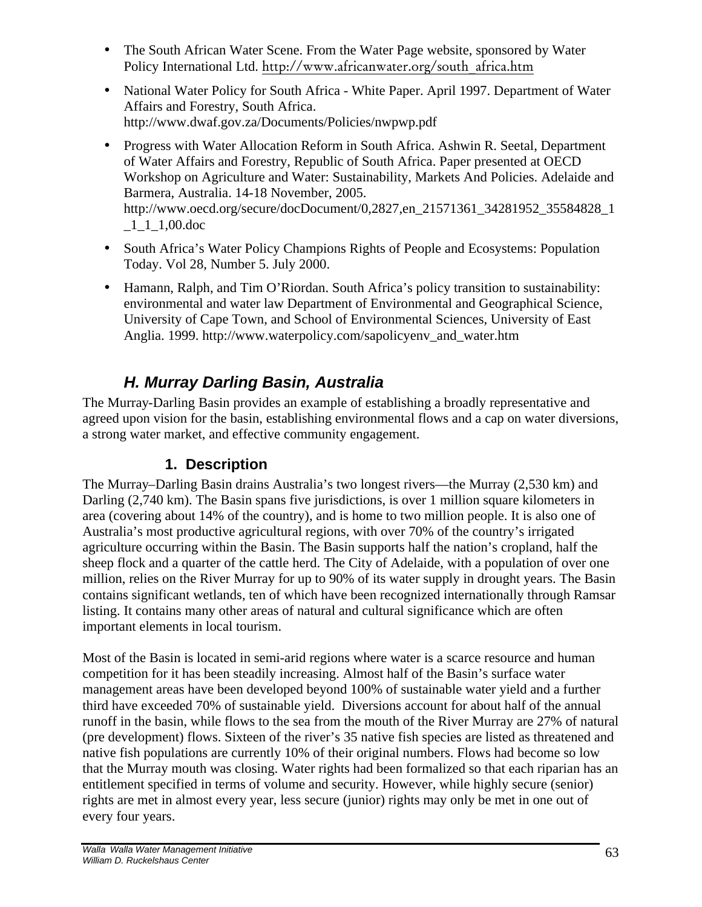- The South African Water Scene. From the Water Page website, sponsored by Water Policy International Ltd. http://www.africanwater.org/south_africa.htm
- National Water Policy for South Africa - White Paper. April 1997. Department of Water Affairs and Forestry, South Africa. http://www.dwaf.gov.za/Documents/Policies/nwpwp.pdf
- Progress with Water Allocation Reform in South Africa. Ashwin R. Seetal, Department of Water Affairs and Forestry, Republic of South Africa. Paper presented at OECD Workshop on Agriculture and Water: Sustainability, Markets And Policies. Adelaide and Barmera, Australia. 14-18 November, 2005. http://www.oecd.org/secure/docDocument/0,2827,en_21571361_34281952_35584828_1_1_1_1,00.doc
- South Africa's Water Policy Champions Rights of People and Ecosystems: Population Today. Vol 28, Number 5. July 2000.
- Hamann, Ralph, and Tim O'Riordan. South Africa's policy transition to sustainability: environmental and water law Department of Environmental and Geographical Science, University of Cape Town, and School of Environmental Sciences, University of East Anglia. 1999. http://www.waterpolicy.com/sapolicyenv_and_water.htm

## *H. Murray Darling Basin, Australia*

The Murray-Darling Basin provides an example of establishing a broadly representative and agreed upon vision for the basin, establishing environmental flows and a cap on water diversions, a strong water market, and effective community engagement.

### 1. Description

The Murray–Darling Basin drains Australia's two longest rivers—the Murray (2,530 km) and Darling (2,740 km). The Basin spans five jurisdictions, is over 1 million square kilometers in area (covering about 14% of the country), and is home to two million people. It is also one of Australia's most productive agricultural regions, with over 70% of the country's irrigated agriculture occurring within the Basin. The Basin supports half the nation's cropland, half the sheep flock and a quarter of the cattle herd. The City of Adelaide, with a population of over one million, relies on the River Murray for up to 90% of its water supply in drought years. The Basin contains significant wetlands, ten of which have been recognized internationally through Ramsar listing. It contains many other areas of natural and cultural significance which are often important elements in local tourism.

Most of the Basin is located in semi-arid regions where water is a scarce resource and human competition for it has been steadily increasing. Almost half of the Basin's surface water management areas have been developed beyond 100% of sustainable water yield and a further third have exceeded 70% of sustainable yield. Diversions account for about half of the annual runoff in the basin, while flows to the sea from the mouth of the River Murray are 27% of natural (pre development) flows. Sixteen of the river's 35 native fish species are listed as threatened and native fish populations are currently 10% of their original numbers. Flows had become so low that the Murray mouth was closing. Water rights had been formalized so that each riparian has an entitlement specified in terms of volume and security. However, while highly secure (senior) rights are met in almost every year, less secure (junior) rights may only be met in one out of every four years.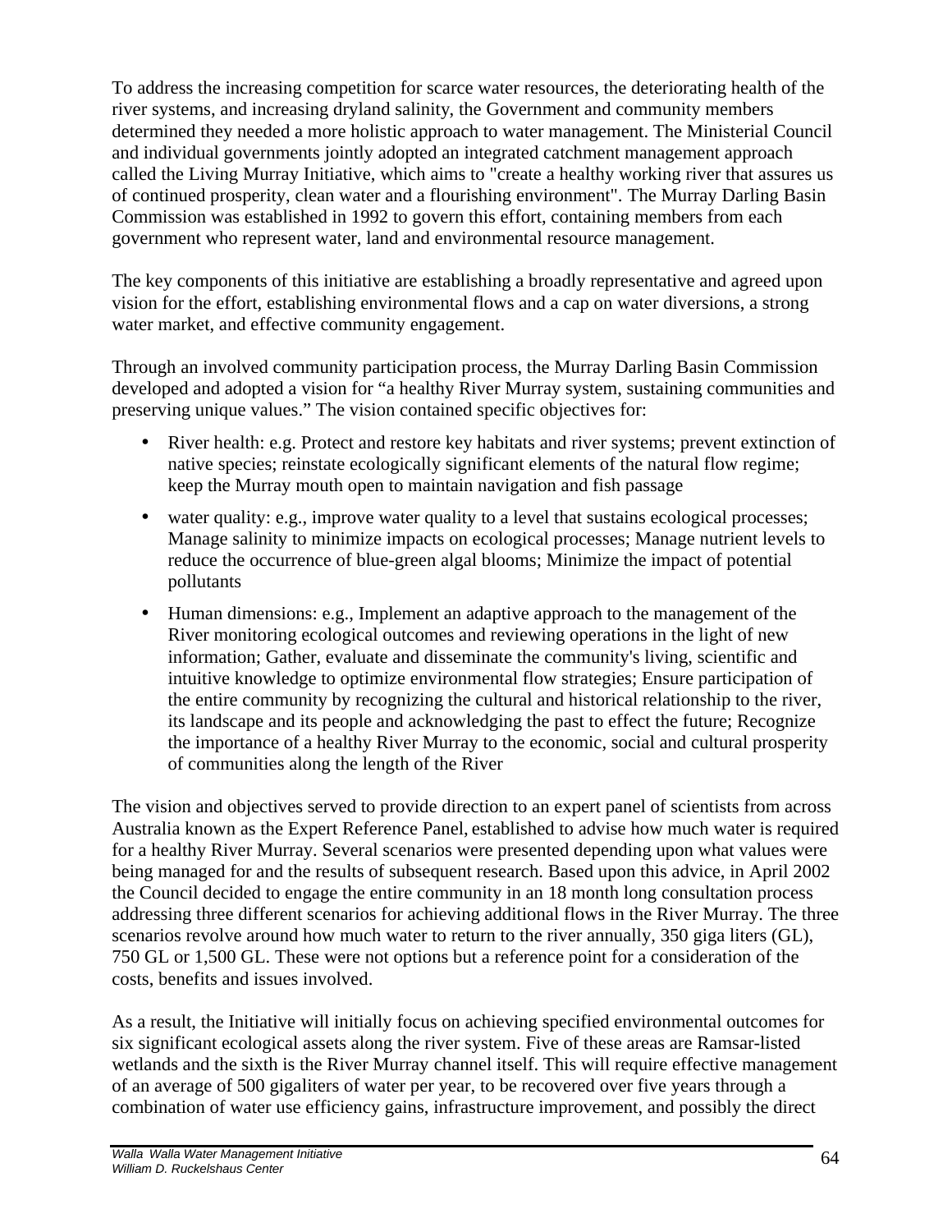To address the increasing competition for scarce water resources, the deteriorating health of the river systems, and increasing dryland salinity, the Government and community members determined they needed a more holistic approach to water management. The Ministerial Council and individual governments jointly adopted an integrated catchment management approach called the Living Murray Initiative, which aims to "create a healthy working river that assures us of continued prosperity, clean water and a flourishing environment". The Murray Darling Basin Commission was established in 1992 to govern this effort, containing members from each government who represent water, land and environmental resource management.

The key components of this initiative are establishing a broadly representative and agreed upon vision for the effort, establishing environmental flows and a cap on water diversions, a strong water market, and effective community engagement.

Through an involved community participation process, the Murray Darling Basin Commission developed and adopted a vision for "a healthy River Murray system, sustaining communities and preserving unique values." The vision contained specific objectives for:

- River health: e.g. Protect and restore key habitats and river systems; prevent extinction of native species; reinstate ecologically significant elements of the natural flow regime; keep the Murray mouth open to maintain navigation and fish passage
- water quality: e.g., improve water quality to a level that sustains ecological processes; Manage salinity to minimize impacts on ecological processes; Manage nutrient levels to reduce the occurrence of blue-green algal blooms; Minimize the impact of potential pollutants
- Human dimensions: e.g., Implement an adaptive approach to the management of the River monitoring ecological outcomes and reviewing operations in the light of new information; Gather, evaluate and disseminate the community's living, scientific and intuitive knowledge to optimize environmental flow strategies; Ensure participation of the entire community by recognizing the cultural and historical relationship to the river, its landscape and its people and acknowledging the past to effect the future; Recognize the importance of a healthy River Murray to the economic, social and cultural prosperity of communities along the length of the River

The vision and objectives served to provide direction to an expert panel of scientists from across Australia known as the Expert Reference Panel, established to advise how much water is required for a healthy River Murray. Several scenarios were presented depending upon what values were being managed for and the results of subsequent research. Based upon this advice, in April 2002 the Council decided to engage the entire community in an 18 month long consultation process addressing three different scenarios for achieving additional flows in the River Murray. The three scenarios revolve around how much water to return to the river annually, 350 giga liters (GL), 750 GL or 1,500 GL. These were not options but a reference point for a consideration of the costs, benefits and issues involved.

As a result, the Initiative will initially focus on achieving specified environmental outcomes for six significant ecological assets along the river system. Five of these areas are Ramsar-listed wetlands and the sixth is the River Murray channel itself. This will require effective management of an average of 500 gigaliters of water per year, to be recovered over five years through a combination of water use efficiency gains, infrastructure improvement, and possibly the direct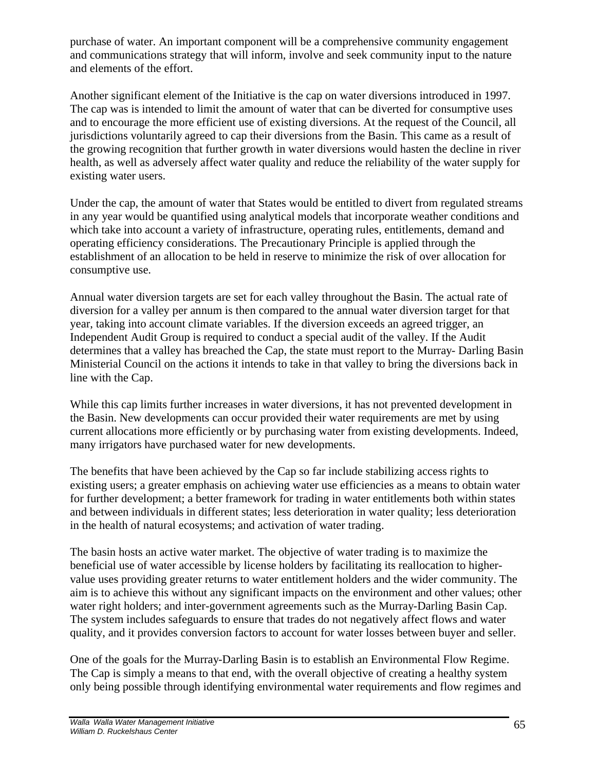purchase of water. An important component will be a comprehensive community engagement and communications strategy that will inform, involve and seek community input to the nature and elements of the effort.

Another significant element of the Initiative is the cap on water diversions introduced in 1997. The cap was is intended to limit the amount of water that can be diverted for consumptive uses and to encourage the more efficient use of existing diversions. At the request of the Council, all jurisdictions voluntarily agreed to cap their diversions from the Basin. This came as a result of the growing recognition that further growth in water diversions would hasten the decline in river health, as well as adversely affect water quality and reduce the reliability of the water supply for existing water users.

Under the cap, the amount of water that States would be entitled to divert from regulated streams in any year would be quantified using analytical models that incorporate weather conditions and which take into account a variety of infrastructure, operating rules, entitlements, demand and operating efficiency considerations. The Precautionary Principle is applied through the establishment of an allocation to be held in reserve to minimize the risk of over allocation for consumptive use.

Annual water diversion targets are set for each valley throughout the Basin. The actual rate of diversion for a valley per annum is then compared to the annual water diversion target for that year, taking into account climate variables. If the diversion exceeds an agreed trigger, an Independent Audit Group is required to conduct a special audit of the valley. If the Audit determines that a valley has breached the Cap, the state must report to the Murray- Darling Basin Ministerial Council on the actions it intends to take in that valley to bring the diversions back in line with the Cap.

While this cap limits further increases in water diversions, it has not prevented development in the Basin. New developments can occur provided their water requirements are met by using current allocations more efficiently or by purchasing water from existing developments. Indeed, many irrigators have purchased water for new developments.

The benefits that have been achieved by the Cap so far include stabilizing access rights to existing users; a greater emphasis on achieving water use efficiencies as a means to obtain water for further development; a better framework for trading in water entitlements both within states and between individuals in different states; less deterioration in water quality; less deterioration in the health of natural ecosystems; and activation of water trading.

The basin hosts an active water market. The objective of water trading is to maximize the beneficial use of water accessible by license holders by facilitating its reallocation to higher-value uses providing greater returns to water entitlement holders and the wider community. The aim is to achieve this without any significant impacts on the environment and other values; other water right holders; and inter-government agreements such as the Murray-Darling Basin Cap. The system includes safeguards to ensure that trades do not negatively affect flows and water quality, and it provides conversion factors to account for water losses between buyer and seller.

One of the goals for the Murray-Darling Basin is to establish an Environmental Flow Regime. The Cap is simply a means to that end, with the overall objective of creating a healthy system only being possible through identifying environmental water requirements and flow regimes and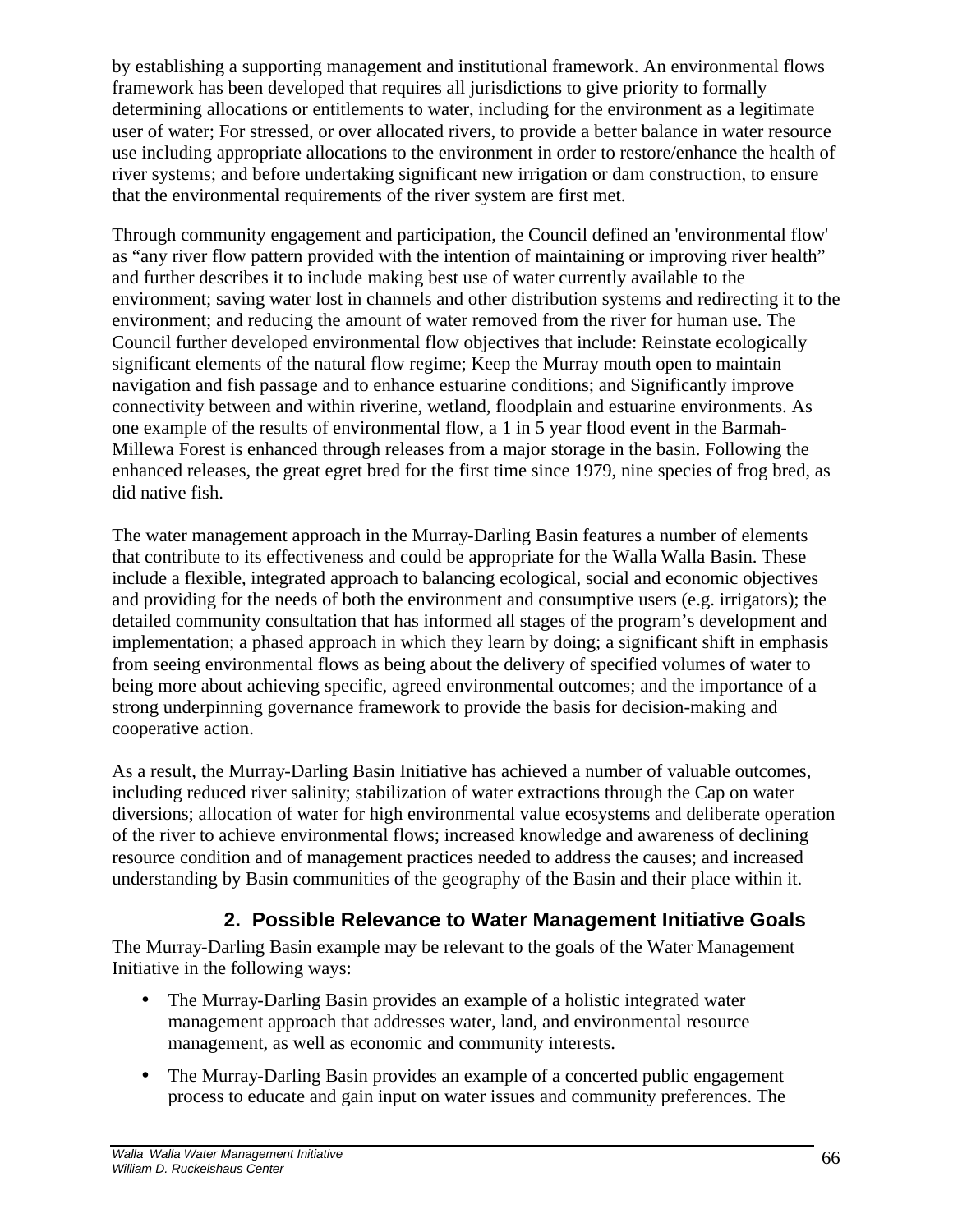by establishing a supporting management and institutional framework. An environmental flows framework has been developed that requires all jurisdictions to give priority to formally determining allocations or entitlements to water, including for the environment as a legitimate user of water; For stressed, or over allocated rivers, to provide a better balance in water resource use including appropriate allocations to the environment in order to restore/enhance the health of river systems; and before undertaking significant new irrigation or dam construction, to ensure that the environmental requirements of the river system are first met.

Through community engagement and participation, the Council defined an 'environmental flow' as "any river flow pattern provided with the intention of maintaining or improving river health" and further describes it to include making best use of water currently available to the environment; saving water lost in channels and other distribution systems and redirecting it to the environment; and reducing the amount of water removed from the river for human use. The Council further developed environmental flow objectives that include: Reinstate ecologically significant elements of the natural flow regime; Keep the Murray mouth open to maintain navigation and fish passage and to enhance estuarine conditions; and Significantly improve connectivity between and within riverine, wetland, floodplain and estuarine environments. As one example of the results of environmental flow, a 1 in 5 year flood event in the Barmah-Millewa Forest is enhanced through releases from a major storage in the basin. Following the enhanced releases, the great egret bred for the first time since 1979, nine species of frog bred, as did native fish.

The water management approach in the Murray-Darling Basin features a number of elements that contribute to its effectiveness and could be appropriate for the Walla Walla Basin. These include a flexible, integrated approach to balancing ecological, social and economic objectives and providing for the needs of both the environment and consumptive users (e.g. irrigators); the detailed community consultation that has informed all stages of the program's development and implementation; a phased approach in which they learn by doing; a significant shift in emphasis from seeing environmental flows as being about the delivery of specified volumes of water to being more about achieving specific, agreed environmental outcomes; and the importance of a strong underpinning governance framework to provide the basis for decision-making and cooperative action.

As a result, the Murray-Darling Basin Initiative has achieved a number of valuable outcomes, including reduced river salinity; stabilization of water extractions through the Cap on water diversions; allocation of water for high environmental value ecosystems and deliberate operation of the river to achieve environmental flows; increased knowledge and awareness of declining resource condition and of management practices needed to address the causes; and increased understanding by Basin communities of the geography of the Basin and their place within it.

### 2. Possible Relevance to Water Management Initiative Goals

The Murray-Darling Basin example may be relevant to the goals of the Water Management Initiative in the following ways:

- The Murray-Darling Basin provides an example of a holistic integrated water management approach that addresses water, land, and environmental resource management, as well as economic and community interests.
- The Murray-Darling Basin provides an example of a concerted public engagement process to educate and gain input on water issues and community preferences. The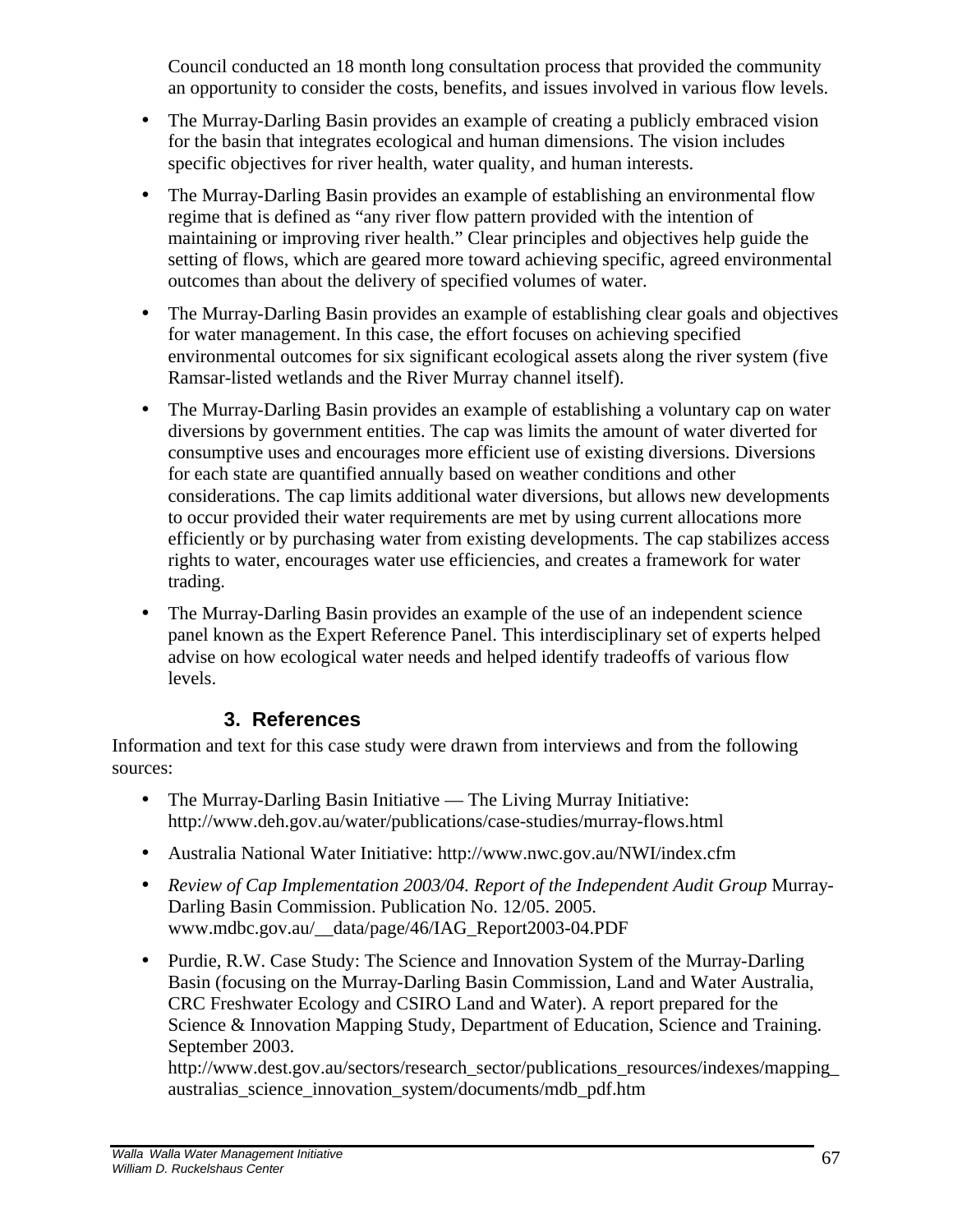Council conducted an 18 month long consultation process that provided the community an opportunity to consider the costs, benefits, and issues involved in various flow levels.

- The Murray-Darling Basin provides an example of creating a publicly embraced vision for the basin that integrates ecological and human dimensions. The vision includes specific objectives for river health, water quality, and human interests.
- The Murray-Darling Basin provides an example of establishing an environmental flow regime that is defined as "any river flow pattern provided with the intention of maintaining or improving river health." Clear principles and objectives help guide the setting of flows, which are geared more toward achieving specific, agreed environmental outcomes than about the delivery of specified volumes of water.
- The Murray-Darling Basin provides an example of establishing clear goals and objectives for water management. In this case, the effort focuses on achieving specified environmental outcomes for six significant ecological assets along the river system (five Ramsar-listed wetlands and the River Murray channel itself).
- The Murray-Darling Basin provides an example of establishing a voluntary cap on water diversions by government entities. The cap was limits the amount of water diverted for consumptive uses and encourages more efficient use of existing diversions. Diversions for each state are quantified annually based on weather conditions and other considerations. The cap limits additional water diversions, but allows new developments to occur provided their water requirements are met by using current allocations more efficiently or by purchasing water from existing developments. The cap stabilizes access rights to water, encourages water use efficiencies, and creates a framework for water trading.
- The Murray-Darling Basin provides an example of the use of an independent science panel known as the Expert Reference Panel. This interdisciplinary set of experts helped advise on how ecological water needs and helped identify tradeoffs of various flow levels.

## 3. References

Information and text for this case study were drawn from interviews and from the following sources:

- The Murray-Darling Basin Initiative — The Living Murray Initiative: http://www.deh.gov.au/water/publications/case-studies/murray-flows.html
- Australia National Water Initiative: http://www.nwc.gov.au/NWI/index.cfm
- *Review of Cap Implementation 2003/04. Report of the Independent Audit Group* Murray-Darling Basin Commission. Publication No. 12/05. 2005. www.mdbc.gov.au/__data/page/46/IAG_Report2003-04.PDF
- Purdie, R.W. Case Study: The Science and Innovation System of the Murray-Darling Basin (focusing on the Murray-Darling Basin Commission, Land and Water Australia, CRC Freshwater Ecology and CSIRO Land and Water). A report prepared for the Science & Innovation Mapping Study, Department of Education, Science and Training. September 2003. http://www.dest.gov.au/sectors/research_sector/publications_resources/indexes/mapping_australias_science_innovation_system/documents/mdb_pdf.htm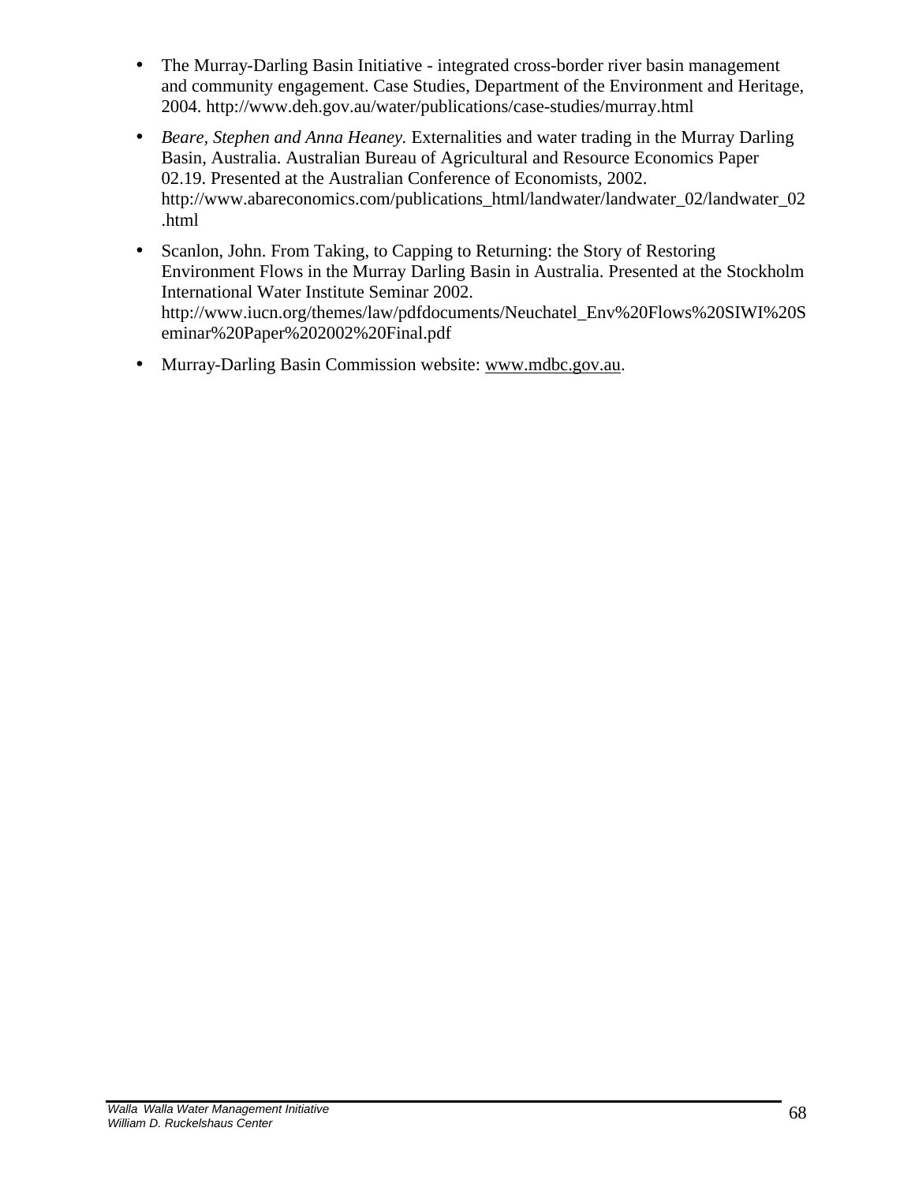- The Murray-Darling Basin Initiative - integrated cross-border river basin management and community engagement. Case Studies, Department of the Environment and Heritage, 2004. http://www.deh.gov.au/water/publications/case-studies/murray.html
- *Beare, Stephen and Anna Heaney.* Externalities and water trading in the Murray Darling Basin, Australia. Australian Bureau of Agricultural and Resource Economics Paper 02.19. Presented at the Australian Conference of Economists, 2002. http://www.abareconomics.com/publications_html/landwater/landwater_02/landwater_02.html
- Scanlon, John. From Taking, to Capping to Returning: the Story of Restoring Environment Flows in the Murray Darling Basin in Australia. Presented at the Stockholm International Water Institute Seminar 2002. http://www.iucn.org/themes/law/pdfdocuments/Neuchatel_Env%20Flows%20SIWI%20Seminar%20Paper%202002%20Final.pdf
- Murray-Darling Basin Commission website: www.mdbc.gov.au.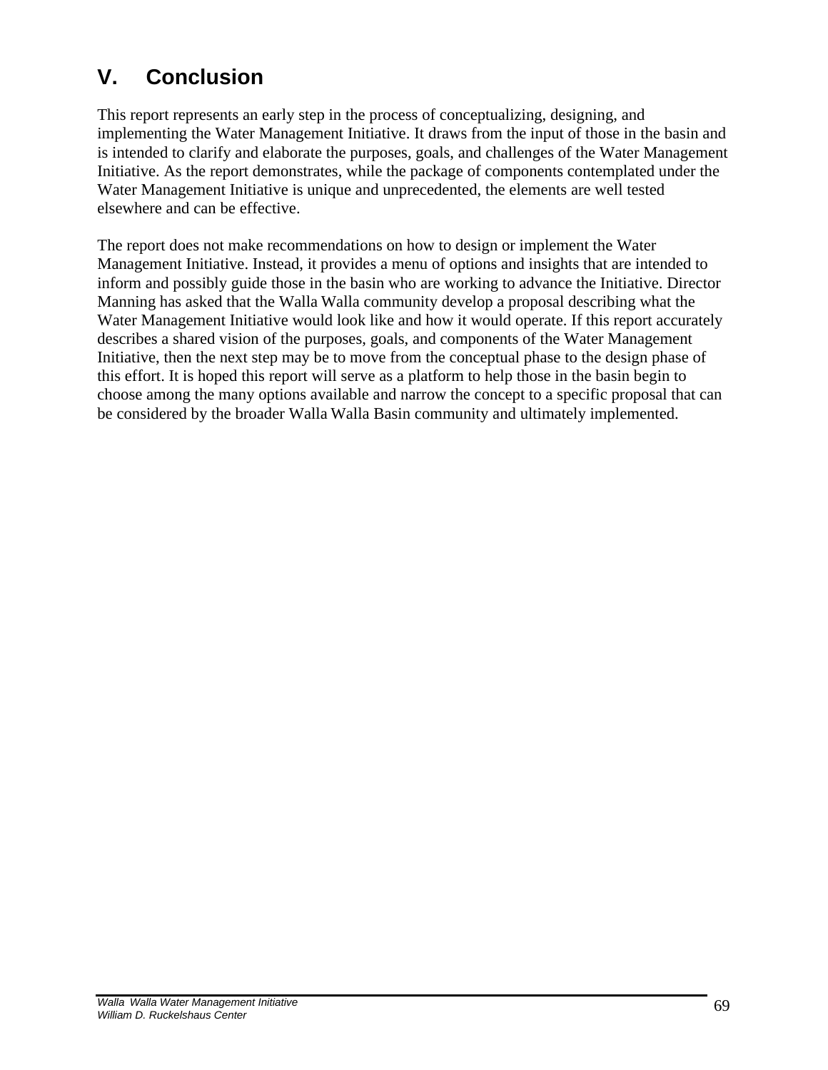# V. Conclusion

This report represents an early step in the process of conceptualizing, designing, and implementing the Water Management Initiative. It draws from the input of those in the basin and is intended to clarify and elaborate the purposes, goals, and challenges of the Water Management Initiative. As the report demonstrates, while the package of components contemplated under the Water Management Initiative is unique and unprecedented, the elements are well tested elsewhere and can be effective.

The report does not make recommendations on how to design or implement the Water Management Initiative. Instead, it provides a menu of options and insights that are intended to inform and possibly guide those in the basin who are working to advance the Initiative. Director Manning has asked that the Walla Walla community develop a proposal describing what the Water Management Initiative would look like and how it would operate. If this report accurately describes a shared vision of the purposes, goals, and components of the Water Management Initiative, then the next step may be to move from the conceptual phase to the design phase of this effort. It is hoped this report will serve as a platform to help those in the basin begin to choose among the many options available and narrow the concept to a specific proposal that can be considered by the broader Walla Walla Basin community and ultimately implemented.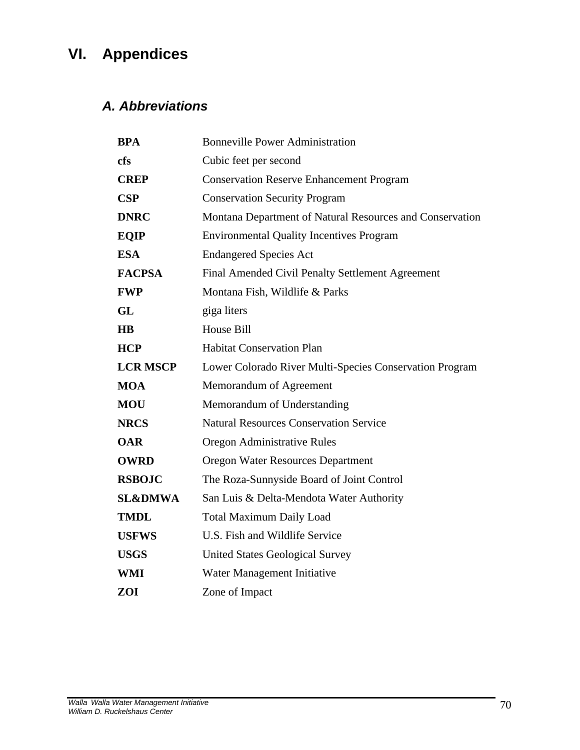# VI. Appendices

## *A. Abbreviations*

| | |
|---|---|
| **BPA** | Bonneville Power Administration |
| **cfs** | Cubic feet per second |
| **CREP** | Conservation Reserve Enhancement Program |
| **CSP** | Conservation Security Program |
| **DNRC** | Montana Department of Natural Resources and Conservation |
| **EQIP** | Environmental Quality Incentives Program |
| **ESA** | Endangered Species Act |
| **FACPSA** | Final Amended Civil Penalty Settlement Agreement |
| **FWP** | Montana Fish, Wildlife & Parks |
| **GL** | giga liters |
| **HB** | House Bill |
| **HCP** | Habitat Conservation Plan |
| **LCR MSCP** | Lower Colorado River Multi-Species Conservation Program |
| **MOA** | Memorandum of Agreement |
| **MOU** | Memorandum of Understanding |
| **NRCS** | Natural Resources Conservation Service |
| **OAR** | Oregon Administrative Rules |
| **OWRD** | Oregon Water Resources Department |
| **RSBOJC** | The Roza-Sunnyside Board of Joint Control |
| **SL&DMWA** | San Luis & Delta-Mendota Water Authority |
| **TMDL** | Total Maximum Daily Load |
| **USFWS** | U.S. Fish and Wildlife Service |
| **USGS** | United States Geological Survey |
| **WMI** | Water Management Initiative |
| **ZOI** | Zone of Impact |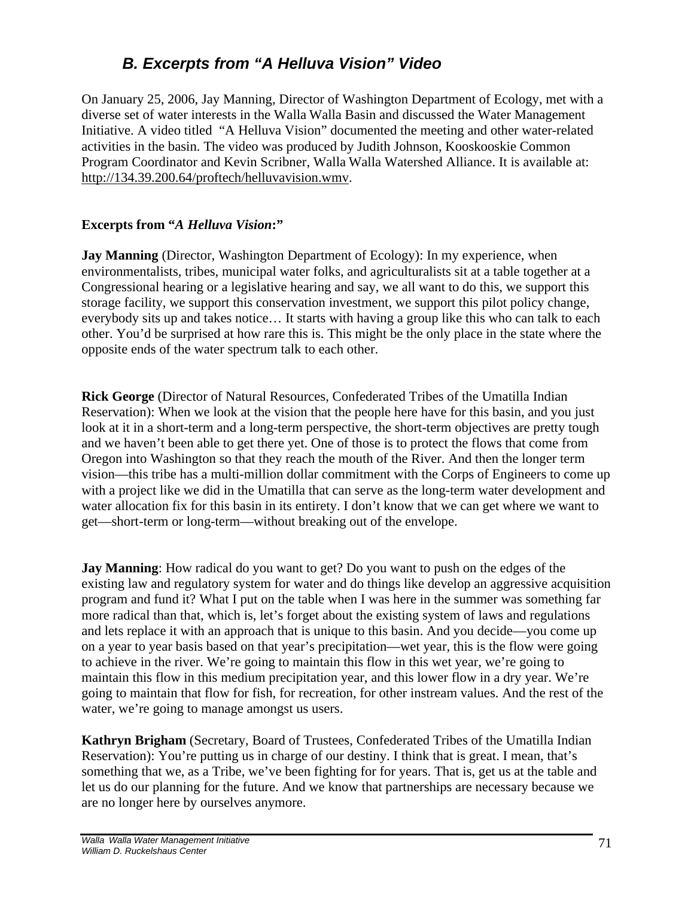## *B. Excerpts from "A Helluva Vision" Video*

On January 25, 2006, Jay Manning, Director of Washington Department of Ecology, met with a diverse set of water interests in the Walla Walla Basin and discussed the Water Management Initiative. A video titled "A Helluva Vision" documented the meeting and other water-related activities in the basin. The video was produced by Judith Johnson, Kooskooskie Common Program Coordinator and Kevin Scribner, Walla Walla Watershed Alliance. It is available at: http://134.39.200.64/proftech/helluvavision.wmv.

**Excerpts from "*A Helluva Vision*:"**

**Jay Manning** (Director, Washington Department of Ecology): In my experience, when environmentalists, tribes, municipal water folks, and agriculturalists sit at a table together at a Congressional hearing or a legislative hearing and say, we all want to do this, we support this storage facility, we support this conservation investment, we support this pilot policy change, everybody sits up and takes notice… It starts with having a group like this who can talk to each other. You'd be surprised at how rare this is. This might be the only place in the state where the opposite ends of the water spectrum talk to each other.

**Rick George** (Director of Natural Resources, Confederated Tribes of the Umatilla Indian Reservation): When we look at the vision that the people here have for this basin, and you just look at it in a short-term and a long-term perspective, the short-term objectives are pretty tough and we haven't been able to get there yet. One of those is to protect the flows that come from Oregon into Washington so that they reach the mouth of the River. And then the longer term vision—this tribe has a multi-million dollar commitment with the Corps of Engineers to come up with a project like we did in the Umatilla that can serve as the long-term water development and water allocation fix for this basin in its entirety. I don't know that we can get where we want to get—short-term or long-term—without breaking out of the envelope.

**Jay Manning**: How radical do you want to get? Do you want to push on the edges of the existing law and regulatory system for water and do things like develop an aggressive acquisition program and fund it? What I put on the table when I was here in the summer was something far more radical than that, which is, let's forget about the existing system of laws and regulations and lets replace it with an approach that is unique to this basin. And you decide—you come up on a year to year basis based on that year's precipitation—wet year, this is the flow were going to achieve in the river. We're going to maintain this flow in this wet year, we're going to maintain this flow in this medium precipitation year, and this lower flow in a dry year. We're going to maintain that flow for fish, for recreation, for other instream values. And the rest of the water, we're going to manage amongst us users.

**Kathryn Brigham** (Secretary, Board of Trustees, Confederated Tribes of the Umatilla Indian Reservation): You're putting us in charge of our destiny. I think that is great. I mean, that's something that we, as a Tribe, we've been fighting for for years. That is, get us at the table and let us do our planning for the future. And we know that partnerships are necessary because we are no longer here by ourselves anymore.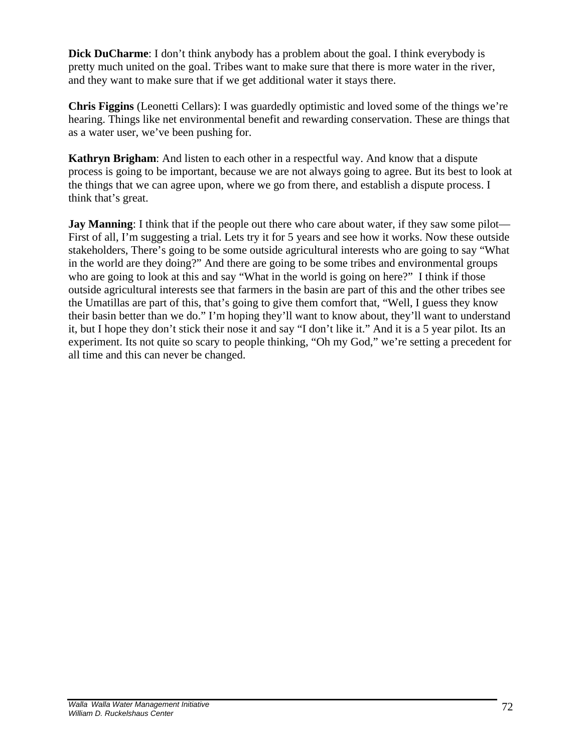**Dick DuCharme**: I don't think anybody has a problem about the goal. I think everybody is pretty much united on the goal. Tribes want to make sure that there is more water in the river, and they want to make sure that if we get additional water it stays there.

**Chris Figgins** (Leonetti Cellars): I was guardedly optimistic and loved some of the things we're hearing. Things like net environmental benefit and rewarding conservation. These are things that as a water user, we've been pushing for.

**Kathryn Brigham**: And listen to each other in a respectful way. And know that a dispute process is going to be important, because we are not always going to agree. But its best to look at the things that we can agree upon, where we go from there, and establish a dispute process. I think that's great.

**Jay Manning**: I think that if the people out there who care about water, if they saw some pilot—First of all, I'm suggesting a trial. Lets try it for 5 years and see how it works. Now these outside stakeholders, There's going to be some outside agricultural interests who are going to say "What in the world are they doing?" And there are going to be some tribes and environmental groups who are going to look at this and say "What in the world is going on here?" I think if those outside agricultural interests see that farmers in the basin are part of this and the other tribes see the Umatillas are part of this, that's going to give them comfort that, "Well, I guess they know their basin better than we do." I'm hoping they'll want to know about, they'll want to understand it, but I hope they don't stick their nose it and say "I don't like it." And it is a 5 year pilot. Its an experiment. Its not quite so scary to people thinking, "Oh my God," we're setting a precedent for all time and this can never be changed.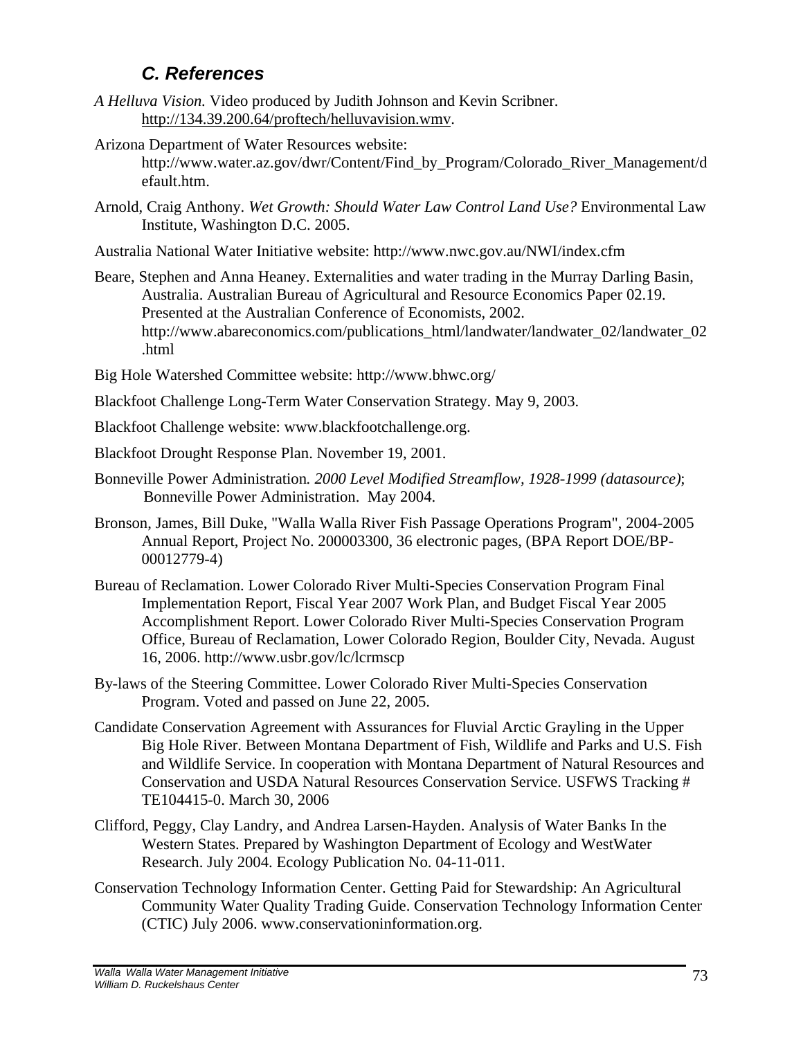### *C. References*

*A Helluva Vision.* Video produced by Judith Johnson and Kevin Scribner. http://134.39.200.64/proftech/helluvavision.wmv.

Arizona Department of Water Resources website: http://www.water.az.gov/dwr/Content/Find_by_Program/Colorado_River_Management/default.htm.

Arnold, Craig Anthony. *Wet Growth: Should Water Law Control Land Use?* Environmental Law Institute, Washington D.C. 2005.

Australia National Water Initiative website: http://www.nwc.gov.au/NWI/index.cfm

Beare, Stephen and Anna Heaney. Externalities and water trading in the Murray Darling Basin, Australia. Australian Bureau of Agricultural and Resource Economics Paper 02.19. Presented at the Australian Conference of Economists, 2002. http://www.abareconomics.com/publications_html/landwater/landwater_02/landwater_02.html

Big Hole Watershed Committee website: http://www.bhwc.org/

Blackfoot Challenge Long-Term Water Conservation Strategy. May 9, 2003.

Blackfoot Challenge website: www.blackfootchallenge.org.

Blackfoot Drought Response Plan. November 19, 2001.

Bonneville Power Administration. *2000 Level Modified Streamflow, 1928-1999 (datasource)*; Bonneville Power Administration. May 2004.

Bronson, James, Bill Duke, "Walla Walla River Fish Passage Operations Program", 2004-2005 Annual Report, Project No. 200003300, 36 electronic pages, (BPA Report DOE/BP-00012779-4)

Bureau of Reclamation. Lower Colorado River Multi-Species Conservation Program Final Implementation Report, Fiscal Year 2007 Work Plan, and Budget Fiscal Year 2005 Accomplishment Report. Lower Colorado River Multi-Species Conservation Program Office, Bureau of Reclamation, Lower Colorado Region, Boulder City, Nevada. August 16, 2006. http://www.usbr.gov/lc/lcrmscp

By-laws of the Steering Committee. Lower Colorado River Multi-Species Conservation Program. Voted and passed on June 22, 2005.

Candidate Conservation Agreement with Assurances for Fluvial Arctic Grayling in the Upper Big Hole River. Between Montana Department of Fish, Wildlife and Parks and U.S. Fish and Wildlife Service. In cooperation with Montana Department of Natural Resources and Conservation and USDA Natural Resources Conservation Service. USFWS Tracking # TE104415-0. March 30, 2006

Clifford, Peggy, Clay Landry, and Andrea Larsen-Hayden. Analysis of Water Banks In the Western States. Prepared by Washington Department of Ecology and WestWater Research. July 2004. Ecology Publication No. 04-11-011.

Conservation Technology Information Center. Getting Paid for Stewardship: An Agricultural Community Water Quality Trading Guide. Conservation Technology Information Center (CTIC) July 2006. www.conservationinformation.org.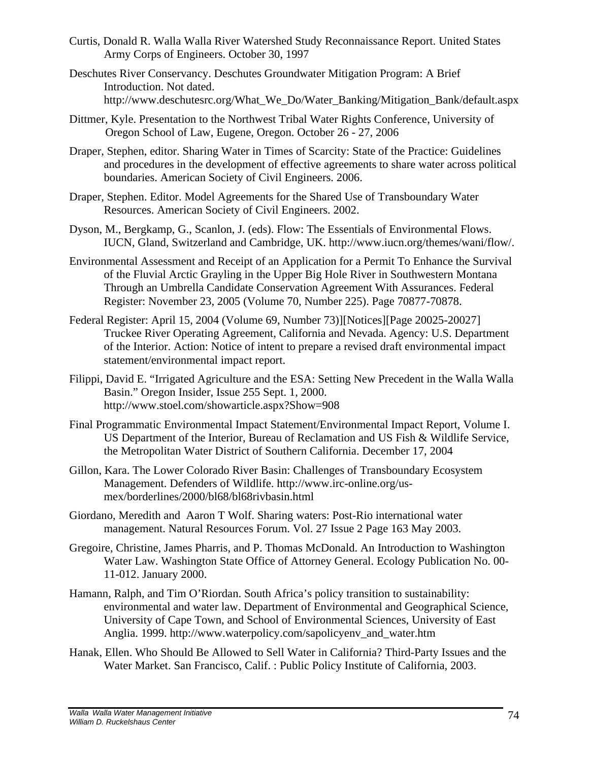Curtis, Donald R. Walla Walla River Watershed Study Reconnaissance Report. United States Army Corps of Engineers. October 30, 1997

Deschutes River Conservancy. Deschutes Groundwater Mitigation Program: A Brief Introduction. Not dated. http://www.deschutesrc.org/What_We_Do/Water_Banking/Mitigation_Bank/default.aspx

Dittmer, Kyle. Presentation to the Northwest Tribal Water Rights Conference, University of Oregon School of Law, Eugene, Oregon. October 26 - 27, 2006

Draper, Stephen, editor. Sharing Water in Times of Scarcity: State of the Practice: Guidelines and procedures in the development of effective agreements to share water across political boundaries. American Society of Civil Engineers. 2006.

Draper, Stephen. Editor. Model Agreements for the Shared Use of Transboundary Water Resources. American Society of Civil Engineers. 2002.

Dyson, M., Bergkamp, G., Scanlon, J. (eds). Flow: The Essentials of Environmental Flows. IUCN, Gland, Switzerland and Cambridge, UK. http://www.iucn.org/themes/wani/flow/.

Environmental Assessment and Receipt of an Application for a Permit To Enhance the Survival of the Fluvial Arctic Grayling in the Upper Big Hole River in Southwestern Montana Through an Umbrella Candidate Conservation Agreement With Assurances. Federal Register: November 23, 2005 (Volume 70, Number 225). Page 70877-70878.

Federal Register: April 15, 2004 (Volume 69, Number 73)][Notices][Page 20025-20027] Truckee River Operating Agreement, California and Nevada. Agency: U.S. Department of the Interior. Action: Notice of intent to prepare a revised draft environmental impact statement/environmental impact report.

Filippi, David E. "Irrigated Agriculture and the ESA: Setting New Precedent in the Walla Walla Basin." Oregon Insider, Issue 255 Sept. 1, 2000. http://www.stoel.com/showarticle.aspx?Show=908

Final Programmatic Environmental Impact Statement/Environmental Impact Report, Volume I. US Department of the Interior, Bureau of Reclamation and US Fish & Wildlife Service, the Metropolitan Water District of Southern California. December 17, 2004

Gillon, Kara. The Lower Colorado River Basin: Challenges of Transboundary Ecosystem Management. Defenders of Wildlife. http://www.irc-online.org/us-mex/borderlines/2000/bl68/bl68rivbasin.html

Giordano, Meredith and Aaron T Wolf. Sharing waters: Post-Rio international water management. Natural Resources Forum. Vol. 27 Issue 2 Page 163 May 2003.

Gregoire, Christine, James Pharris, and P. Thomas McDonald. An Introduction to Washington Water Law. Washington State Office of Attorney General. Ecology Publication No. 00-11-012. January 2000.

Hamann, Ralph, and Tim O'Riordan. South Africa's policy transition to sustainability: environmental and water law. Department of Environmental and Geographical Science, University of Cape Town, and School of Environmental Sciences, University of East Anglia. 1999. http://www.waterpolicy.com/sapolicyenv_and_water.htm

Hanak, Ellen. Who Should Be Allowed to Sell Water in California? Third-Party Issues and the Water Market. San Francisco, Calif. : Public Policy Institute of California, 2003.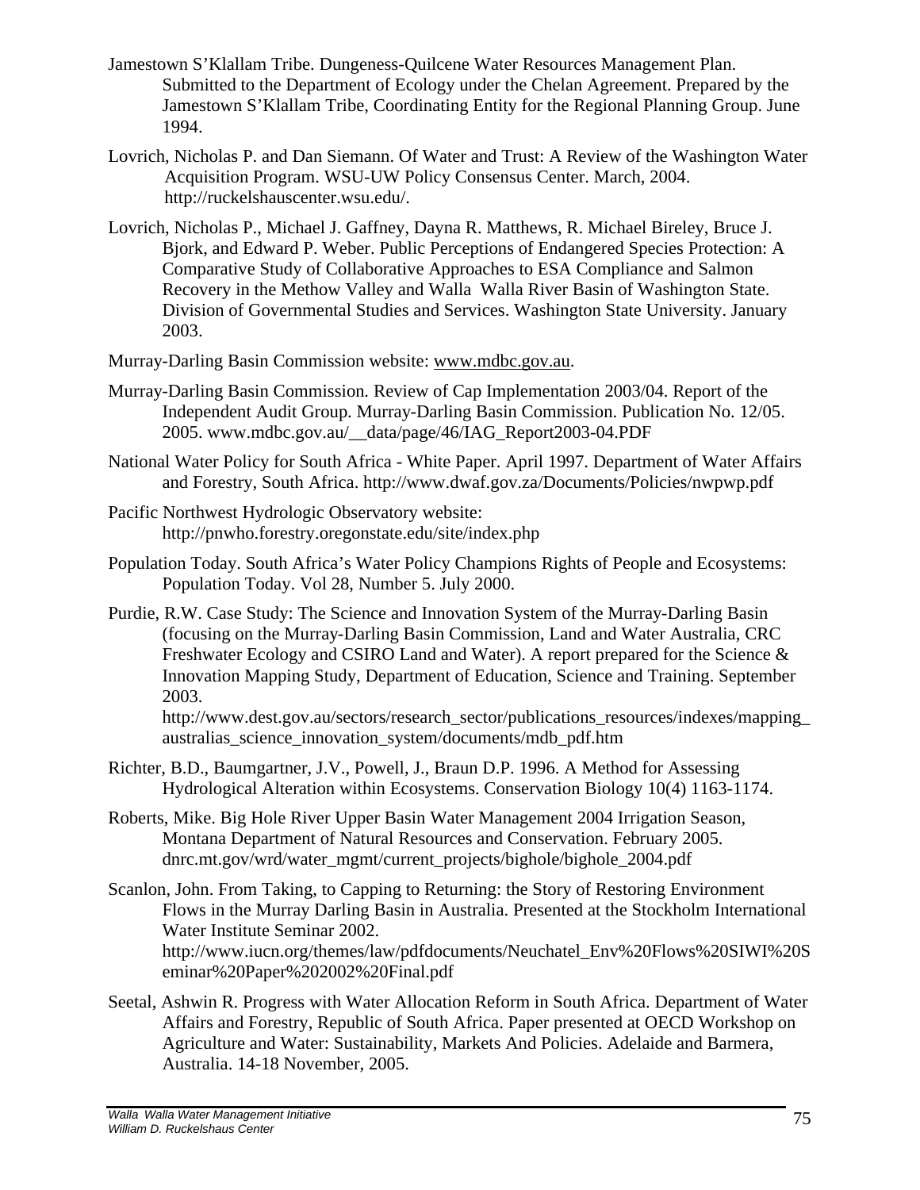Jamestown S'Klallam Tribe. Dungeness-Quilcene Water Resources Management Plan. Submitted to the Department of Ecology under the Chelan Agreement. Prepared by the Jamestown S'Klallam Tribe, Coordinating Entity for the Regional Planning Group. June 1994.

Lovrich, Nicholas P. and Dan Siemann. Of Water and Trust: A Review of the Washington Water Acquisition Program. WSU-UW Policy Consensus Center. March, 2004. http://ruckelshauscenter.wsu.edu/.

Lovrich, Nicholas P., Michael J. Gaffney, Dayna R. Matthews, R. Michael Bireley, Bruce J. Bjork, and Edward P. Weber. Public Perceptions of Endangered Species Protection: A Comparative Study of Collaborative Approaches to ESA Compliance and Salmon Recovery in the Methow Valley and Walla Walla River Basin of Washington State. Division of Governmental Studies and Services. Washington State University. January 2003.

Murray-Darling Basin Commission website: www.mdbc.gov.au.

Murray-Darling Basin Commission. Review of Cap Implementation 2003/04. Report of the Independent Audit Group. Murray-Darling Basin Commission. Publication No. 12/05. 2005. www.mdbc.gov.au/__data/page/46/IAG_Report2003-04.PDF

National Water Policy for South Africa - White Paper. April 1997. Department of Water Affairs and Forestry, South Africa. http://www.dwaf.gov.za/Documents/Policies/nwpwp.pdf

Pacific Northwest Hydrologic Observatory website: http://pnwho.forestry.oregonstate.edu/site/index.php

Population Today. South Africa's Water Policy Champions Rights of People and Ecosystems: Population Today. Vol 28, Number 5. July 2000.

Purdie, R.W. Case Study: The Science and Innovation System of the Murray-Darling Basin (focusing on the Murray-Darling Basin Commission, Land and Water Australia, CRC Freshwater Ecology and CSIRO Land and Water). A report prepared for the Science & Innovation Mapping Study, Department of Education, Science and Training. September 2003. http://www.dest.gov.au/sectors/research_sector/publications_resources/indexes/mapping_australias_science_innovation_system/documents/mdb_pdf.htm

Richter, B.D., Baumgartner, J.V., Powell, J., Braun D.P. 1996. A Method for Assessing Hydrological Alteration within Ecosystems. Conservation Biology 10(4) 1163-1174.

Roberts, Mike. Big Hole River Upper Basin Water Management 2004 Irrigation Season, Montana Department of Natural Resources and Conservation. February 2005. dnrc.mt.gov/wrd/water_mgmt/current_projects/bighole/bighole_2004.pdf

Scanlon, John. From Taking, to Capping to Returning: the Story of Restoring Environment Flows in the Murray Darling Basin in Australia. Presented at the Stockholm International Water Institute Seminar 2002. http://www.iucn.org/themes/law/pdfdocuments/Neuchatel_Env%20Flows%20SIWI%20Seminar%20Paper%202002%20Final.pdf

Seetal, Ashwin R. Progress with Water Allocation Reform in South Africa. Department of Water Affairs and Forestry, Republic of South Africa. Paper presented at OECD Workshop on Agriculture and Water: Sustainability, Markets And Policies. Adelaide and Barmera, Australia. 14-18 November, 2005.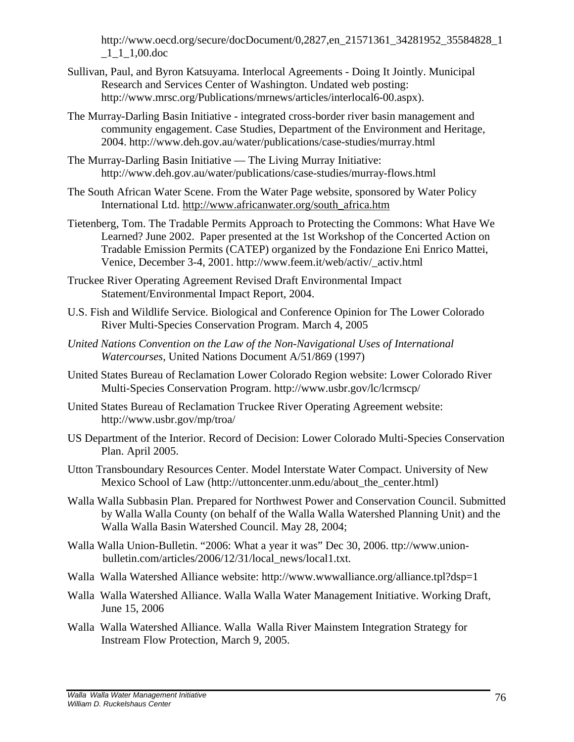http://www.oecd.org/secure/docDocument/0,2827,en_21571361_34281952_35584828_1_1_1_1,00.doc

Sullivan, Paul, and Byron Katsuyama. Interlocal Agreements - Doing It Jointly. Municipal Research and Services Center of Washington. Undated web posting: http://www.mrsc.org/Publications/mrnews/articles/interlocal6-00.aspx).

The Murray-Darling Basin Initiative - integrated cross-border river basin management and community engagement. Case Studies, Department of the Environment and Heritage, 2004. http://www.deh.gov.au/water/publications/case-studies/murray.html

The Murray-Darling Basin Initiative — The Living Murray Initiative: http://www.deh.gov.au/water/publications/case-studies/murray-flows.html

The South African Water Scene. From the Water Page website, sponsored by Water Policy International Ltd. http://www.africanwater.org/south_africa.htm

Tietenberg, Tom. The Tradable Permits Approach to Protecting the Commons: What Have We Learned? June 2002. Paper presented at the 1st Workshop of the Concerted Action on Tradable Emission Permits (CATEP) organized by the Fondazione Eni Enrico Mattei, Venice, December 3-4, 2001. http://www.feem.it/web/activ/_activ.html

Truckee River Operating Agreement Revised Draft Environmental Impact Statement/Environmental Impact Report, 2004.

U.S. Fish and Wildlife Service. Biological and Conference Opinion for The Lower Colorado River Multi-Species Conservation Program. March 4, 2005

*United Nations Convention on the Law of the Non-Navigational Uses of International Watercourses*, United Nations Document A/51/869 (1997)

United States Bureau of Reclamation Lower Colorado Region website: Lower Colorado River Multi-Species Conservation Program. http://www.usbr.gov/lc/lcrmscp/

United States Bureau of Reclamation Truckee River Operating Agreement website: http://www.usbr.gov/mp/troa/

US Department of the Interior. Record of Decision: Lower Colorado Multi-Species Conservation Plan. April 2005.

Utton Transboundary Resources Center. Model Interstate Water Compact. University of New Mexico School of Law (http://uttoncenter.unm.edu/about_the_center.html)

Walla Walla Subbasin Plan. Prepared for Northwest Power and Conservation Council. Submitted by Walla Walla County (on behalf of the Walla Walla Watershed Planning Unit) and the Walla Walla Basin Watershed Council. May 28, 2004;

Walla Walla Union-Bulletin. "2006: What a year it was" Dec 30, 2006. ttp://www.union-bulletin.com/articles/2006/12/31/local_news/local1.txt.

Walla Walla Watershed Alliance website: http://www.wwwalliance.org/alliance.tpl?dsp=1

Walla Walla Watershed Alliance. Walla Walla Water Management Initiative. Working Draft, June 15, 2006

Walla Walla Watershed Alliance. Walla Walla River Mainstem Integration Strategy for Instream Flow Protection, March 9, 2005.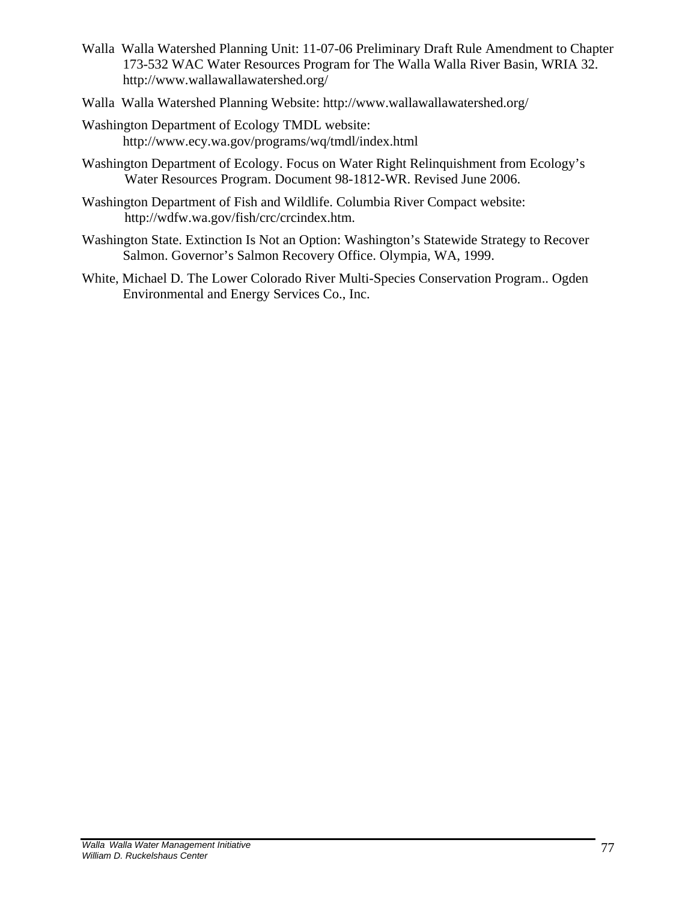Walla Walla Watershed Planning Unit: 11-07-06 Preliminary Draft Rule Amendment to Chapter 173-532 WAC Water Resources Program for The Walla Walla River Basin, WRIA 32. http://www.wallawallawatershed.org/

Walla Walla Watershed Planning Website: http://www.wallawallawatershed.org/

Washington Department of Ecology TMDL website: http://www.ecy.wa.gov/programs/wq/tmdl/index.html

Washington Department of Ecology. Focus on Water Right Relinquishment from Ecology's Water Resources Program. Document 98-1812-WR. Revised June 2006.

Washington Department of Fish and Wildlife. Columbia River Compact website: http://wdfw.wa.gov/fish/crc/crcindex.htm.

Washington State. Extinction Is Not an Option: Washington's Statewide Strategy to Recover Salmon. Governor's Salmon Recovery Office. Olympia, WA, 1999.

White, Michael D. The Lower Colorado River Multi-Species Conservation Program.. Ogden Environmental and Energy Services Co., Inc.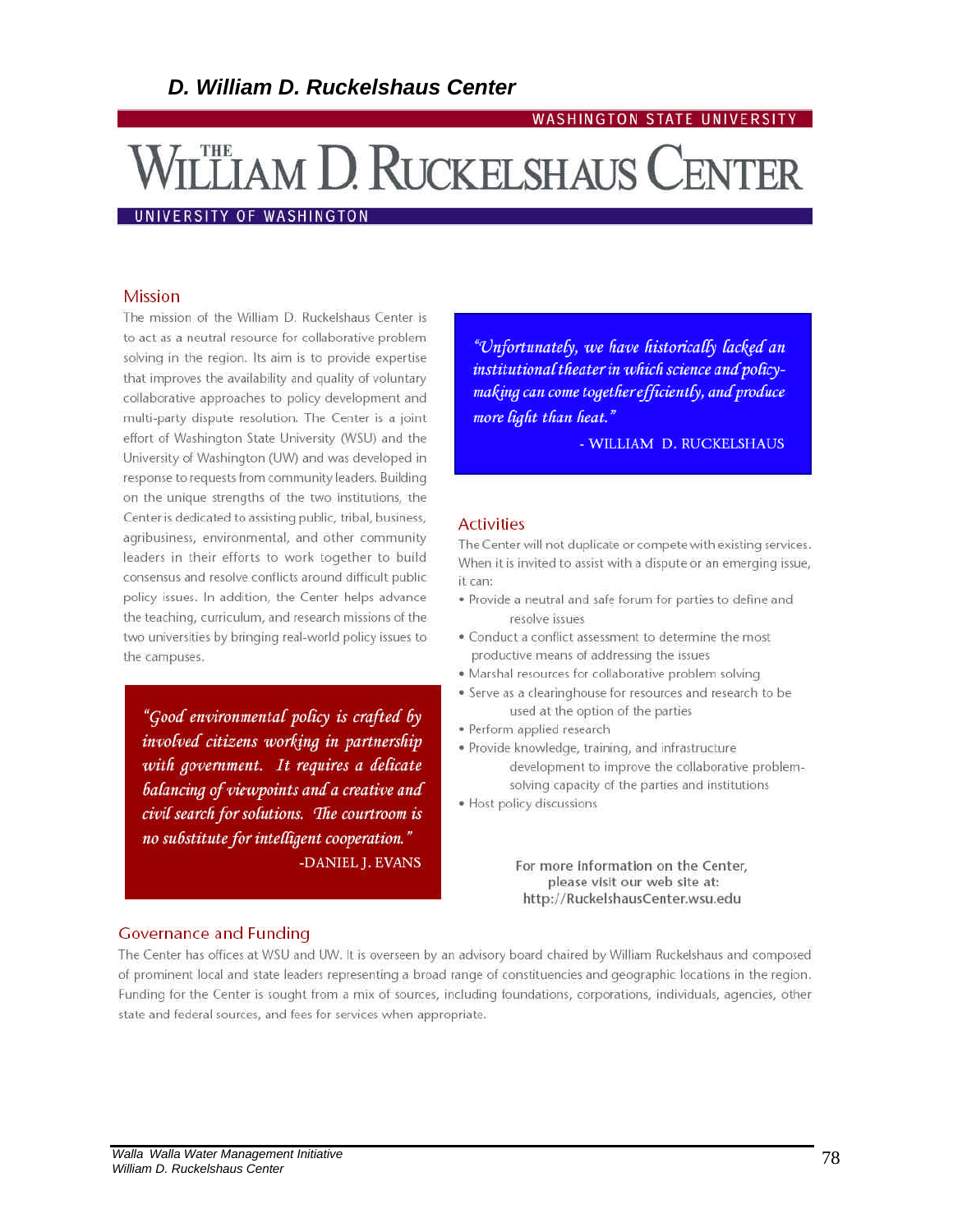## D. William D. Ruckelshaus Center

WASHINGTON STATE UNIVERSITY

# THE WILLIAM D. RUCKELSHAUS CENTER

UNIVERSITY OF WASHINGTON

### Mission

The mission of the William D. Ruckelshaus Center is to act as a neutral resource for collaborative problem solving in the region. Its aim is to provide expertise that improves the availability and quality of voluntary collaborative approaches to policy development and multi-party dispute resolution. The Center is a joint effort of Washington State University (WSU) and the University of Washington (UW) and was developed in response to requests from community leaders. Building on the unique strengths of the two institutions, the Center is dedicated to assisting public, tribal, business, agribusiness, environmental, and other community leaders in their efforts to work together to build consensus and resolve conflicts around difficult public policy issues. In addition, the Center helps advance the teaching, curriculum, and research missions of the two universities by bringing real-world policy issues to the campuses.

> *"Good environmental policy is crafted by involved citizens working in partnership with government. It requires a delicate balancing of viewpoints and a creative and civil search for solutions. The courtroom is no substitute for intelligent cooperation."*
>
> -DANIEL J. EVANS

> *"Unfortunately, we have historically lacked an institutional theater in which science and policy-making can come together efficiently, and produce more light than heat."*
>
> - WILLIAM D. RUCKELSHAUS

### Activities

The Center will not duplicate or compete with existing services. When it is invited to assist with a dispute or an emerging issue, it can:

- Provide a neutral and safe forum for parties to define and resolve issues
- Conduct a conflict assessment to determine the most productive means of addressing the issues
- Marshal resources for collaborative problem solving
- Serve as a clearinghouse for resources and research to be used at the option of the parties
- Perform applied research
- Provide knowledge, training, and infrastructure development to improve the collaborative problem-solving capacity of the parties and institutions
- Host policy discussions

For more information on the Center, please visit our web site at: http://RuckelshausCenter.wsu.edu

### Governance and Funding

The Center has offices at WSU and UW. It is overseen by an advisory board chaired by William Ruckelshaus and composed of prominent local and state leaders representing a broad range of constituencies and geographic locations in the region. Funding for the Center is sought from a mix of sources, including foundations, corporations, individuals, agencies, other state and federal sources, and fees for services when appropriate.